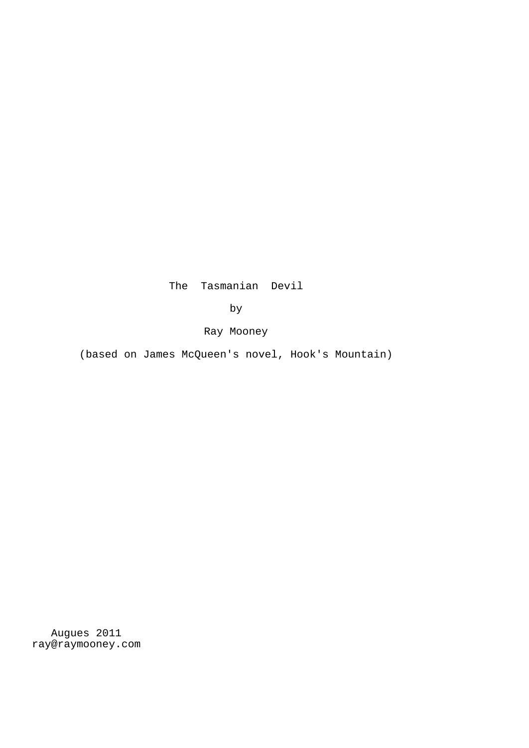# The Tasmanian Devil

by

Ray Mooney

(based on James McQueen's novel, Hook's Mountain)

Augues 2011
ray@raymooney.com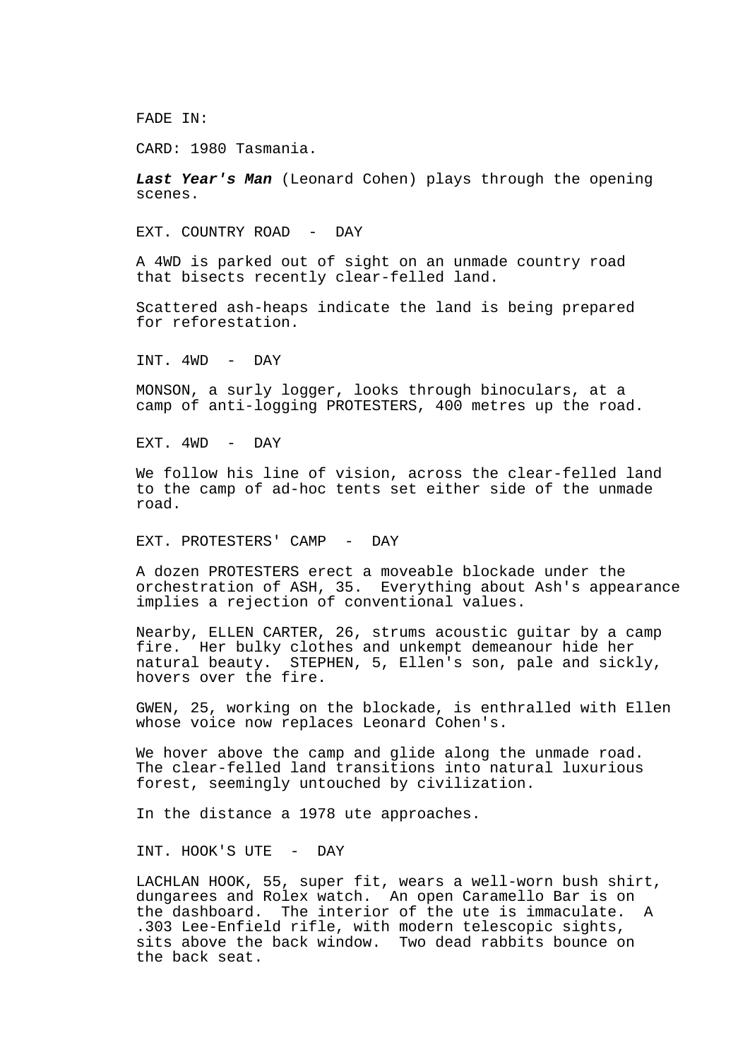FADE IN:

CARD: 1980 Tasmania.

***Last Year's Man*** (Leonard Cohen) plays through the opening scenes.

EXT. COUNTRY ROAD - DAY

A 4WD is parked out of sight on an unmade country road that bisects recently clear-felled land.

Scattered ash-heaps indicate the land is being prepared for reforestation.

INT. 4WD - DAY

MONSON, a surly logger, looks through binoculars, at a camp of anti-logging PROTESTERS, 400 metres up the road.

EXT. 4WD - DAY

We follow his line of vision, across the clear-felled land to the camp of ad-hoc tents set either side of the unmade road.

EXT. PROTESTERS' CAMP - DAY

A dozen PROTESTERS erect a moveable blockade under the orchestration of ASH, 35. Everything about Ash's appearance implies a rejection of conventional values.

Nearby, ELLEN CARTER, 26, strums acoustic guitar by a camp fire. Her bulky clothes and unkempt demeanour hide her natural beauty. STEPHEN, 5, Ellen's son, pale and sickly, hovers over the fire.

GWEN, 25, working on the blockade, is enthralled with Ellen whose voice now replaces Leonard Cohen's.

We hover above the camp and glide along the unmade road. The clear-felled land transitions into natural luxurious forest, seemingly untouched by civilization.

In the distance a 1978 ute approaches.

INT. HOOK'S UTE - DAY

LACHLAN HOOK, 55, super fit, wears a well-worn bush shirt, dungarees and Rolex watch. An open Caramello Bar is on the dashboard. The interior of the ute is immaculate. A .303 Lee-Enfield rifle, with modern telescopic sights, sits above the back window. Two dead rabbits bounce on the back seat.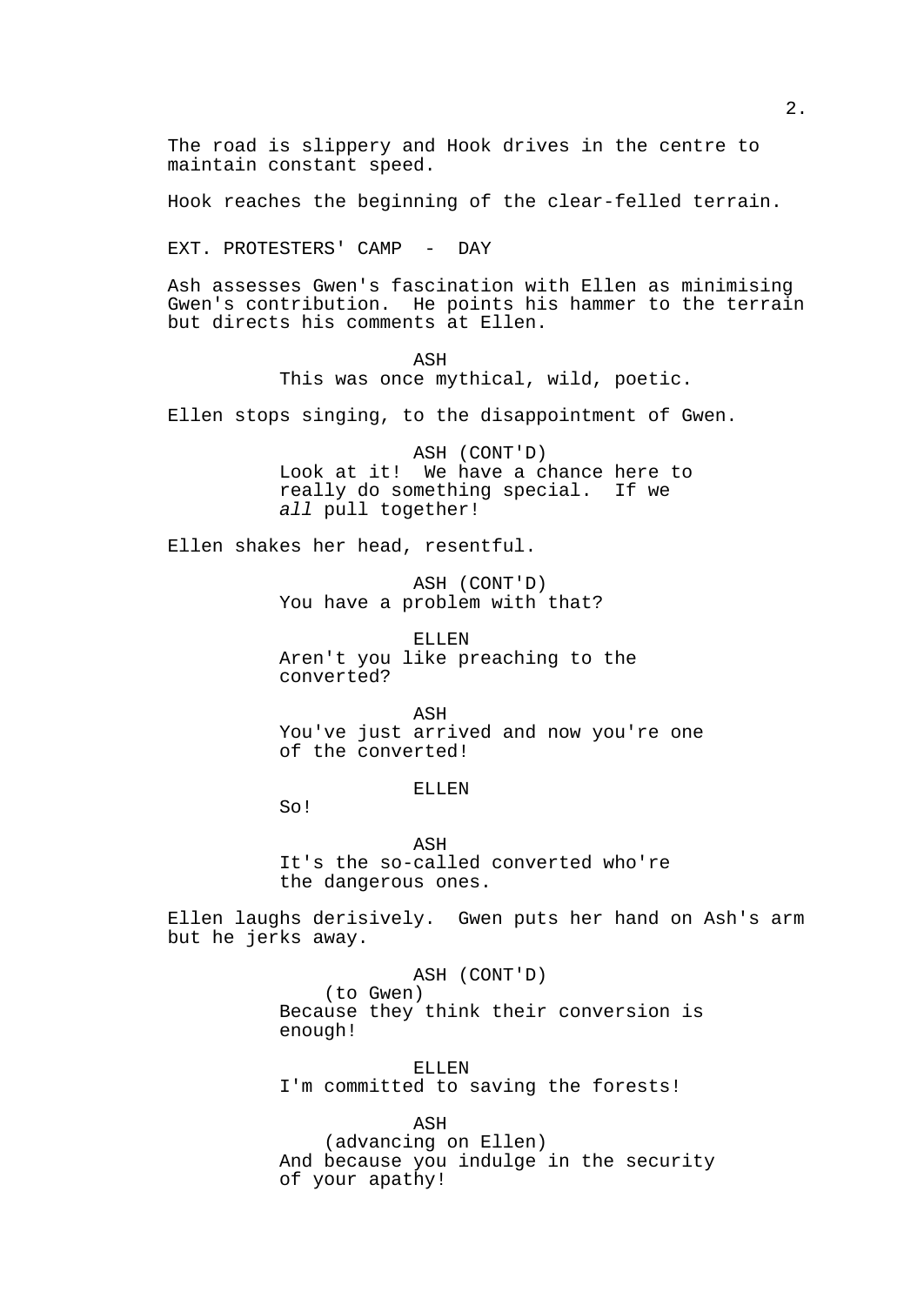The road is slippery and Hook drives in the centre to maintain constant speed.

Hook reaches the beginning of the clear-felled terrain.

EXT. PROTESTERS' CAMP - DAY

Ash assesses Gwen's fascination with Ellen as minimising Gwen's contribution. He points his hammer to the terrain but directs his comments at Ellen.

ASH
This was once mythical, wild, poetic.

Ellen stops singing, to the disappointment of Gwen.

ASH (CONT'D)
Look at it! We have a chance here to really do something special. If we *all* pull together!

Ellen shakes her head, resentful.

ASH (CONT'D)
You have a problem with that?

ELLEN
Aren't you like preaching to the converted?

ASH
You've just arrived and now you're one of the converted!

ELLEN
So!

ASH
It's the so-called converted who're the dangerous ones.

Ellen laughs derisively. Gwen puts her hand on Ash's arm but he jerks away.

ASH (CONT'D)
(to Gwen)
Because they think their conversion is enough!

ELLEN
I'm committed to saving the forests!

ASH
(advancing on Ellen)
And because you indulge in the security of your apathy!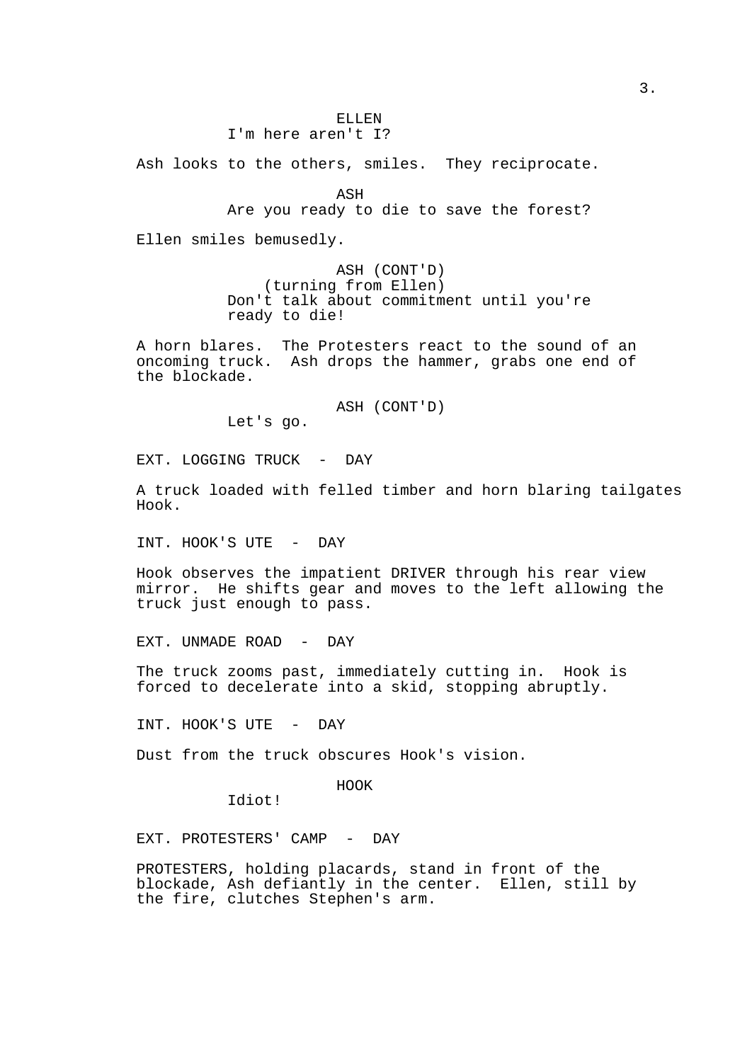ELLEN
I'm here aren't I?

Ash looks to the others, smiles. They reciprocate.

ASH
Are you ready to die to save the forest?

Ellen smiles bemusedly.

ASH (CONT'D)
(turning from Ellen)
Don't talk about commitment until you're ready to die!

A horn blares. The Protesters react to the sound of an oncoming truck. Ash drops the hammer, grabs one end of the blockade.

ASH (CONT'D)
Let's go.

EXT. LOGGING TRUCK - DAY

A truck loaded with felled timber and horn blaring tailgates Hook.

INT. HOOK'S UTE - DAY

Hook observes the impatient DRIVER through his rear view mirror. He shifts gear and moves to the left allowing the truck just enough to pass.

EXT. UNMADE ROAD - DAY

The truck zooms past, immediately cutting in. Hook is forced to decelerate into a skid, stopping abruptly.

INT. HOOK'S UTE - DAY

Dust from the truck obscures Hook's vision.

HOOK
Idiot!

EXT. PROTESTERS' CAMP - DAY

PROTESTERS, holding placards, stand in front of the blockade, Ash defiantly in the center. Ellen, still by the fire, clutches Stephen's arm.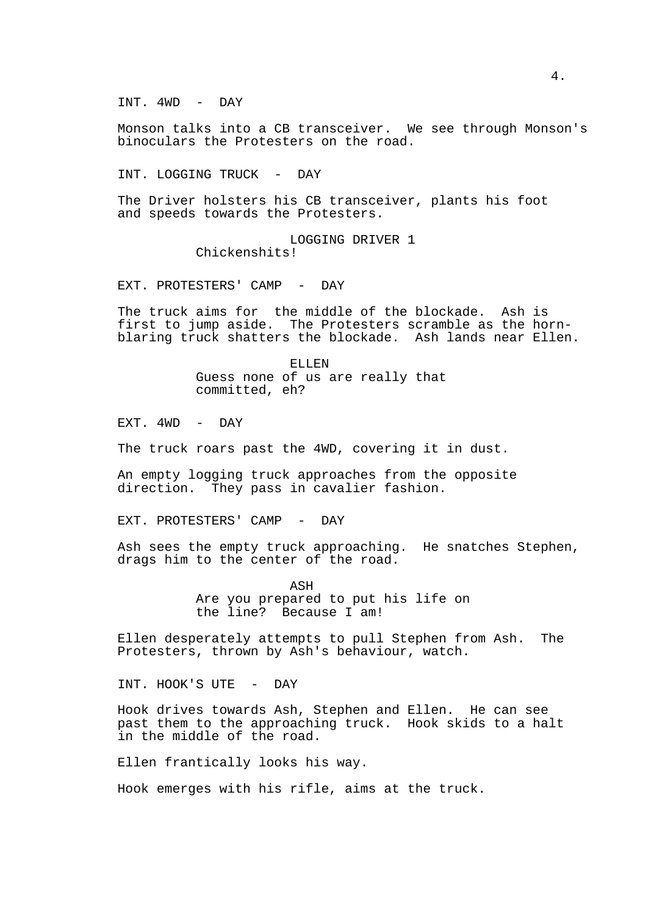INT. 4WD - DAY

Monson talks into a CB transceiver. We see through Monson's binoculars the Protesters on the road.

INT. LOGGING TRUCK - DAY

The Driver holsters his CB transceiver, plants his foot and speeds towards the Protesters.

LOGGING DRIVER 1
Chickenshits!

EXT. PROTESTERS' CAMP - DAY

The truck aims for the middle of the blockade. Ash is first to jump aside. The Protesters scramble as the horn-blaring truck shatters the blockade. Ash lands near Ellen.

ELLEN
Guess none of us are really that committed, eh?

EXT. 4WD - DAY

The truck roars past the 4WD, covering it in dust.

An empty logging truck approaches from the opposite direction. They pass in cavalier fashion.

EXT. PROTESTERS' CAMP - DAY

Ash sees the empty truck approaching. He snatches Stephen, drags him to the center of the road.

ASH
Are you prepared to put his life on the line? Because I am!

Ellen desperately attempts to pull Stephen from Ash. The Protesters, thrown by Ash's behaviour, watch.

INT. HOOK'S UTE - DAY

Hook drives towards Ash, Stephen and Ellen. He can see past them to the approaching truck. Hook skids to a halt in the middle of the road.

Ellen frantically looks his way.

Hook emerges with his rifle, aims at the truck.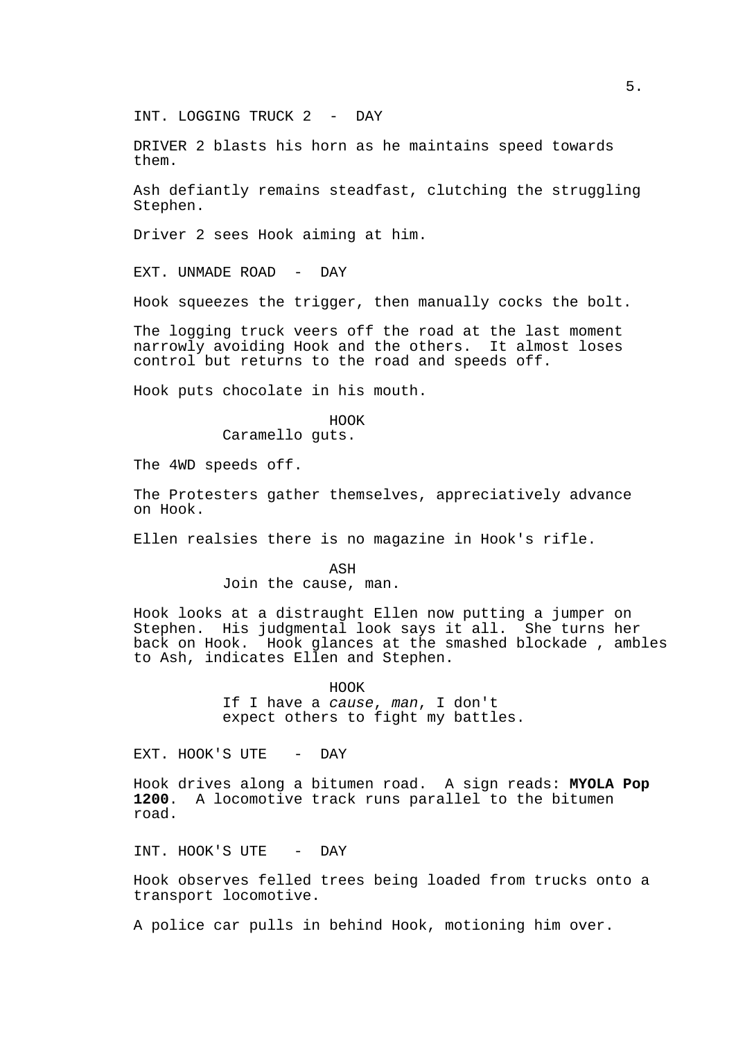INT. LOGGING TRUCK 2 - DAY

DRIVER 2 blasts his horn as he maintains speed towards them.

Ash defiantly remains steadfast, clutching the struggling Stephen.

Driver 2 sees Hook aiming at him.

EXT. UNMADE ROAD - DAY

Hook squeezes the trigger, then manually cocks the bolt.

The logging truck veers off the road at the last moment narrowly avoiding Hook and the others. It almost loses control but returns to the road and speeds off.

Hook puts chocolate in his mouth.

HOOK
Caramello guts.

The 4WD speeds off.

The Protesters gather themselves, appreciatively advance on Hook.

Ellen realsies there is no magazine in Hook's rifle.

ASH
Join the cause, man.

Hook looks at a distraught Ellen now putting a jumper on Stephen. His judgmental look says it all. She turns her back on Hook. Hook glances at the smashed blockade , ambles to Ash, indicates Ellen and Stephen.

HOOK
If I have a *cause*, *man*, I don't expect others to fight my battles.

EXT. HOOK'S UTE - DAY

Hook drives along a bitumen road. A sign reads: **MYOLA Pop 1200**. A locomotive track runs parallel to the bitumen road.

INT. HOOK'S UTE - DAY

Hook observes felled trees being loaded from trucks onto a transport locomotive.

A police car pulls in behind Hook, motioning him over.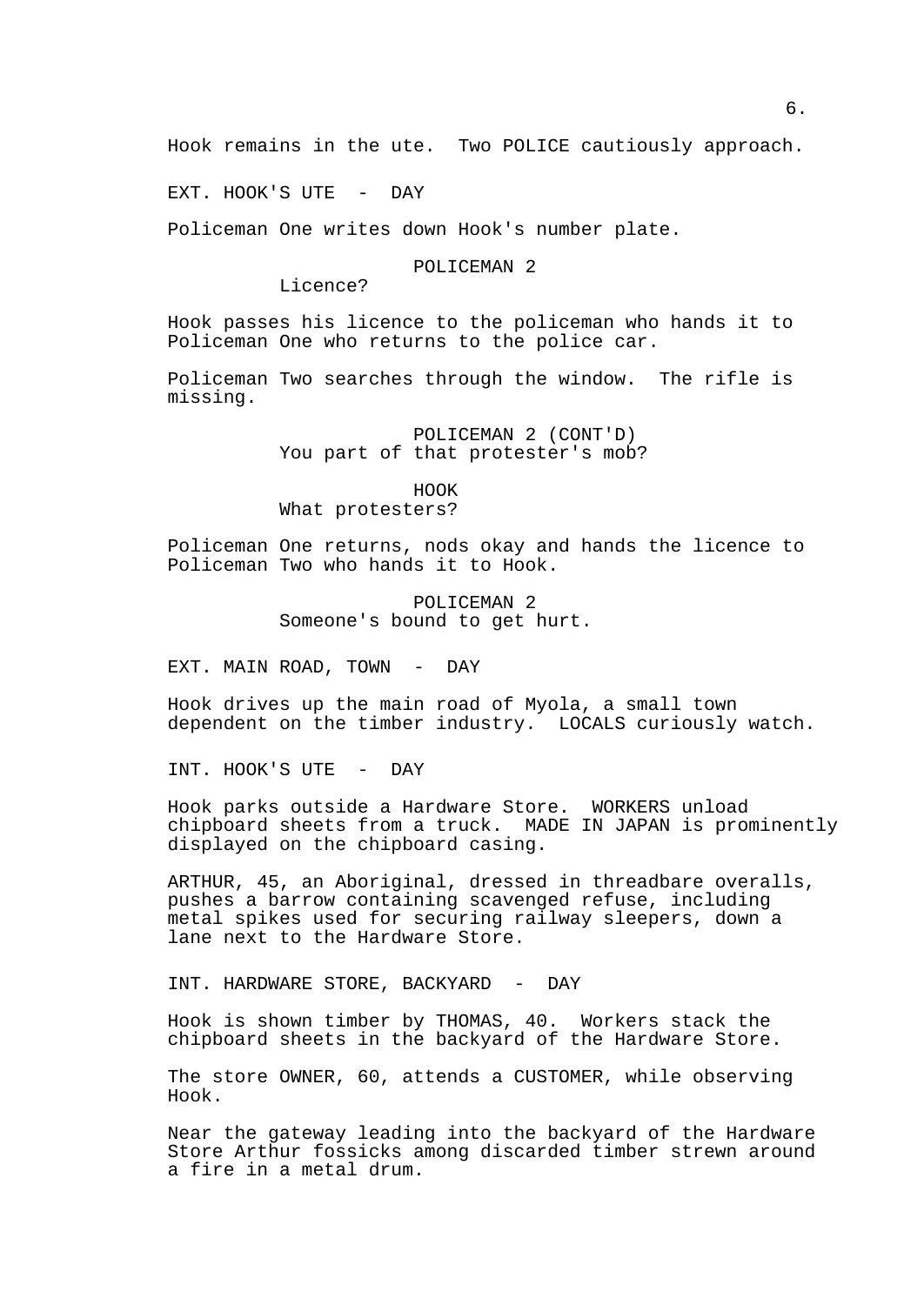Hook remains in the ute. Two POLICE cautiously approach.

EXT. HOOK'S UTE - DAY

Policeman One writes down Hook's number plate.

POLICEMAN 2
Licence?

Hook passes his licence to the policeman who hands it to Policeman One who returns to the police car.

Policeman Two searches through the window. The rifle is missing.

POLICEMAN 2 (CONT'D)
You part of that protester's mob?

HOOK
What protesters?

Policeman One returns, nods okay and hands the licence to Policeman Two who hands it to Hook.

POLICEMAN 2
Someone's bound to get hurt.

EXT. MAIN ROAD, TOWN - DAY

Hook drives up the main road of Myola, a small town dependent on the timber industry. LOCALS curiously watch.

INT. HOOK'S UTE - DAY

Hook parks outside a Hardware Store. WORKERS unload chipboard sheets from a truck. MADE IN JAPAN is prominently displayed on the chipboard casing.

ARTHUR, 45, an Aboriginal, dressed in threadbare overalls, pushes a barrow containing scavenged refuse, including metal spikes used for securing railway sleepers, down a lane next to the Hardware Store.

INT. HARDWARE STORE, BACKYARD - DAY

Hook is shown timber by THOMAS, 40. Workers stack the chipboard sheets in the backyard of the Hardware Store.

The store OWNER, 60, attends a CUSTOMER, while observing Hook.

Near the gateway leading into the backyard of the Hardware Store Arthur fossicks among discarded timber strewn around a fire in a metal drum.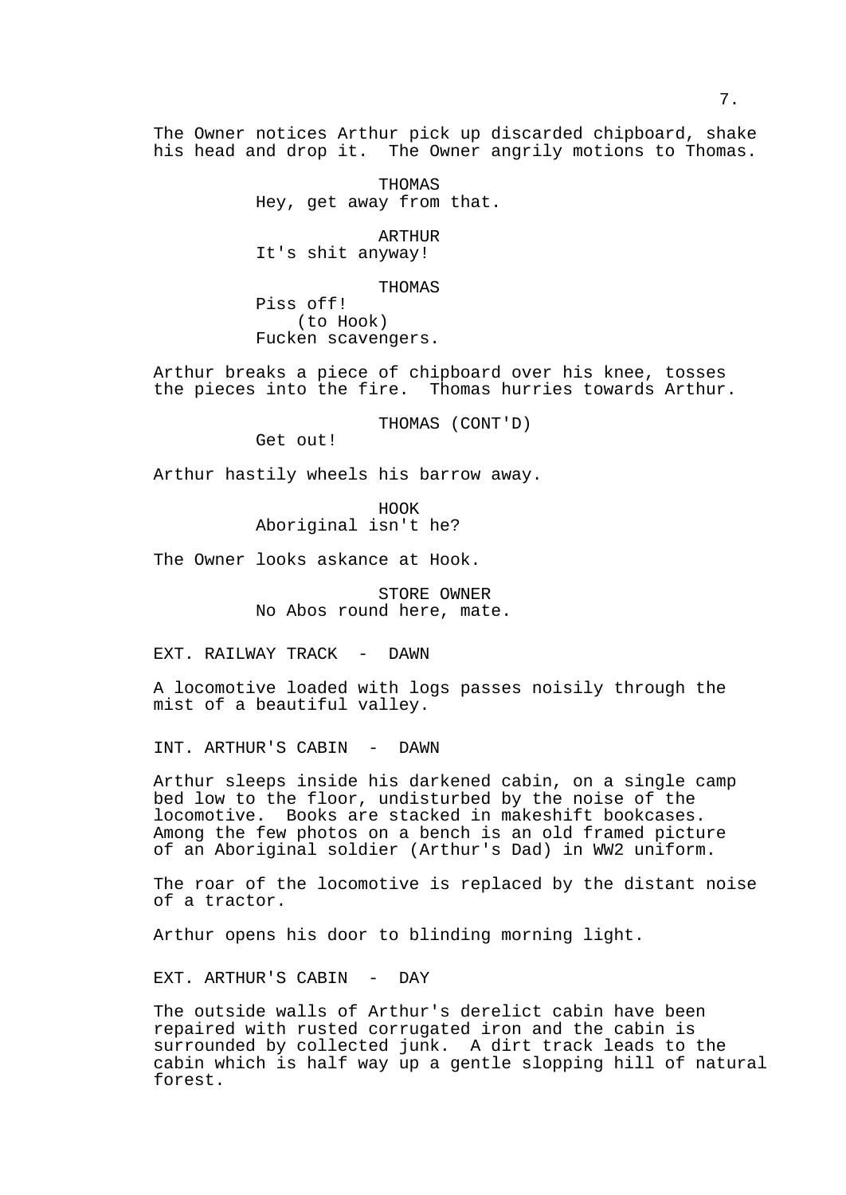The Owner notices Arthur pick up discarded chipboard, shake his head and drop it. The Owner angrily motions to Thomas.

THOMAS
Hey, get away from that.

ARTHUR
It's shit anyway!

THOMAS
Piss off!
(to Hook)
Fucken scavengers.

Arthur breaks a piece of chipboard over his knee, tosses the pieces into the fire. Thomas hurries towards Arthur.

THOMAS (CONT'D)
Get out!

Arthur hastily wheels his barrow away.

HOOK
Aboriginal isn't he?

The Owner looks askance at Hook.

STORE OWNER
No Abos round here, mate.

EXT. RAILWAY TRACK - DAWN

A locomotive loaded with logs passes noisily through the mist of a beautiful valley.

INT. ARTHUR'S CABIN - DAWN

Arthur sleeps inside his darkened cabin, on a single camp bed low to the floor, undisturbed by the noise of the locomotive. Books are stacked in makeshift bookcases. Among the few photos on a bench is an old framed picture of an Aboriginal soldier (Arthur's Dad) in WW2 uniform.

The roar of the locomotive is replaced by the distant noise of a tractor.

Arthur opens his door to blinding morning light.

EXT. ARTHUR'S CABIN - DAY

The outside walls of Arthur's derelict cabin have been repaired with rusted corrugated iron and the cabin is surrounded by collected junk. A dirt track leads to the cabin which is half way up a gentle slopping hill of natural forest.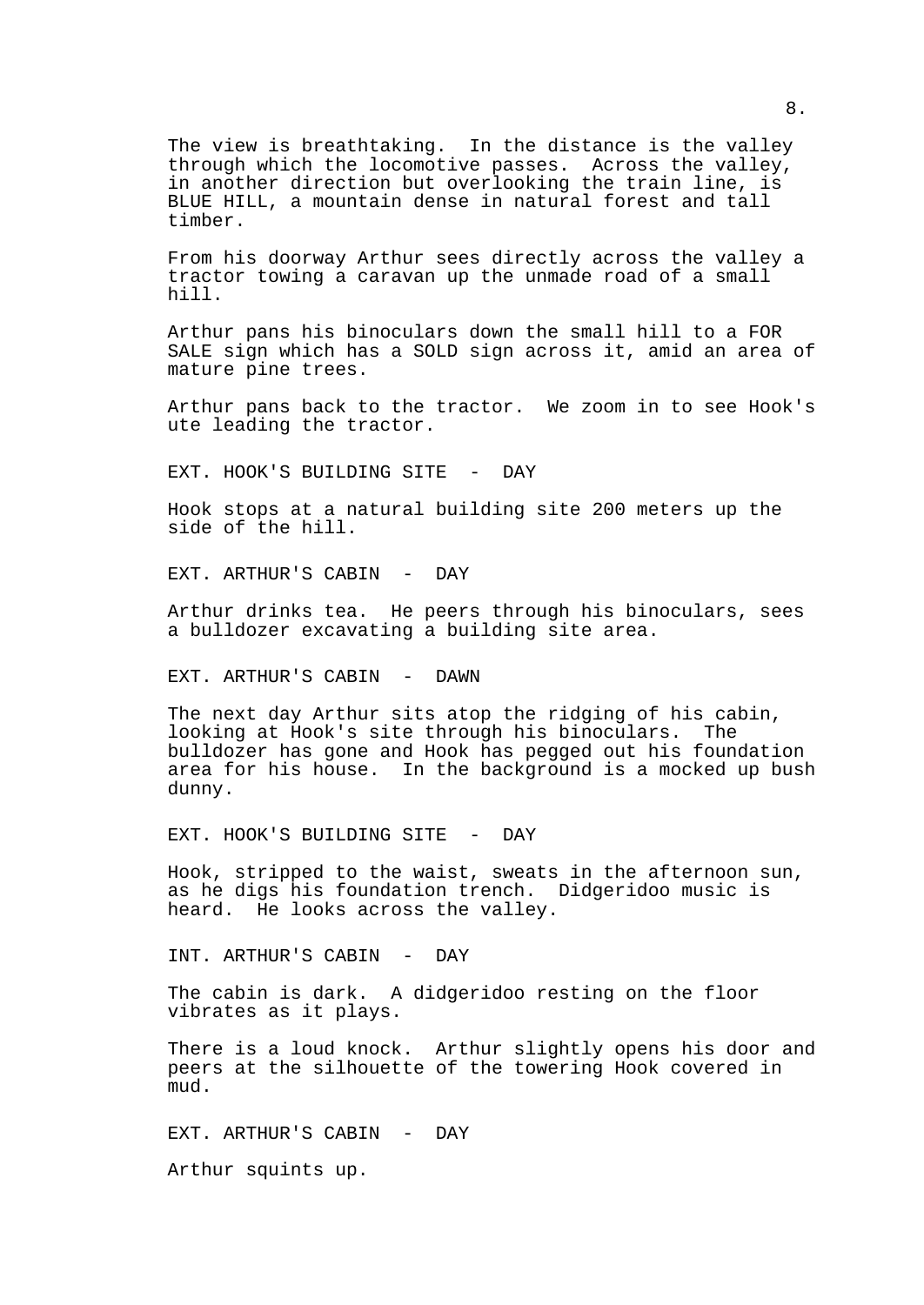The view is breathtaking. In the distance is the valley through which the locomotive passes. Across the valley, in another direction but overlooking the train line, is BLUE HILL, a mountain dense in natural forest and tall timber.

From his doorway Arthur sees directly across the valley a tractor towing a caravan up the unmade road of a small hill.

Arthur pans his binoculars down the small hill to a FOR SALE sign which has a SOLD sign across it, amid an area of mature pine trees.

Arthur pans back to the tractor. We zoom in to see Hook's ute leading the tractor.

EXT. HOOK'S BUILDING SITE - DAY

Hook stops at a natural building site 200 meters up the side of the hill.

EXT. ARTHUR'S CABIN - DAY

Arthur drinks tea. He peers through his binoculars, sees a bulldozer excavating a building site area.

EXT. ARTHUR'S CABIN - DAWN

The next day Arthur sits atop the ridging of his cabin, looking at Hook's site through his binoculars. The bulldozer has gone and Hook has pegged out his foundation area for his house. In the background is a mocked up bush dunny.

EXT. HOOK'S BUILDING SITE - DAY

Hook, stripped to the waist, sweats in the afternoon sun, as he digs his foundation trench. Didgeridoo music is heard. He looks across the valley.

INT. ARTHUR'S CABIN - DAY

The cabin is dark. A didgeridoo resting on the floor vibrates as it plays.

There is a loud knock. Arthur slightly opens his door and peers at the silhouette of the towering Hook covered in mud.

EXT. ARTHUR'S CABIN - DAY

Arthur squints up.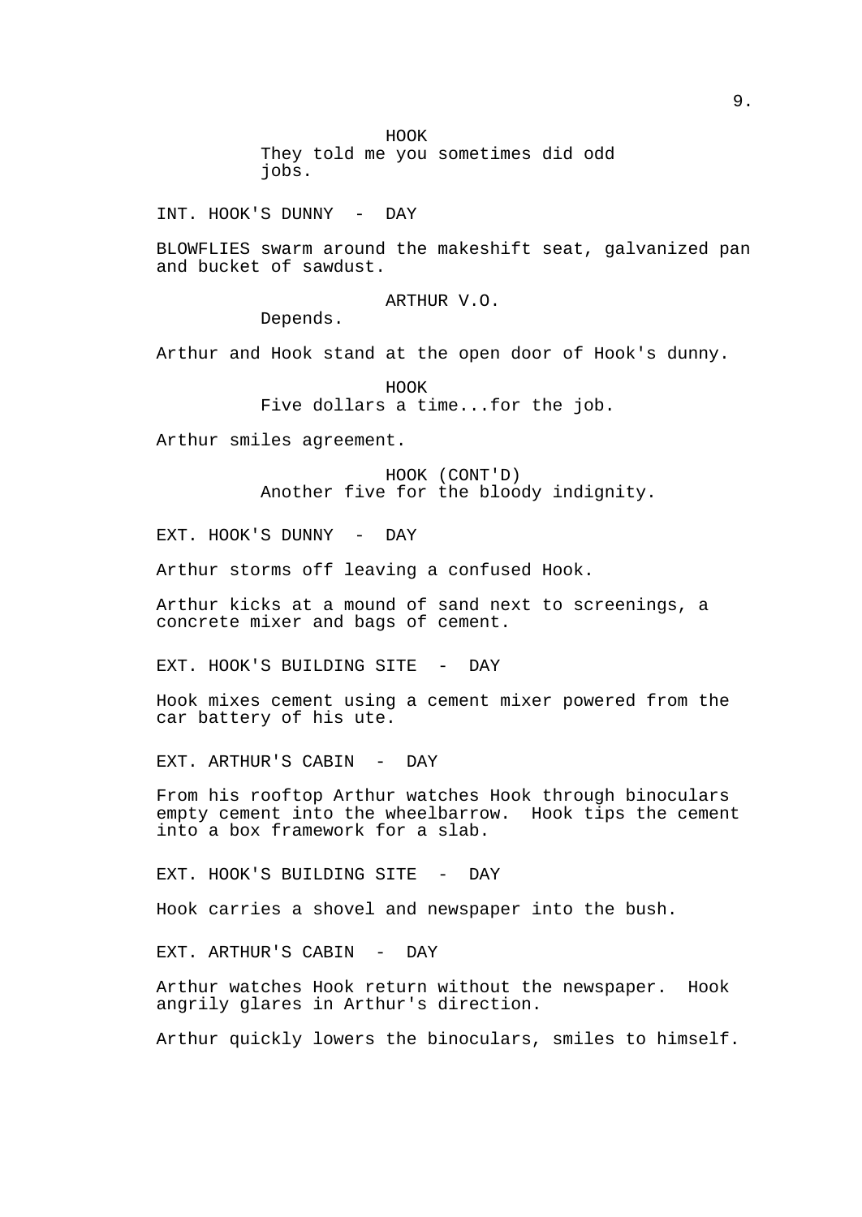HOOK
They told me you sometimes did odd jobs.

INT. HOOK'S DUNNY - DAY

BLOWFLIES swarm around the makeshift seat, galvanized pan and bucket of sawdust.

ARTHUR V.O.
Depends.

Arthur and Hook stand at the open door of Hook's dunny.

HOOK
Five dollars a time...for the job.

Arthur smiles agreement.

HOOK (CONT'D)
Another five for the bloody indignity.

EXT. HOOK'S DUNNY - DAY

Arthur storms off leaving a confused Hook.

Arthur kicks at a mound of sand next to screenings, a concrete mixer and bags of cement.

EXT. HOOK'S BUILDING SITE - DAY

Hook mixes cement using a cement mixer powered from the car battery of his ute.

EXT. ARTHUR'S CABIN - DAY

From his rooftop Arthur watches Hook through binoculars empty cement into the wheelbarrow. Hook tips the cement into a box framework for a slab.

EXT. HOOK'S BUILDING SITE - DAY

Hook carries a shovel and newspaper into the bush.

EXT. ARTHUR'S CABIN - DAY

Arthur watches Hook return without the newspaper. Hook angrily glares in Arthur's direction.

Arthur quickly lowers the binoculars, smiles to himself.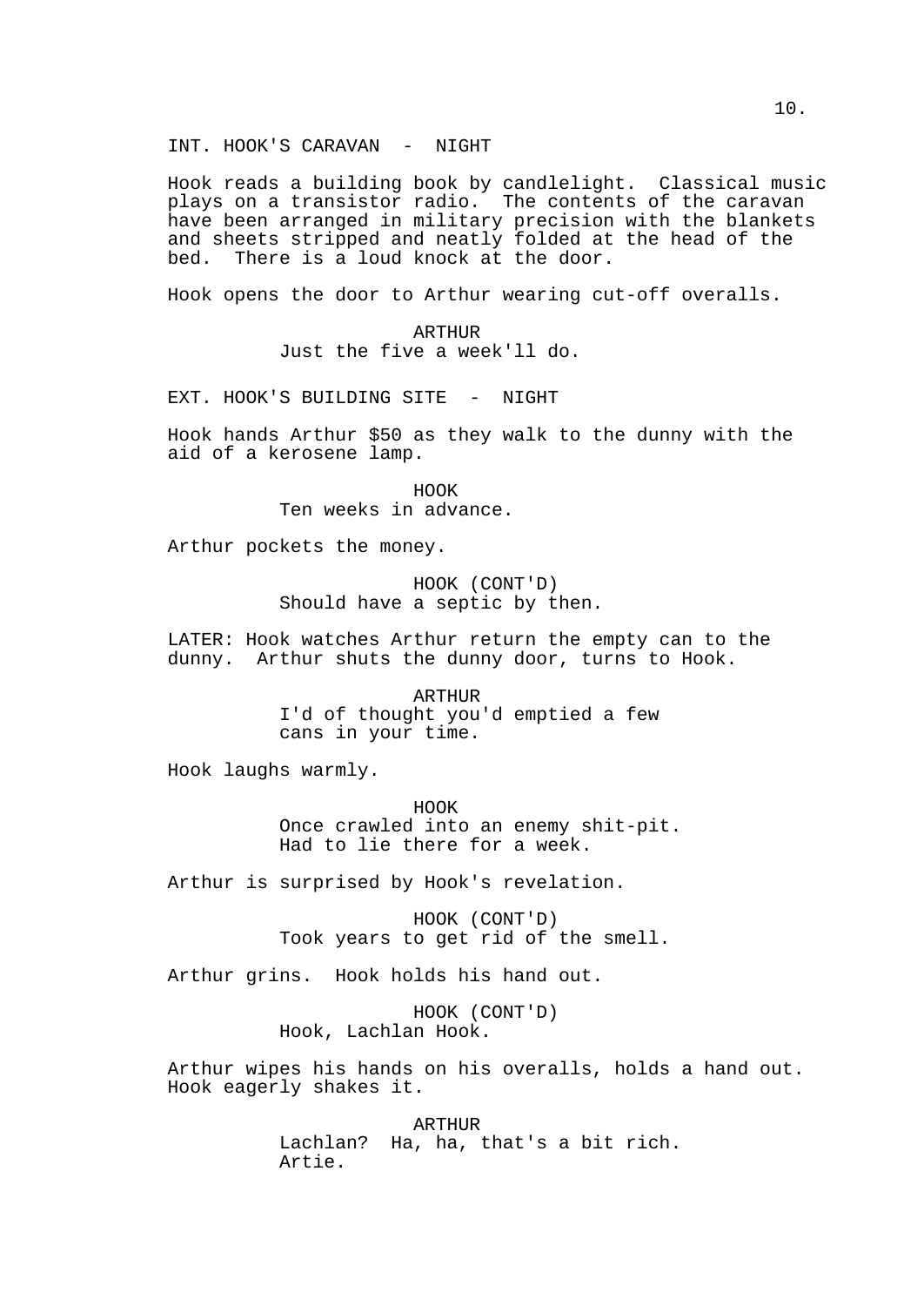INT. HOOK'S CARAVAN - NIGHT

Hook reads a building book by candlelight. Classical music plays on a transistor radio. The contents of the caravan have been arranged in military precision with the blankets and sheets stripped and neatly folded at the head of the bed. There is a loud knock at the door.

Hook opens the door to Arthur wearing cut-off overalls.

ARTHUR
Just the five a week'll do.

EXT. HOOK'S BUILDING SITE - NIGHT

Hook hands Arthur $50 as they walk to the dunny with the aid of a kerosene lamp.

HOOK
Ten weeks in advance.

Arthur pockets the money.

HOOK (CONT'D)
Should have a septic by then.

LATER: Hook watches Arthur return the empty can to the dunny. Arthur shuts the dunny door, turns to Hook.

ARTHUR
I'd of thought you'd emptied a few cans in your time.

Hook laughs warmly.

HOOK
Once crawled into an enemy shit-pit. Had to lie there for a week.

Arthur is surprised by Hook's revelation.

HOOK (CONT'D)
Took years to get rid of the smell.

Arthur grins. Hook holds his hand out.

HOOK (CONT'D)
Hook, Lachlan Hook.

Arthur wipes his hands on his overalls, holds a hand out. Hook eagerly shakes it.

ARTHUR
Lachlan? Ha, ha, that's a bit rich. Artie.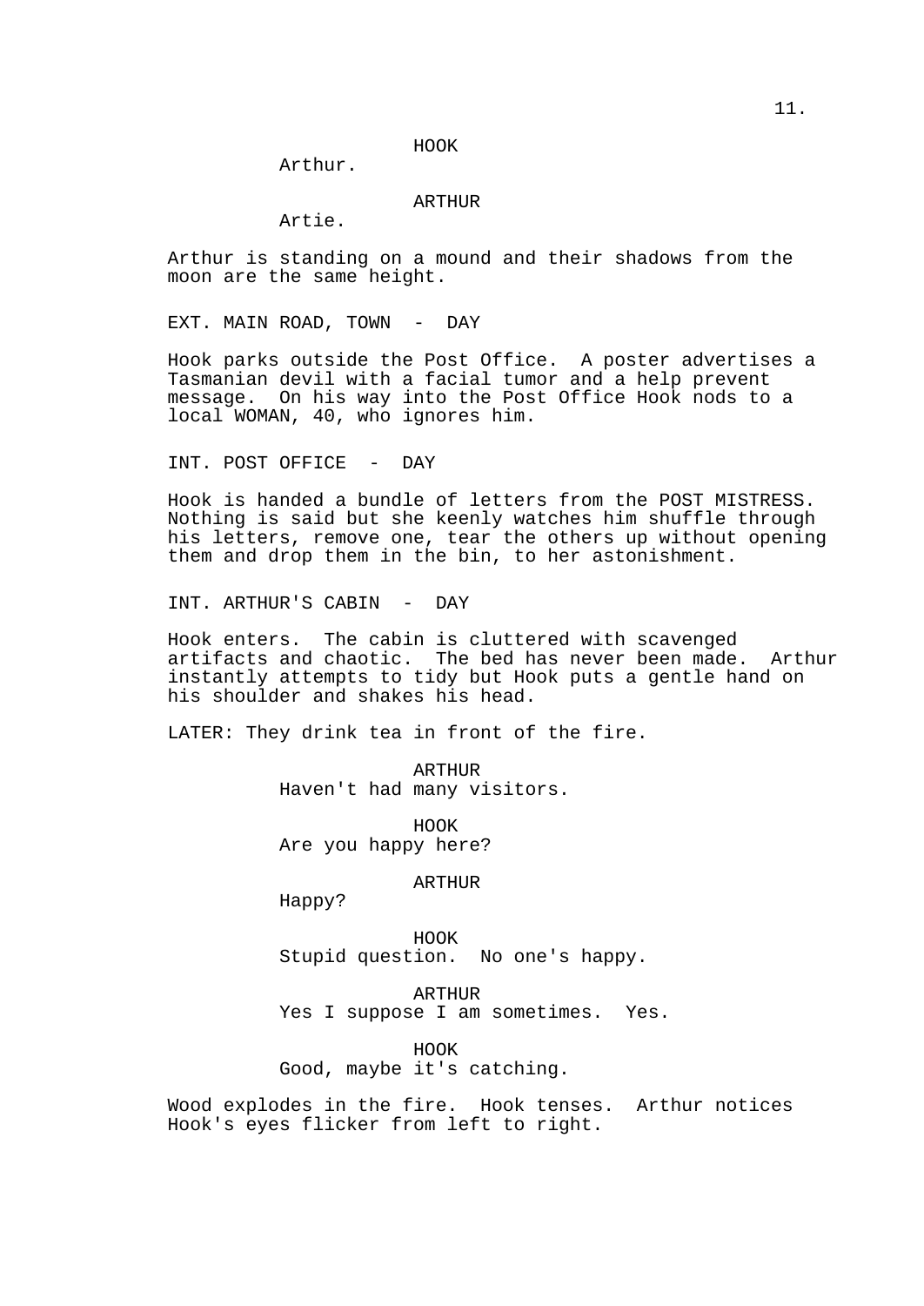HOOK
Arthur.

ARTHUR
Artie.

Arthur is standing on a mound and their shadows from the moon are the same height.

EXT. MAIN ROAD, TOWN - DAY

Hook parks outside the Post Office. A poster advertises a Tasmanian devil with a facial tumor and a help prevent message. On his way into the Post Office Hook nods to a local WOMAN, 40, who ignores him.

INT. POST OFFICE - DAY

Hook is handed a bundle of letters from the POST MISTRESS. Nothing is said but she keenly watches him shuffle through his letters, remove one, tear the others up without opening them and drop them in the bin, to her astonishment.

INT. ARTHUR'S CABIN - DAY

Hook enters. The cabin is cluttered with scavenged artifacts and chaotic. The bed has never been made. Arthur instantly attempts to tidy but Hook puts a gentle hand on his shoulder and shakes his head.

LATER: They drink tea in front of the fire.

ARTHUR
Haven't had many visitors.

HOOK
Are you happy here?

ARTHUR
Happy?

HOOK
Stupid question. No one's happy.

ARTHUR
Yes I suppose I am sometimes. Yes.

HOOK
Good, maybe it's catching.

Wood explodes in the fire. Hook tenses. Arthur notices Hook's eyes flicker from left to right.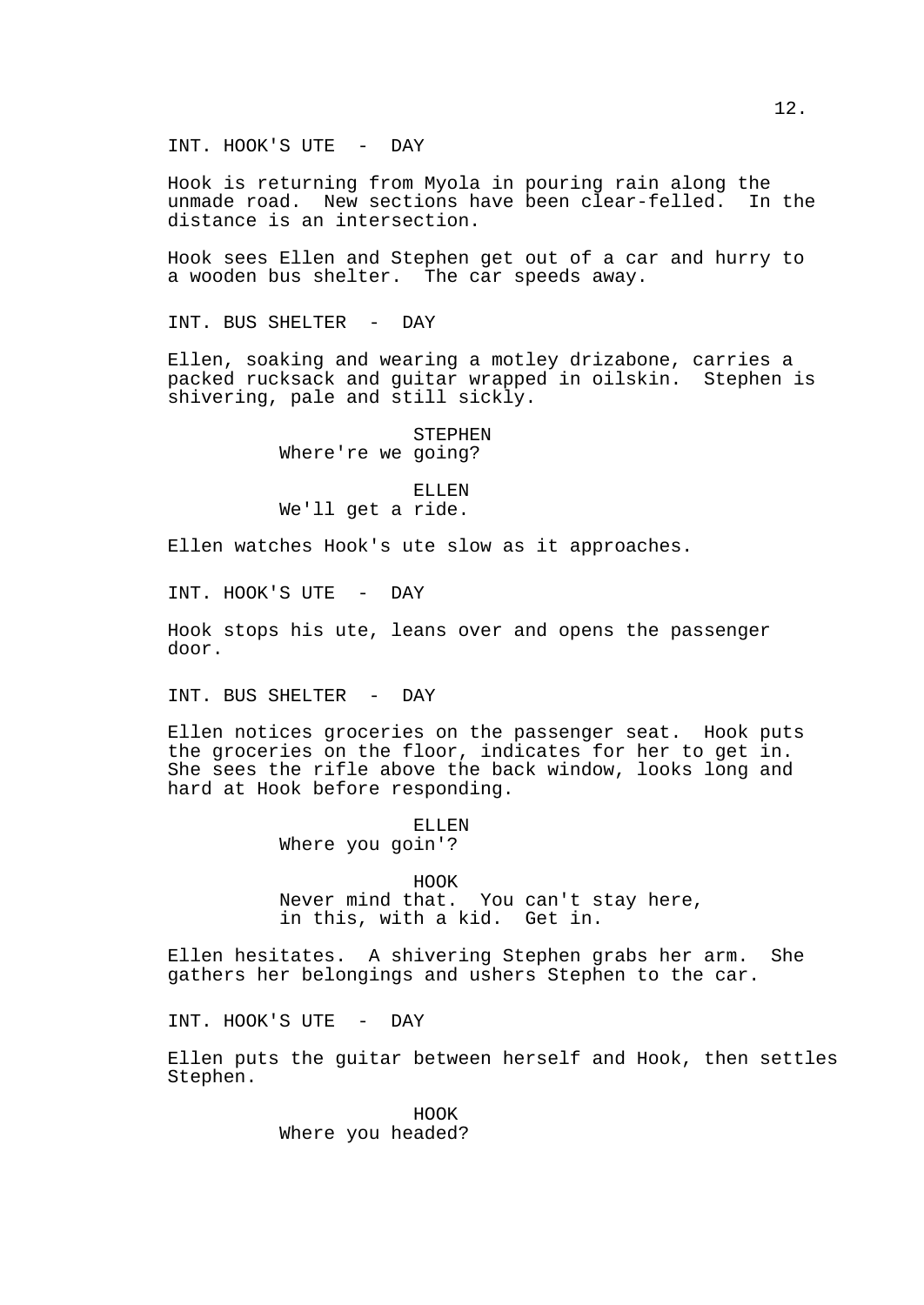INT. HOOK'S UTE - DAY

Hook is returning from Myola in pouring rain along the unmade road. New sections have been clear-felled. In the distance is an intersection.

Hook sees Ellen and Stephen get out of a car and hurry to a wooden bus shelter. The car speeds away.

INT. BUS SHELTER - DAY

Ellen, soaking and wearing a motley drizabone, carries a packed rucksack and guitar wrapped in oilskin. Stephen is shivering, pale and still sickly.

STEPHEN
Where're we going?

ELLEN
We'll get a ride.

Ellen watches Hook's ute slow as it approaches.

INT. HOOK'S UTE - DAY

Hook stops his ute, leans over and opens the passenger door.

INT. BUS SHELTER - DAY

Ellen notices groceries on the passenger seat. Hook puts the groceries on the floor, indicates for her to get in. She sees the rifle above the back window, looks long and hard at Hook before responding.

ELLEN
Where you goin'?

HOOK
Never mind that. You can't stay here, in this, with a kid. Get in.

Ellen hesitates. A shivering Stephen grabs her arm. She gathers her belongings and ushers Stephen to the car.

INT. HOOK'S UTE - DAY

Ellen puts the guitar between herself and Hook, then settles Stephen.

HOOK
Where you headed?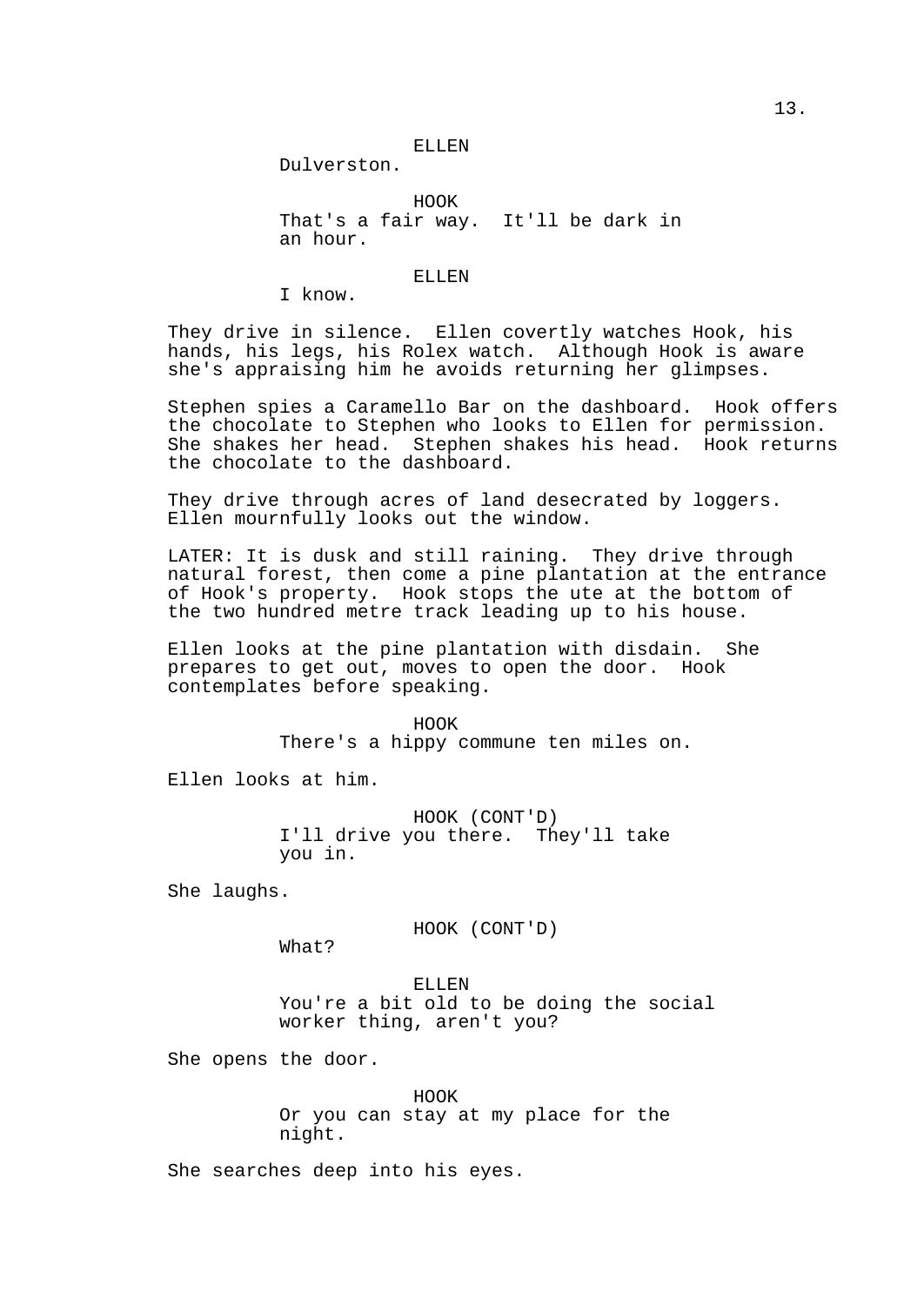ELLEN

Dulverston.

HOOK

That's a fair way. It'll be dark in an hour.

ELLEN

I know.

They drive in silence. Ellen covertly watches Hook, his hands, his legs, his Rolex watch. Although Hook is aware she's appraising him he avoids returning her glimpses.

Stephen spies a Caramello Bar on the dashboard. Hook offers the chocolate to Stephen who looks to Ellen for permission. She shakes her head. Stephen shakes his head. Hook returns the chocolate to the dashboard.

They drive through acres of land desecrated by loggers. Ellen mournfully looks out the window.

LATER: It is dusk and still raining. They drive through natural forest, then come a pine plantation at the entrance of Hook's property. Hook stops the ute at the bottom of the two hundred metre track leading up to his house.

Ellen looks at the pine plantation with disdain. She prepares to get out, moves to open the door. Hook contemplates before speaking.

HOOK

There's a hippy commune ten miles on.

Ellen looks at him.

HOOK (CONT'D)

I'll drive you there. They'll take you in.

She laughs.

HOOK (CONT'D)

What?

ELLEN

You're a bit old to be doing the social worker thing, aren't you?

She opens the door.

HOOK

Or you can stay at my place for the night.

She searches deep into his eyes.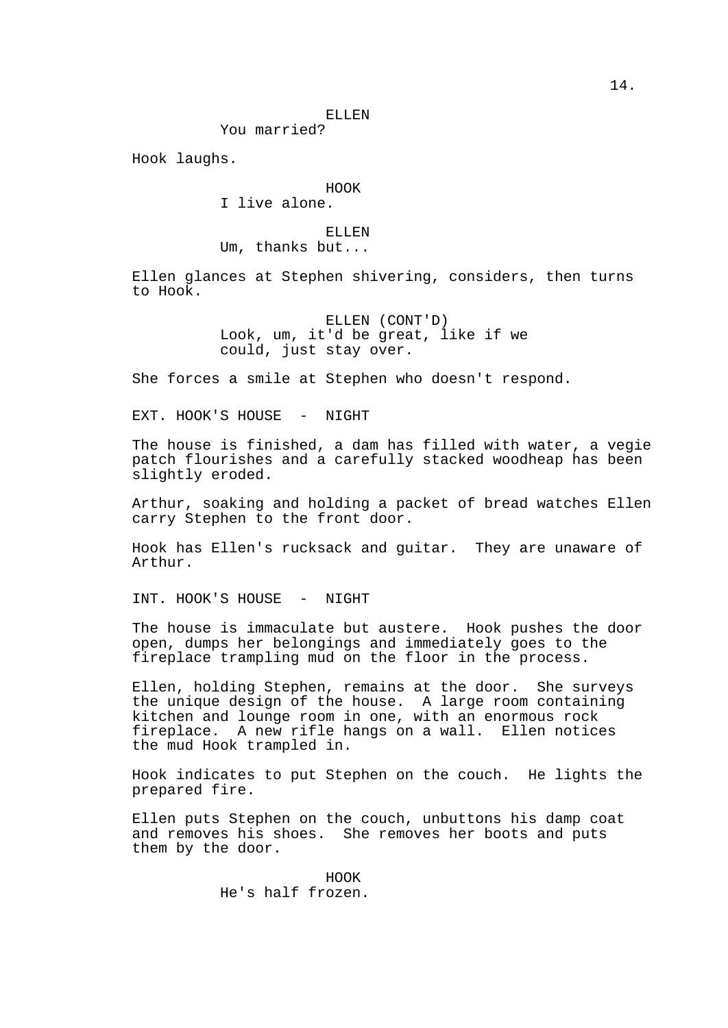ELLEN
You married?

Hook laughs.

HOOK
I live alone.

ELLEN
Um, thanks but...

Ellen glances at Stephen shivering, considers, then turns to Hook.

ELLEN (CONT'D)
Look, um, it'd be great, like if we could, just stay over.

She forces a smile at Stephen who doesn't respond.

EXT. HOOK'S HOUSE - NIGHT

The house is finished, a dam has filled with water, a vegie patch flourishes and a carefully stacked woodheap has been slightly eroded.

Arthur, soaking and holding a packet of bread watches Ellen carry Stephen to the front door.

Hook has Ellen's rucksack and guitar. They are unaware of Arthur.

INT. HOOK'S HOUSE - NIGHT

The house is immaculate but austere. Hook pushes the door open, dumps her belongings and immediately goes to the fireplace trampling mud on the floor in the process.

Ellen, holding Stephen, remains at the door. She surveys the unique design of the house. A large room containing kitchen and lounge room in one, with an enormous rock fireplace. A new rifle hangs on a wall. Ellen notices the mud Hook trampled in.

Hook indicates to put Stephen on the couch. He lights the prepared fire.

Ellen puts Stephen on the couch, unbuttons his damp coat and removes his shoes. She removes her boots and puts them by the door.

HOOK
He's half frozen.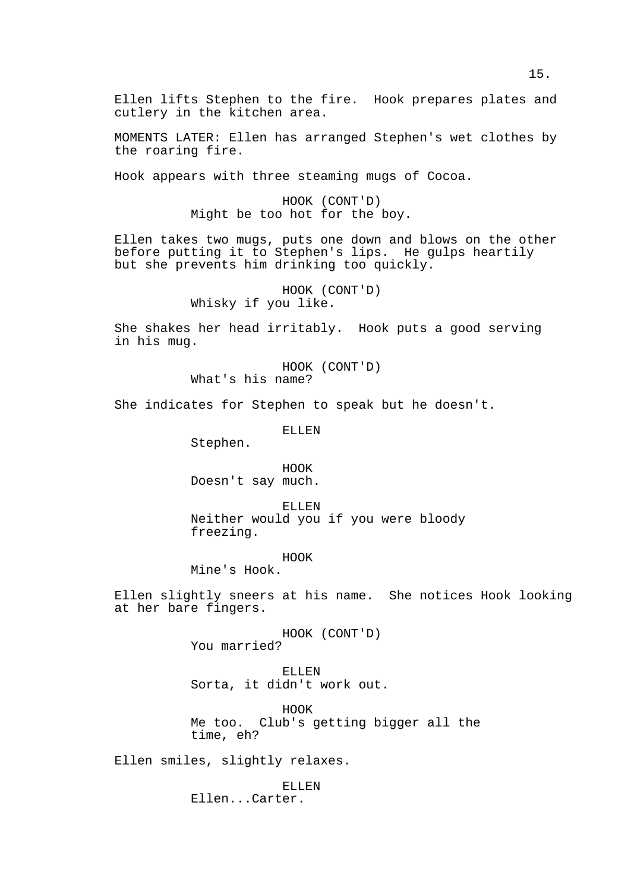Ellen lifts Stephen to the fire. Hook prepares plates and cutlery in the kitchen area.

MOMENTS LATER: Ellen has arranged Stephen's wet clothes by the roaring fire.

Hook appears with three steaming mugs of Cocoa.

HOOK (CONT'D)
Might be too hot for the boy.

Ellen takes two mugs, puts one down and blows on the other before putting it to Stephen's lips. He gulps heartily but she prevents him drinking too quickly.

HOOK (CONT'D)
Whisky if you like.

She shakes her head irritably. Hook puts a good serving in his mug.

HOOK (CONT'D)
What's his name?

She indicates for Stephen to speak but he doesn't.

ELLEN
Stephen.

HOOK
Doesn't say much.

ELLEN
Neither would you if you were bloody freezing.

HOOK
Mine's Hook.

Ellen slightly sneers at his name. She notices Hook looking at her bare fingers.

HOOK (CONT'D)
You married?

ELLEN
Sorta, it didn't work out.

HOOK
Me too. Club's getting bigger all the time, eh?

Ellen smiles, slightly relaxes.

ELLEN
Ellen...Carter.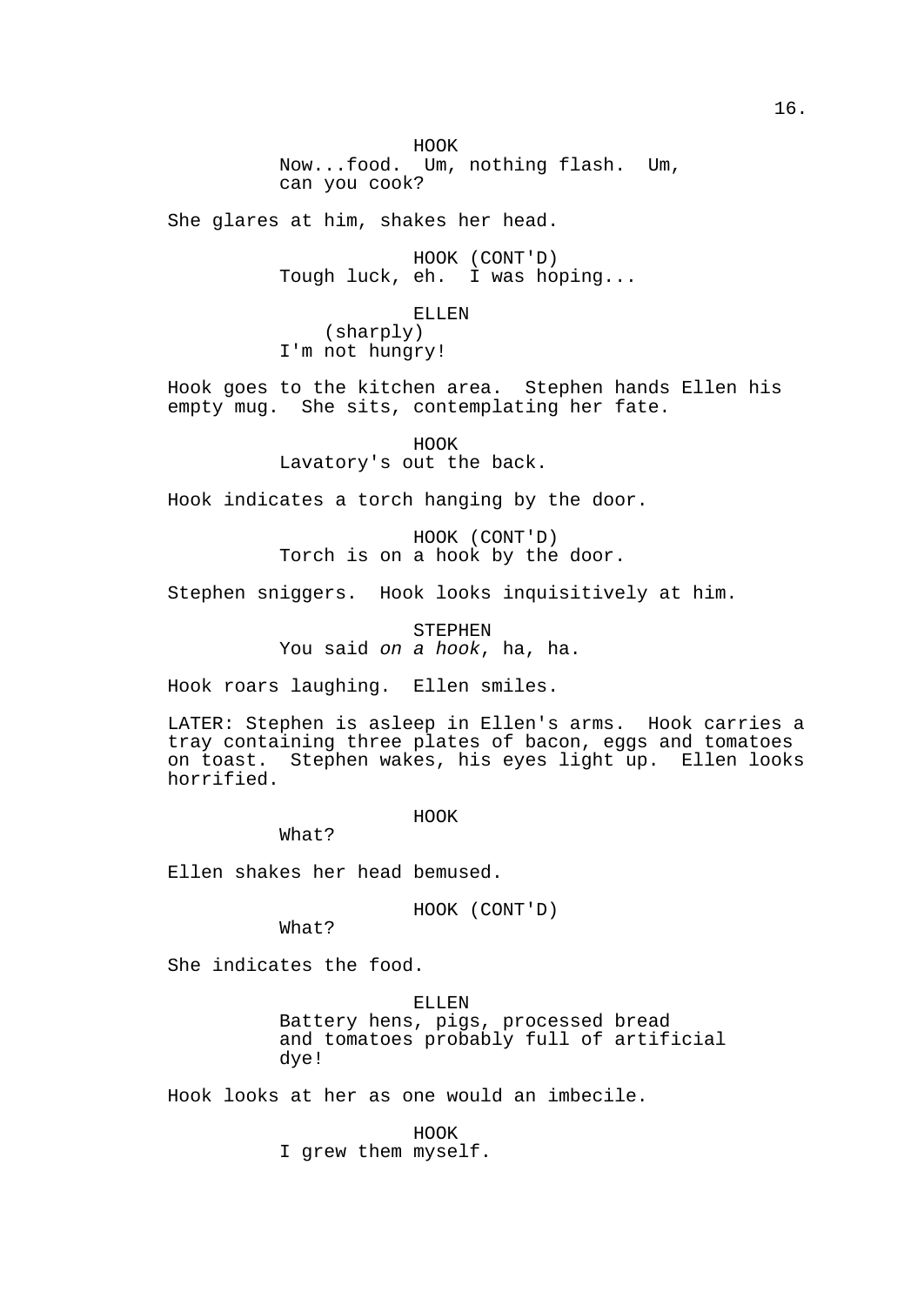HOOK
Now...food. Um, nothing flash. Um, can you cook?

She glares at him, shakes her head.

HOOK (CONT'D)
Tough luck, eh. I was hoping...

ELLEN
(sharply)
I'm not hungry!

Hook goes to the kitchen area. Stephen hands Ellen his empty mug. She sits, contemplating her fate.

HOOK
Lavatory's out the back.

Hook indicates a torch hanging by the door.

HOOK (CONT'D)
Torch is on a hook by the door.

Stephen sniggers. Hook looks inquisitively at him.

STEPHEN
You said *on a hook*, ha, ha.

Hook roars laughing. Ellen smiles.

LATER: Stephen is asleep in Ellen's arms. Hook carries a tray containing three plates of bacon, eggs and tomatoes on toast. Stephen wakes, his eyes light up. Ellen looks horrified.

HOOK
What?

Ellen shakes her head bemused.

HOOK (CONT'D)
What?

She indicates the food.

ELLEN
Battery hens, pigs, processed bread and tomatoes probably full of artificial dye!

Hook looks at her as one would an imbecile.

HOOK
I grew them myself.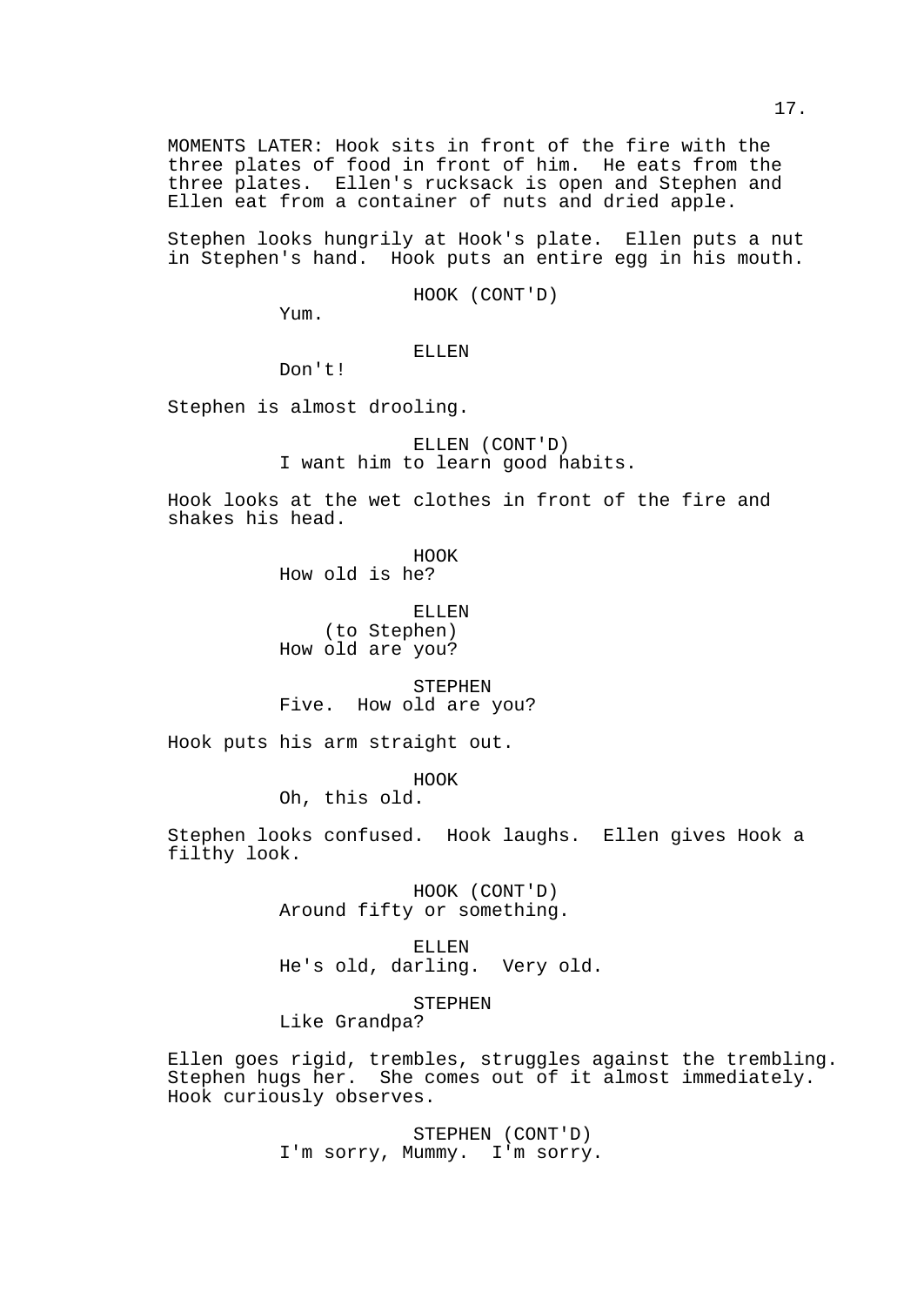MOMENTS LATER: Hook sits in front of the fire with the three plates of food in front of him. He eats from the three plates. Ellen's rucksack is open and Stephen and Ellen eat from a container of nuts and dried apple.

Stephen looks hungrily at Hook's plate. Ellen puts a nut in Stephen's hand. Hook puts an entire egg in his mouth.

HOOK (CONT'D)
Yum.

ELLEN
Don't!

Stephen is almost drooling.

ELLEN (CONT'D)
I want him to learn good habits.

Hook looks at the wet clothes in front of the fire and shakes his head.

HOOK
How old is he?

ELLEN
(to Stephen)
How old are you?

STEPHEN
Five. How old are you?

Hook puts his arm straight out.

HOOK
Oh, this old.

Stephen looks confused. Hook laughs. Ellen gives Hook a filthy look.

HOOK (CONT'D)
Around fifty or something.

ELLEN
He's old, darling. Very old.

STEPHEN
Like Grandpa?

Ellen goes rigid, trembles, struggles against the trembling. Stephen hugs her. She comes out of it almost immediately. Hook curiously observes.

STEPHEN (CONT'D)
I'm sorry, Mummy. I'm sorry.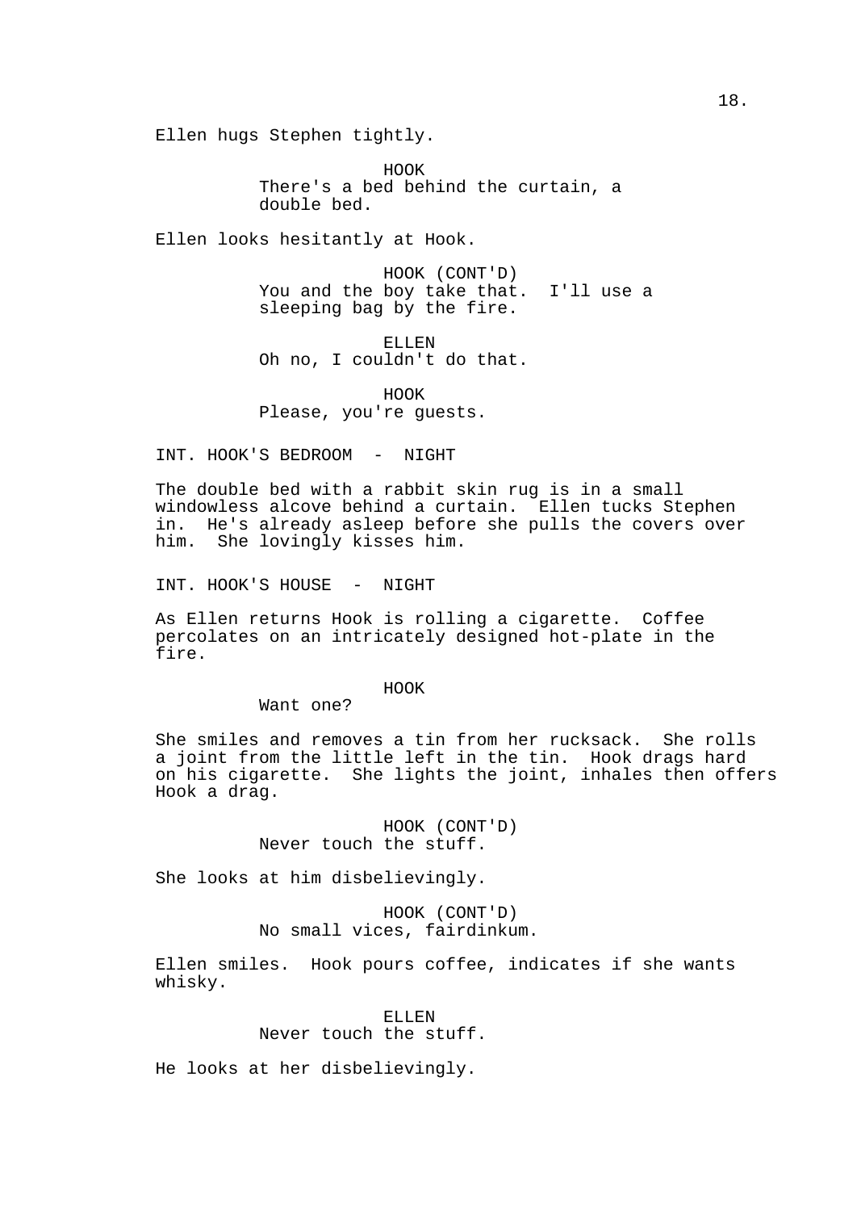Ellen hugs Stephen tightly.

HOOK
There's a bed behind the curtain, a double bed.

Ellen looks hesitantly at Hook.

HOOK (CONT'D)
You and the boy take that. I'll use a sleeping bag by the fire.

ELLEN
Oh no, I couldn't do that.

HOOK
Please, you're guests.

INT. HOOK'S BEDROOM - NIGHT

The double bed with a rabbit skin rug is in a small windowless alcove behind a curtain. Ellen tucks Stephen in. He's already asleep before she pulls the covers over him. She lovingly kisses him.

INT. HOOK'S HOUSE - NIGHT

As Ellen returns Hook is rolling a cigarette. Coffee percolates on an intricately designed hot-plate in the fire.

HOOK
Want one?

She smiles and removes a tin from her rucksack. She rolls a joint from the little left in the tin. Hook drags hard on his cigarette. She lights the joint, inhales then offers Hook a drag.

HOOK (CONT'D)
Never touch the stuff.

She looks at him disbelievingly.

HOOK (CONT'D)
No small vices, fairdinkum.

Ellen smiles. Hook pours coffee, indicates if she wants whisky.

ELLEN
Never touch the stuff.

He looks at her disbelievingly.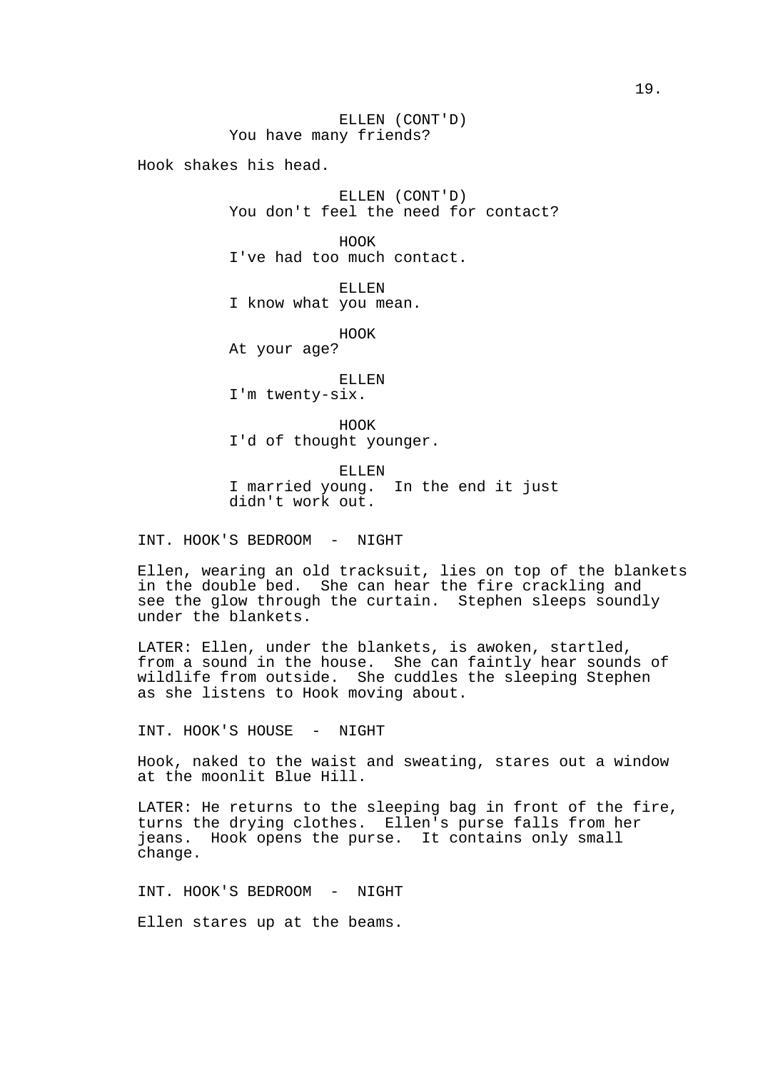ELLEN (CONT'D)
You have many friends?

Hook shakes his head.

ELLEN (CONT'D)
You don't feel the need for contact?

HOOK
I've had too much contact.

ELLEN
I know what you mean.

HOOK
At your age?

ELLEN
I'm twenty-six.

HOOK
I'd of thought younger.

ELLEN
I married young. In the end it just didn't work out.

INT. HOOK'S BEDROOM - NIGHT

Ellen, wearing an old tracksuit, lies on top of the blankets in the double bed. She can hear the fire crackling and see the glow through the curtain. Stephen sleeps soundly under the blankets.

LATER: Ellen, under the blankets, is awoken, startled, from a sound in the house. She can faintly hear sounds of wildlife from outside. She cuddles the sleeping Stephen as she listens to Hook moving about.

INT. HOOK'S HOUSE - NIGHT

Hook, naked to the waist and sweating, stares out a window at the moonlit Blue Hill.

LATER: He returns to the sleeping bag in front of the fire, turns the drying clothes. Ellen's purse falls from her jeans. Hook opens the purse. It contains only small change.

INT. HOOK'S BEDROOM - NIGHT

Ellen stares up at the beams.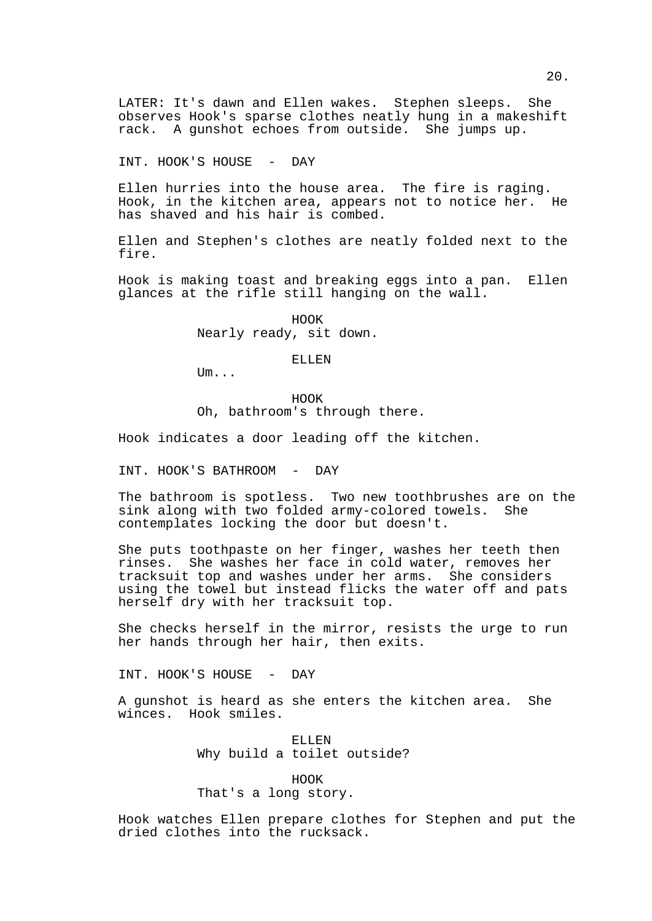LATER: It's dawn and Ellen wakes. Stephen sleeps. She observes Hook's sparse clothes neatly hung in a makeshift rack. A gunshot echoes from outside. She jumps up.

INT. HOOK'S HOUSE - DAY

Ellen hurries into the house area. The fire is raging. Hook, in the kitchen area, appears not to notice her. He has shaved and his hair is combed.

Ellen and Stephen's clothes are neatly folded next to the fire.

Hook is making toast and breaking eggs into a pan. Ellen glances at the rifle still hanging on the wall.

HOOK
Nearly ready, sit down.

ELLEN
Um...

HOOK
Oh, bathroom's through there.

Hook indicates a door leading off the kitchen.

INT. HOOK'S BATHROOM - DAY

The bathroom is spotless. Two new toothbrushes are on the sink along with two folded army-colored towels. She contemplates locking the door but doesn't.

She puts toothpaste on her finger, washes her teeth then rinses. She washes her face in cold water, removes her tracksuit top and washes under her arms. She considers using the towel but instead flicks the water off and pats herself dry with her tracksuit top.

She checks herself in the mirror, resists the urge to run her hands through her hair, then exits.

INT. HOOK'S HOUSE - DAY

A gunshot is heard as she enters the kitchen area. She winces. Hook smiles.

ELLEN
Why build a toilet outside?

HOOK
That's a long story.

Hook watches Ellen prepare clothes for Stephen and put the dried clothes into the rucksack.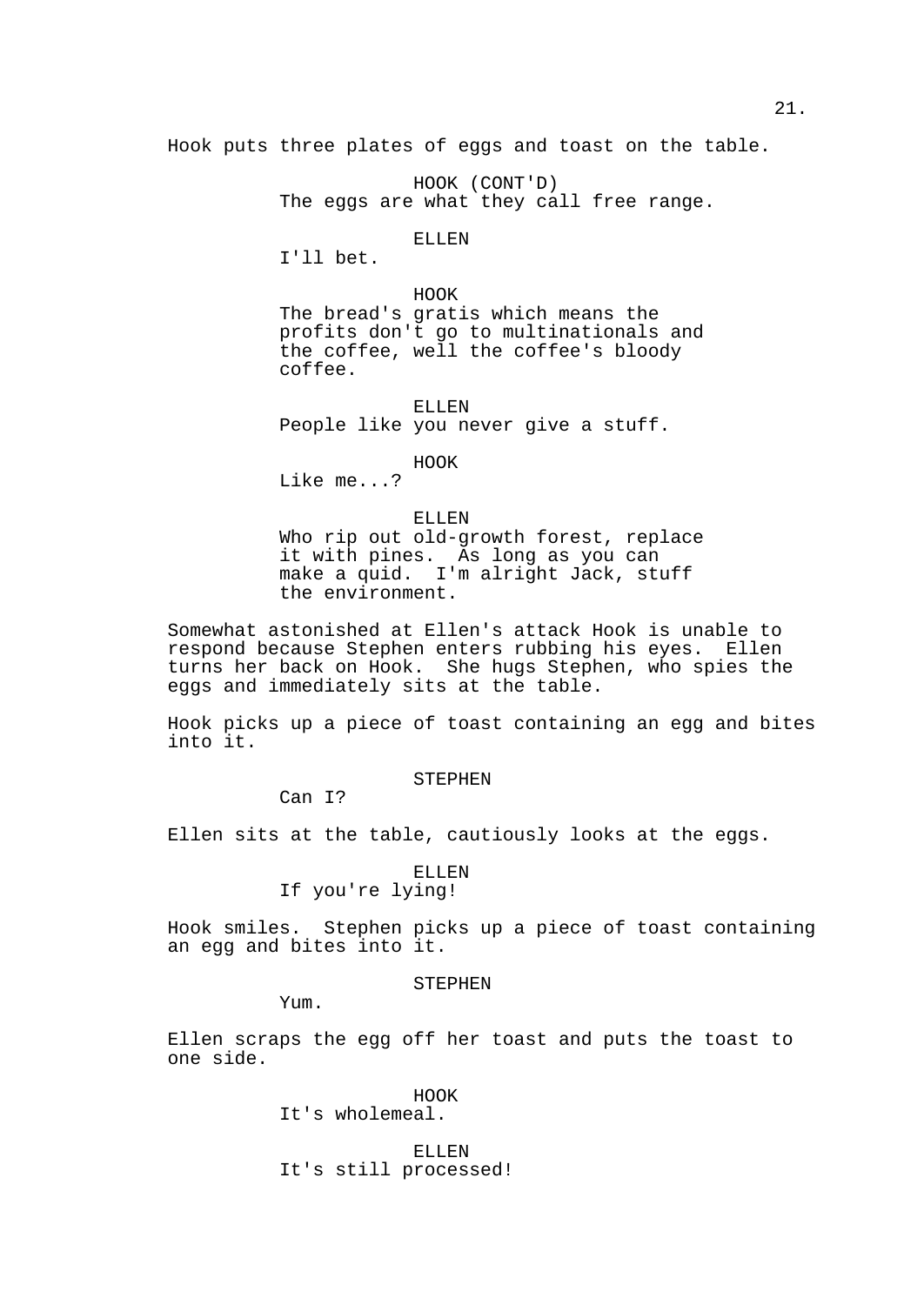Hook puts three plates of eggs and toast on the table.

HOOK (CONT'D)
The eggs are what they call free range.

ELLEN
I'll bet.

HOOK
The bread's gratis which means the profits don't go to multinationals and the coffee, well the coffee's bloody coffee.

ELLEN
People like you never give a stuff.

HOOK
Like me...?

ELLEN
Who rip out old-growth forest, replace it with pines. As long as you can make a quid. I'm alright Jack, stuff the environment.

Somewhat astonished at Ellen's attack Hook is unable to respond because Stephen enters rubbing his eyes. Ellen turns her back on Hook. She hugs Stephen, who spies the eggs and immediately sits at the table.

Hook picks up a piece of toast containing an egg and bites into it.

STEPHEN
Can I?

Ellen sits at the table, cautiously looks at the eggs.

ELLEN
If you're lying!

Hook smiles. Stephen picks up a piece of toast containing an egg and bites into it.

STEPHEN
Yum.

Ellen scraps the egg off her toast and puts the toast to one side.

HOOK
It's wholemeal.

ELLEN
It's still processed!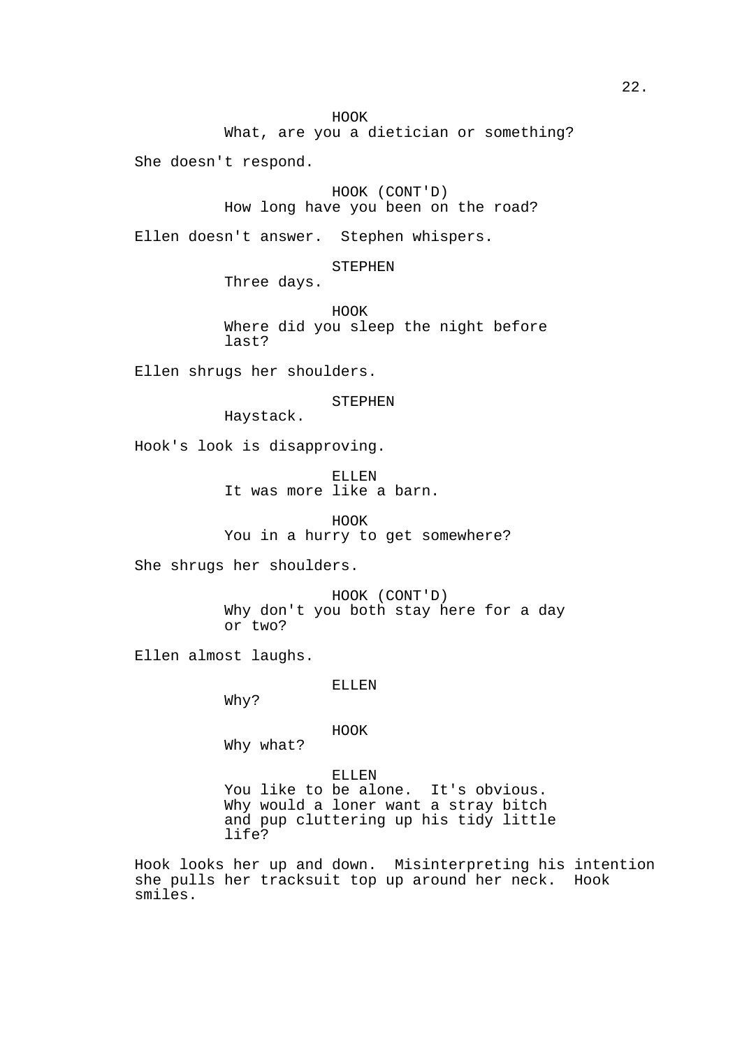HOOK
What, are you a dietician or something?

She doesn't respond.

HOOK (CONT'D)
How long have you been on the road?

Ellen doesn't answer. Stephen whispers.

STEPHEN
Three days.

HOOK
Where did you sleep the night before last?

Ellen shrugs her shoulders.

STEPHEN
Haystack.

Hook's look is disapproving.

ELLEN
It was more like a barn.

HOOK
You in a hurry to get somewhere?

She shrugs her shoulders.

HOOK (CONT'D)
Why don't you both stay here for a day or two?

Ellen almost laughs.

ELLEN
Why?

HOOK
Why what?

ELLEN
You like to be alone. It's obvious. Why would a loner want a stray bitch and pup cluttering up his tidy little life?

Hook looks her up and down. Misinterpreting his intention she pulls her tracksuit top up around her neck. Hook smiles.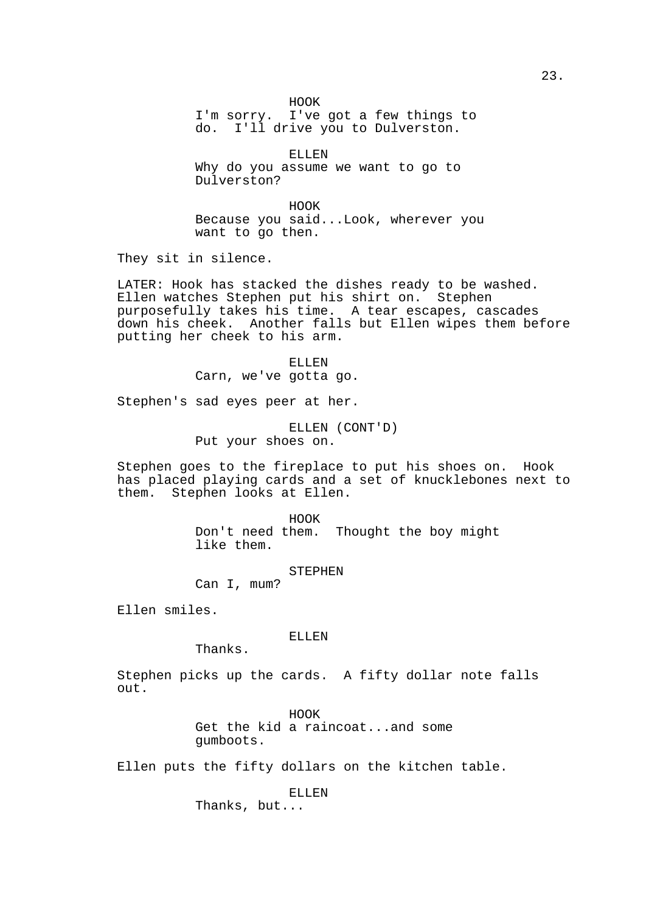HOOK
I'm sorry. I've got a few things to do. I'll drive you to Dulverston.

ELLEN
Why do you assume we want to go to Dulverston?

HOOK
Because you said...Look, wherever you want to go then.

They sit in silence.

LATER: Hook has stacked the dishes ready to be washed. Ellen watches Stephen put his shirt on. Stephen purposefully takes his time. A tear escapes, cascades down his cheek. Another falls but Ellen wipes them before putting her cheek to his arm.

ELLEN
Carn, we've gotta go.

Stephen's sad eyes peer at her.

ELLEN (CONT'D)
Put your shoes on.

Stephen goes to the fireplace to put his shoes on. Hook has placed playing cards and a set of knucklebones next to them. Stephen looks at Ellen.

HOOK
Don't need them. Thought the boy might like them.

STEPHEN
Can I, mum?

Ellen smiles.

ELLEN
Thanks.

Stephen picks up the cards. A fifty dollar note falls out.

HOOK
Get the kid a raincoat...and some gumboots.

Ellen puts the fifty dollars on the kitchen table.

ELLEN
Thanks, but...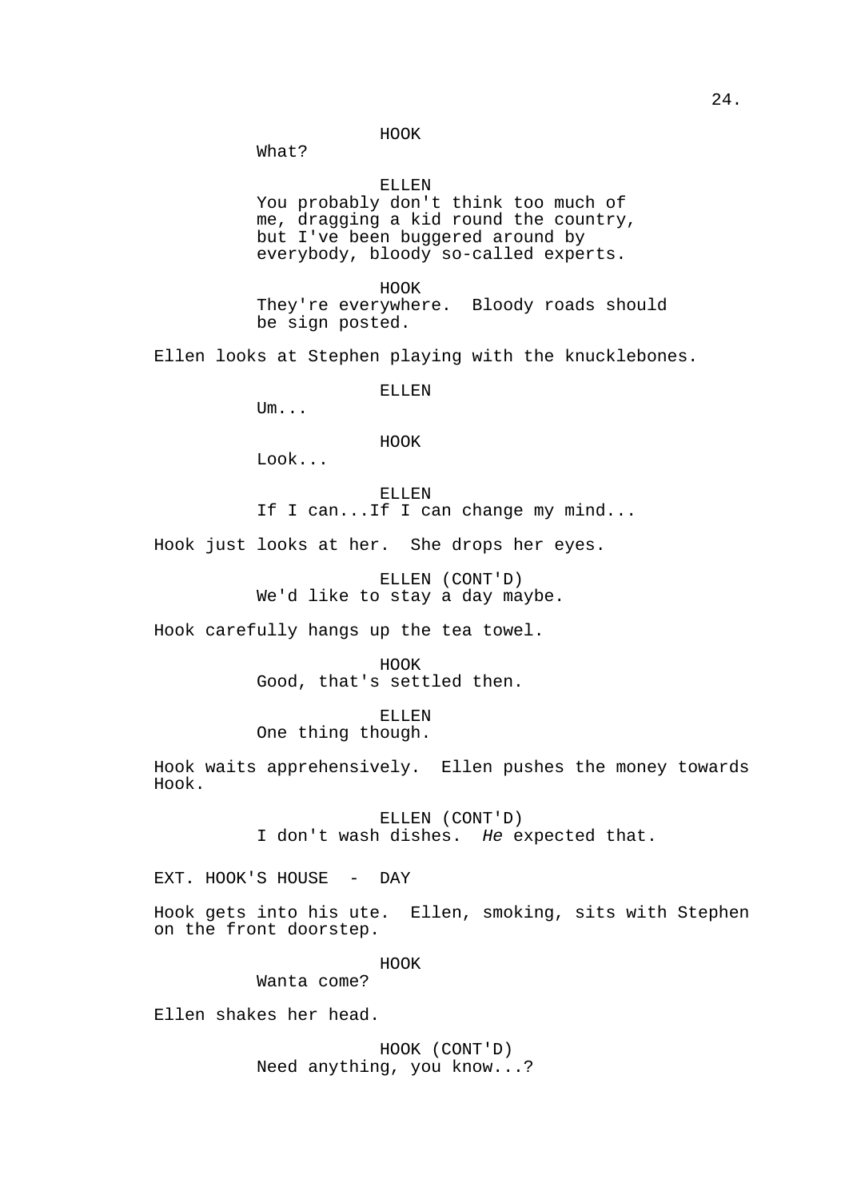HOOK
What?

ELLEN
You probably don't think too much of me, dragging a kid round the country, but I've been buggered around by everybody, bloody so-called experts.

HOOK
They're everywhere. Bloody roads should be sign posted.

Ellen looks at Stephen playing with the knucklebones.

ELLEN
Um...

HOOK
Look...

ELLEN
If I can...If I can change my mind...

Hook just looks at her. She drops her eyes.

ELLEN (CONT'D)
We'd like to stay a day maybe.

Hook carefully hangs up the tea towel.

HOOK
Good, that's settled then.

ELLEN
One thing though.

Hook waits apprehensively. Ellen pushes the money towards Hook.

ELLEN (CONT'D)
I don't wash dishes. *He* expected that.

EXT. HOOK'S HOUSE - DAY

Hook gets into his ute. Ellen, smoking, sits with Stephen on the front doorstep.

HOOK
Wanta come?

Ellen shakes her head.

HOOK (CONT'D)
Need anything, you know...?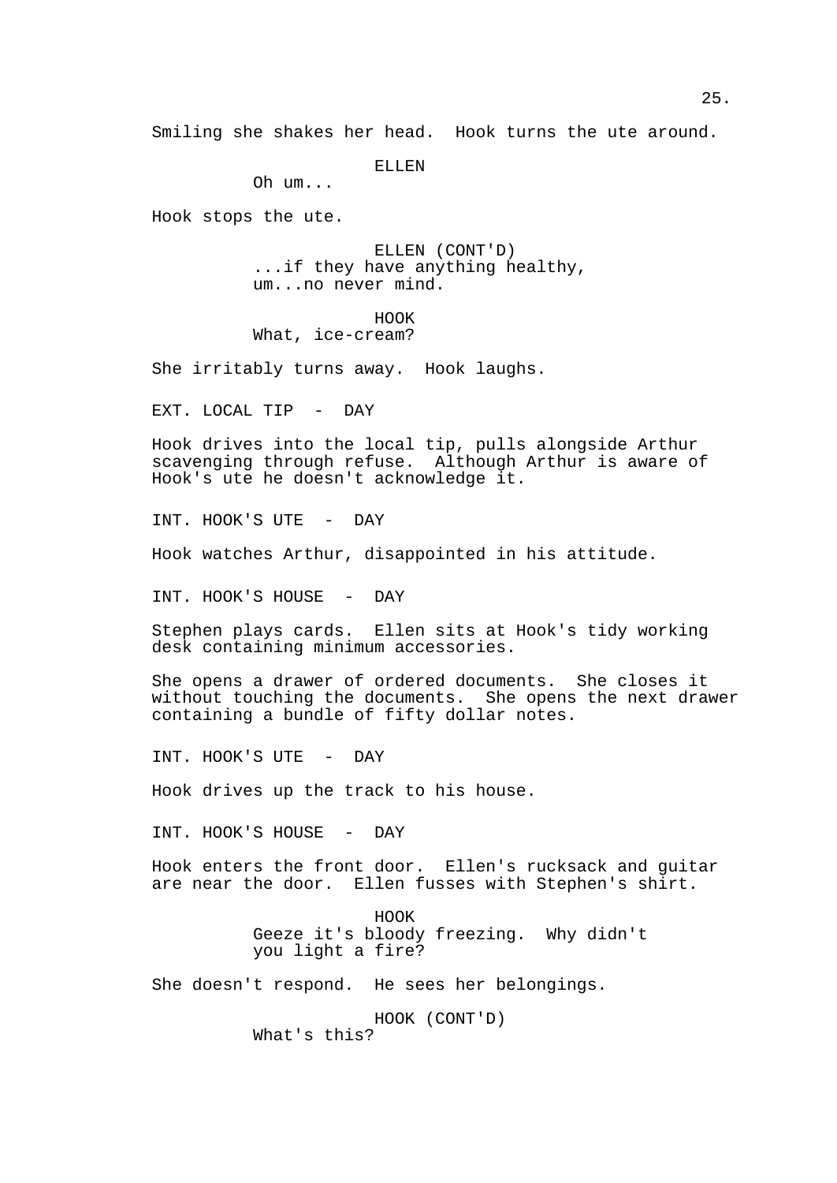Smiling she shakes her head. Hook turns the ute around.

ELLEN
Oh um...

Hook stops the ute.

ELLEN (CONT'D)
...if they have anything healthy, um...no never mind.

HOOK
What, ice-cream?

She irritably turns away. Hook laughs.

EXT. LOCAL TIP - DAY

Hook drives into the local tip, pulls alongside Arthur scavenging through refuse. Although Arthur is aware of Hook's ute he doesn't acknowledge it.

INT. HOOK'S UTE - DAY

Hook watches Arthur, disappointed in his attitude.

INT. HOOK'S HOUSE - DAY

Stephen plays cards. Ellen sits at Hook's tidy working desk containing minimum accessories.

She opens a drawer of ordered documents. She closes it without touching the documents. She opens the next drawer containing a bundle of fifty dollar notes.

INT. HOOK'S UTE - DAY

Hook drives up the track to his house.

INT. HOOK'S HOUSE - DAY

Hook enters the front door. Ellen's rucksack and guitar are near the door. Ellen fusses with Stephen's shirt.

HOOK
Geeze it's bloody freezing. Why didn't you light a fire?

She doesn't respond. He sees her belongings.

HOOK (CONT'D)
What's this?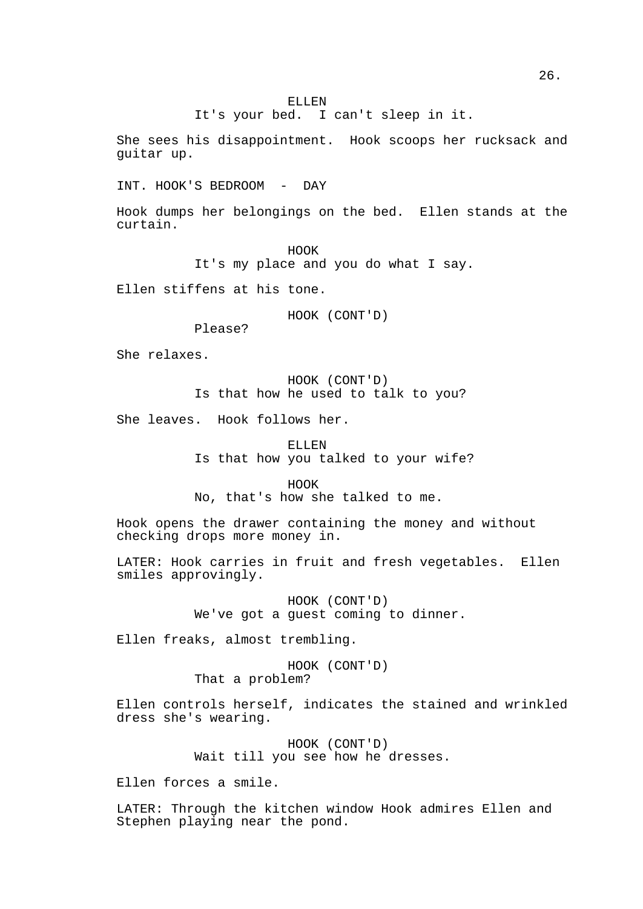ELLEN
It's your bed. I can't sleep in it.

She sees his disappointment. Hook scoops her rucksack and guitar up.

INT. HOOK'S BEDROOM - DAY

Hook dumps her belongings on the bed. Ellen stands at the curtain.

HOOK
It's my place and you do what I say.

Ellen stiffens at his tone.

HOOK (CONT'D)
Please?

She relaxes.

HOOK (CONT'D)
Is that how he used to talk to you?

She leaves. Hook follows her.

ELLEN
Is that how you talked to your wife?

HOOK
No, that's how she talked to me.

Hook opens the drawer containing the money and without checking drops more money in.

LATER: Hook carries in fruit and fresh vegetables. Ellen smiles approvingly.

HOOK (CONT'D)
We've got a guest coming to dinner.

Ellen freaks, almost trembling.

HOOK (CONT'D)
That a problem?

Ellen controls herself, indicates the stained and wrinkled dress she's wearing.

HOOK (CONT'D)
Wait till you see how he dresses.

Ellen forces a smile.

LATER: Through the kitchen window Hook admires Ellen and Stephen playing near the pond.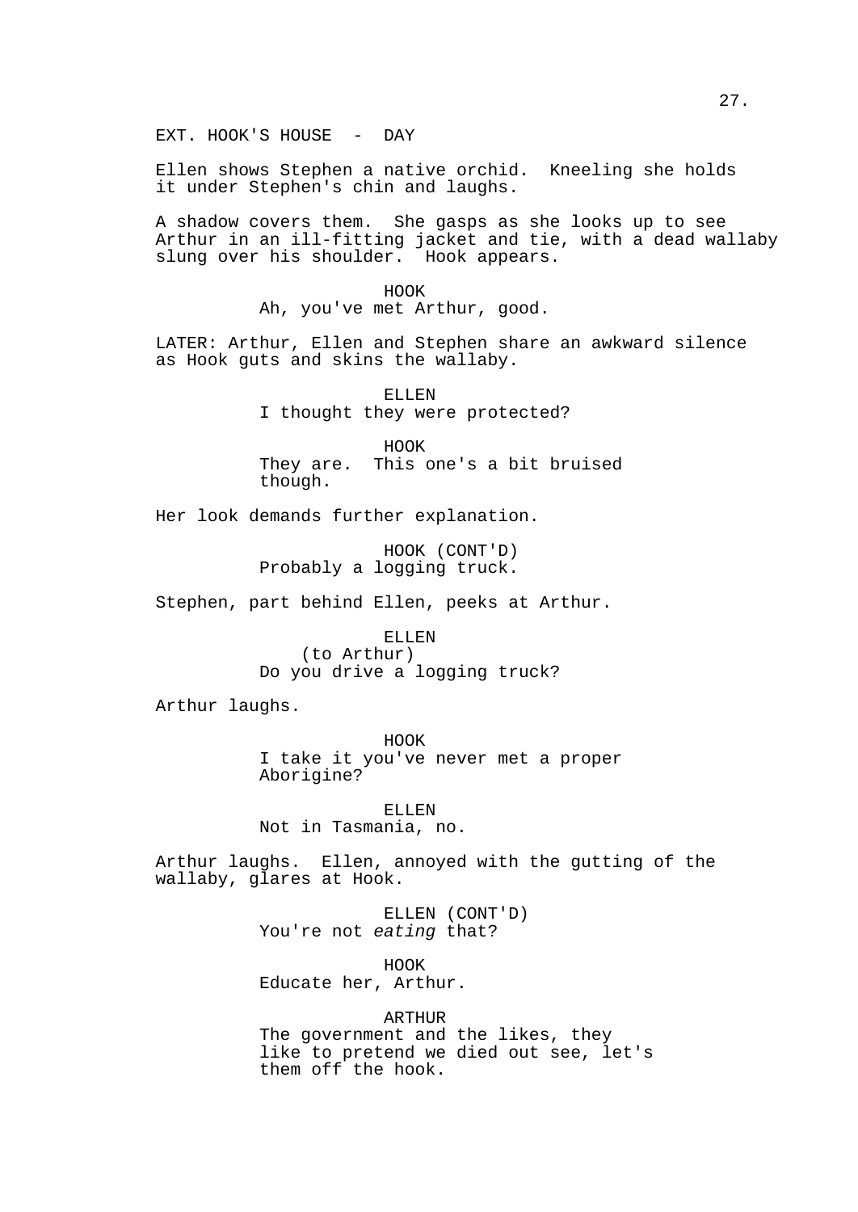EXT. HOOK'S HOUSE - DAY

Ellen shows Stephen a native orchid. Kneeling she holds it under Stephen's chin and laughs.

A shadow covers them. She gasps as she looks up to see Arthur in an ill-fitting jacket and tie, with a dead wallaby slung over his shoulder. Hook appears.

HOOK
Ah, you've met Arthur, good.

LATER: Arthur, Ellen and Stephen share an awkward silence as Hook guts and skins the wallaby.

ELLEN
I thought they were protected?

HOOK
They are. This one's a bit bruised though.

Her look demands further explanation.

HOOK (CONT'D)
Probably a logging truck.

Stephen, part behind Ellen, peeks at Arthur.

ELLEN
(to Arthur)
Do you drive a logging truck?

Arthur laughs.

HOOK
I take it you've never met a proper Aborigine?

ELLEN
Not in Tasmania, no.

Arthur laughs. Ellen, annoyed with the gutting of the wallaby, glares at Hook.

ELLEN (CONT'D)
You're not *eating* that?

HOOK
Educate her, Arthur.

ARTHUR
The government and the likes, they like to pretend we died out see, let's them off the hook.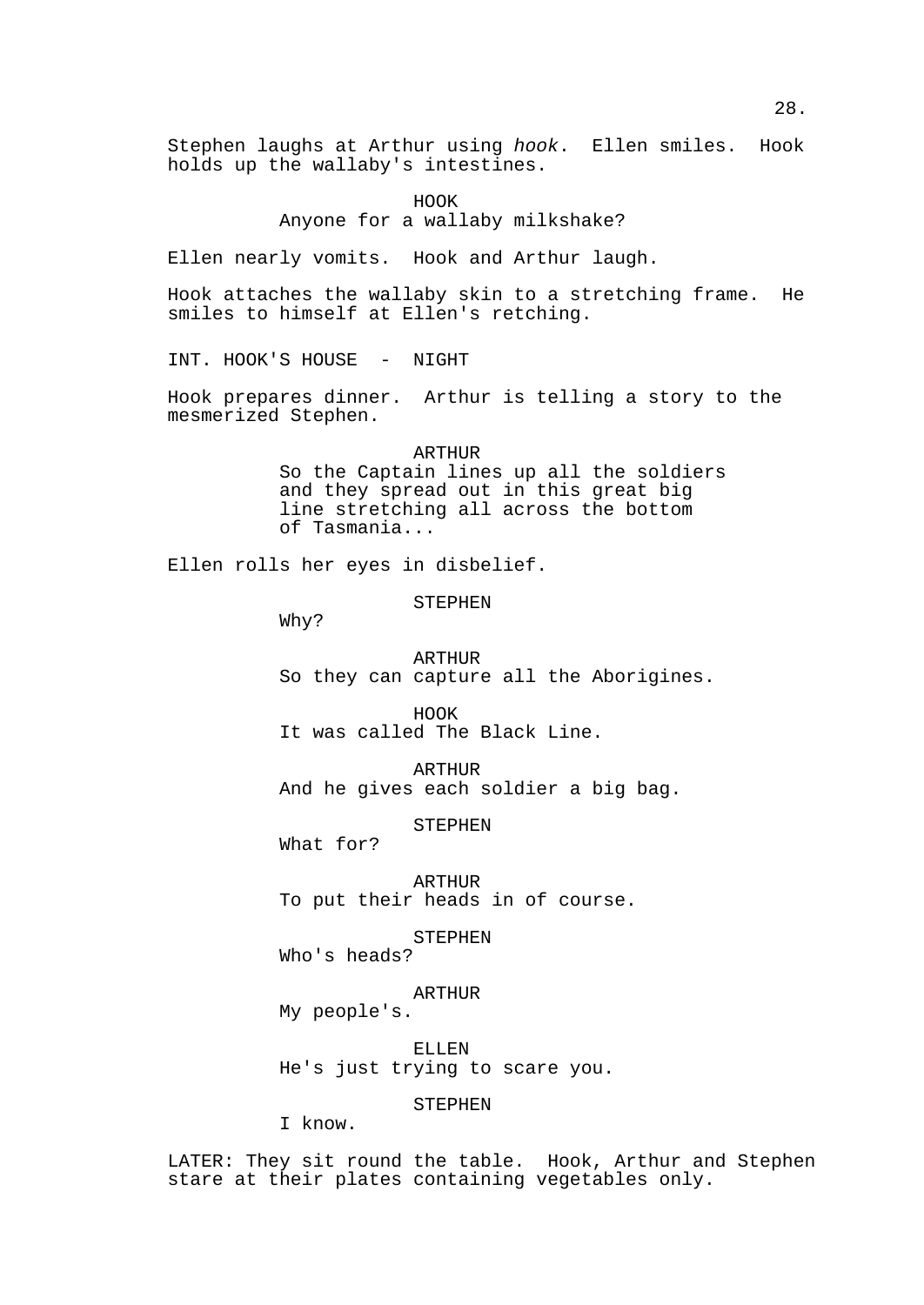Stephen laughs at Arthur using *hook*. Ellen smiles. Hook holds up the wallaby's intestines.

HOOK
Anyone for a wallaby milkshake?

Ellen nearly vomits. Hook and Arthur laugh.

Hook attaches the wallaby skin to a stretching frame. He smiles to himself at Ellen's retching.

INT. HOOK'S HOUSE - NIGHT

Hook prepares dinner. Arthur is telling a story to the mesmerized Stephen.

ARTHUR
So the Captain lines up all the soldiers and they spread out in this great big line stretching all across the bottom of Tasmania...

Ellen rolls her eyes in disbelief.

STEPHEN
Why?

ARTHUR
So they can capture all the Aborigines.

HOOK
It was called The Black Line.

ARTHUR
And he gives each soldier a big bag.

STEPHEN
What for?

ARTHUR
To put their heads in of course.

STEPHEN
Who's heads?

ARTHUR
My people's.

ELLEN
He's just trying to scare you.

STEPHEN
I know.

LATER: They sit round the table. Hook, Arthur and Stephen stare at their plates containing vegetables only.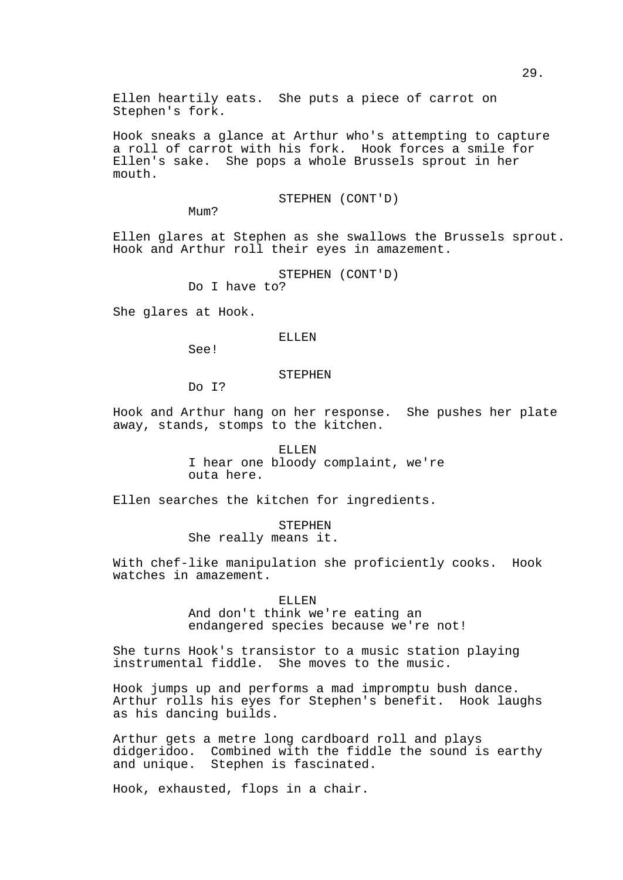Ellen heartily eats. She puts a piece of carrot on Stephen's fork.

Hook sneaks a glance at Arthur who's attempting to capture a roll of carrot with his fork. Hook forces a smile for Ellen's sake. She pops a whole Brussels sprout in her mouth.

STEPHEN (CONT'D)
Mum?

Ellen glares at Stephen as she swallows the Brussels sprout. Hook and Arthur roll their eyes in amazement.

STEPHEN (CONT'D)
Do I have to?

She glares at Hook.

ELLEN
See!

STEPHEN
Do I?

Hook and Arthur hang on her response. She pushes her plate away, stands, stomps to the kitchen.

ELLEN
I hear one bloody complaint, we're outa here.

Ellen searches the kitchen for ingredients.

STEPHEN
She really means it.

With chef-like manipulation she proficiently cooks. Hook watches in amazement.

ELLEN
And don't think we're eating an endangered species because we're not!

She turns Hook's transistor to a music station playing instrumental fiddle. She moves to the music.

Hook jumps up and performs a mad impromptu bush dance. Arthur rolls his eyes for Stephen's benefit. Hook laughs as his dancing builds.

Arthur gets a metre long cardboard roll and plays didgeridoo. Combined with the fiddle the sound is earthy and unique. Stephen is fascinated.

Hook, exhausted, flops in a chair.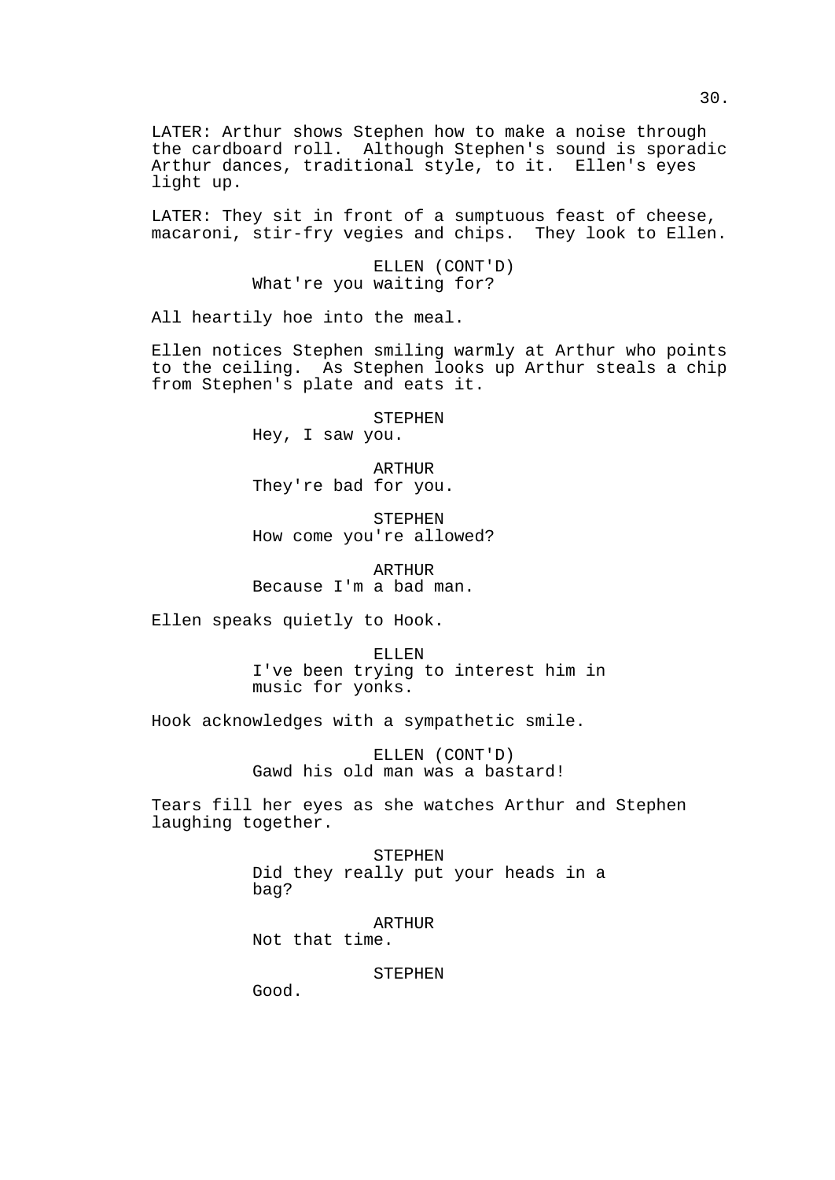LATER: Arthur shows Stephen how to make a noise through the cardboard roll. Although Stephen's sound is sporadic Arthur dances, traditional style, to it. Ellen's eyes light up.

LATER: They sit in front of a sumptuous feast of cheese, macaroni, stir-fry vegies and chips. They look to Ellen.

ELLEN (CONT'D)
What're you waiting for?

All heartily hoe into the meal.

Ellen notices Stephen smiling warmly at Arthur who points to the ceiling. As Stephen looks up Arthur steals a chip from Stephen's plate and eats it.

STEPHEN
Hey, I saw you.

ARTHUR
They're bad for you.

STEPHEN
How come you're allowed?

ARTHUR
Because I'm a bad man.

Ellen speaks quietly to Hook.

ELLEN
I've been trying to interest him in music for yonks.

Hook acknowledges with a sympathetic smile.

ELLEN (CONT'D)
Gawd his old man was a bastard!

Tears fill her eyes as she watches Arthur and Stephen laughing together.

STEPHEN
Did they really put your heads in a bag?

ARTHUR
Not that time.

STEPHEN
Good.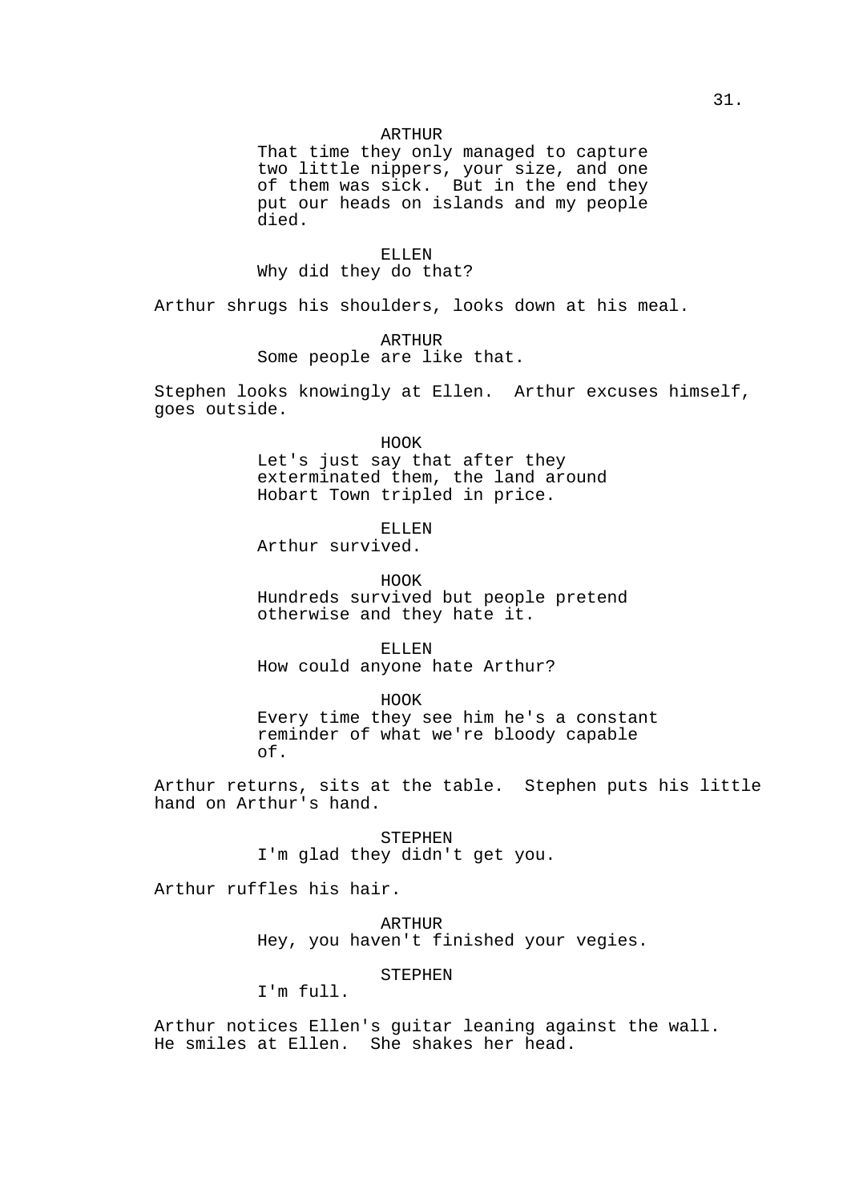ARTHUR
That time they only managed to capture two little nippers, your size, and one of them was sick. But in the end they put our heads on islands and my people died.

ELLEN
Why did they do that?

Arthur shrugs his shoulders, looks down at his meal.

ARTHUR
Some people are like that.

Stephen looks knowingly at Ellen. Arthur excuses himself, goes outside.

HOOK
Let's just say that after they exterminated them, the land around Hobart Town tripled in price.

ELLEN
Arthur survived.

HOOK
Hundreds survived but people pretend otherwise and they hate it.

ELLEN
How could anyone hate Arthur?

HOOK
Every time they see him he's a constant reminder of what we're bloody capable of.

Arthur returns, sits at the table. Stephen puts his little hand on Arthur's hand.

STEPHEN
I'm glad they didn't get you.

Arthur ruffles his hair.

ARTHUR
Hey, you haven't finished your vegies.

STEPHEN
I'm full.

Arthur notices Ellen's guitar leaning against the wall. He smiles at Ellen. She shakes her head.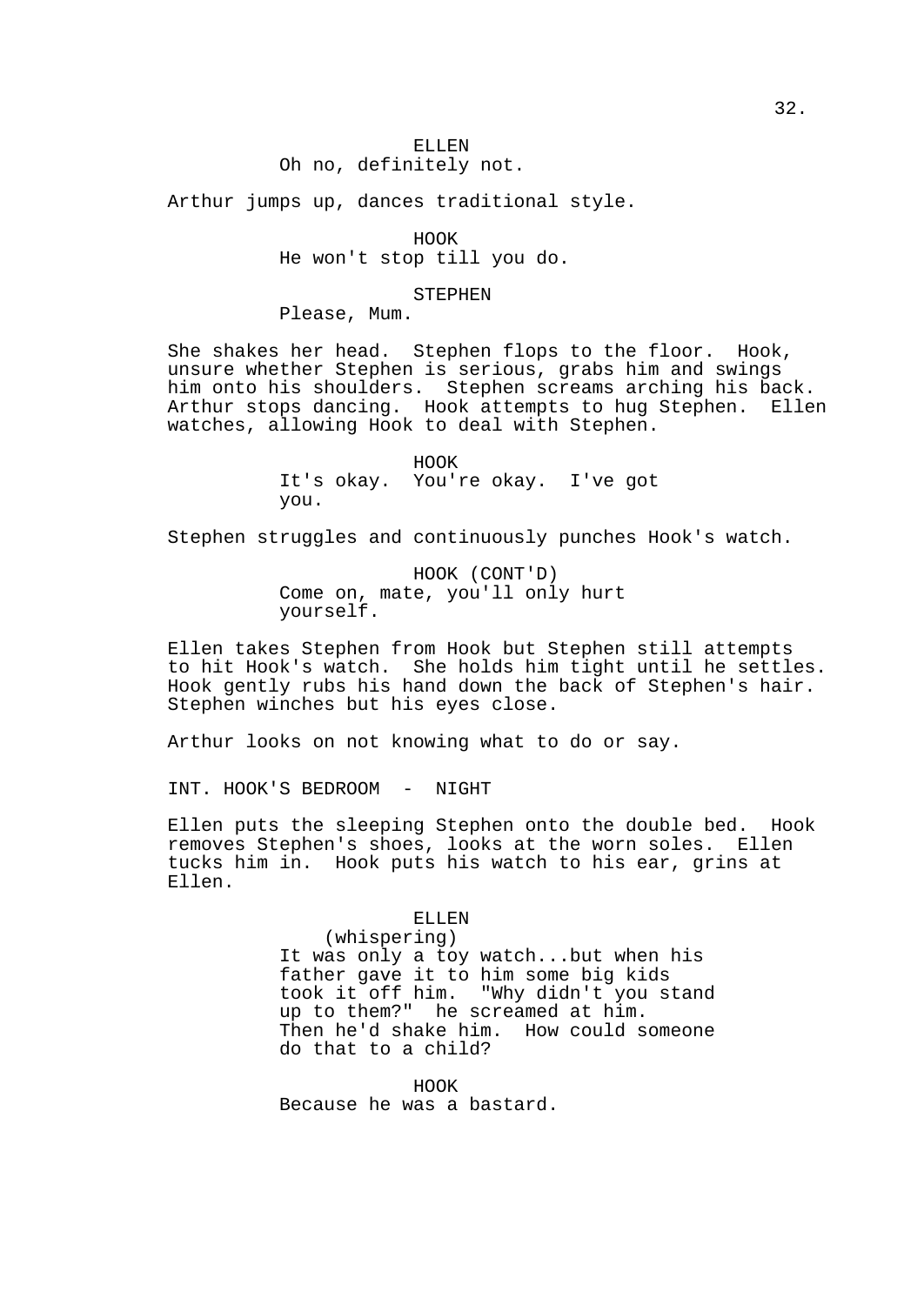ELLEN
Oh no, definitely not.

Arthur jumps up, dances traditional style.

HOOK
He won't stop till you do.

STEPHEN
Please, Mum.

She shakes her head. Stephen flops to the floor. Hook, unsure whether Stephen is serious, grabs him and swings him onto his shoulders. Stephen screams arching his back. Arthur stops dancing. Hook attempts to hug Stephen. Ellen watches, allowing Hook to deal with Stephen.

HOOK
It's okay. You're okay. I've got you.

Stephen struggles and continuously punches Hook's watch.

HOOK (CONT'D)
Come on, mate, you'll only hurt yourself.

Ellen takes Stephen from Hook but Stephen still attempts to hit Hook's watch. She holds him tight until he settles. Hook gently rubs his hand down the back of Stephen's hair. Stephen winches but his eyes close.

Arthur looks on not knowing what to do or say.

INT. HOOK'S BEDROOM - NIGHT

Ellen puts the sleeping Stephen onto the double bed. Hook removes Stephen's shoes, looks at the worn soles. Ellen tucks him in. Hook puts his watch to his ear, grins at Ellen.

ELLEN
(whispering)
It was only a toy watch...but when his father gave it to him some big kids took it off him. "Why didn't you stand up to them?" he screamed at him. Then he'd shake him. How could someone do that to a child?

HOOK
Because he was a bastard.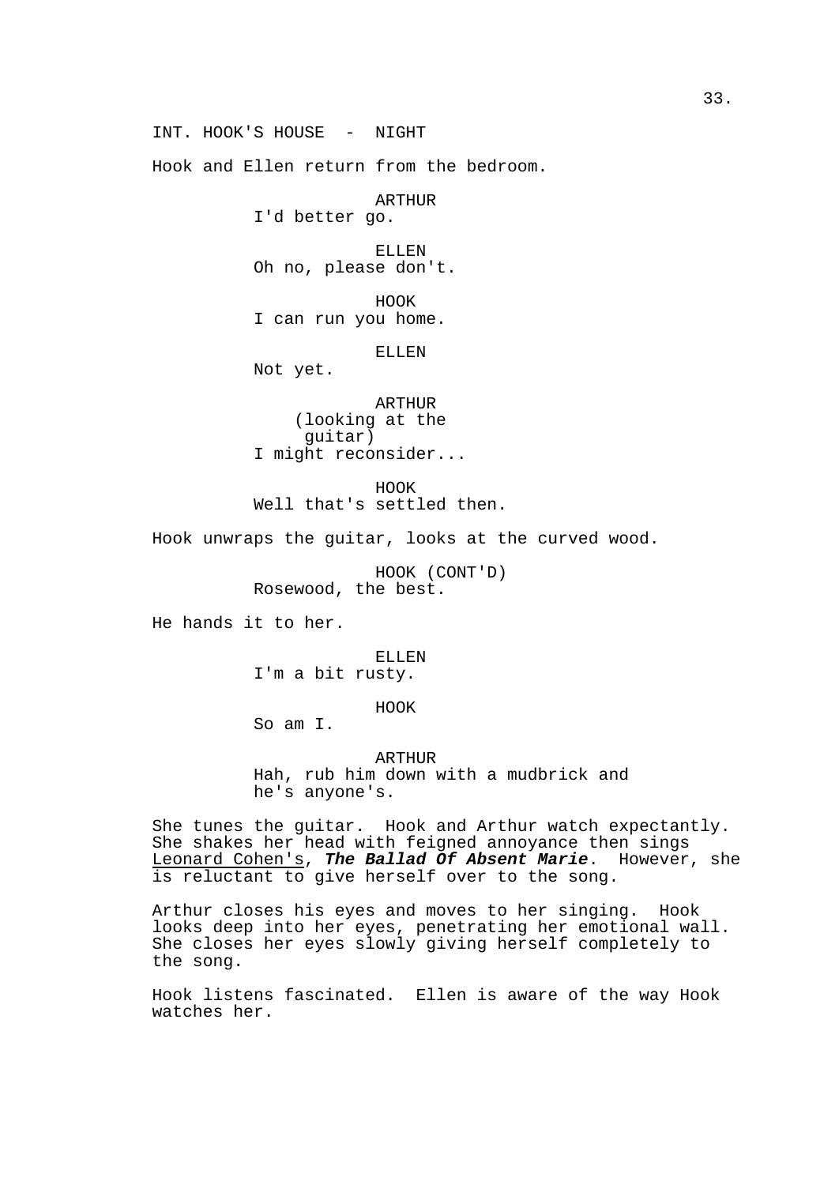INT. HOOK'S HOUSE - NIGHT

Hook and Ellen return from the bedroom.

ARTHUR
I'd better go.

ELLEN
Oh no, please don't.

HOOK
I can run you home.

ELLEN
Not yet.

ARTHUR
(looking at the guitar)
I might reconsider...

HOOK
Well that's settled then.

Hook unwraps the guitar, looks at the curved wood.

HOOK (CONT'D)
Rosewood, the best.

He hands it to her.

ELLEN
I'm a bit rusty.

HOOK
So am I.

ARTHUR
Hah, rub him down with a mudbrick and he's anyone's.

She tunes the guitar. Hook and Arthur watch expectantly. She shakes her head with feigned annoyance then sings Leonard Cohen's, ***The Ballad Of Absent Marie***. However, she is reluctant to give herself over to the song.

Arthur closes his eyes and moves to her singing. Hook looks deep into her eyes, penetrating her emotional wall. She closes her eyes slowly giving herself completely to the song.

Hook listens fascinated. Ellen is aware of the way Hook watches her.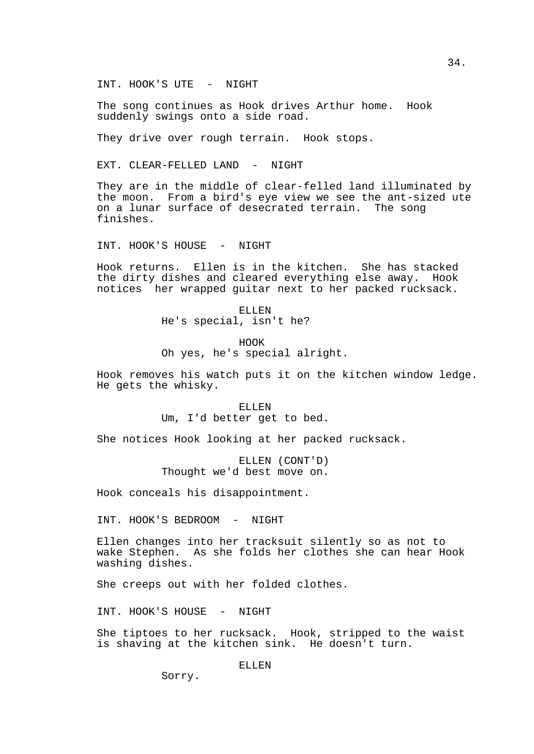INT. HOOK'S UTE - NIGHT

The song continues as Hook drives Arthur home. Hook suddenly swings onto a side road.

They drive over rough terrain. Hook stops.

EXT. CLEAR-FELLED LAND - NIGHT

They are in the middle of clear-felled land illuminated by the moon. From a bird's eye view we see the ant-sized ute on a lunar surface of desecrated terrain. The song finishes.

INT. HOOK'S HOUSE - NIGHT

Hook returns. Ellen is in the kitchen. She has stacked the dirty dishes and cleared everything else away. Hook notices her wrapped guitar next to her packed rucksack.

ELLEN
He's special, isn't he?

HOOK
Oh yes, he's special alright.

Hook removes his watch puts it on the kitchen window ledge. He gets the whisky.

ELLEN
Um, I'd better get to bed.

She notices Hook looking at her packed rucksack.

ELLEN (CONT'D)
Thought we'd best move on.

Hook conceals his disappointment.

INT. HOOK'S BEDROOM - NIGHT

Ellen changes into her tracksuit silently so as not to wake Stephen. As she folds her clothes she can hear Hook washing dishes.

She creeps out with her folded clothes.

INT. HOOK'S HOUSE - NIGHT

She tiptoes to her rucksack. Hook, stripped to the waist is shaving at the kitchen sink. He doesn't turn.

ELLEN
Sorry.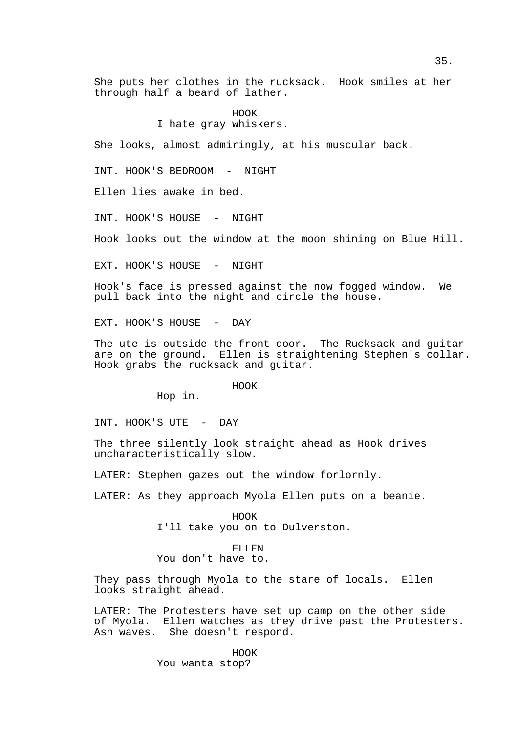She puts her clothes in the rucksack. Hook smiles at her through half a beard of lather.

HOOK
I hate gray whiskers.

She looks, almost admiringly, at his muscular back.

INT. HOOK'S BEDROOM - NIGHT

Ellen lies awake in bed.

INT. HOOK'S HOUSE - NIGHT

Hook looks out the window at the moon shining on Blue Hill.

EXT. HOOK'S HOUSE - NIGHT

Hook's face is pressed against the now fogged window. We pull back into the night and circle the house.

EXT. HOOK'S HOUSE - DAY

The ute is outside the front door. The Rucksack and guitar are on the ground. Ellen is straightening Stephen's collar. Hook grabs the rucksack and guitar.

HOOK
Hop in.

INT. HOOK'S UTE - DAY

The three silently look straight ahead as Hook drives uncharacteristically slow.

LATER: Stephen gazes out the window forlornly.

LATER: As they approach Myola Ellen puts on a beanie.

HOOK
I'll take you on to Dulverston.

ELLEN
You don't have to.

They pass through Myola to the stare of locals. Ellen looks straight ahead.

LATER: The Protesters have set up camp on the other side of Myola. Ellen watches as they drive past the Protesters. Ash waves. She doesn't respond.

HOOK
You wanta stop?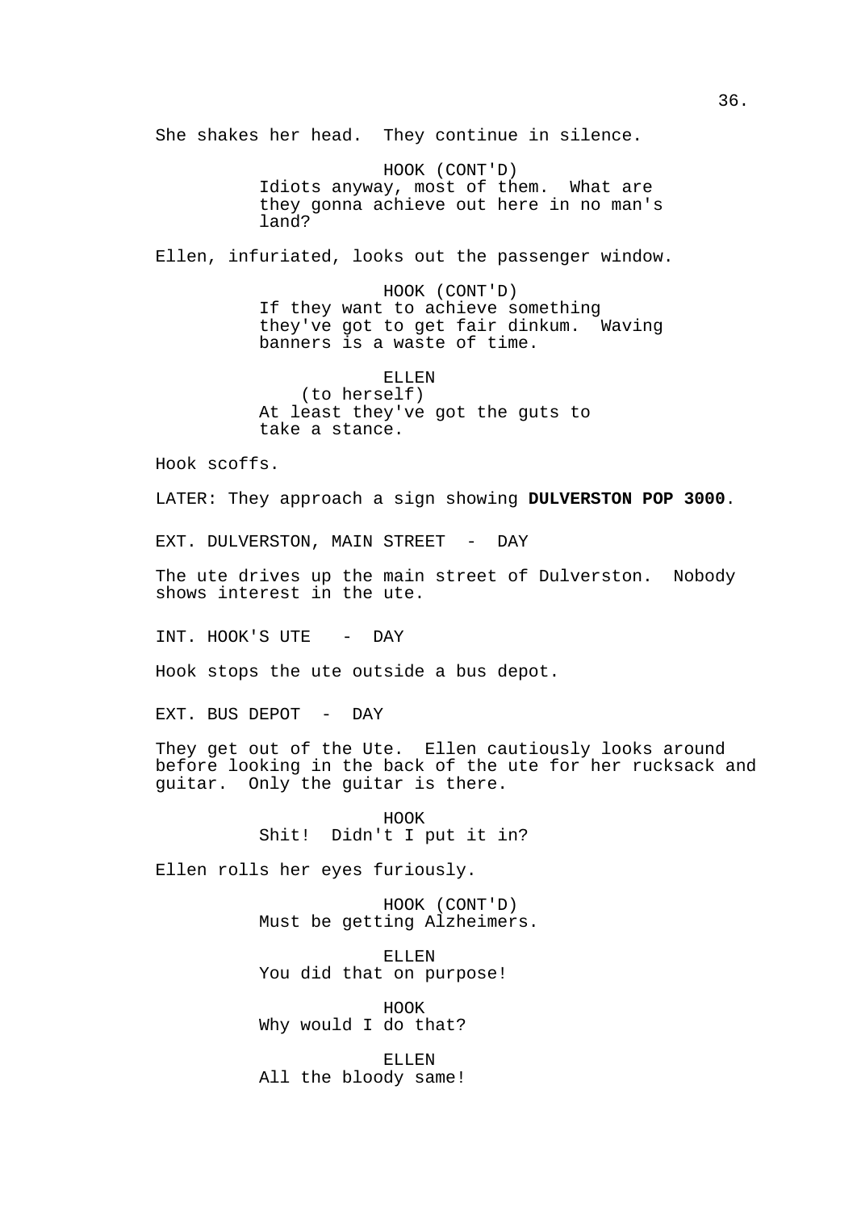She shakes her head.  They continue in silence.

HOOK (CONT'D)
Idiots anyway, most of them.  What are they gonna achieve out here in no man's land?

Ellen, infuriated, looks out the passenger window.

HOOK (CONT'D)
If they want to achieve something they've got to get fair dinkum.  Waving banners is a waste of time.

ELLEN
(to herself)
At least they've got the guts to take a stance.

Hook scoffs.

LATER: They approach a sign showing **DULVERSTON POP 3000**.

EXT. DULVERSTON, MAIN STREET  -  DAY

The ute drives up the main street of Dulverston.  Nobody shows interest in the ute.

INT. HOOK'S UTE   -  DAY

Hook stops the ute outside a bus depot.

EXT. BUS DEPOT  -  DAY

They get out of the Ute.  Ellen cautiously looks around before looking in the back of the ute for her rucksack and guitar.  Only the guitar is there.

HOOK
Shit!  Didn't I put it in?

Ellen rolls her eyes furiously.

HOOK (CONT'D)
Must be getting Alzheimers.

ELLEN
You did that on purpose!

HOOK
Why would I do that?

ELLEN
All the bloody same!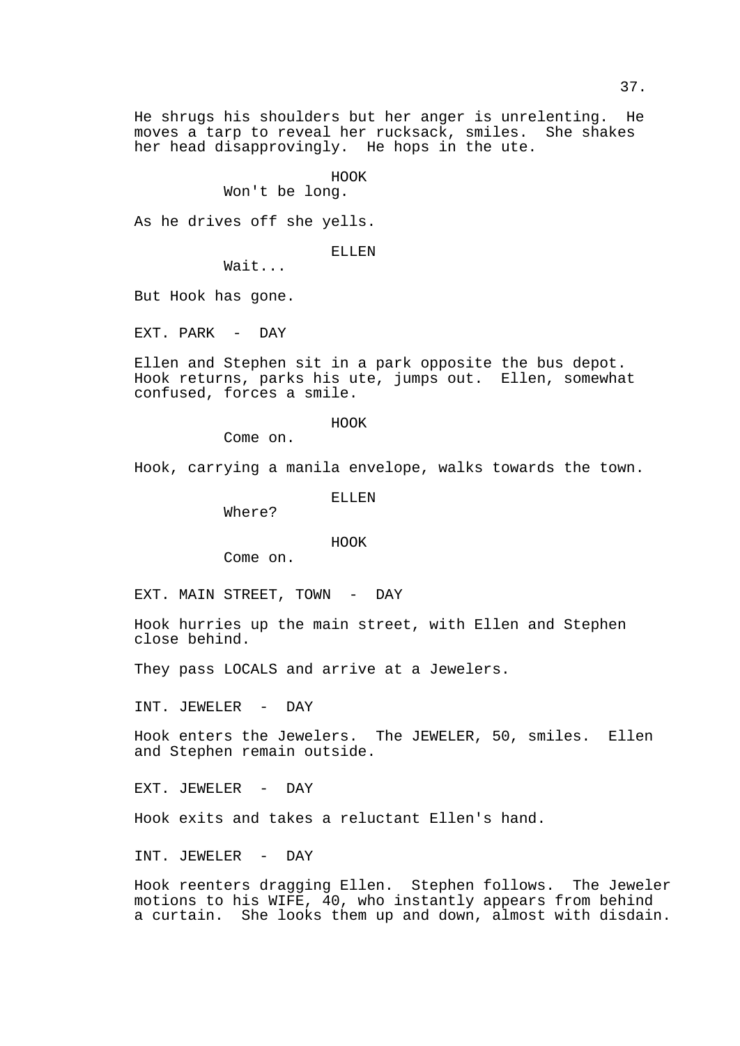He shrugs his shoulders but her anger is unrelenting. He moves a tarp to reveal her rucksack, smiles. She shakes her head disapprovingly. He hops in the ute.

HOOK
Won't be long.

As he drives off she yells.

ELLEN
Wait...

But Hook has gone.

EXT. PARK - DAY

Ellen and Stephen sit in a park opposite the bus depot. Hook returns, parks his ute, jumps out. Ellen, somewhat confused, forces a smile.

HOOK
Come on.

Hook, carrying a manila envelope, walks towards the town.

ELLEN
Where?

HOOK
Come on.

EXT. MAIN STREET, TOWN - DAY

Hook hurries up the main street, with Ellen and Stephen close behind.

They pass LOCALS and arrive at a Jewelers.

INT. JEWELER - DAY

Hook enters the Jewelers. The JEWELER, 50, smiles. Ellen and Stephen remain outside.

EXT. JEWELER - DAY

Hook exits and takes a reluctant Ellen's hand.

INT. JEWELER - DAY

Hook reenters dragging Ellen. Stephen follows. The Jeweler motions to his WIFE, 40, who instantly appears from behind a curtain. She looks them up and down, almost with disdain.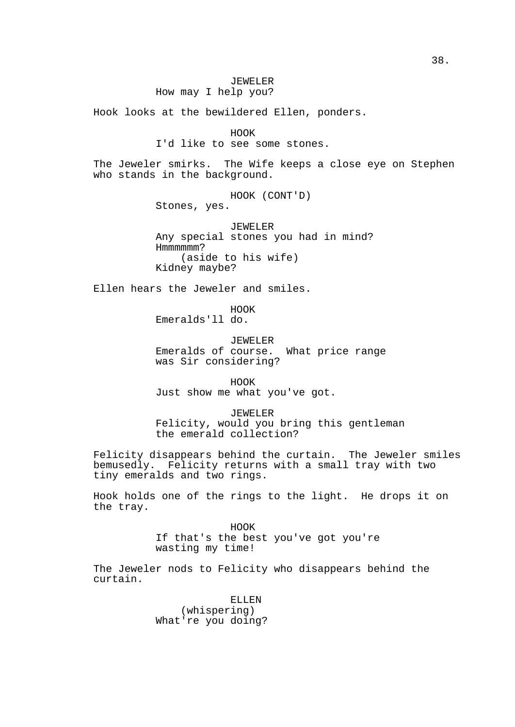JEWELER
How may I help you?

Hook looks at the bewildered Ellen, ponders.

HOOK
I'd like to see some stones.

The Jeweler smirks. The Wife keeps a close eye on Stephen who stands in the background.

HOOK (CONT'D)
Stones, yes.

JEWELER
Any special stones you had in mind? Hmmmmmm?
(aside to his wife)
Kidney maybe?

Ellen hears the Jeweler and smiles.

HOOK
Emeralds'll do.

JEWELER
Emeralds of course. What price range was Sir considering?

HOOK
Just show me what you've got.

JEWELER
Felicity, would you bring this gentleman the emerald collection?

Felicity disappears behind the curtain. The Jeweler smiles bemusedly. Felicity returns with a small tray with two tiny emeralds and two rings.

Hook holds one of the rings to the light. He drops it on the tray.

HOOK
If that's the best you've got you're wasting my time!

The Jeweler nods to Felicity who disappears behind the curtain.

ELLEN
(whispering)
What're you doing?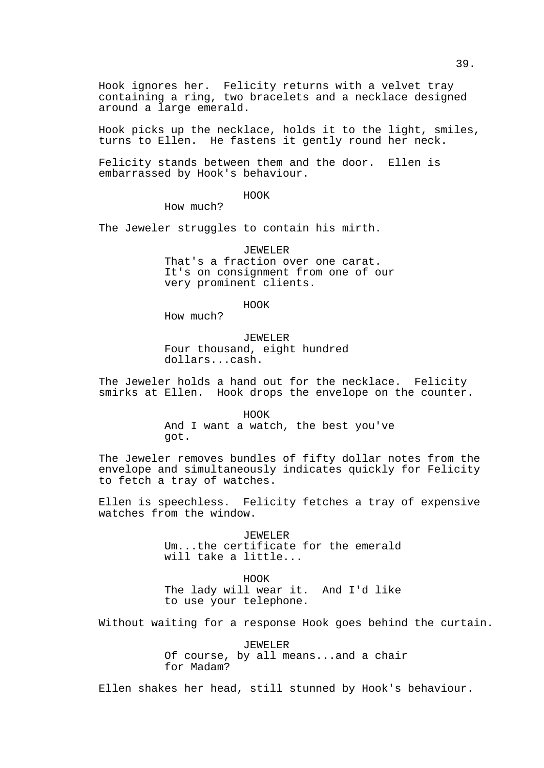Hook ignores her. Felicity returns with a velvet tray containing a ring, two bracelets and a necklace designed around a large emerald.

Hook picks up the necklace, holds it to the light, smiles, turns to Ellen. He fastens it gently round her neck.

Felicity stands between them and the door. Ellen is embarrassed by Hook's behaviour.

HOOK
How much?

The Jeweler struggles to contain his mirth.

JEWELER
That's a fraction over one carat. It's on consignment from one of our very prominent clients.

HOOK
How much?

JEWELER
Four thousand, eight hundred dollars...cash.

The Jeweler holds a hand out for the necklace. Felicity smirks at Ellen. Hook drops the envelope on the counter.

HOOK
And I want a watch, the best you've got.

The Jeweler removes bundles of fifty dollar notes from the envelope and simultaneously indicates quickly for Felicity to fetch a tray of watches.

Ellen is speechless. Felicity fetches a tray of expensive watches from the window.

JEWELER
Um...the certificate for the emerald will take a little...

HOOK
The lady will wear it. And I'd like to use your telephone.

Without waiting for a response Hook goes behind the curtain.

JEWELER
Of course, by all means...and a chair for Madam?

Ellen shakes her head, still stunned by Hook's behaviour.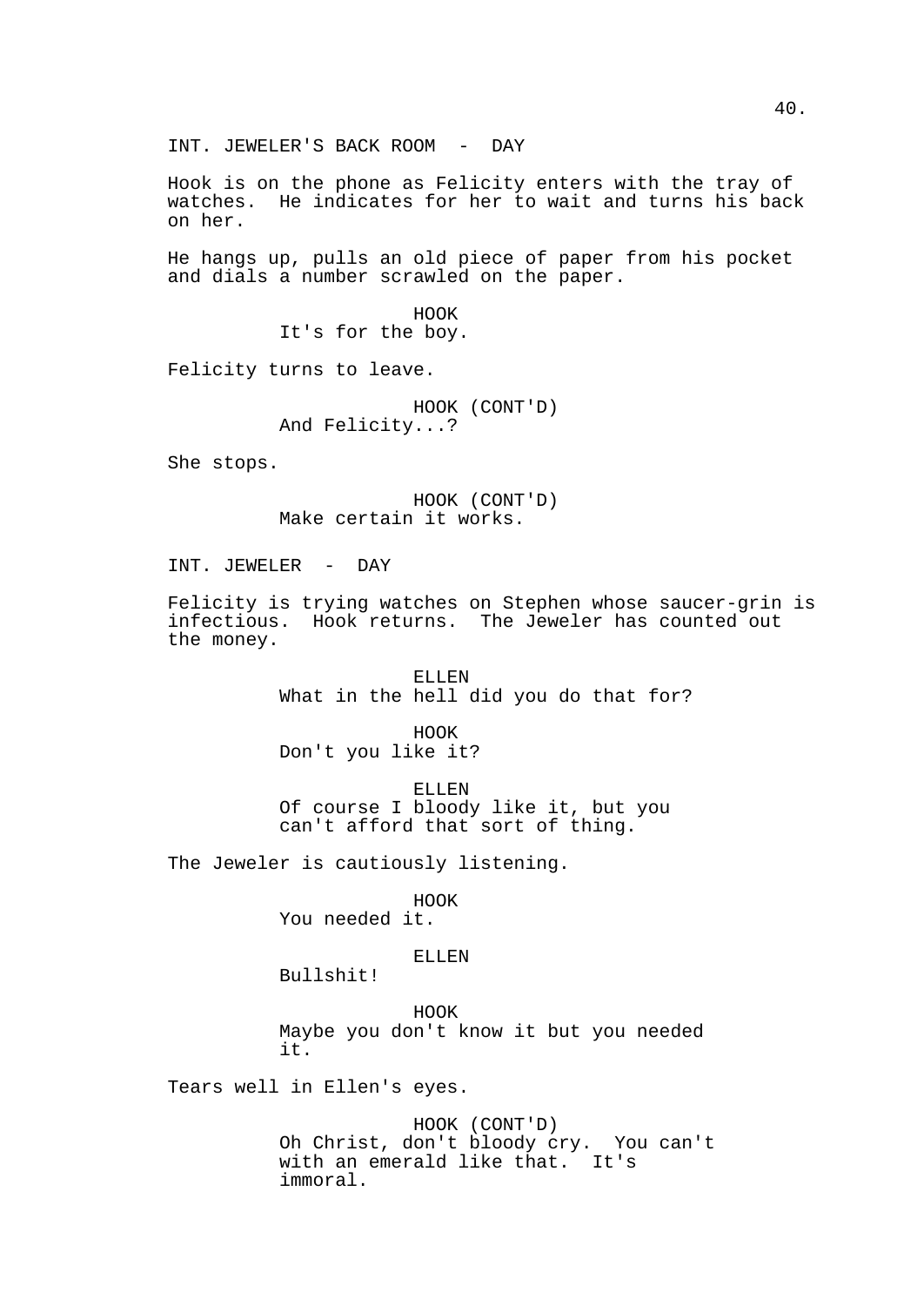INT. JEWELER'S BACK ROOM - DAY

Hook is on the phone as Felicity enters with the tray of watches. He indicates for her to wait and turns his back on her.

He hangs up, pulls an old piece of paper from his pocket and dials a number scrawled on the paper.

HOOK
It's for the boy.

Felicity turns to leave.

HOOK (CONT'D)
And Felicity...?

She stops.

HOOK (CONT'D)
Make certain it works.

INT. JEWELER - DAY

Felicity is trying watches on Stephen whose saucer-grin is infectious. Hook returns. The Jeweler has counted out the money.

ELLEN
What in the hell did you do that for?

HOOK
Don't you like it?

ELLEN
Of course I bloody like it, but you can't afford that sort of thing.

The Jeweler is cautiously listening.

HOOK
You needed it.

ELLEN
Bullshit!

HOOK
Maybe you don't know it but you needed it.

Tears well in Ellen's eyes.

HOOK (CONT'D)
Oh Christ, don't bloody cry. You can't with an emerald like that. It's immoral.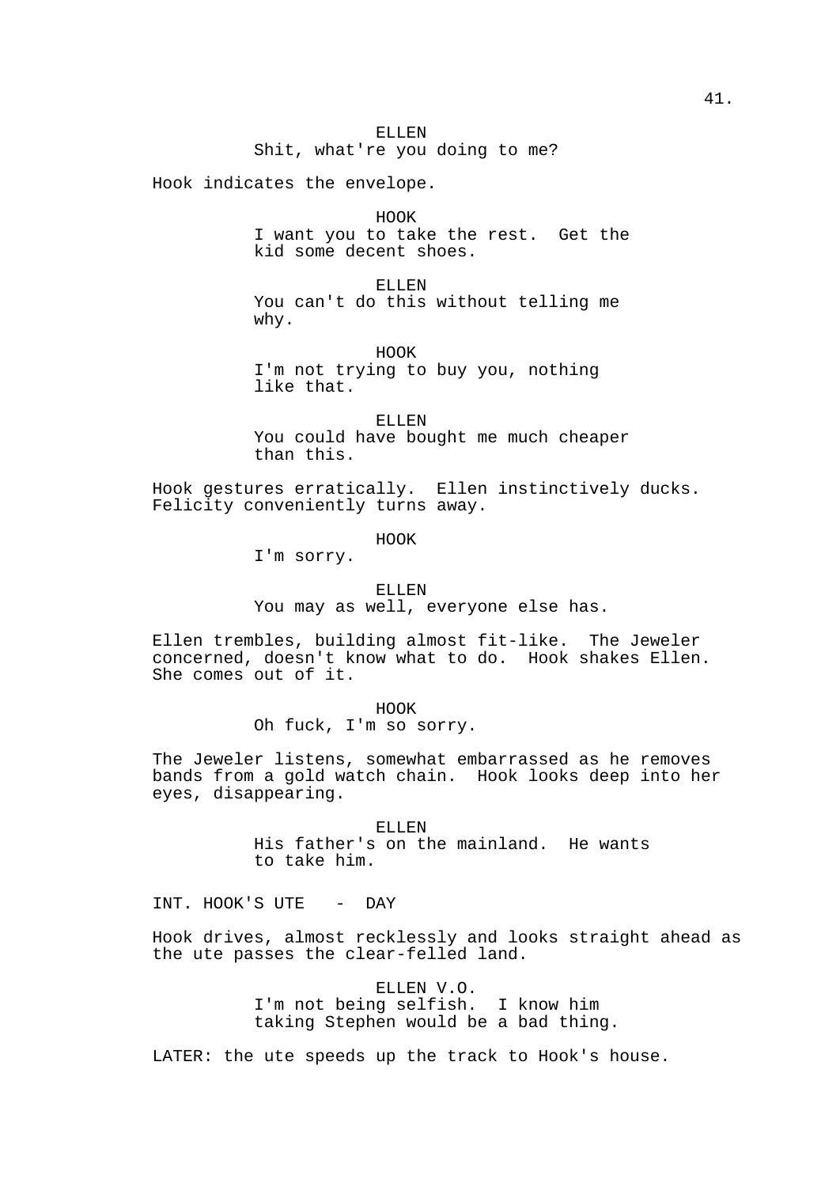ELLEN
Shit, what're you doing to me?

Hook indicates the envelope.

HOOK
I want you to take the rest. Get the kid some decent shoes.

ELLEN
You can't do this without telling me why.

HOOK
I'm not trying to buy you, nothing like that.

ELLEN
You could have bought me much cheaper than this.

Hook gestures erratically. Ellen instinctively ducks. Felicity conveniently turns away.

HOOK
I'm sorry.

ELLEN
You may as well, everyone else has.

Ellen trembles, building almost fit-like. The Jeweler concerned, doesn't know what to do. Hook shakes Ellen. She comes out of it.

HOOK
Oh fuck, I'm so sorry.

The Jeweler listens, somewhat embarrassed as he removes bands from a gold watch chain. Hook looks deep into her eyes, disappearing.

ELLEN
His father's on the mainland. He wants to take him.

INT. HOOK'S UTE - DAY

Hook drives, almost recklessly and looks straight ahead as the ute passes the clear-felled land.

ELLEN V.O.
I'm not being selfish. I know him taking Stephen would be a bad thing.

LATER: the ute speeds up the track to Hook's house.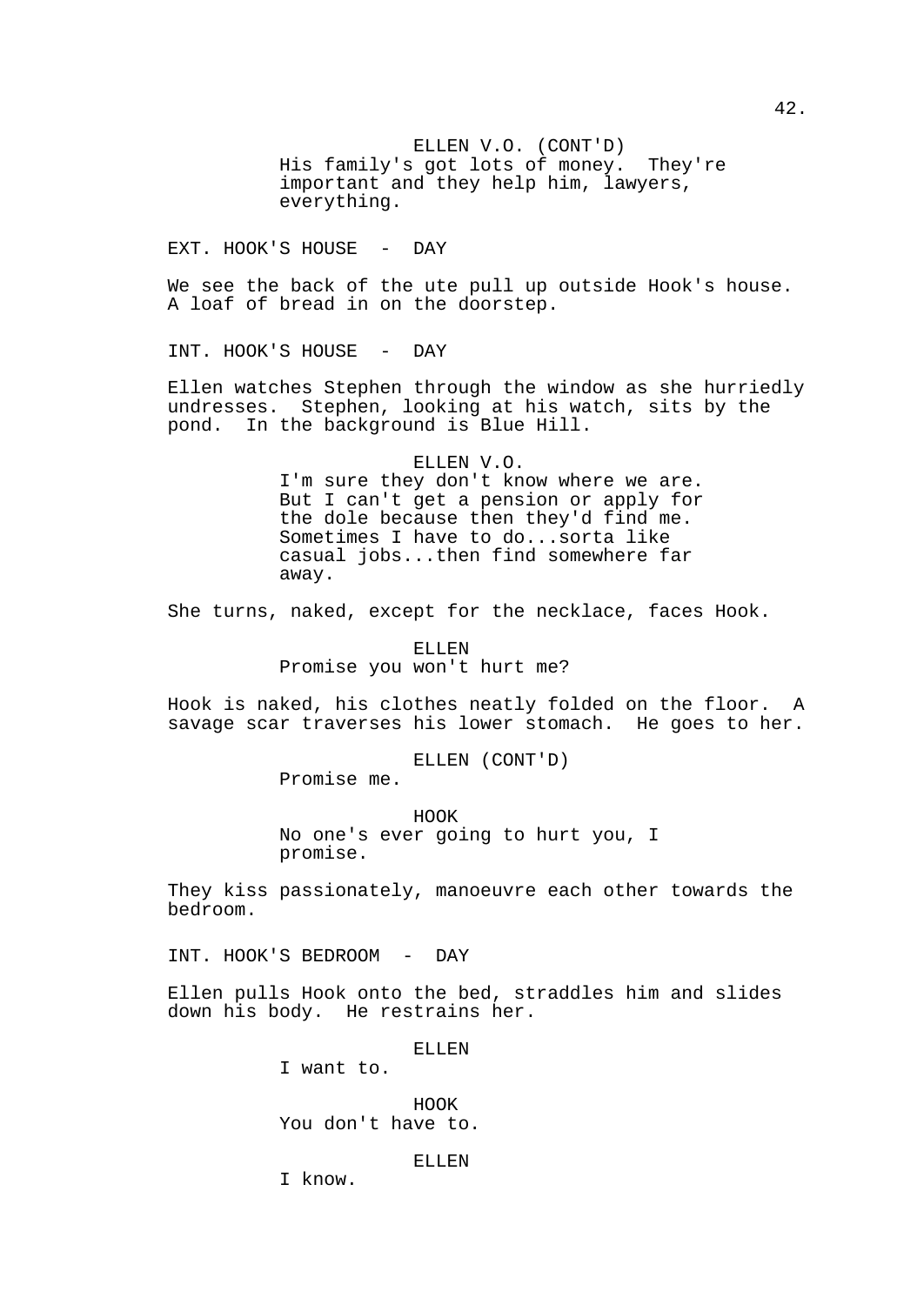ELLEN V.O. (CONT'D)
His family's got lots of money. They're important and they help him, lawyers, everything.

EXT. HOOK'S HOUSE - DAY

We see the back of the ute pull up outside Hook's house. A loaf of bread in on the doorstep.

INT. HOOK'S HOUSE - DAY

Ellen watches Stephen through the window as she hurriedly undresses. Stephen, looking at his watch, sits by the pond. In the background is Blue Hill.

ELLEN V.O.
I'm sure they don't know where we are. But I can't get a pension or apply for the dole because then they'd find me. Sometimes I have to do...sorta like casual jobs...then find somewhere far away.

She turns, naked, except for the necklace, faces Hook.

ELLEN
Promise you won't hurt me?

Hook is naked, his clothes neatly folded on the floor. A savage scar traverses his lower stomach. He goes to her.

ELLEN (CONT'D)
Promise me.

HOOK
No one's ever going to hurt you, I promise.

They kiss passionately, manoeuvre each other towards the bedroom.

INT. HOOK'S BEDROOM - DAY

Ellen pulls Hook onto the bed, straddles him and slides down his body. He restrains her.

ELLEN
I want to.

HOOK
You don't have to.

ELLEN
I know.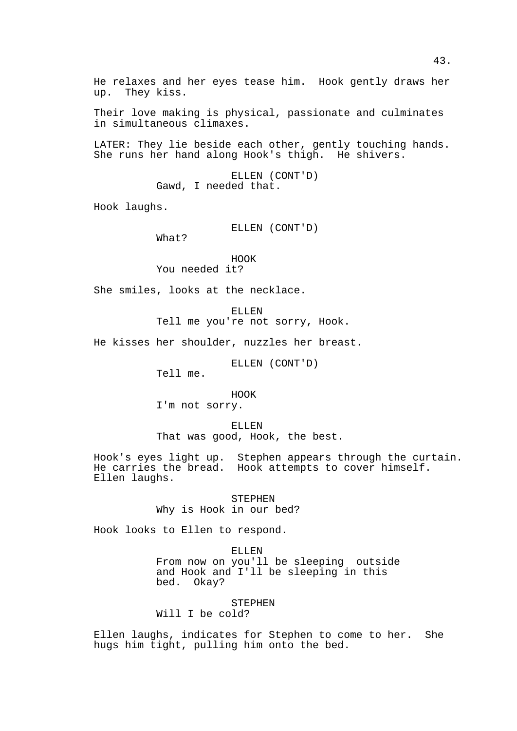He relaxes and her eyes tease him. Hook gently draws her up. They kiss.

Their love making is physical, passionate and culminates in simultaneous climaxes.

LATER: They lie beside each other, gently touching hands. She runs her hand along Hook's thigh. He shivers.

ELLEN (CONT'D)
Gawd, I needed that.

Hook laughs.

ELLEN (CONT'D)
What?

HOOK
You needed it?

She smiles, looks at the necklace.

ELLEN
Tell me you're not sorry, Hook.

He kisses her shoulder, nuzzles her breast.

ELLEN (CONT'D)
Tell me.

HOOK
I'm not sorry.

ELLEN
That was good, Hook, the best.

Hook's eyes light up. Stephen appears through the curtain. He carries the bread. Hook attempts to cover himself. Ellen laughs.

STEPHEN
Why is Hook in our bed?

Hook looks to Ellen to respond.

ELLEN
From now on you'll be sleeping outside and Hook and I'll be sleeping in this bed. Okay?

STEPHEN
Will I be cold?

Ellen laughs, indicates for Stephen to come to her. She hugs him tight, pulling him onto the bed.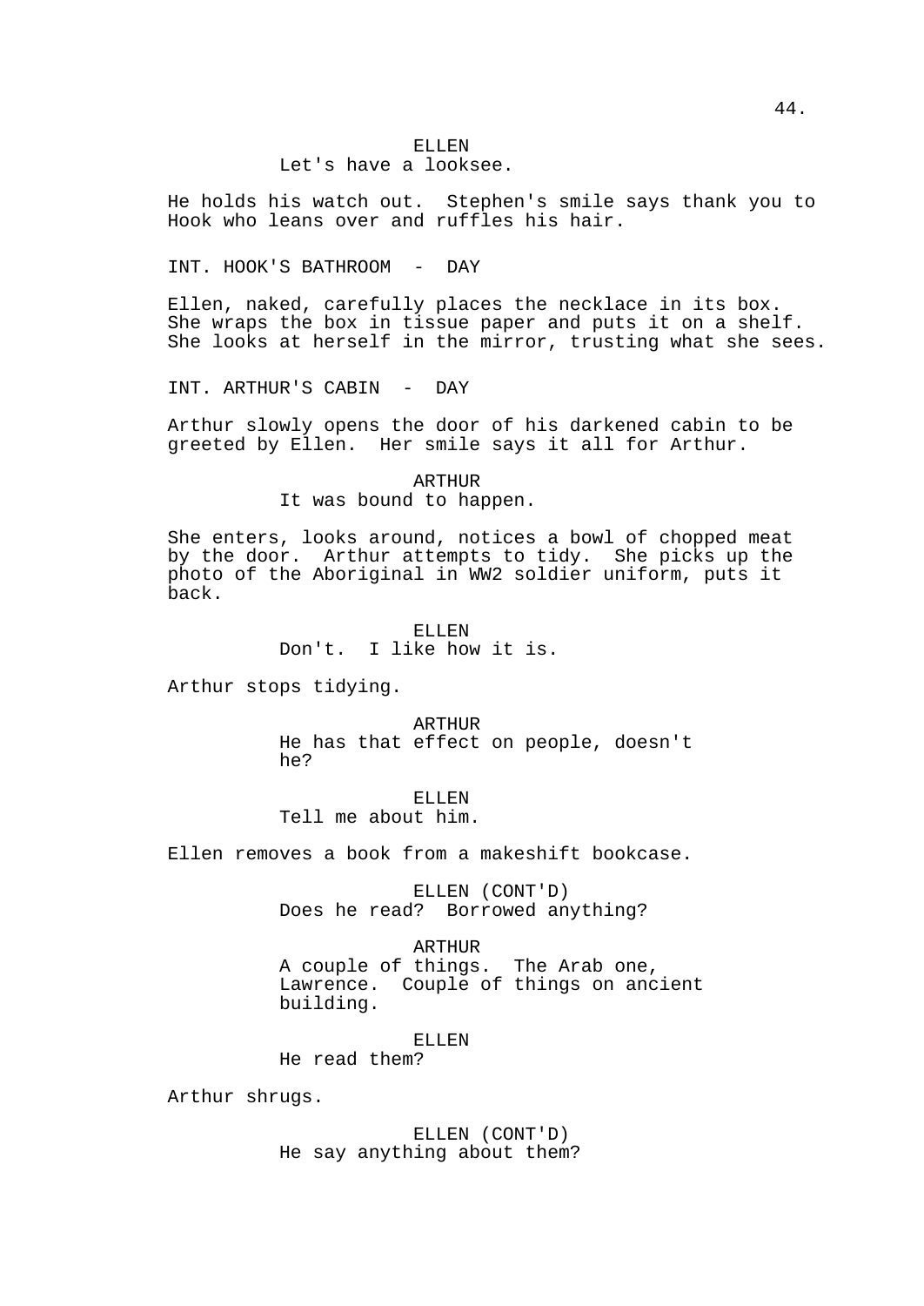ELLEN
Let's have a looksee.

He holds his watch out. Stephen's smile says thank you to Hook who leans over and ruffles his hair.

INT. HOOK'S BATHROOM - DAY

Ellen, naked, carefully places the necklace in its box. She wraps the box in tissue paper and puts it on a shelf. She looks at herself in the mirror, trusting what she sees.

INT. ARTHUR'S CABIN - DAY

Arthur slowly opens the door of his darkened cabin to be greeted by Ellen. Her smile says it all for Arthur.

ARTHUR
It was bound to happen.

She enters, looks around, notices a bowl of chopped meat by the door. Arthur attempts to tidy. She picks up the photo of the Aboriginal in WW2 soldier uniform, puts it back.

ELLEN
Don't. I like how it is.

Arthur stops tidying.

ARTHUR
He has that effect on people, doesn't he?

ELLEN
Tell me about him.

Ellen removes a book from a makeshift bookcase.

ELLEN (CONT'D)
Does he read? Borrowed anything?

ARTHUR
A couple of things. The Arab one, Lawrence. Couple of things on ancient building.

ELLEN
He read them?

Arthur shrugs.

ELLEN (CONT'D)
He say anything about them?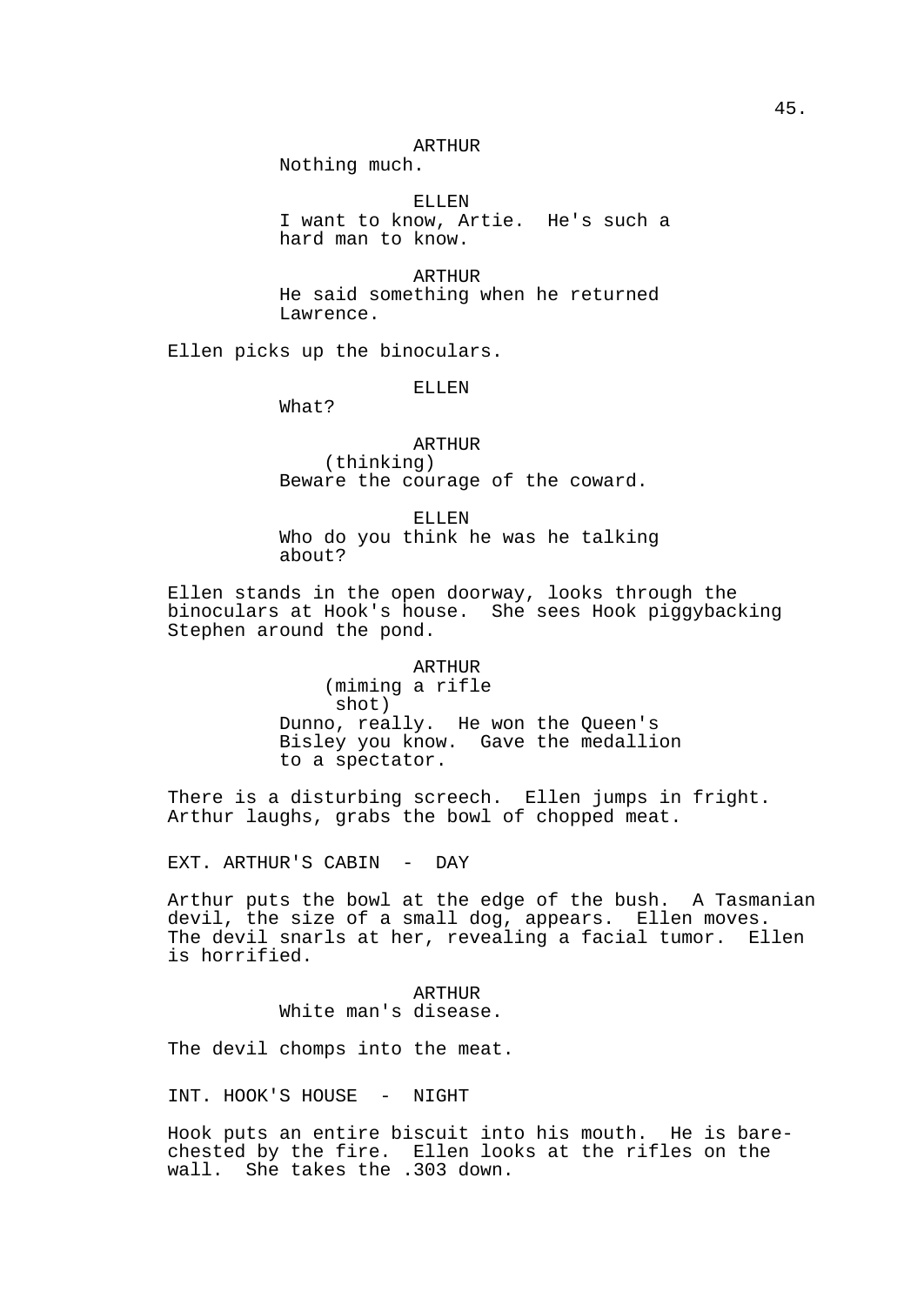ARTHUR
Nothing much.

ELLEN
I want to know, Artie. He's such a hard man to know.

ARTHUR
He said something when he returned Lawrence.

Ellen picks up the binoculars.

ELLEN
What?

ARTHUR
(thinking)
Beware the courage of the coward.

ELLEN
Who do you think he was he talking about?

Ellen stands in the open doorway, looks through the binoculars at Hook's house. She sees Hook piggybacking Stephen around the pond.

ARTHUR
(miming a rifle shot)
Dunno, really. He won the Queen's Bisley you know. Gave the medallion to a spectator.

There is a disturbing screech. Ellen jumps in fright. Arthur laughs, grabs the bowl of chopped meat.

EXT. ARTHUR'S CABIN - DAY

Arthur puts the bowl at the edge of the bush. A Tasmanian devil, the size of a small dog, appears. Ellen moves. The devil snarls at her, revealing a facial tumor. Ellen is horrified.

ARTHUR
White man's disease.

The devil chomps into the meat.

INT. HOOK'S HOUSE - NIGHT

Hook puts an entire biscuit into his mouth. He is bare-chested by the fire. Ellen looks at the rifles on the wall. She takes the .303 down.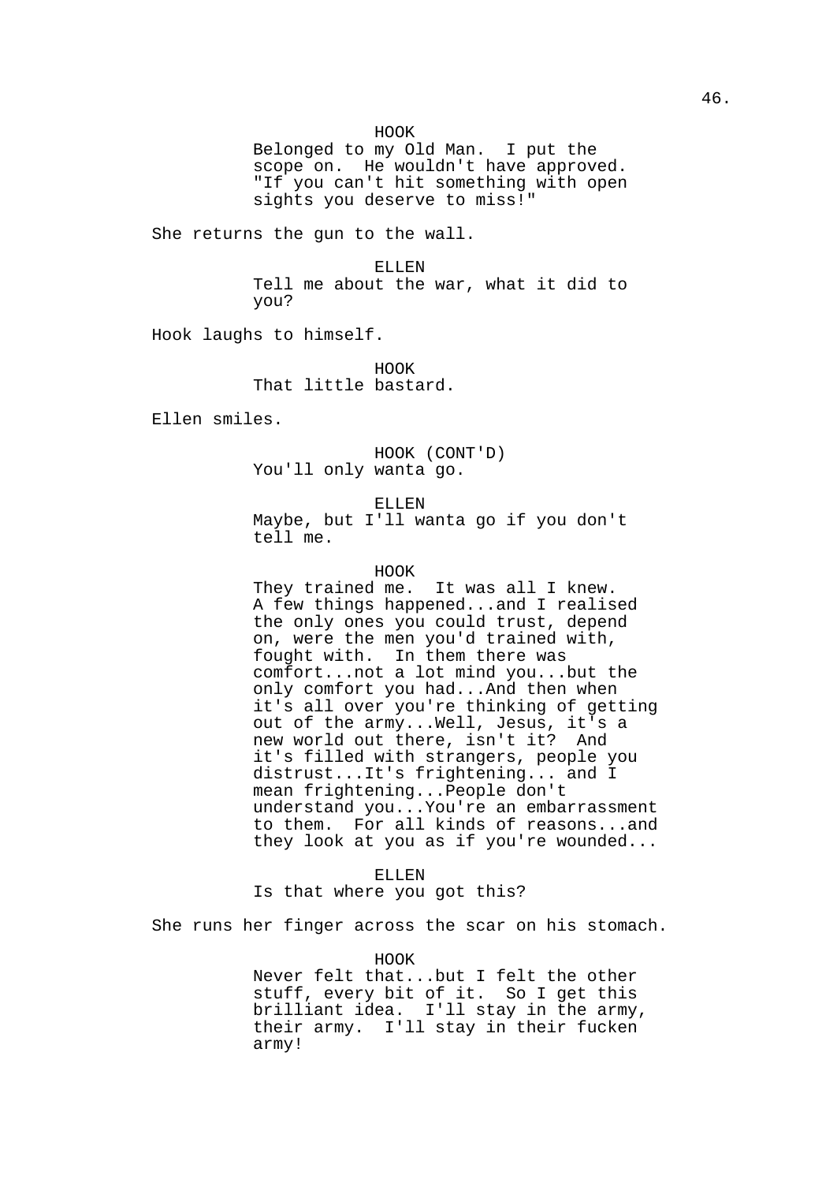HOOK
Belonged to my Old Man.  I put the scope on.  He wouldn't have approved. "If you can't hit something with open sights you deserve to miss!"

She returns the gun to the wall.

ELLEN
Tell me about the war, what it did to you?

Hook laughs to himself.

HOOK
That little bastard.

Ellen smiles.

HOOK (CONT'D)
You'll only wanta go.

ELLEN
Maybe, but I'll wanta go if you don't tell me.

HOOK
They trained me.  It was all I knew. A few things happened...and I realised the only ones you could trust, depend on, were the men you'd trained with, fought with.  In them there was comfort...not a lot mind you...but the only comfort you had...And then when it's all over you're thinking of getting out of the army...Well, Jesus, it's a new world out there, isn't it?  And it's filled with strangers, people you distrust...It's frightening... and I mean frightening...People don't understand you...You're an embarrassment to them.  For all kinds of reasons...and they look at you as if you're wounded...

ELLEN
Is that where you got this?

She runs her finger across the scar on his stomach.

HOOK
Never felt that...but I felt the other stuff, every bit of it.  So I get this brilliant idea.  I'll stay in the army, their army.  I'll stay in their fucken army!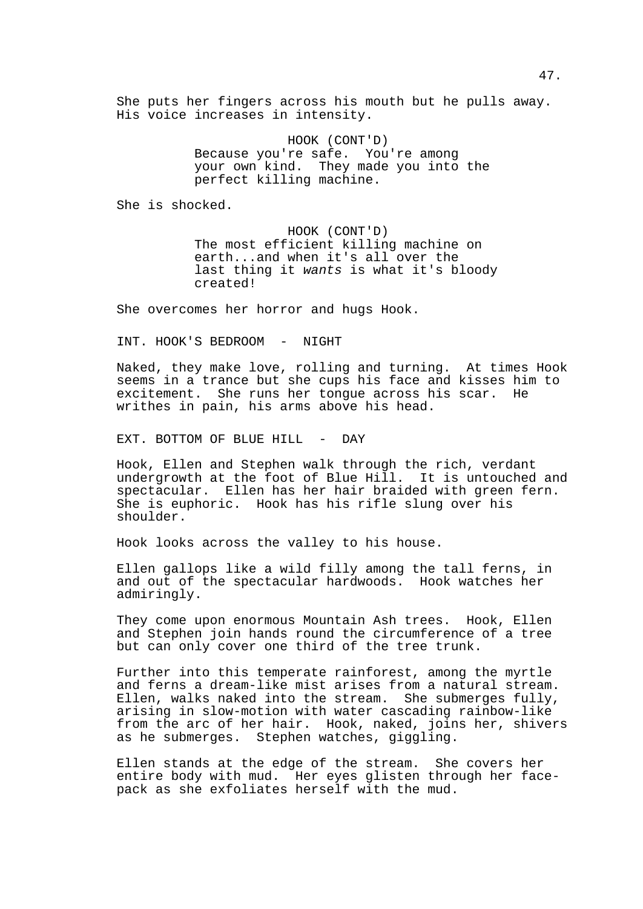She puts her fingers across his mouth but he pulls away. His voice increases in intensity.

HOOK (CONT'D)
Because you're safe. You're among your own kind. They made you into the perfect killing machine.

She is shocked.

HOOK (CONT'D)
The most efficient killing machine on earth...and when it's all over the last thing it *wants* is what it's bloody created!

She overcomes her horror and hugs Hook.

INT. HOOK'S BEDROOM - NIGHT

Naked, they make love, rolling and turning. At times Hook seems in a trance but she cups his face and kisses him to excitement. She runs her tongue across his scar. He writhes in pain, his arms above his head.

EXT. BOTTOM OF BLUE HILL - DAY

Hook, Ellen and Stephen walk through the rich, verdant undergrowth at the foot of Blue Hill. It is untouched and spectacular. Ellen has her hair braided with green fern. She is euphoric. Hook has his rifle slung over his shoulder.

Hook looks across the valley to his house.

Ellen gallops like a wild filly among the tall ferns, in and out of the spectacular hardwoods. Hook watches her admiringly.

They come upon enormous Mountain Ash trees. Hook, Ellen and Stephen join hands round the circumference of a tree but can only cover one third of the tree trunk.

Further into this temperate rainforest, among the myrtle and ferns a dream-like mist arises from a natural stream. Ellen, walks naked into the stream. She submerges fully, arising in slow-motion with water cascading rainbow-like from the arc of her hair. Hook, naked, joins her, shivers as he submerges. Stephen watches, giggling.

Ellen stands at the edge of the stream. She covers her entire body with mud. Her eyes glisten through her face-pack as she exfoliates herself with the mud.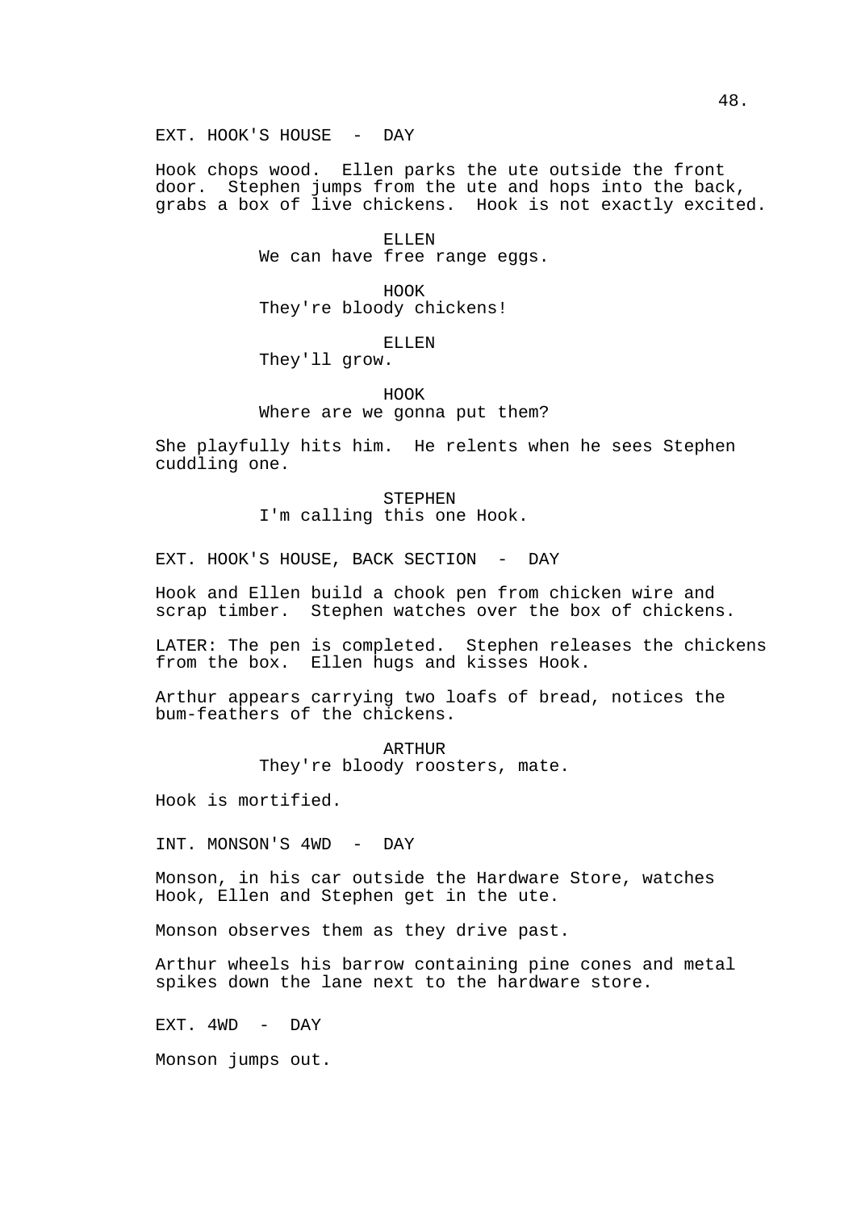EXT. HOOK'S HOUSE - DAY

Hook chops wood. Ellen parks the ute outside the front door. Stephen jumps from the ute and hops into the back, grabs a box of live chickens. Hook is not exactly excited.

ELLEN
We can have free range eggs.

HOOK
They're bloody chickens!

ELLEN
They'll grow.

HOOK
Where are we gonna put them?

She playfully hits him. He relents when he sees Stephen cuddling one.

STEPHEN
I'm calling this one Hook.

EXT. HOOK'S HOUSE, BACK SECTION - DAY

Hook and Ellen build a chook pen from chicken wire and scrap timber. Stephen watches over the box of chickens.

LATER: The pen is completed. Stephen releases the chickens from the box. Ellen hugs and kisses Hook.

Arthur appears carrying two loafs of bread, notices the bum-feathers of the chickens.

ARTHUR
They're bloody roosters, mate.

Hook is mortified.

INT. MONSON'S 4WD - DAY

Monson, in his car outside the Hardware Store, watches Hook, Ellen and Stephen get in the ute.

Monson observes them as they drive past.

Arthur wheels his barrow containing pine cones and metal spikes down the lane next to the hardware store.

EXT. 4WD - DAY

Monson jumps out.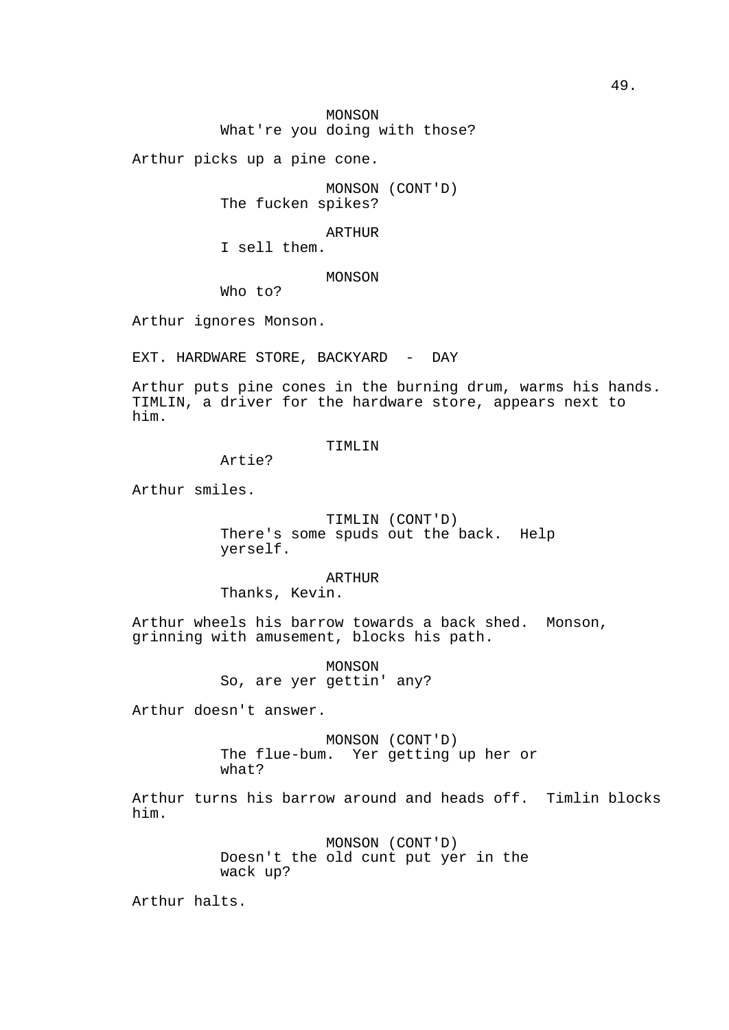MONSON
What're you doing with those?

Arthur picks up a pine cone.

MONSON (CONT'D)
The fucken spikes?

ARTHUR
I sell them.

MONSON
Who to?

Arthur ignores Monson.

EXT. HARDWARE STORE, BACKYARD - DAY

Arthur puts pine cones in the burning drum, warms his hands. TIMLIN, a driver for the hardware store, appears next to him.

TIMLIN
Artie?

Arthur smiles.

TIMLIN (CONT'D)
There's some spuds out the back. Help yerself.

ARTHUR
Thanks, Kevin.

Arthur wheels his barrow towards a back shed. Monson, grinning with amusement, blocks his path.

MONSON
So, are yer gettin' any?

Arthur doesn't answer.

MONSON (CONT'D)
The flue-bum. Yer getting up her or what?

Arthur turns his barrow around and heads off. Timlin blocks him.

MONSON (CONT'D)
Doesn't the old cunt put yer in the wack up?

Arthur halts.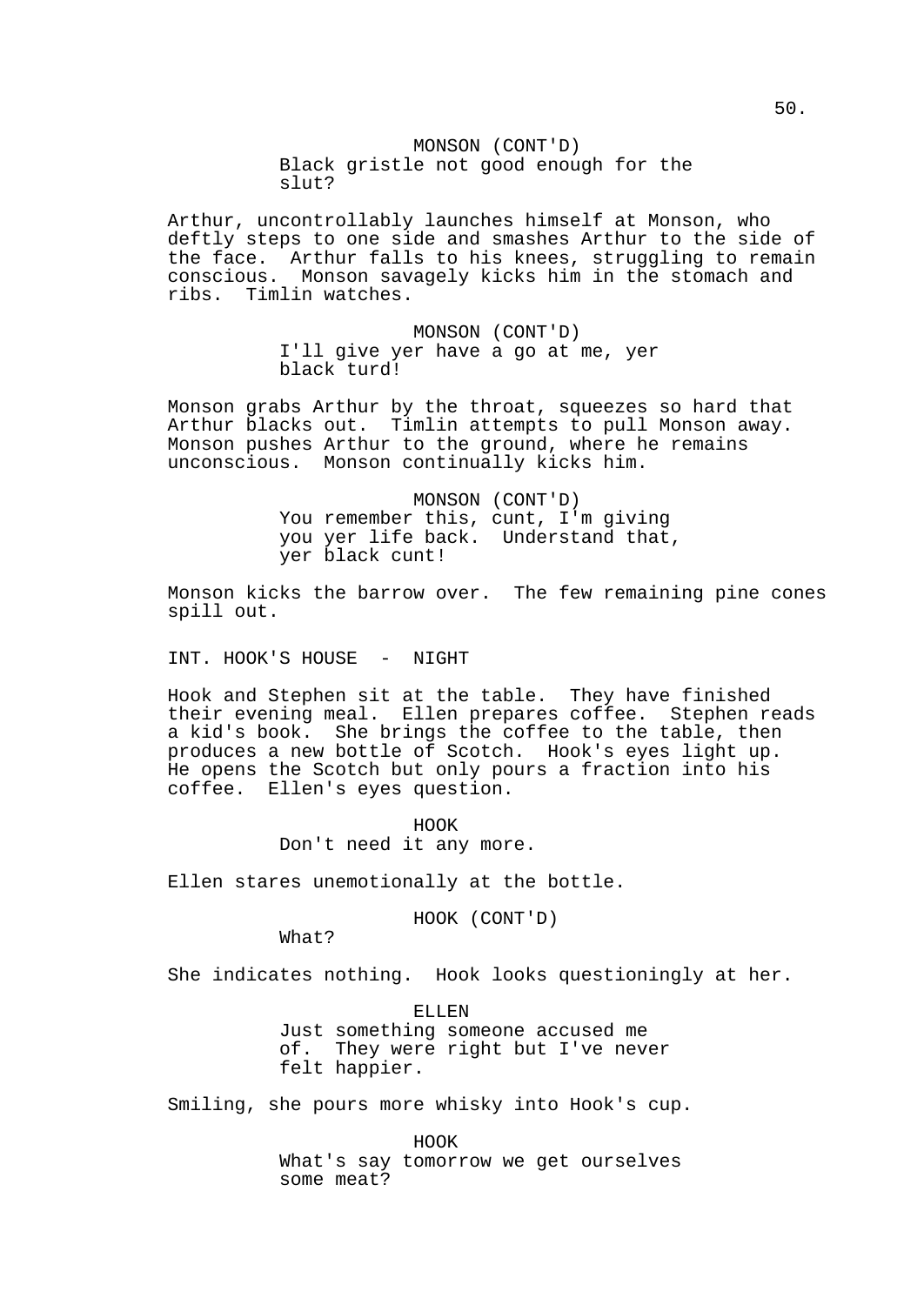MONSON (CONT'D)
Black gristle not good enough for the slut?

Arthur, uncontrollably launches himself at Monson, who deftly steps to one side and smashes Arthur to the side of the face. Arthur falls to his knees, struggling to remain conscious. Monson savagely kicks him in the stomach and ribs. Timlin watches.

MONSON (CONT'D)
I'll give yer have a go at me, yer black turd!

Monson grabs Arthur by the throat, squeezes so hard that Arthur blacks out. Timlin attempts to pull Monson away. Monson pushes Arthur to the ground, where he remains unconscious. Monson continually kicks him.

MONSON (CONT'D)
You remember this, cunt, I'm giving you yer life back. Understand that, yer black cunt!

Monson kicks the barrow over. The few remaining pine cones spill out.

INT. HOOK'S HOUSE - NIGHT

Hook and Stephen sit at the table. They have finished their evening meal. Ellen prepares coffee. Stephen reads a kid's book. She brings the coffee to the table, then produces a new bottle of Scotch. Hook's eyes light up. He opens the Scotch but only pours a fraction into his coffee. Ellen's eyes question.

HOOK
Don't need it any more.

Ellen stares unemotionally at the bottle.

HOOK (CONT'D)
What?

She indicates nothing. Hook looks questioningly at her.

ELLEN
Just something someone accused me of. They were right but I've never felt happier.

Smiling, she pours more whisky into Hook's cup.

HOOK
What's say tomorrow we get ourselves some meat?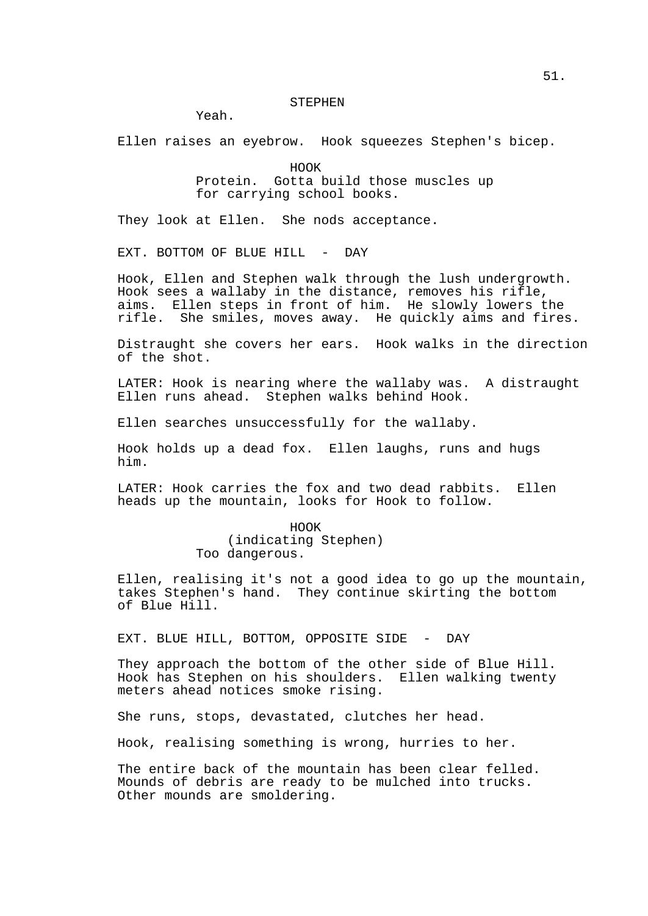STEPHEN

Yeah.

Ellen raises an eyebrow. Hook squeezes Stephen's bicep.

HOOK

Protein. Gotta build those muscles up for carrying school books.

They look at Ellen. She nods acceptance.

EXT. BOTTOM OF BLUE HILL - DAY

Hook, Ellen and Stephen walk through the lush undergrowth. Hook sees a wallaby in the distance, removes his rifle, aims. Ellen steps in front of him. He slowly lowers the rifle. She smiles, moves away. He quickly aims and fires.

Distraught she covers her ears. Hook walks in the direction of the shot.

LATER: Hook is nearing where the wallaby was. A distraught Ellen runs ahead. Stephen walks behind Hook.

Ellen searches unsuccessfully for the wallaby.

Hook holds up a dead fox. Ellen laughs, runs and hugs him.

LATER: Hook carries the fox and two dead rabbits. Ellen heads up the mountain, looks for Hook to follow.

HOOK

(indicating Stephen)

Too dangerous.

Ellen, realising it's not a good idea to go up the mountain, takes Stephen's hand. They continue skirting the bottom of Blue Hill.

EXT. BLUE HILL, BOTTOM, OPPOSITE SIDE - DAY

They approach the bottom of the other side of Blue Hill. Hook has Stephen on his shoulders. Ellen walking twenty meters ahead notices smoke rising.

She runs, stops, devastated, clutches her head.

Hook, realising something is wrong, hurries to her.

The entire back of the mountain has been clear felled. Mounds of debris are ready to be mulched into trucks. Other mounds are smoldering.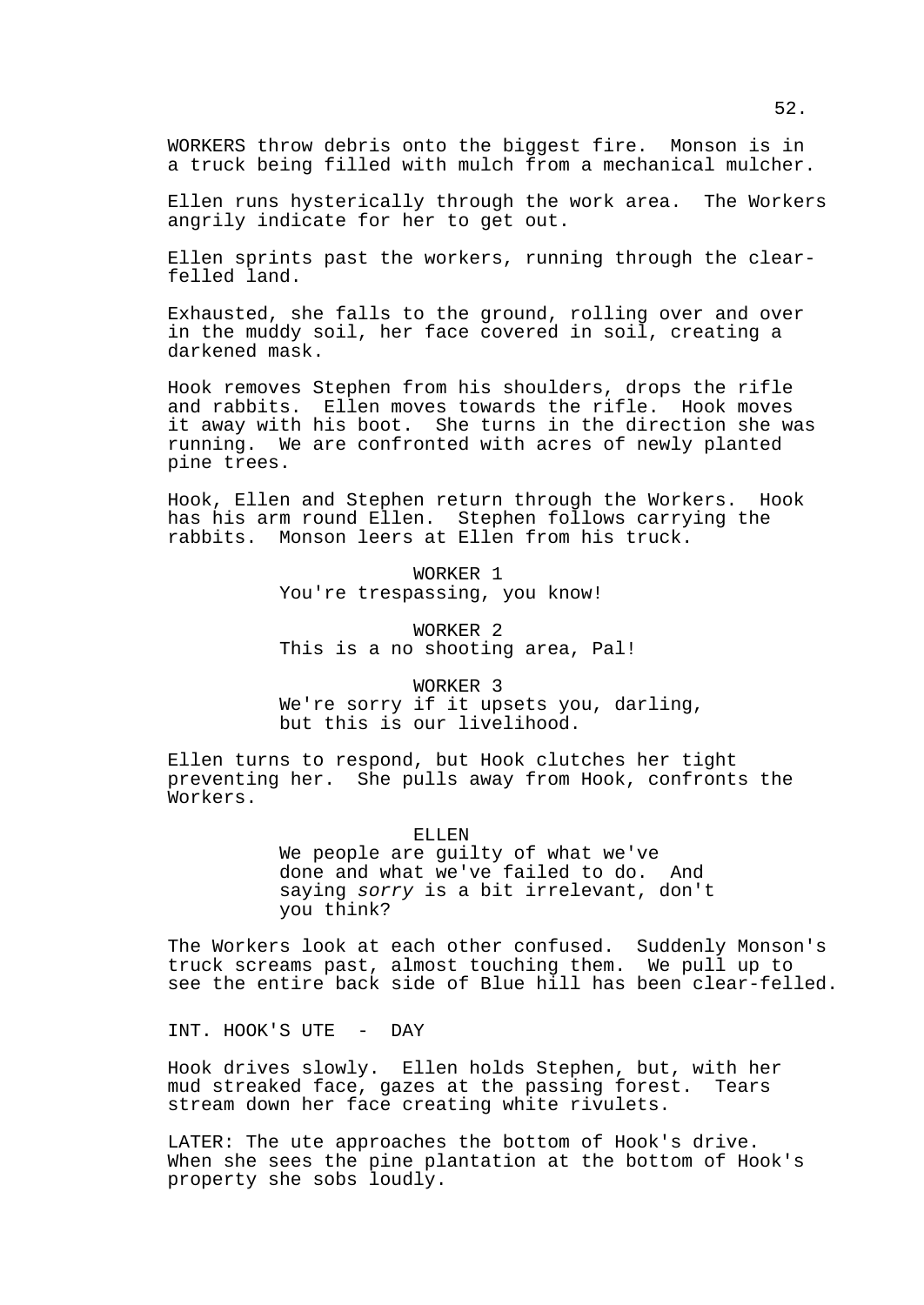WORKERS throw debris onto the biggest fire. Monson is in a truck being filled with mulch from a mechanical mulcher.

Ellen runs hysterically through the work area. The Workers angrily indicate for her to get out.

Ellen sprints past the workers, running through the clear-felled land.

Exhausted, she falls to the ground, rolling over and over in the muddy soil, her face covered in soil, creating a darkened mask.

Hook removes Stephen from his shoulders, drops the rifle and rabbits. Ellen moves towards the rifle. Hook moves it away with his boot. She turns in the direction she was running. We are confronted with acres of newly planted pine trees.

Hook, Ellen and Stephen return through the Workers. Hook has his arm round Ellen. Stephen follows carrying the rabbits. Monson leers at Ellen from his truck.

WORKER 1
You're trespassing, you know!

WORKER 2
This is a no shooting area, Pal!

WORKER 3
We're sorry if it upsets you, darling, but this is our livelihood.

Ellen turns to respond, but Hook clutches her tight preventing her. She pulls away from Hook, confronts the Workers.

ELLEN
We people are guilty of what we've done and what we've failed to do. And saying *sorry* is a bit irrelevant, don't you think?

The Workers look at each other confused. Suddenly Monson's truck screams past, almost touching them. We pull up to see the entire back side of Blue hill has been clear-felled.

INT. HOOK'S UTE - DAY

Hook drives slowly. Ellen holds Stephen, but, with her mud streaked face, gazes at the passing forest. Tears stream down her face creating white rivulets.

LATER: The ute approaches the bottom of Hook's drive. When she sees the pine plantation at the bottom of Hook's property she sobs loudly.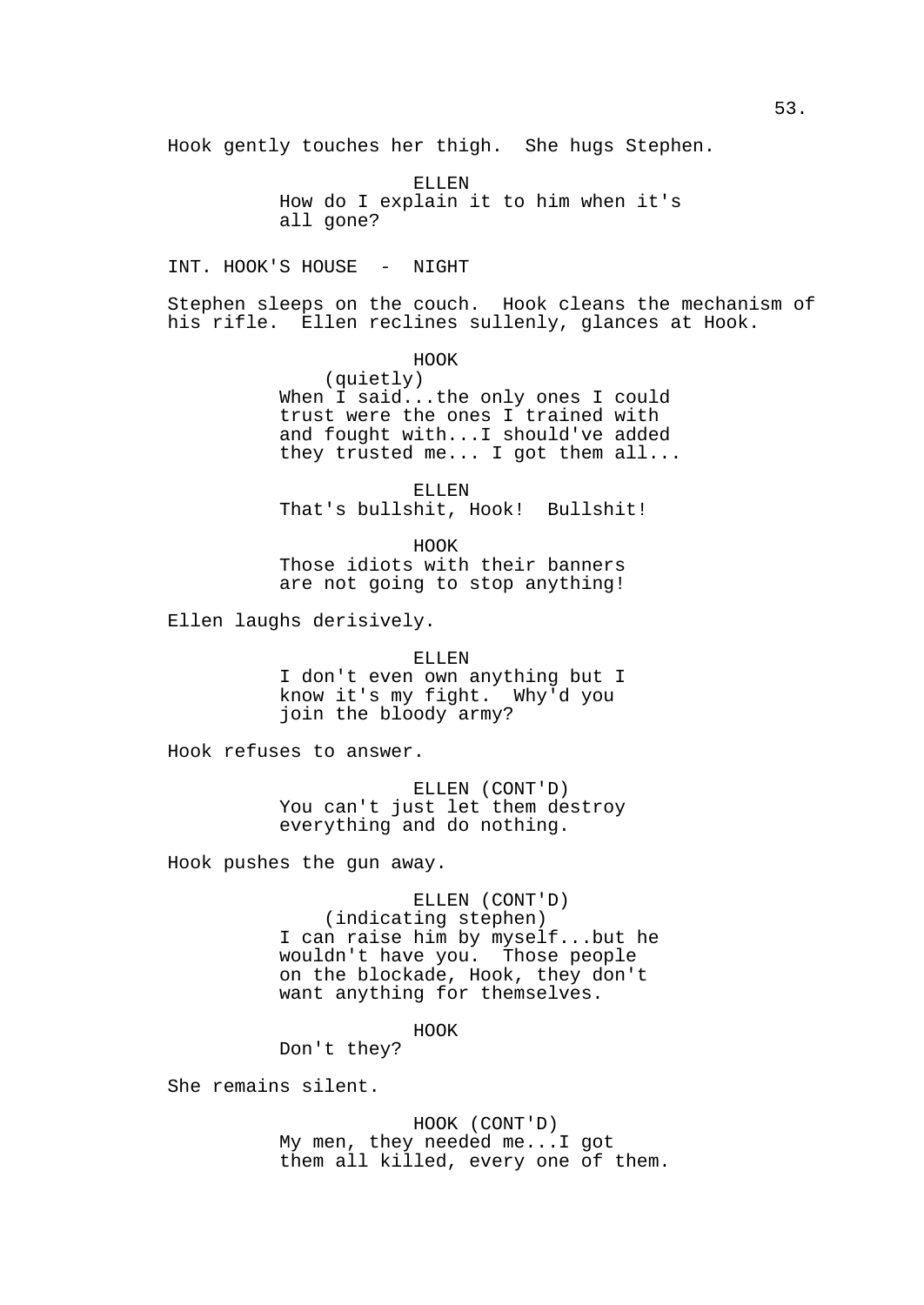Hook gently touches her thigh.  She hugs Stephen.

ELLEN
How do I explain it to him when it's all gone?

INT. HOOK'S HOUSE  -  NIGHT

Stephen sleeps on the couch.  Hook cleans the mechanism of his rifle.  Ellen reclines sullenly, glances at Hook.

HOOK
(quietly)
When I said...the only ones I could trust were the ones I trained with and fought with...I should've added they trusted me... I got them all...

ELLEN
That's bullshit, Hook!  Bullshit!

HOOK
Those idiots with their banners are not going to stop anything!

Ellen laughs derisively.

ELLEN
I don't even own anything but I know it's my fight.  Why'd you join the bloody army?

Hook refuses to answer.

ELLEN (CONT'D)
You can't just let them destroy everything and do nothing.

Hook pushes the gun away.

ELLEN (CONT'D)
(indicating stephen)
I can raise him by myself...but he wouldn't have you.  Those people on the blockade, Hook, they don't want anything for themselves.

HOOK
Don't they?

She remains silent.

HOOK (CONT'D)
My men, they needed me...I got them all killed, every one of them.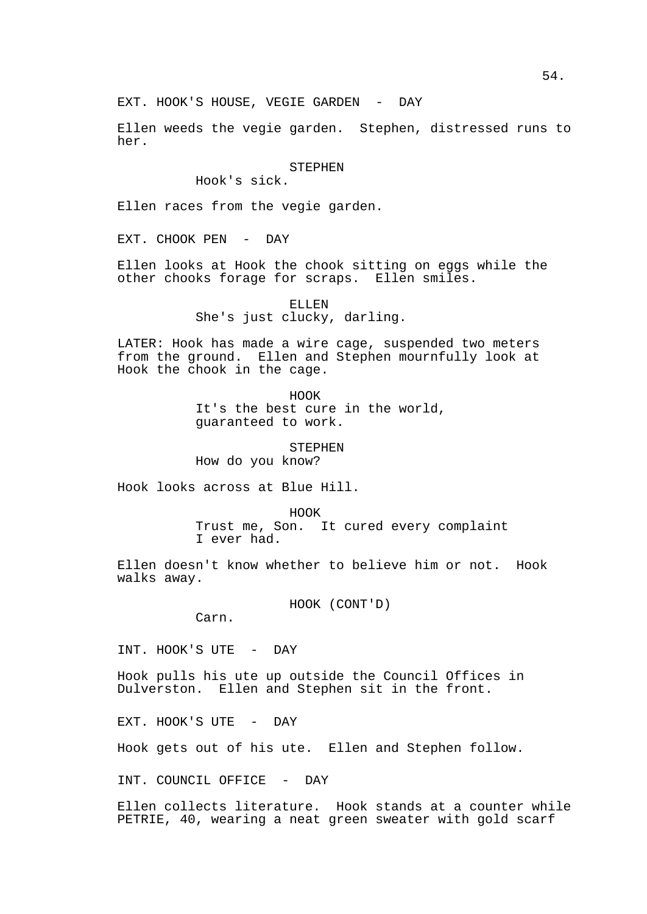EXT. HOOK'S HOUSE, VEGIE GARDEN - DAY

Ellen weeds the vegie garden. Stephen, distressed runs to her.

STEPHEN
Hook's sick.

Ellen races from the vegie garden.

EXT. CHOOK PEN - DAY

Ellen looks at Hook the chook sitting on eggs while the other chooks forage for scraps. Ellen smiles.

ELLEN
She's just clucky, darling.

LATER: Hook has made a wire cage, suspended two meters from the ground. Ellen and Stephen mournfully look at Hook the chook in the cage.

HOOK
It's the best cure in the world, guaranteed to work.

STEPHEN
How do you know?

Hook looks across at Blue Hill.

HOOK
Trust me, Son. It cured every complaint I ever had.

Ellen doesn't know whether to believe him or not. Hook walks away.

HOOK (CONT'D)
Carn.

INT. HOOK'S UTE - DAY

Hook pulls his ute up outside the Council Offices in Dulverston. Ellen and Stephen sit in the front.

EXT. HOOK'S UTE - DAY

Hook gets out of his ute. Ellen and Stephen follow.

INT. COUNCIL OFFICE - DAY

Ellen collects literature. Hook stands at a counter while PETRIE, 40, wearing a neat green sweater with gold scarf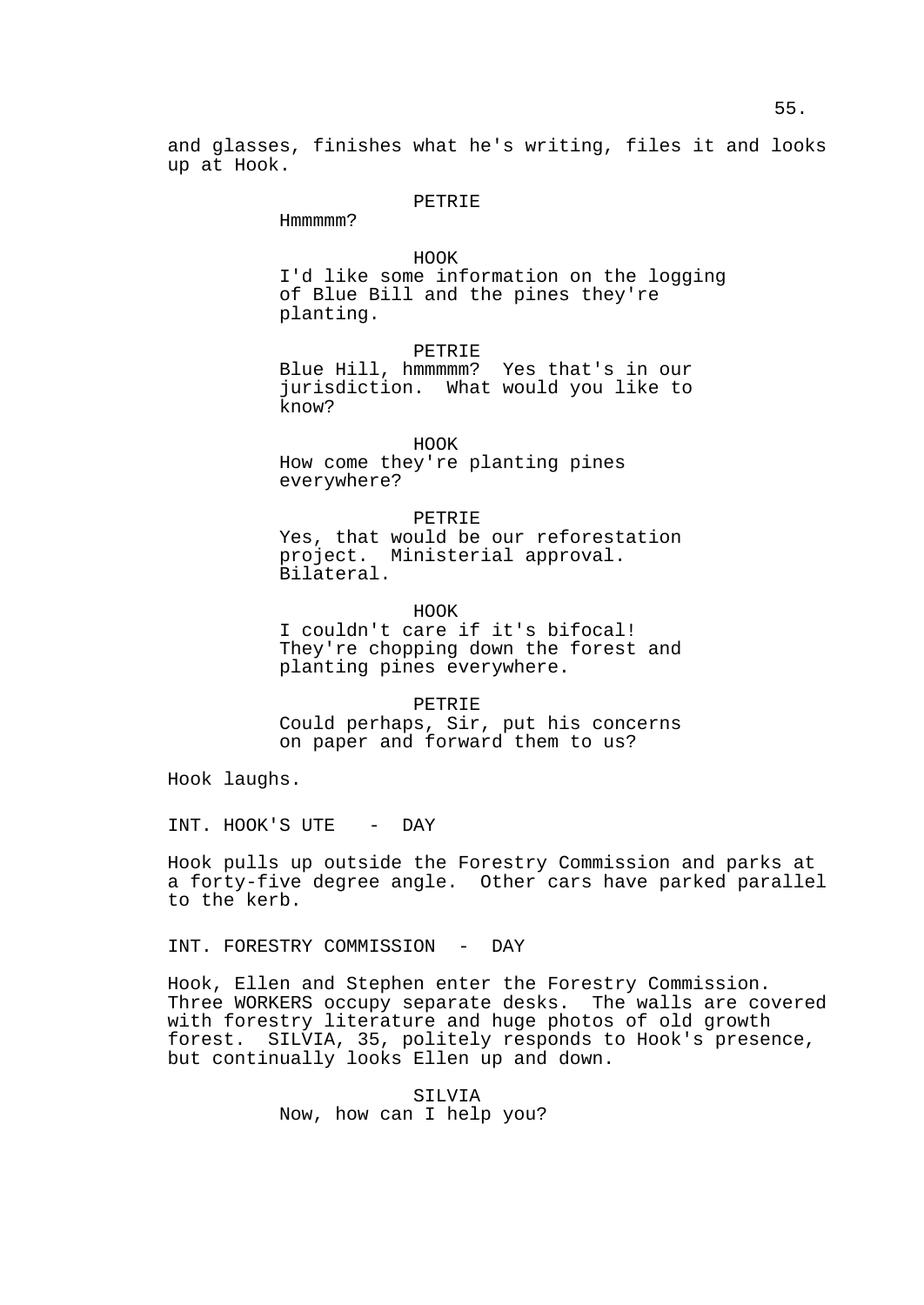and glasses, finishes what he's writing, files it and looks up at Hook.

PETRIE
Hmmmmm?

HOOK
I'd like some information on the logging of Blue Bill and the pines they're planting.

PETRIE
Blue Hill, hmmmmm? Yes that's in our jurisdiction. What would you like to know?

HOOK
How come they're planting pines everywhere?

PETRIE
Yes, that would be our reforestation project. Ministerial approval. Bilateral.

HOOK
I couldn't care if it's bifocal! They're chopping down the forest and planting pines everywhere.

PETRIE
Could perhaps, Sir, put his concerns on paper and forward them to us?

Hook laughs.

INT. HOOK'S UTE - DAY

Hook pulls up outside the Forestry Commission and parks at a forty-five degree angle. Other cars have parked parallel to the kerb.

INT. FORESTRY COMMISSION - DAY

Hook, Ellen and Stephen enter the Forestry Commission. Three WORKERS occupy separate desks. The walls are covered with forestry literature and huge photos of old growth forest. SILVIA, 35, politely responds to Hook's presence, but continually looks Ellen up and down.

SILVIA
Now, how can I help you?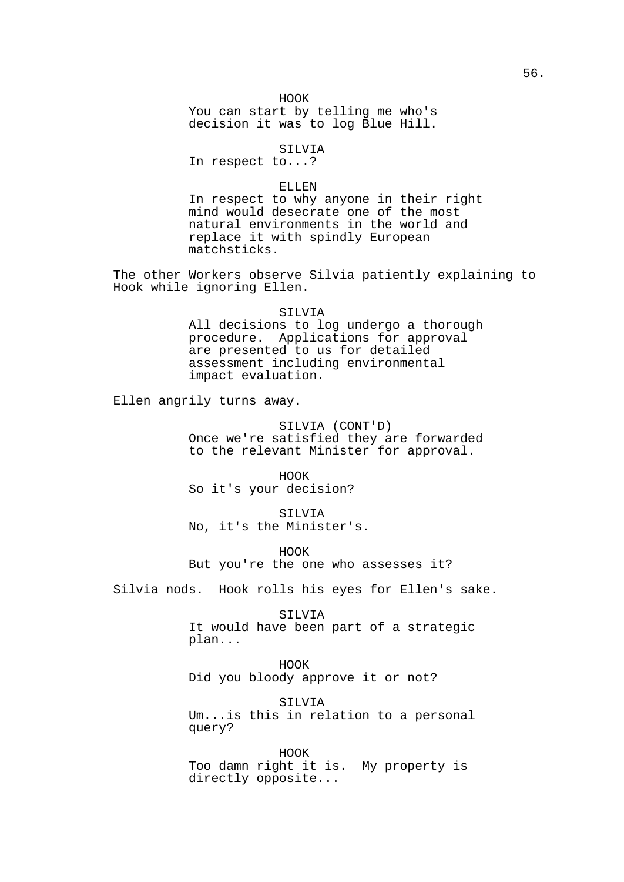HOOK
You can start by telling me who's decision it was to log Blue Hill.

SILVIA
In respect to...?

ELLEN
In respect to why anyone in their right mind would desecrate one of the most natural environments in the world and replace it with spindly European matchsticks.

The other Workers observe Silvia patiently explaining to Hook while ignoring Ellen.

SILVIA
All decisions to log undergo a thorough procedure. Applications for approval are presented to us for detailed assessment including environmental impact evaluation.

Ellen angrily turns away.

SILVIA (CONT'D)
Once we're satisfied they are forwarded to the relevant Minister for approval.

HOOK
So it's your decision?

SILVIA
No, it's the Minister's.

HOOK
But you're the one who assesses it?

Silvia nods. Hook rolls his eyes for Ellen's sake.

SILVIA
It would have been part of a strategic plan...

HOOK
Did you bloody approve it or not?

SILVIA
Um...is this in relation to a personal query?

HOOK
Too damn right it is. My property is directly opposite...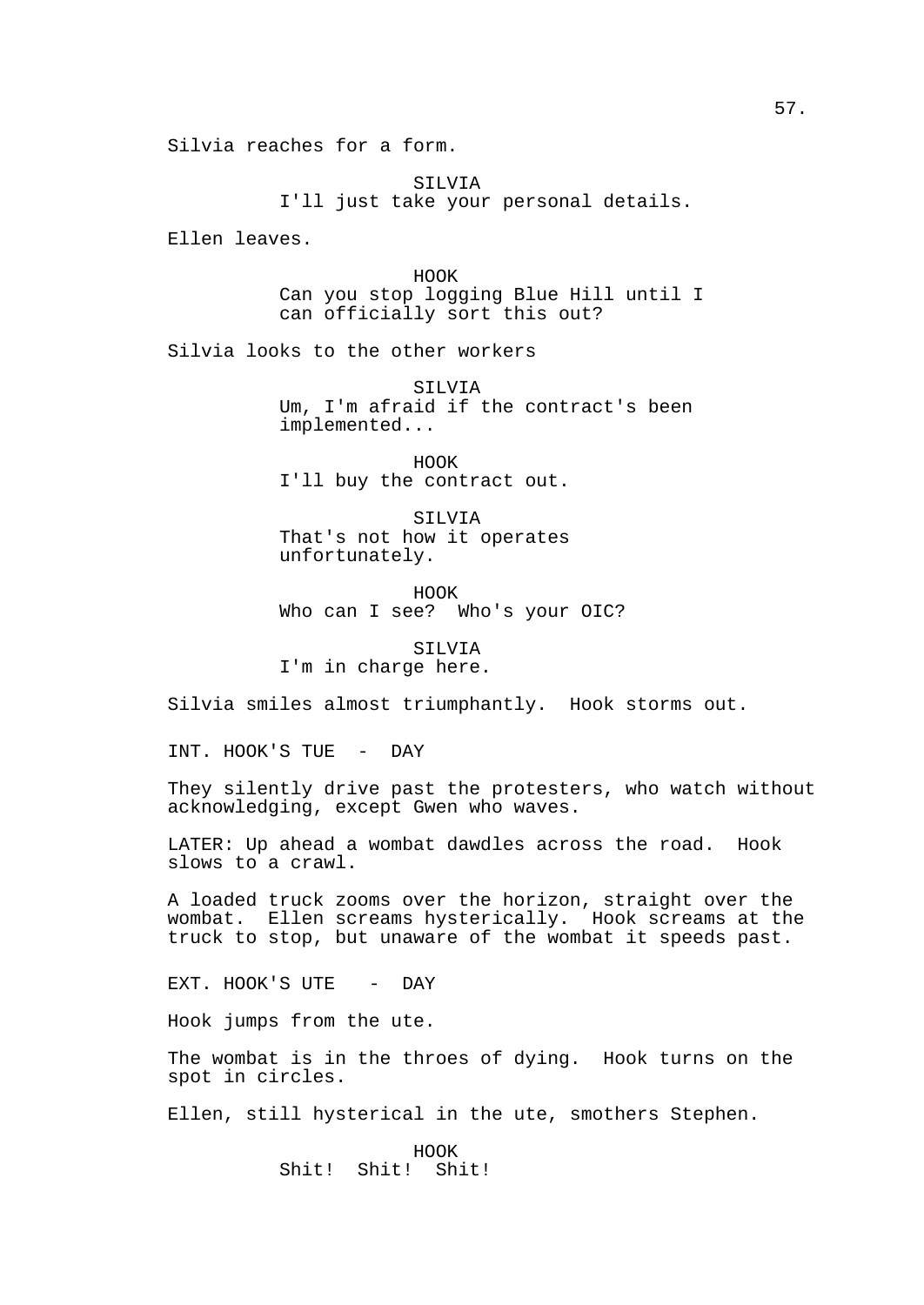Silvia reaches for a form.

SILVIA
I'll just take your personal details.

Ellen leaves.

HOOK
Can you stop logging Blue Hill until I can officially sort this out?

Silvia looks to the other workers

SILVIA
Um, I'm afraid if the contract's been implemented...

HOOK
I'll buy the contract out.

SILVIA
That's not how it operates unfortunately.

HOOK
Who can I see? Who's your OIC?

SILVIA
I'm in charge here.

Silvia smiles almost triumphantly. Hook storms out.

INT. HOOK'S TUE - DAY

They silently drive past the protesters, who watch without acknowledging, except Gwen who waves.

LATER: Up ahead a wombat dawdles across the road. Hook slows to a crawl.

A loaded truck zooms over the horizon, straight over the wombat. Ellen screams hysterically. Hook screams at the truck to stop, but unaware of the wombat it speeds past.

EXT. HOOK'S UTE - DAY

Hook jumps from the ute.

The wombat is in the throes of dying. Hook turns on the spot in circles.

Ellen, still hysterical in the ute, smothers Stephen.

HOOK
Shit! Shit! Shit!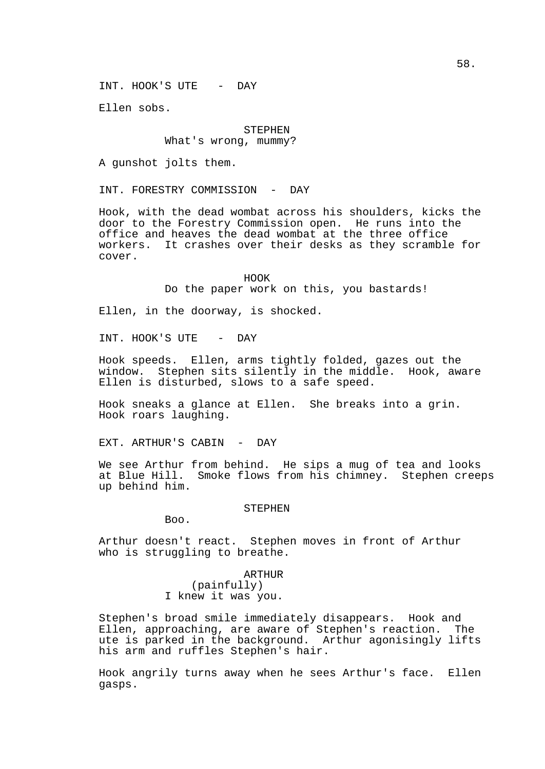INT. HOOK'S UTE - DAY

Ellen sobs.

STEPHEN
What's wrong, mummy?

A gunshot jolts them.

INT. FORESTRY COMMISSION - DAY

Hook, with the dead wombat across his shoulders, kicks the door to the Forestry Commission open. He runs into the office and heaves the dead wombat at the three office workers. It crashes over their desks as they scramble for cover.

HOOK
Do the paper work on this, you bastards!

Ellen, in the doorway, is shocked.

INT. HOOK'S UTE - DAY

Hook speeds. Ellen, arms tightly folded, gazes out the window. Stephen sits silently in the middle. Hook, aware Ellen is disturbed, slows to a safe speed.

Hook sneaks a glance at Ellen. She breaks into a grin. Hook roars laughing.

EXT. ARTHUR'S CABIN - DAY

We see Arthur from behind. He sips a mug of tea and looks at Blue Hill. Smoke flows from his chimney. Stephen creeps up behind him.

STEPHEN
Boo.

Arthur doesn't react. Stephen moves in front of Arthur who is struggling to breathe.

ARTHUR
(painfully)
I knew it was you.

Stephen's broad smile immediately disappears. Hook and Ellen, approaching, are aware of Stephen's reaction. The ute is parked in the background. Arthur agonisingly lifts his arm and ruffles Stephen's hair.

Hook angrily turns away when he sees Arthur's face. Ellen gasps.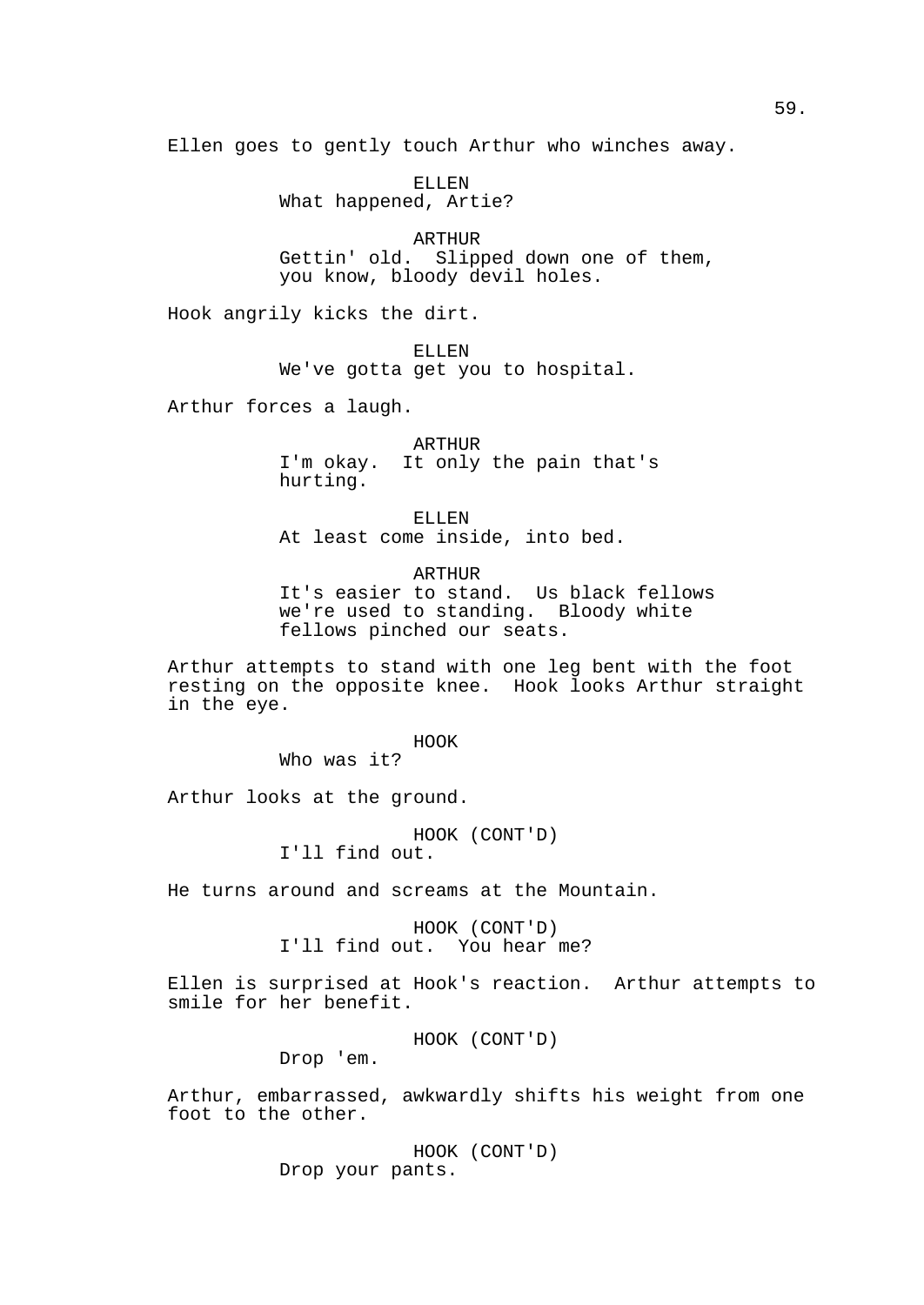Ellen goes to gently touch Arthur who winches away.

ELLEN
What happened, Artie?

ARTHUR
Gettin' old. Slipped down one of them, you know, bloody devil holes.

Hook angrily kicks the dirt.

ELLEN
We've gotta get you to hospital.

Arthur forces a laugh.

ARTHUR
I'm okay. It only the pain that's hurting.

ELLEN
At least come inside, into bed.

ARTHUR
It's easier to stand. Us black fellows we're used to standing. Bloody white fellows pinched our seats.

Arthur attempts to stand with one leg bent with the foot resting on the opposite knee. Hook looks Arthur straight in the eye.

HOOK
Who was it?

Arthur looks at the ground.

HOOK (CONT'D)
I'll find out.

He turns around and screams at the Mountain.

HOOK (CONT'D)
I'll find out. You hear me?

Ellen is surprised at Hook's reaction. Arthur attempts to smile for her benefit.

HOOK (CONT'D)
Drop 'em.

Arthur, embarrassed, awkwardly shifts his weight from one foot to the other.

HOOK (CONT'D)
Drop your pants.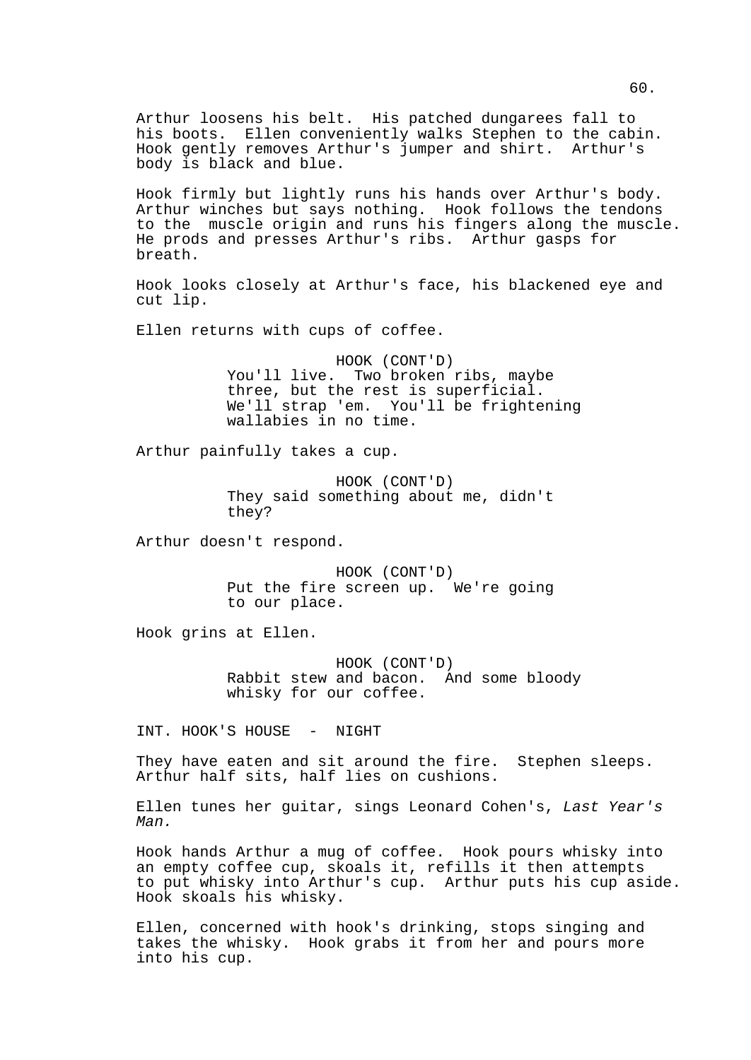Arthur loosens his belt.  His patched dungarees fall to his boots.  Ellen conveniently walks Stephen to the cabin. Hook gently removes Arthur's jumper and shirt.  Arthur's body is black and blue.

Hook firmly but lightly runs his hands over Arthur's body. Arthur winches but says nothing.  Hook follows the tendons to the  muscle origin and runs his fingers along the muscle. He prods and presses Arthur's ribs.  Arthur gasps for breath.

Hook looks closely at Arthur's face, his blackened eye and cut lip.

Ellen returns with cups of coffee.

HOOK (CONT'D)
You'll live.  Two broken ribs, maybe three, but the rest is superficial. We'll strap 'em.  You'll be frightening wallabies in no time.

Arthur painfully takes a cup.

HOOK (CONT'D)
They said something about me, didn't they?

Arthur doesn't respond.

HOOK (CONT'D)
Put the fire screen up.  We're going to our place.

Hook grins at Ellen.

HOOK (CONT'D)
Rabbit stew and bacon.  And some bloody whisky for our coffee.

INT. HOOK'S HOUSE  -  NIGHT

They have eaten and sit around the fire.  Stephen sleeps. Arthur half sits, half lies on cushions.

Ellen tunes her guitar, sings Leonard Cohen's, *Last Year's Man.*

Hook hands Arthur a mug of coffee.  Hook pours whisky into an empty coffee cup, skoals it, refills it then attempts to put whisky into Arthur's cup.  Arthur puts his cup aside. Hook skoals his whisky.

Ellen, concerned with hook's drinking, stops singing and takes the whisky.  Hook grabs it from her and pours more into his cup.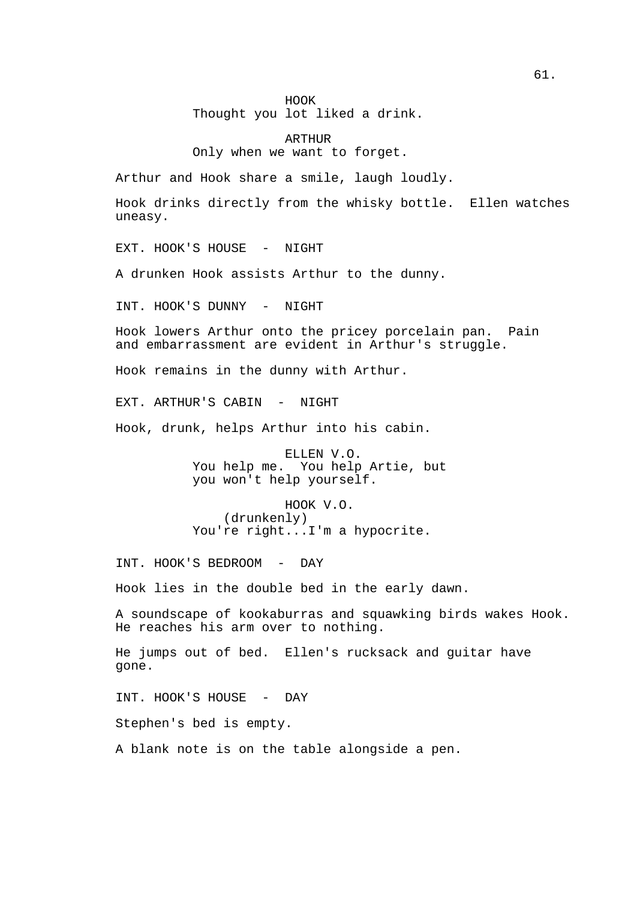HOOK
Thought you lot liked a drink.

ARTHUR
Only when we want to forget.

Arthur and Hook share a smile, laugh loudly.

Hook drinks directly from the whisky bottle. Ellen watches uneasy.

EXT. HOOK'S HOUSE - NIGHT

A drunken Hook assists Arthur to the dunny.

INT. HOOK'S DUNNY - NIGHT

Hook lowers Arthur onto the pricey porcelain pan. Pain and embarrassment are evident in Arthur's struggle.

Hook remains in the dunny with Arthur.

EXT. ARTHUR'S CABIN - NIGHT

Hook, drunk, helps Arthur into his cabin.

ELLEN V.O.
You help me. You help Artie, but you won't help yourself.

HOOK V.O.
(drunkenly)
You're right...I'm a hypocrite.

INT. HOOK'S BEDROOM - DAY

Hook lies in the double bed in the early dawn.

A soundscape of kookaburras and squawking birds wakes Hook. He reaches his arm over to nothing.

He jumps out of bed. Ellen's rucksack and guitar have gone.

INT. HOOK'S HOUSE - DAY

Stephen's bed is empty.

A blank note is on the table alongside a pen.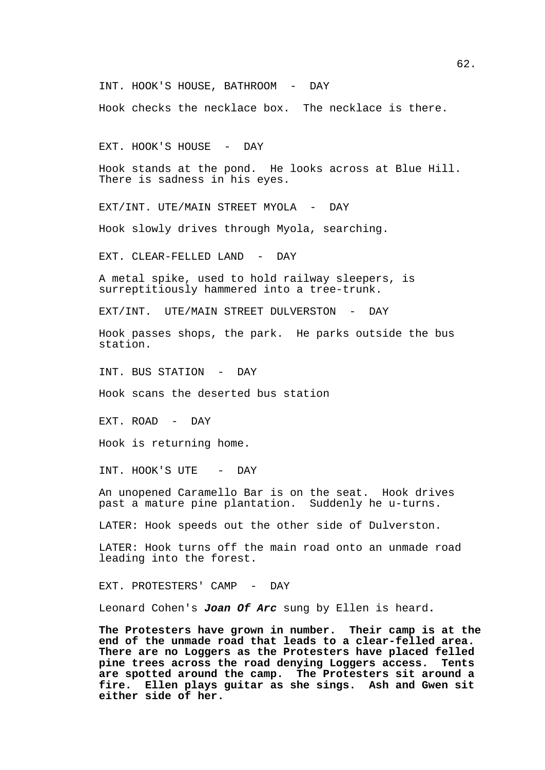INT. HOOK'S HOUSE, BATHROOM - DAY

Hook checks the necklace box. The necklace is there.

EXT. HOOK'S HOUSE - DAY

Hook stands at the pond. He looks across at Blue Hill. There is sadness in his eyes.

EXT/INT. UTE/MAIN STREET MYOLA - DAY

Hook slowly drives through Myola, searching.

EXT. CLEAR-FELLED LAND - DAY

A metal spike, used to hold railway sleepers, is surreptitiously hammered into a tree-trunk.

EXT/INT. UTE/MAIN STREET DULVERSTON - DAY

Hook passes shops, the park. He parks outside the bus station.

INT. BUS STATION - DAY

Hook scans the deserted bus station

EXT. ROAD - DAY

Hook is returning home.

INT. HOOK'S UTE - DAY

An unopened Caramello Bar is on the seat. Hook drives past a mature pine plantation. Suddenly he u-turns.

LATER: Hook speeds out the other side of Dulverston.

LATER: Hook turns off the main road onto an unmade road leading into the forest.

EXT. PROTESTERS' CAMP - DAY

Leonard Cohen's ***Joan Of Arc*** sung by Ellen is heard.

**The Protesters have grown in number. Their camp is at the end of the unmade road that leads to a clear-felled area. There are no Loggers as the Protesters have placed felled pine trees across the road denying Loggers access. Tents are spotted around the camp. The Protesters sit around a fire. Ellen plays guitar as she sings. Ash and Gwen sit either side of her.**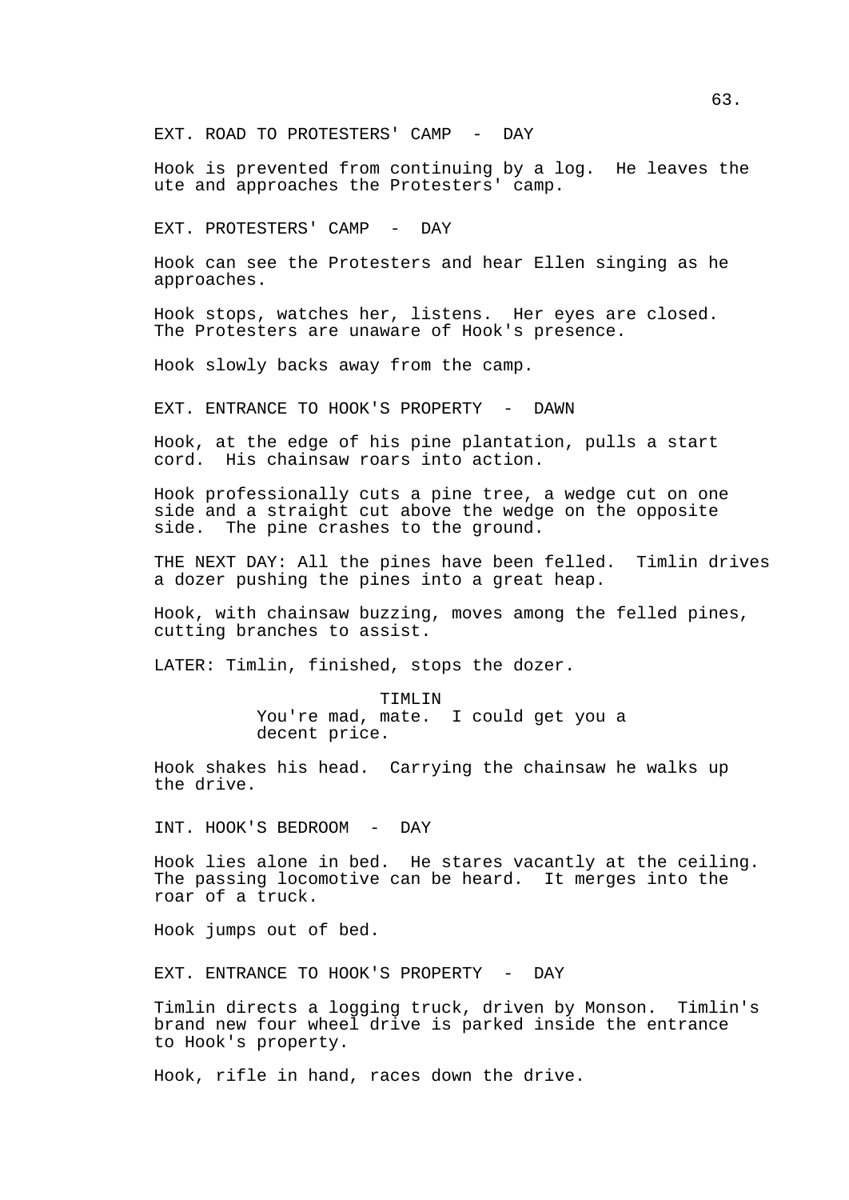EXT. ROAD TO PROTESTERS' CAMP - DAY

Hook is prevented from continuing by a log. He leaves the ute and approaches the Protesters' camp.

EXT. PROTESTERS' CAMP - DAY

Hook can see the Protesters and hear Ellen singing as he approaches.

Hook stops, watches her, listens. Her eyes are closed. The Protesters are unaware of Hook's presence.

Hook slowly backs away from the camp.

EXT. ENTRANCE TO HOOK'S PROPERTY - DAWN

Hook, at the edge of his pine plantation, pulls a start cord. His chainsaw roars into action.

Hook professionally cuts a pine tree, a wedge cut on one side and a straight cut above the wedge on the opposite side. The pine crashes to the ground.

THE NEXT DAY: All the pines have been felled. Timlin drives a dozer pushing the pines into a great heap.

Hook, with chainsaw buzzing, moves among the felled pines, cutting branches to assist.

LATER: Timlin, finished, stops the dozer.

TIMLIN
You're mad, mate. I could get you a decent price.

Hook shakes his head. Carrying the chainsaw he walks up the drive.

INT. HOOK'S BEDROOM - DAY

Hook lies alone in bed. He stares vacantly at the ceiling. The passing locomotive can be heard. It merges into the roar of a truck.

Hook jumps out of bed.

EXT. ENTRANCE TO HOOK'S PROPERTY - DAY

Timlin directs a logging truck, driven by Monson. Timlin's brand new four wheel drive is parked inside the entrance to Hook's property.

Hook, rifle in hand, races down the drive.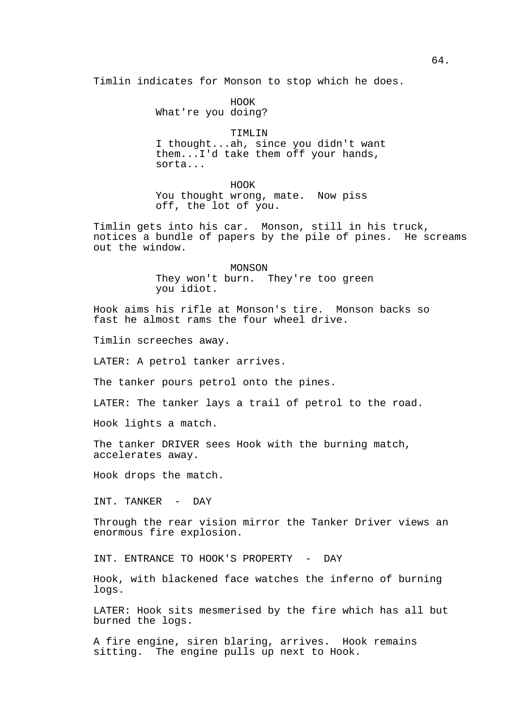Timlin indicates for Monson to stop which he does.

HOOK
What're you doing?

TIMLIN
I thought...ah, since you didn't want them...I'd take them off your hands, sorta...

HOOK
You thought wrong, mate. Now piss off, the lot of you.

Timlin gets into his car. Monson, still in his truck, notices a bundle of papers by the pile of pines. He screams out the window.

MONSON
They won't burn. They're too green you idiot.

Hook aims his rifle at Monson's tire. Monson backs so fast he almost rams the four wheel drive.

Timlin screeches away.

LATER: A petrol tanker arrives.

The tanker pours petrol onto the pines.

LATER: The tanker lays a trail of petrol to the road.

Hook lights a match.

The tanker DRIVER sees Hook with the burning match, accelerates away.

Hook drops the match.

INT. TANKER - DAY

Through the rear vision mirror the Tanker Driver views an enormous fire explosion.

INT. ENTRANCE TO HOOK'S PROPERTY - DAY

Hook, with blackened face watches the inferno of burning logs.

LATER: Hook sits mesmerised by the fire which has all but burned the logs.

A fire engine, siren blaring, arrives. Hook remains sitting. The engine pulls up next to Hook.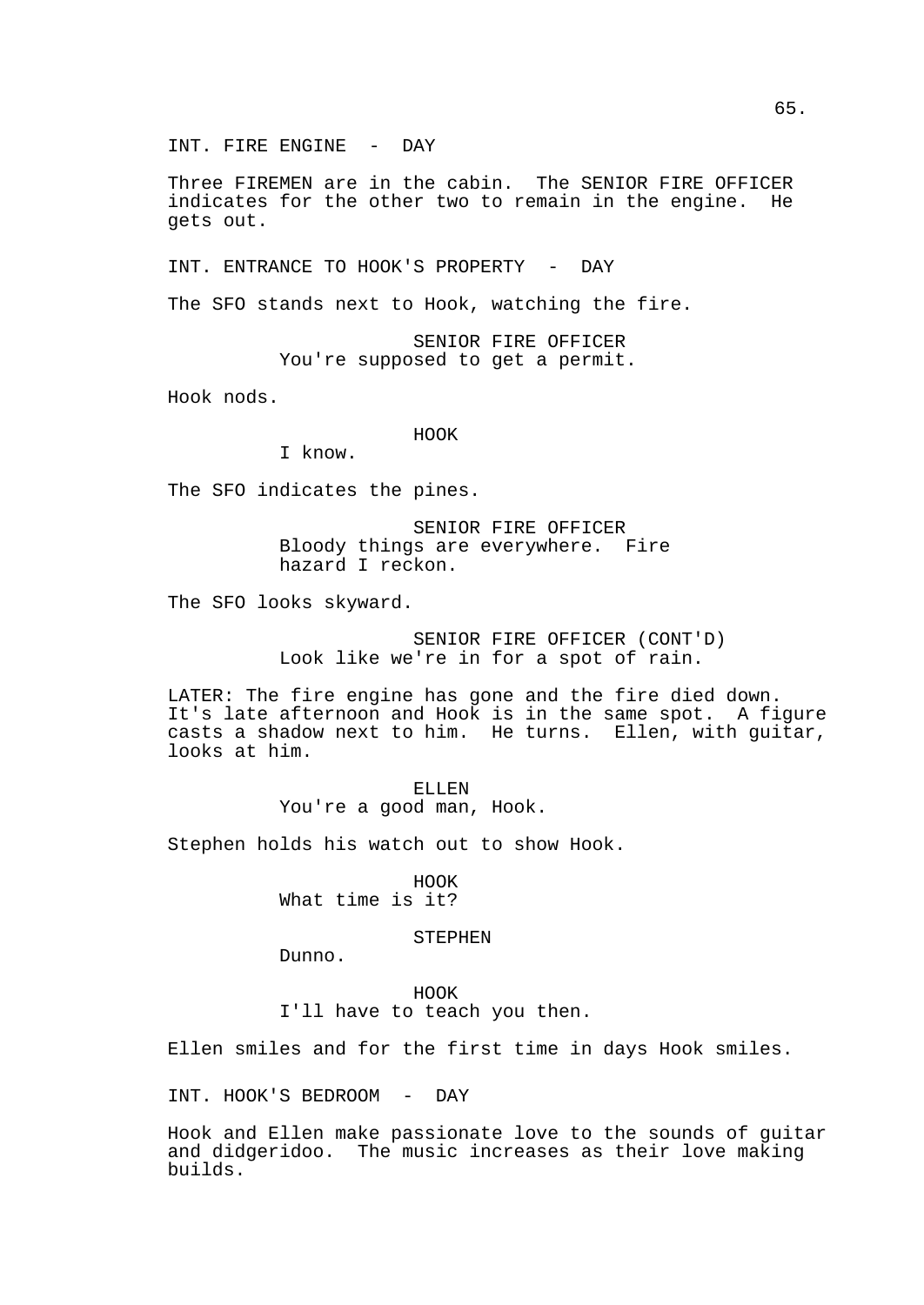INT. FIRE ENGINE - DAY

Three FIREMEN are in the cabin. The SENIOR FIRE OFFICER indicates for the other two to remain in the engine. He gets out.

INT. ENTRANCE TO HOOK'S PROPERTY - DAY

The SFO stands next to Hook, watching the fire.

SENIOR FIRE OFFICER
You're supposed to get a permit.

Hook nods.

HOOK
I know.

The SFO indicates the pines.

SENIOR FIRE OFFICER
Bloody things are everywhere. Fire hazard I reckon.

The SFO looks skyward.

SENIOR FIRE OFFICER (CONT'D)
Look like we're in for a spot of rain.

LATER: The fire engine has gone and the fire died down. It's late afternoon and Hook is in the same spot. A figure casts a shadow next to him. He turns. Ellen, with guitar, looks at him.

ELLEN
You're a good man, Hook.

Stephen holds his watch out to show Hook.

HOOK
What time is it?

STEPHEN
Dunno.

HOOK
I'll have to teach you then.

Ellen smiles and for the first time in days Hook smiles.

INT. HOOK'S BEDROOM - DAY

Hook and Ellen make passionate love to the sounds of guitar and didgeridoo. The music increases as their love making builds.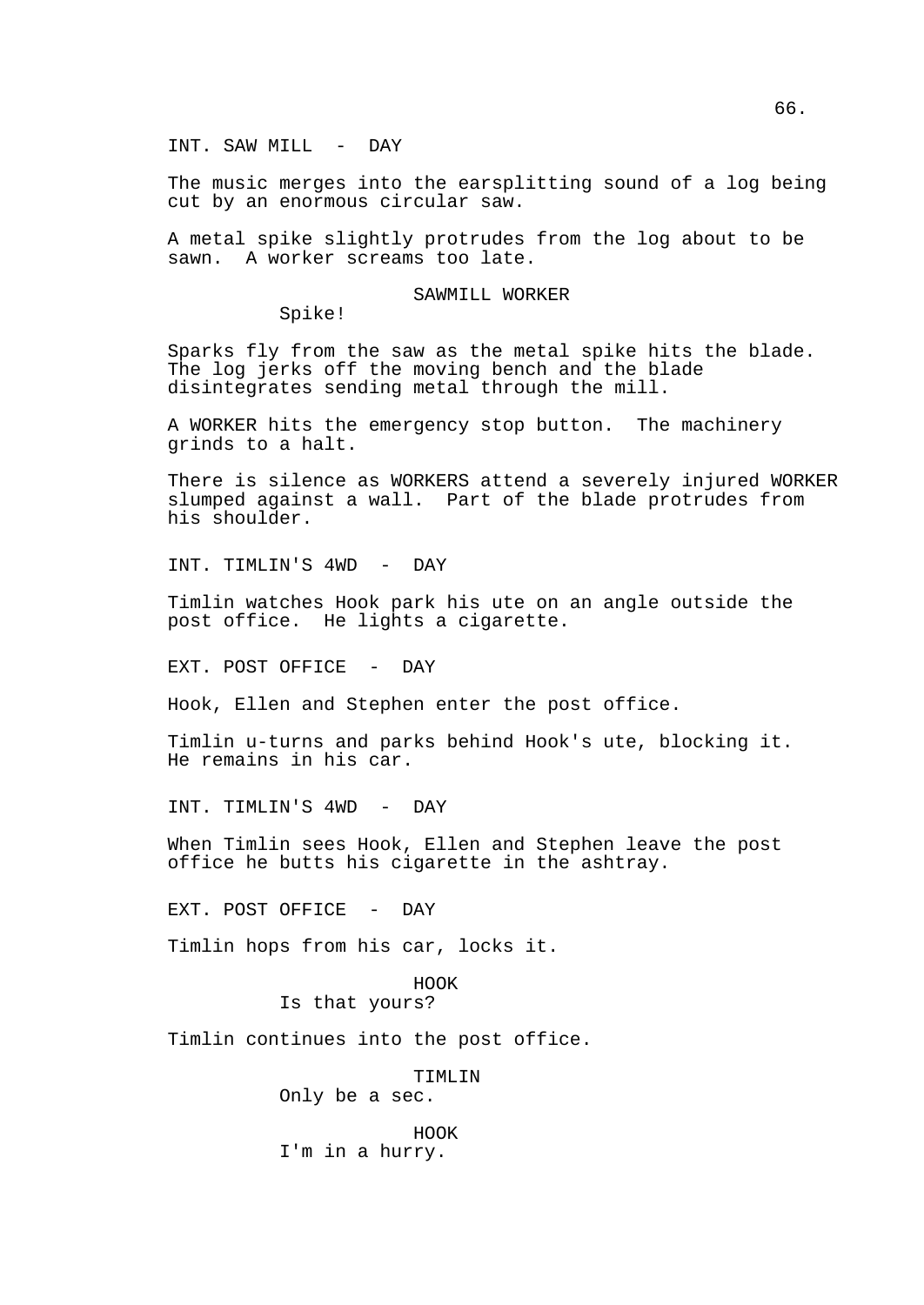INT. SAW MILL - DAY

The music merges into the earsplitting sound of a log being cut by an enormous circular saw.

A metal spike slightly protrudes from the log about to be sawn. A worker screams too late.

SAWMILL WORKER

Spike!

Sparks fly from the saw as the metal spike hits the blade. The log jerks off the moving bench and the blade disintegrates sending metal through the mill.

A WORKER hits the emergency stop button. The machinery grinds to a halt.

There is silence as WORKERS attend a severely injured WORKER slumped against a wall. Part of the blade protrudes from his shoulder.

INT. TIMLIN'S 4WD - DAY

Timlin watches Hook park his ute on an angle outside the post office. He lights a cigarette.

EXT. POST OFFICE - DAY

Hook, Ellen and Stephen enter the post office.

Timlin u-turns and parks behind Hook's ute, blocking it. He remains in his car.

INT. TIMLIN'S 4WD - DAY

When Timlin sees Hook, Ellen and Stephen leave the post office he butts his cigarette in the ashtray.

EXT. POST OFFICE - DAY

Timlin hops from his car, locks it.

HOOK

Is that yours?

Timlin continues into the post office.

TIMLIN

Only be a sec.

HOOK

I'm in a hurry.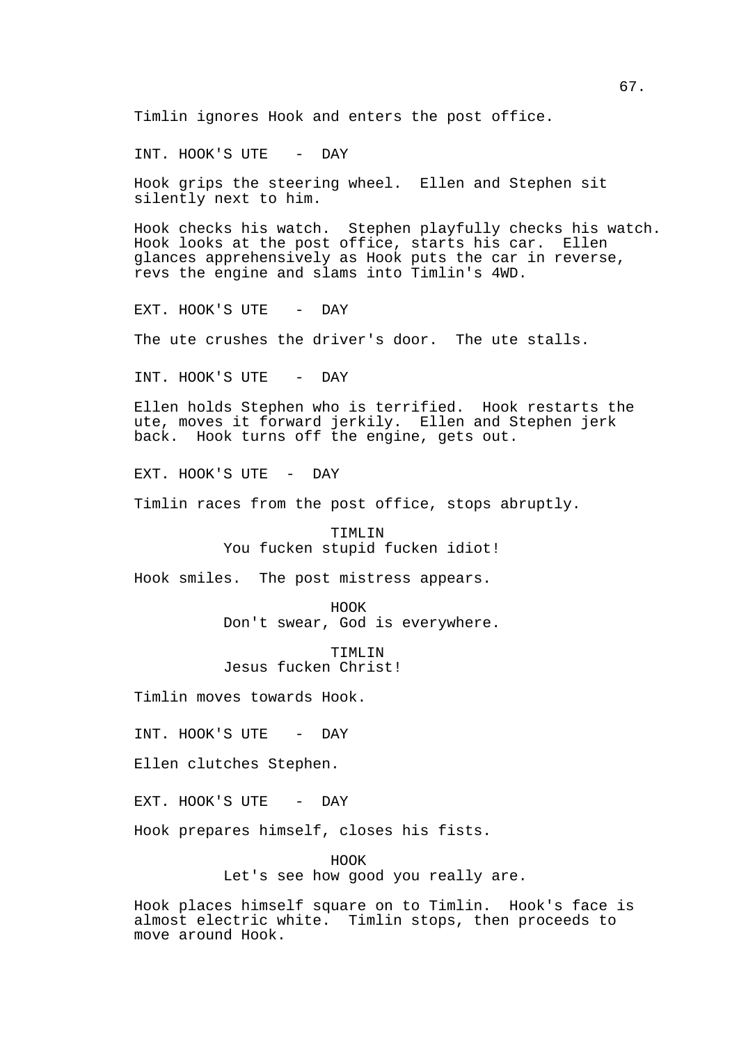Timlin ignores Hook and enters the post office.

INT. HOOK'S UTE - DAY

Hook grips the steering wheel. Ellen and Stephen sit silently next to him.

Hook checks his watch. Stephen playfully checks his watch. Hook looks at the post office, starts his car. Ellen glances apprehensively as Hook puts the car in reverse, revs the engine and slams into Timlin's 4WD.

EXT. HOOK'S UTE - DAY

The ute crushes the driver's door. The ute stalls.

INT. HOOK'S UTE - DAY

Ellen holds Stephen who is terrified. Hook restarts the ute, moves it forward jerkily. Ellen and Stephen jerk back. Hook turns off the engine, gets out.

EXT. HOOK'S UTE - DAY

Timlin races from the post office, stops abruptly.

TIMLIN
You fucken stupid fucken idiot!

Hook smiles. The post mistress appears.

HOOK
Don't swear, God is everywhere.

TIMLIN
Jesus fucken Christ!

Timlin moves towards Hook.

INT. HOOK'S UTE - DAY

Ellen clutches Stephen.

EXT. HOOK'S UTE - DAY

Hook prepares himself, closes his fists.

HOOK
Let's see how good you really are.

Hook places himself square on to Timlin. Hook's face is almost electric white. Timlin stops, then proceeds to move around Hook.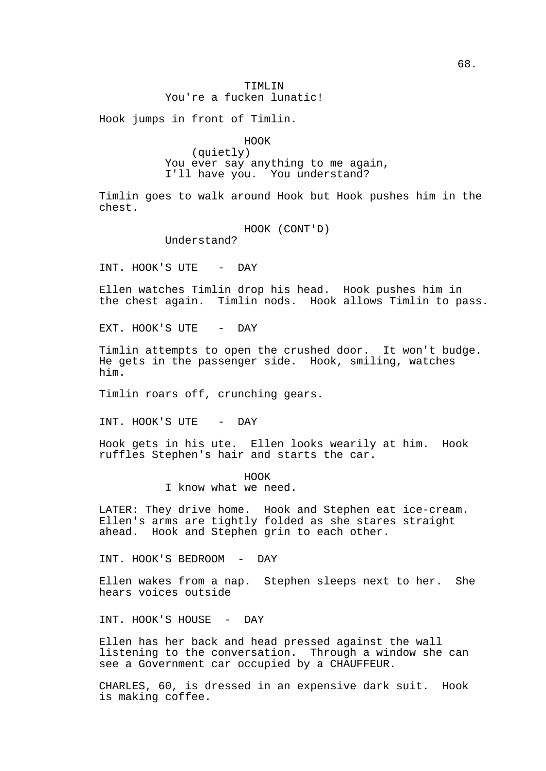TIMLIN
You're a fucken lunatic!

Hook jumps in front of Timlin.

HOOK
(quietly)
You ever say anything to me again, I'll have you. You understand?

Timlin goes to walk around Hook but Hook pushes him in the chest.

HOOK (CONT'D)
Understand?

INT. HOOK'S UTE - DAY

Ellen watches Timlin drop his head. Hook pushes him in the chest again. Timlin nods. Hook allows Timlin to pass.

EXT. HOOK'S UTE - DAY

Timlin attempts to open the crushed door. It won't budge. He gets in the passenger side. Hook, smiling, watches him.

Timlin roars off, crunching gears.

INT. HOOK'S UTE - DAY

Hook gets in his ute. Ellen looks wearily at him. Hook ruffles Stephen's hair and starts the car.

HOOK
I know what we need.

LATER: They drive home. Hook and Stephen eat ice-cream. Ellen's arms are tightly folded as she stares straight ahead. Hook and Stephen grin to each other.

INT. HOOK'S BEDROOM - DAY

Ellen wakes from a nap. Stephen sleeps next to her. She hears voices outside

INT. HOOK'S HOUSE - DAY

Ellen has her back and head pressed against the wall listening to the conversation. Through a window she can see a Government car occupied by a CHAUFFEUR.

CHARLES, 60, is dressed in an expensive dark suit. Hook is making coffee.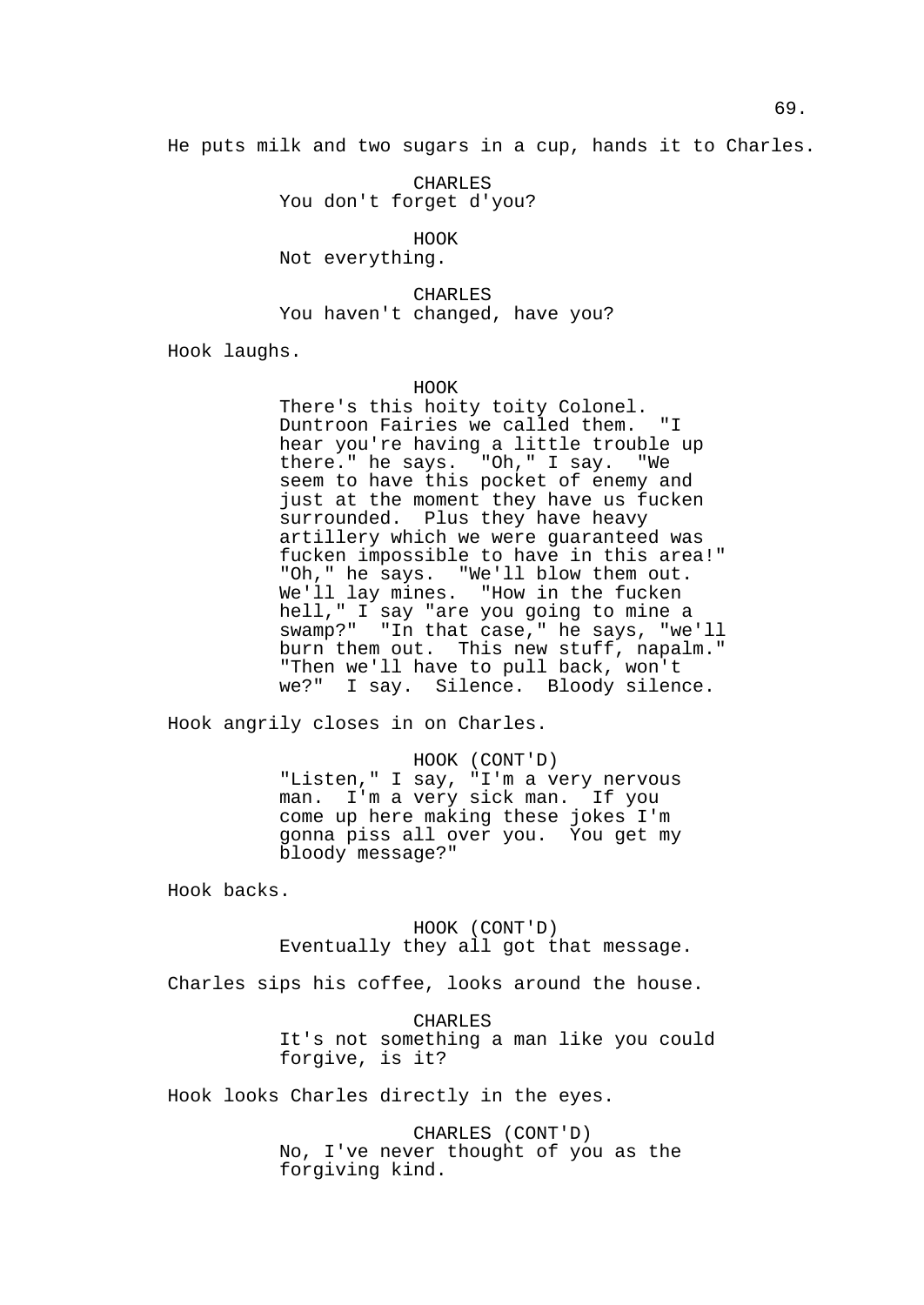He puts milk and two sugars in a cup, hands it to Charles.

CHARLES
You don't forget d'you?

HOOK
Not everything.

CHARLES
You haven't changed, have you?

Hook laughs.

HOOK
There's this hoity toity Colonel. Duntroon Fairies we called them. "I hear you're having a little trouble up there." he says. "Oh," I say. "We seem to have this pocket of enemy and just at the moment they have us fucken surrounded. Plus they have heavy artillery which we were guaranteed was fucken impossible to have in this area!" "Oh," he says. "We'll blow them out. We'll lay mines. "How in the fucken hell," I say "are you going to mine a swamp?" "In that case," he says, "we'll burn them out. This new stuff, napalm." "Then we'll have to pull back, won't we?" I say. Silence. Bloody silence.

Hook angrily closes in on Charles.

HOOK (CONT'D)
"Listen," I say, "I'm a very nervous man. I'm a very sick man. If you come up here making these jokes I'm gonna piss all over you. You get my bloody message?"

Hook backs.

HOOK (CONT'D)
Eventually they all got that message.

Charles sips his coffee, looks around the house.

CHARLES
It's not something a man like you could forgive, is it?

Hook looks Charles directly in the eyes.

CHARLES (CONT'D)
No, I've never thought of you as the forgiving kind.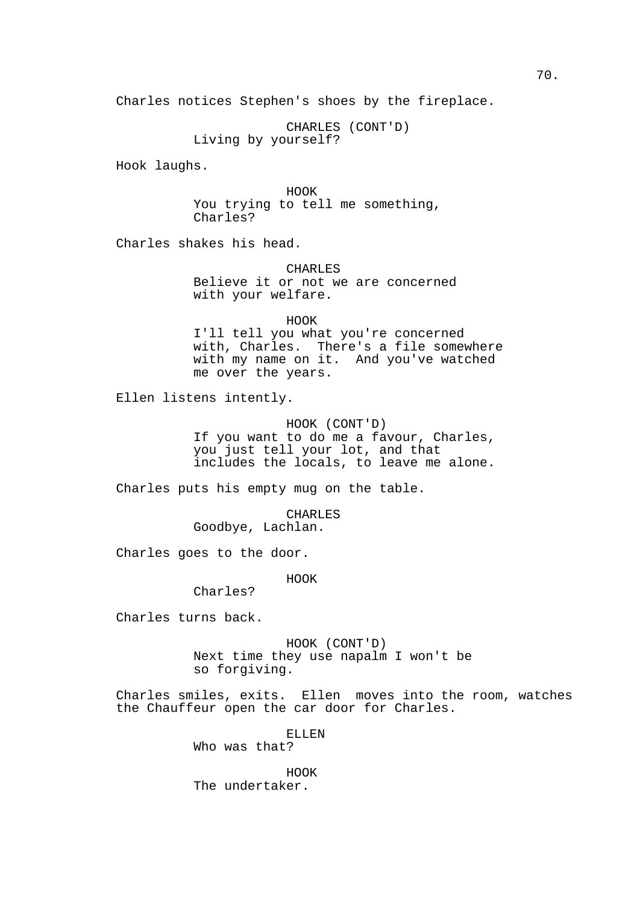Charles notices Stephen's shoes by the fireplace.

CHARLES (CONT'D)
Living by yourself?

Hook laughs.

HOOK
You trying to tell me something, Charles?

Charles shakes his head.

CHARLES
Believe it or not we are concerned with your welfare.

HOOK
I'll tell you what you're concerned with, Charles. There's a file somewhere with my name on it. And you've watched me over the years.

Ellen listens intently.

HOOK (CONT'D)
If you want to do me a favour, Charles, you just tell your lot, and that includes the locals, to leave me alone.

Charles puts his empty mug on the table.

CHARLES
Goodbye, Lachlan.

Charles goes to the door.

HOOK
Charles?

Charles turns back.

HOOK (CONT'D)
Next time they use napalm I won't be so forgiving.

Charles smiles, exits. Ellen moves into the room, watches the Chauffeur open the car door for Charles.

ELLEN
Who was that?

HOOK
The undertaker.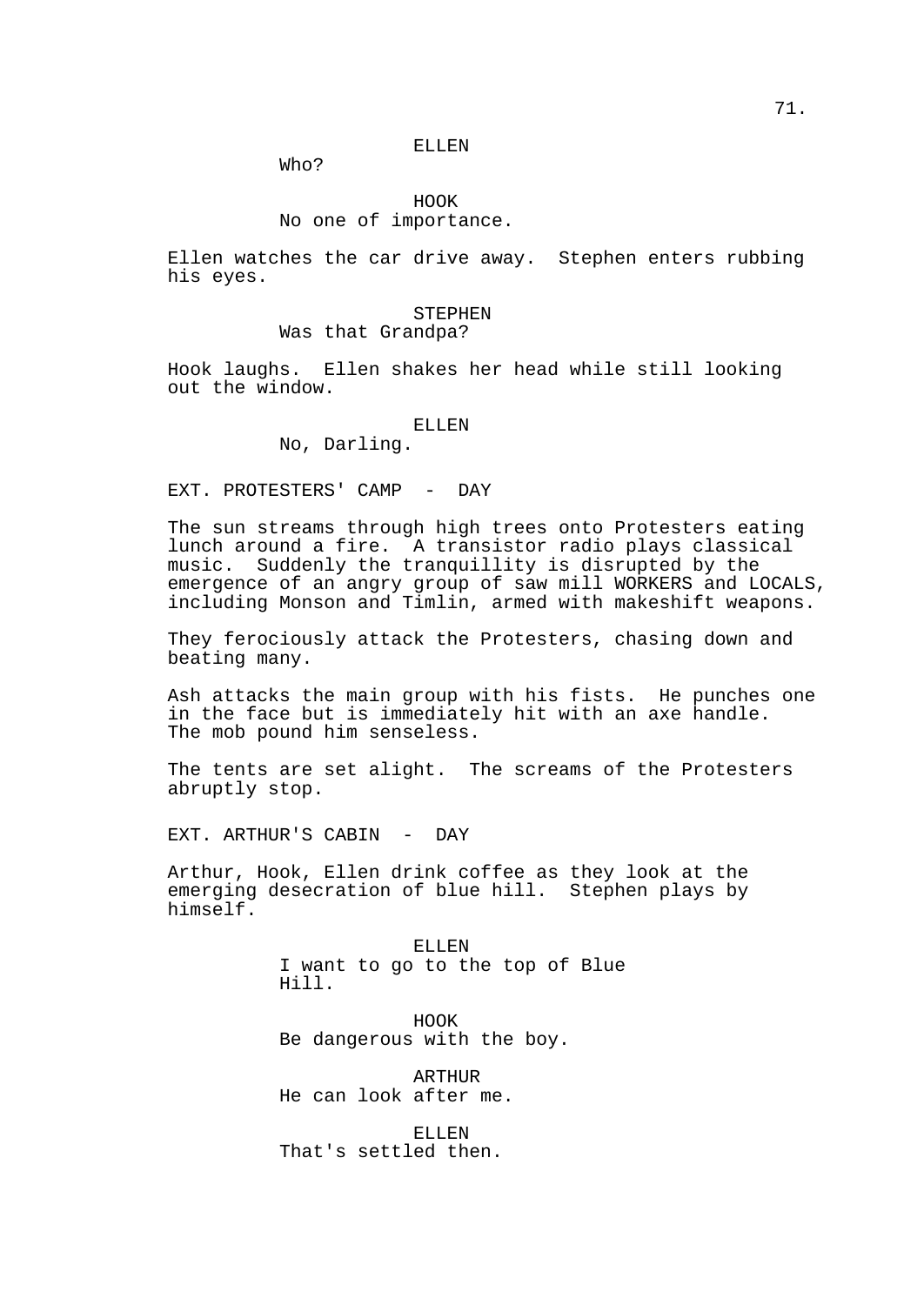ELLEN
Who?

HOOK
No one of importance.

Ellen watches the car drive away. Stephen enters rubbing his eyes.

STEPHEN
Was that Grandpa?

Hook laughs. Ellen shakes her head while still looking out the window.

ELLEN
No, Darling.

EXT. PROTESTERS' CAMP - DAY

The sun streams through high trees onto Protesters eating lunch around a fire. A transistor radio plays classical music. Suddenly the tranquillity is disrupted by the emergence of an angry group of saw mill WORKERS and LOCALS, including Monson and Timlin, armed with makeshift weapons.

They ferociously attack the Protesters, chasing down and beating many.

Ash attacks the main group with his fists. He punches one in the face but is immediately hit with an axe handle. The mob pound him senseless.

The tents are set alight. The screams of the Protesters abruptly stop.

EXT. ARTHUR'S CABIN - DAY

Arthur, Hook, Ellen drink coffee as they look at the emerging desecration of blue hill. Stephen plays by himself.

ELLEN
I want to go to the top of Blue Hill.

HOOK
Be dangerous with the boy.

ARTHUR
He can look after me.

ELLEN
That's settled then.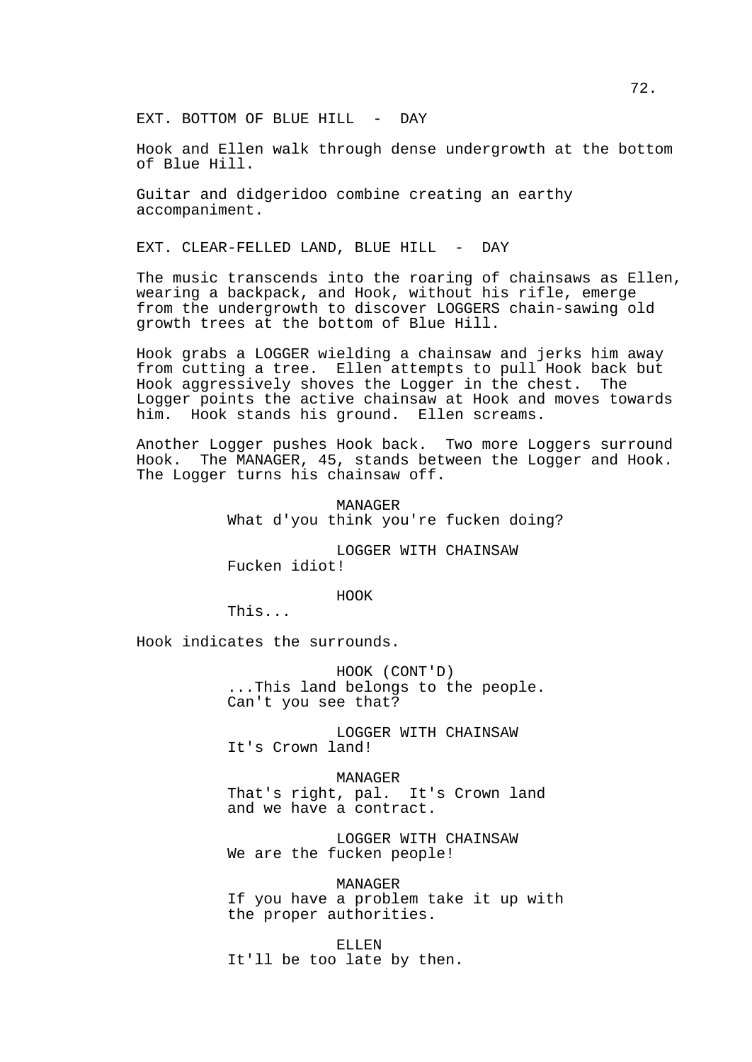EXT. BOTTOM OF BLUE HILL - DAY

Hook and Ellen walk through dense undergrowth at the bottom of Blue Hill.

Guitar and didgeridoo combine creating an earthy accompaniment.

EXT. CLEAR-FELLED LAND, BLUE HILL - DAY

The music transcends into the roaring of chainsaws as Ellen, wearing a backpack, and Hook, without his rifle, emerge from the undergrowth to discover LOGGERS chain-sawing old growth trees at the bottom of Blue Hill.

Hook grabs a LOGGER wielding a chainsaw and jerks him away from cutting a tree. Ellen attempts to pull Hook back but Hook aggressively shoves the Logger in the chest. The Logger points the active chainsaw at Hook and moves towards him. Hook stands his ground. Ellen screams.

Another Logger pushes Hook back. Two more Loggers surround Hook. The MANAGER, 45, stands between the Logger and Hook. The Logger turns his chainsaw off.

MANAGER
What d'you think you're fucken doing?

LOGGER WITH CHAINSAW
Fucken idiot!

HOOK
This...

Hook indicates the surrounds.

HOOK (CONT'D)
...This land belongs to the people. Can't you see that?

LOGGER WITH CHAINSAW
It's Crown land!

MANAGER
That's right, pal. It's Crown land and we have a contract.

LOGGER WITH CHAINSAW
We are the fucken people!

MANAGER
If you have a problem take it up with the proper authorities.

ELLEN
It'll be too late by then.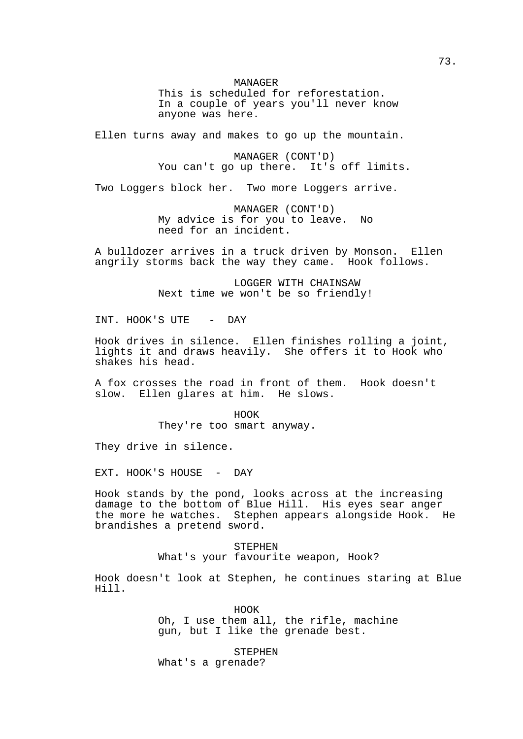MANAGER
This is scheduled for reforestation. In a couple of years you'll never know anyone was here.

Ellen turns away and makes to go up the mountain.

MANAGER (CONT'D)
You can't go up there. It's off limits.

Two Loggers block her. Two more Loggers arrive.

MANAGER (CONT'D)
My advice is for you to leave. No need for an incident.

A bulldozer arrives in a truck driven by Monson. Ellen angrily storms back the way they came. Hook follows.

LOGGER WITH CHAINSAW
Next time we won't be so friendly!

INT. HOOK'S UTE - DAY

Hook drives in silence. Ellen finishes rolling a joint, lights it and draws heavily. She offers it to Hook who shakes his head.

A fox crosses the road in front of them. Hook doesn't slow. Ellen glares at him. He slows.

HOOK
They're too smart anyway.

They drive in silence.

EXT. HOOK'S HOUSE - DAY

Hook stands by the pond, looks across at the increasing damage to the bottom of Blue Hill. His eyes sear anger the more he watches. Stephen appears alongside Hook. He brandishes a pretend sword.

STEPHEN
What's your favourite weapon, Hook?

Hook doesn't look at Stephen, he continues staring at Blue Hill.

HOOK
Oh, I use them all, the rifle, machine gun, but I like the grenade best.

STEPHEN
What's a grenade?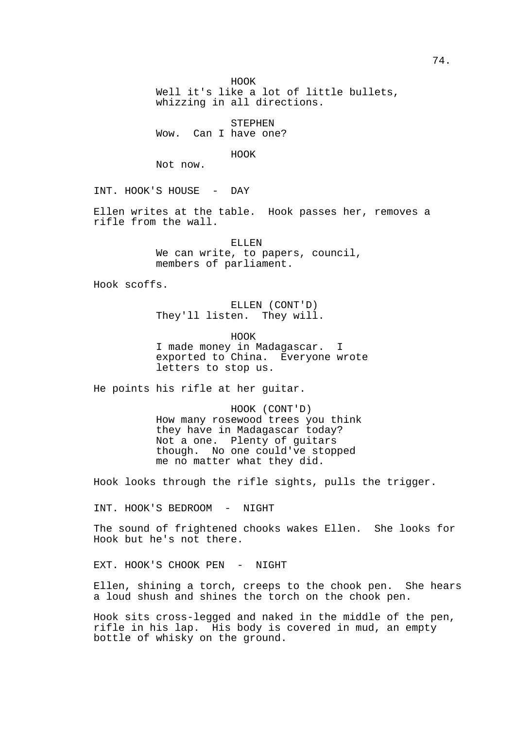HOOK
Well it's like a lot of little bullets, whizzing in all directions.

STEPHEN
Wow. Can I have one?

HOOK
Not now.

INT. HOOK'S HOUSE - DAY

Ellen writes at the table. Hook passes her, removes a rifle from the wall.

ELLEN
We can write, to papers, council, members of parliament.

Hook scoffs.

ELLEN (CONT'D)
They'll listen. They will.

HOOK
I made money in Madagascar. I exported to China. Everyone wrote letters to stop us.

He points his rifle at her guitar.

HOOK (CONT'D)
How many rosewood trees you think they have in Madagascar today? Not a one. Plenty of guitars though. No one could've stopped me no matter what they did.

Hook looks through the rifle sights, pulls the trigger.

INT. HOOK'S BEDROOM - NIGHT

The sound of frightened chooks wakes Ellen. She looks for Hook but he's not there.

EXT. HOOK'S CHOOK PEN - NIGHT

Ellen, shining a torch, creeps to the chook pen. She hears a loud shush and shines the torch on the chook pen.

Hook sits cross-legged and naked in the middle of the pen, rifle in his lap. His body is covered in mud, an empty bottle of whisky on the ground.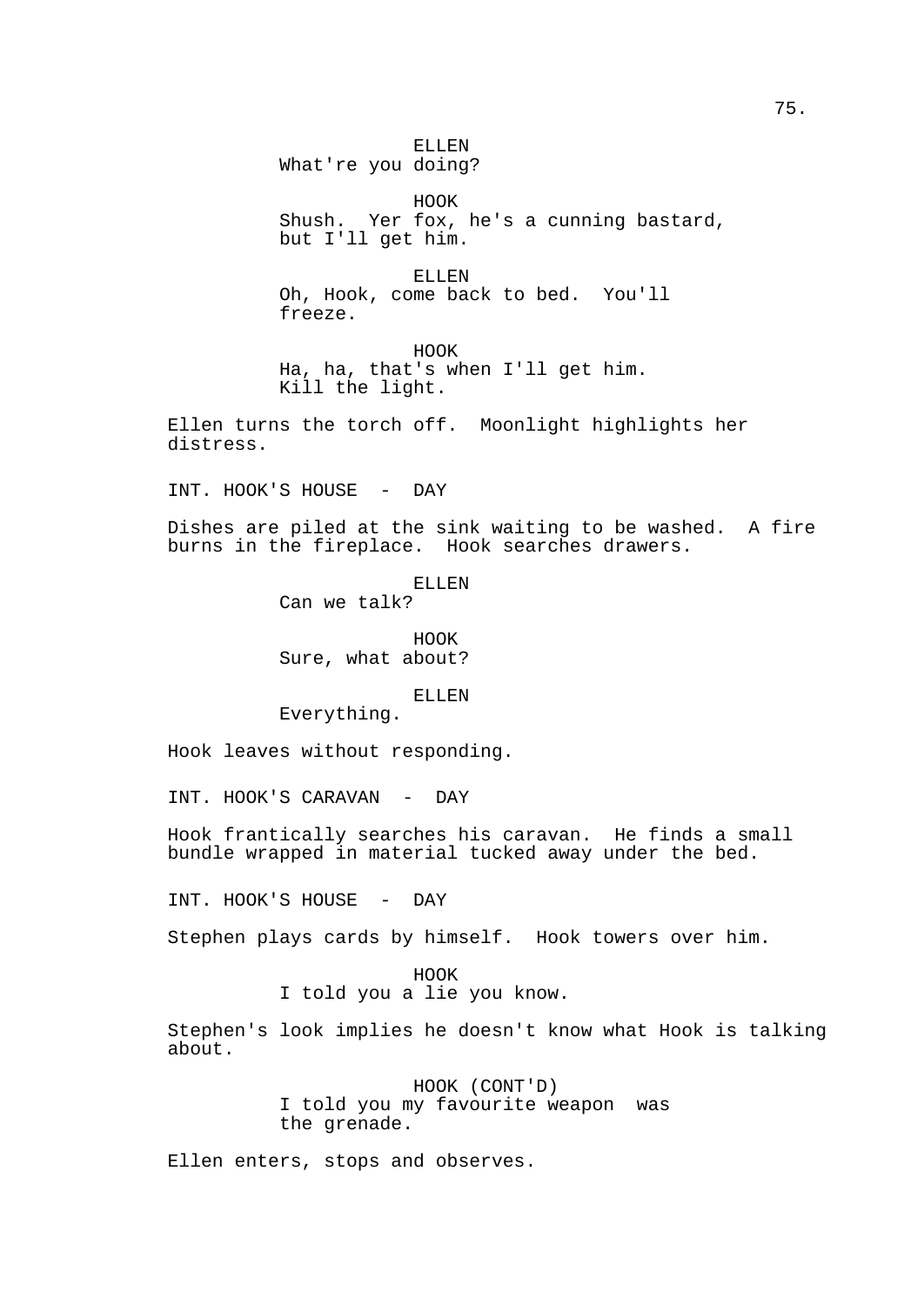ELLEN
What're you doing?

HOOK
Shush. Yer fox, he's a cunning bastard, but I'll get him.

ELLEN
Oh, Hook, come back to bed. You'll freeze.

HOOK
Ha, ha, that's when I'll get him. Kill the light.

Ellen turns the torch off. Moonlight highlights her distress.

INT. HOOK'S HOUSE - DAY

Dishes are piled at the sink waiting to be washed. A fire burns in the fireplace. Hook searches drawers.

ELLEN
Can we talk?

HOOK
Sure, what about?

ELLEN
Everything.

Hook leaves without responding.

INT. HOOK'S CARAVAN - DAY

Hook frantically searches his caravan. He finds a small bundle wrapped in material tucked away under the bed.

INT. HOOK'S HOUSE - DAY

Stephen plays cards by himself. Hook towers over him.

HOOK
I told you a lie you know.

Stephen's look implies he doesn't know what Hook is talking about.

HOOK (CONT'D)
I told you my favourite weapon was the grenade.

Ellen enters, stops and observes.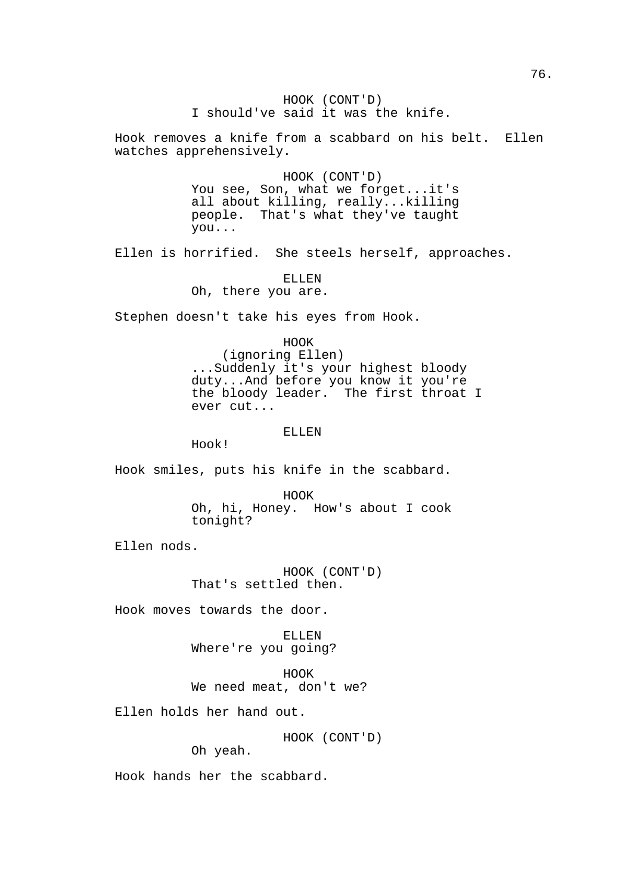HOOK (CONT'D)
I should've said it was the knife.

Hook removes a knife from a scabbard on his belt. Ellen watches apprehensively.

HOOK (CONT'D)
You see, Son, what we forget...it's all about killing, really...killing people. That's what they've taught you...

Ellen is horrified. She steels herself, approaches.

ELLEN
Oh, there you are.

Stephen doesn't take his eyes from Hook.

HOOK
(ignoring Ellen)
...Suddenly it's your highest bloody duty...And before you know it you're the bloody leader. The first throat I ever cut...

ELLEN
Hook!

Hook smiles, puts his knife in the scabbard.

HOOK
Oh, hi, Honey. How's about I cook tonight?

Ellen nods.

HOOK (CONT'D)
That's settled then.

Hook moves towards the door.

ELLEN
Where're you going?

HOOK
We need meat, don't we?

Ellen holds her hand out.

HOOK (CONT'D)
Oh yeah.

Hook hands her the scabbard.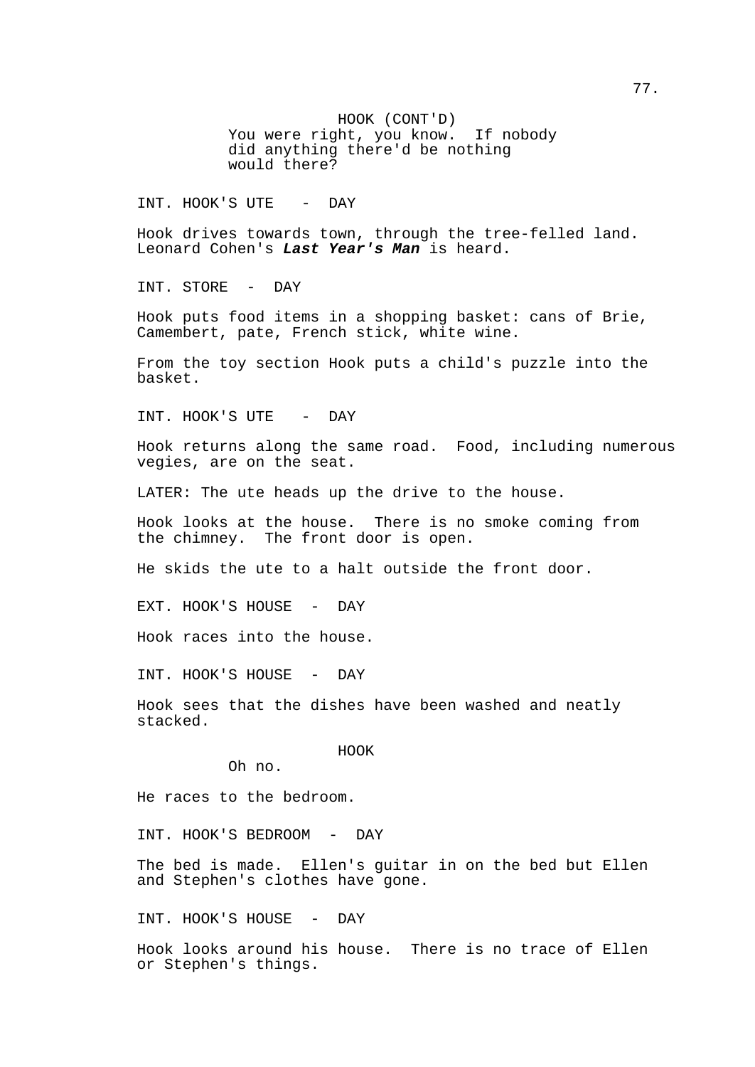HOOK (CONT'D)
You were right, you know. If nobody did anything there'd be nothing would there?

INT. HOOK'S UTE - DAY

Hook drives towards town, through the tree-felled land. Leonard Cohen's ***Last Year's Man*** is heard.

INT. STORE - DAY

Hook puts food items in a shopping basket: cans of Brie, Camembert, pate, French stick, white wine.

From the toy section Hook puts a child's puzzle into the basket.

INT. HOOK'S UTE - DAY

Hook returns along the same road. Food, including numerous vegies, are on the seat.

LATER: The ute heads up the drive to the house.

Hook looks at the house. There is no smoke coming from the chimney. The front door is open.

He skids the ute to a halt outside the front door.

EXT. HOOK'S HOUSE - DAY

Hook races into the house.

INT. HOOK'S HOUSE - DAY

Hook sees that the dishes have been washed and neatly stacked.

HOOK
Oh no.

He races to the bedroom.

INT. HOOK'S BEDROOM - DAY

The bed is made. Ellen's guitar in on the bed but Ellen and Stephen's clothes have gone.

INT. HOOK'S HOUSE - DAY

Hook looks around his house. There is no trace of Ellen or Stephen's things.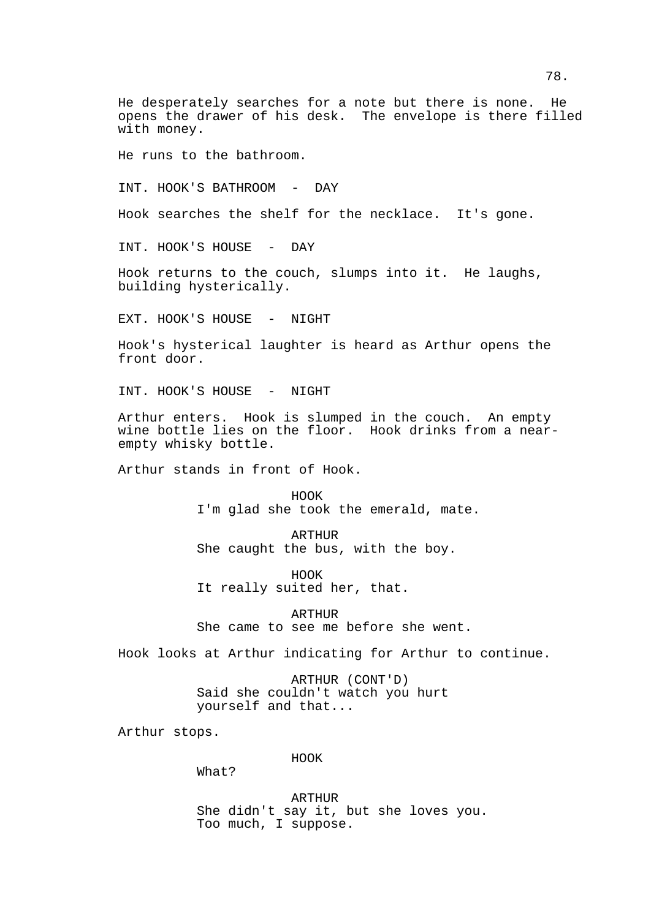He desperately searches for a note but there is none. He opens the drawer of his desk. The envelope is there filled with money.

He runs to the bathroom.

INT. HOOK'S BATHROOM - DAY

Hook searches the shelf for the necklace. It's gone.

INT. HOOK'S HOUSE - DAY

Hook returns to the couch, slumps into it. He laughs, building hysterically.

EXT. HOOK'S HOUSE - NIGHT

Hook's hysterical laughter is heard as Arthur opens the front door.

INT. HOOK'S HOUSE - NIGHT

Arthur enters. Hook is slumped in the couch. An empty wine bottle lies on the floor. Hook drinks from a near-empty whisky bottle.

Arthur stands in front of Hook.

HOOK
I'm glad she took the emerald, mate.

ARTHUR
She caught the bus, with the boy.

HOOK
It really suited her, that.

ARTHUR
She came to see me before she went.

Hook looks at Arthur indicating for Arthur to continue.

ARTHUR (CONT'D)
Said she couldn't watch you hurt yourself and that...

Arthur stops.

HOOK
What?

ARTHUR
She didn't say it, but she loves you. Too much, I suppose.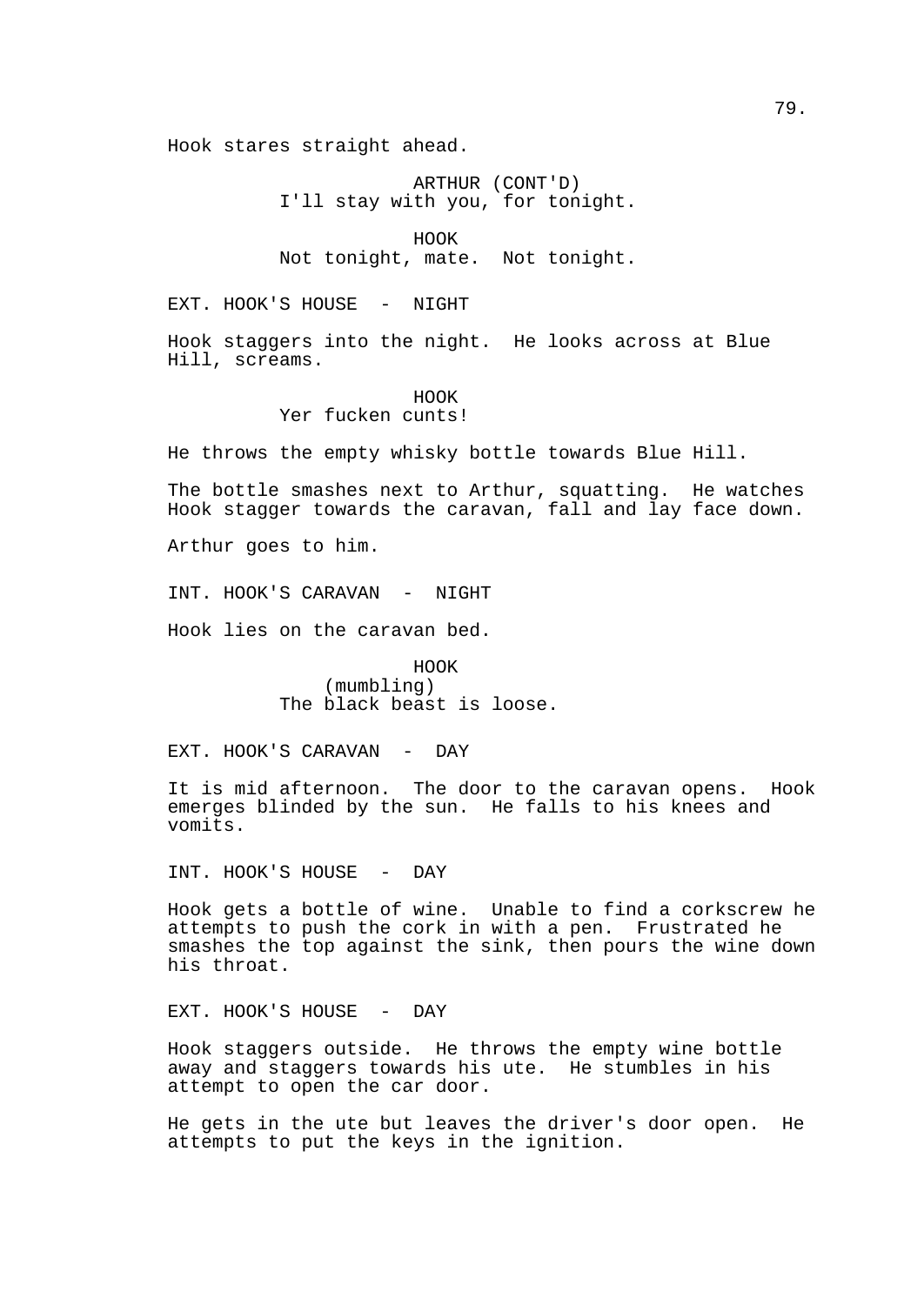Hook stares straight ahead.

ARTHUR (CONT'D)
I'll stay with you, for tonight.

HOOK
Not tonight, mate. Not tonight.

EXT. HOOK'S HOUSE - NIGHT

Hook staggers into the night. He looks across at Blue Hill, screams.

HOOK
Yer fucken cunts!

He throws the empty whisky bottle towards Blue Hill.

The bottle smashes next to Arthur, squatting. He watches Hook stagger towards the caravan, fall and lay face down.

Arthur goes to him.

INT. HOOK'S CARAVAN - NIGHT

Hook lies on the caravan bed.

HOOK
(mumbling)
The black beast is loose.

EXT. HOOK'S CARAVAN - DAY

It is mid afternoon. The door to the caravan opens. Hook emerges blinded by the sun. He falls to his knees and vomits.

INT. HOOK'S HOUSE - DAY

Hook gets a bottle of wine. Unable to find a corkscrew he attempts to push the cork in with a pen. Frustrated he smashes the top against the sink, then pours the wine down his throat.

EXT. HOOK'S HOUSE - DAY

Hook staggers outside. He throws the empty wine bottle away and staggers towards his ute. He stumbles in his attempt to open the car door.

He gets in the ute but leaves the driver's door open. He attempts to put the keys in the ignition.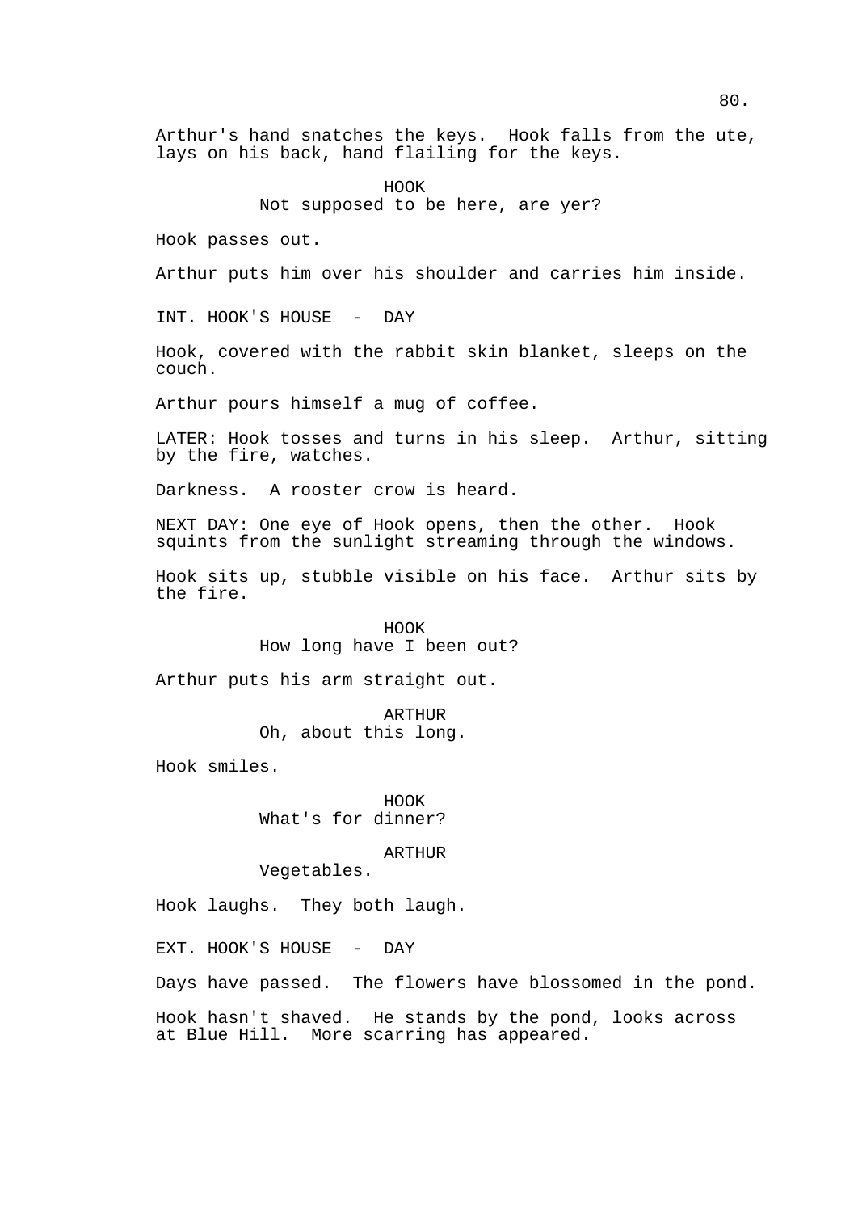Arthur's hand snatches the keys. Hook falls from the ute, lays on his back, hand flailing for the keys.

HOOK
Not supposed to be here, are yer?

Hook passes out.

Arthur puts him over his shoulder and carries him inside.

INT. HOOK'S HOUSE - DAY

Hook, covered with the rabbit skin blanket, sleeps on the couch.

Arthur pours himself a mug of coffee.

LATER: Hook tosses and turns in his sleep. Arthur, sitting by the fire, watches.

Darkness. A rooster crow is heard.

NEXT DAY: One eye of Hook opens, then the other. Hook squints from the sunlight streaming through the windows.

Hook sits up, stubble visible on his face. Arthur sits by the fire.

HOOK
How long have I been out?

Arthur puts his arm straight out.

ARTHUR
Oh, about this long.

Hook smiles.

HOOK
What's for dinner?

ARTHUR
Vegetables.

Hook laughs. They both laugh.

EXT. HOOK'S HOUSE - DAY

Days have passed. The flowers have blossomed in the pond.

Hook hasn't shaved. He stands by the pond, looks across at Blue Hill. More scarring has appeared.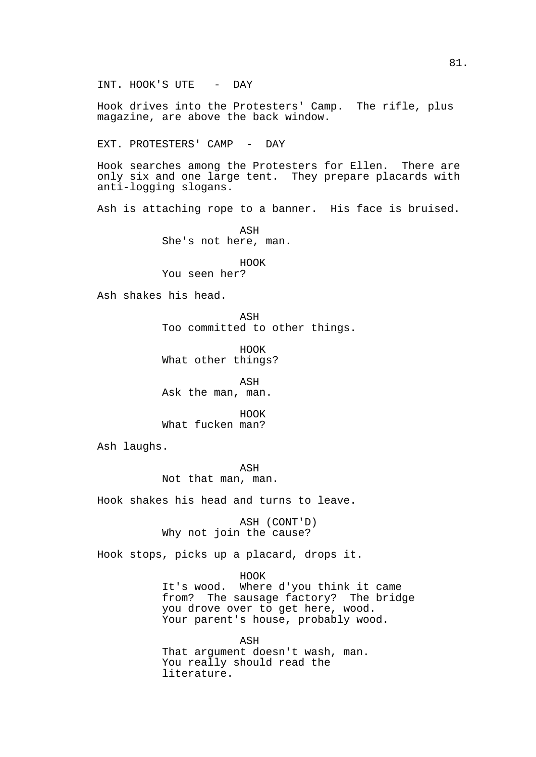INT. HOOK'S UTE - DAY

Hook drives into the Protesters' Camp. The rifle, plus magazine, are above the back window.

EXT. PROTESTERS' CAMP - DAY

Hook searches among the Protesters for Ellen. There are only six and one large tent. They prepare placards with anti-logging slogans.

Ash is attaching rope to a banner. His face is bruised.

ASH
She's not here, man.

HOOK
You seen her?

Ash shakes his head.

ASH
Too committed to other things.

HOOK
What other things?

ASH
Ask the man, man.

HOOK
What fucken man?

Ash laughs.

ASH
Not that man, man.

Hook shakes his head and turns to leave.

ASH (CONT'D)
Why not join the cause?

Hook stops, picks up a placard, drops it.

HOOK
It's wood. Where d'you think it came from? The sausage factory? The bridge you drove over to get here, wood. Your parent's house, probably wood.

ASH
That argument doesn't wash, man. You really should read the literature.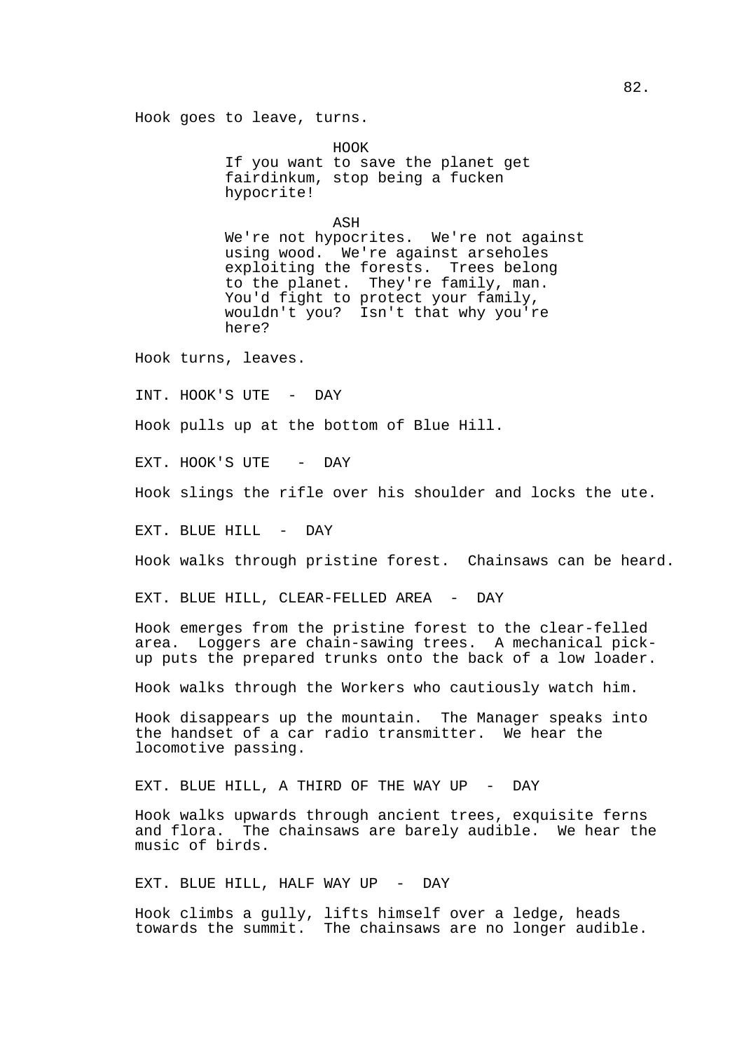Hook goes to leave, turns.

HOOK
If you want to save the planet get fairdinkum, stop being a fucken hypocrite!

ASH
We're not hypocrites. We're not against using wood. We're against arseholes exploiting the forests. Trees belong to the planet. They're family, man. You'd fight to protect your family, wouldn't you? Isn't that why you're here?

Hook turns, leaves.

INT. HOOK'S UTE - DAY

Hook pulls up at the bottom of Blue Hill.

EXT. HOOK'S UTE - DAY

Hook slings the rifle over his shoulder and locks the ute.

EXT. BLUE HILL - DAY

Hook walks through pristine forest. Chainsaws can be heard.

EXT. BLUE HILL, CLEAR-FELLED AREA - DAY

Hook emerges from the pristine forest to the clear-felled area. Loggers are chain-sawing trees. A mechanical pick-up puts the prepared trunks onto the back of a low loader.

Hook walks through the Workers who cautiously watch him.

Hook disappears up the mountain. The Manager speaks into the handset of a car radio transmitter. We hear the locomotive passing.

EXT. BLUE HILL, A THIRD OF THE WAY UP - DAY

Hook walks upwards through ancient trees, exquisite ferns and flora. The chainsaws are barely audible. We hear the music of birds.

EXT. BLUE HILL, HALF WAY UP - DAY

Hook climbs a gully, lifts himself over a ledge, heads towards the summit. The chainsaws are no longer audible.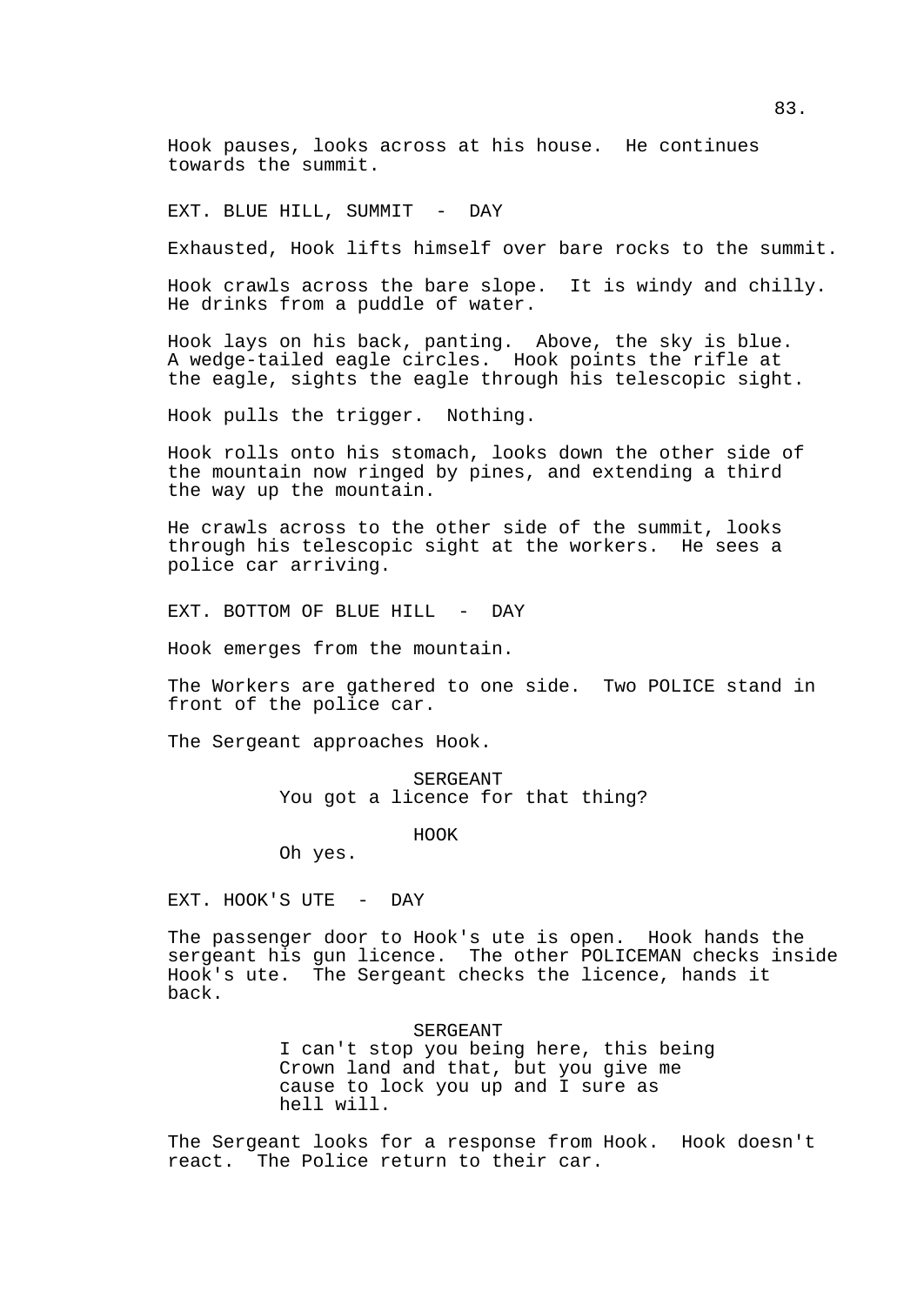Hook pauses, looks across at his house. He continues towards the summit.

EXT. BLUE HILL, SUMMIT - DAY

Exhausted, Hook lifts himself over bare rocks to the summit.

Hook crawls across the bare slope. It is windy and chilly. He drinks from a puddle of water.

Hook lays on his back, panting. Above, the sky is blue. A wedge-tailed eagle circles. Hook points the rifle at the eagle, sights the eagle through his telescopic sight.

Hook pulls the trigger. Nothing.

Hook rolls onto his stomach, looks down the other side of the mountain now ringed by pines, and extending a third the way up the mountain.

He crawls across to the other side of the summit, looks through his telescopic sight at the workers. He sees a police car arriving.

EXT. BOTTOM OF BLUE HILL - DAY

Hook emerges from the mountain.

The Workers are gathered to one side. Two POLICE stand in front of the police car.

The Sergeant approaches Hook.

SERGEANT
You got a licence for that thing?

HOOK
Oh yes.

EXT. HOOK'S UTE - DAY

The passenger door to Hook's ute is open. Hook hands the sergeant his gun licence. The other POLICEMAN checks inside Hook's ute. The Sergeant checks the licence, hands it back.

SERGEANT
I can't stop you being here, this being Crown land and that, but you give me cause to lock you up and I sure as hell will.

The Sergeant looks for a response from Hook. Hook doesn't react. The Police return to their car.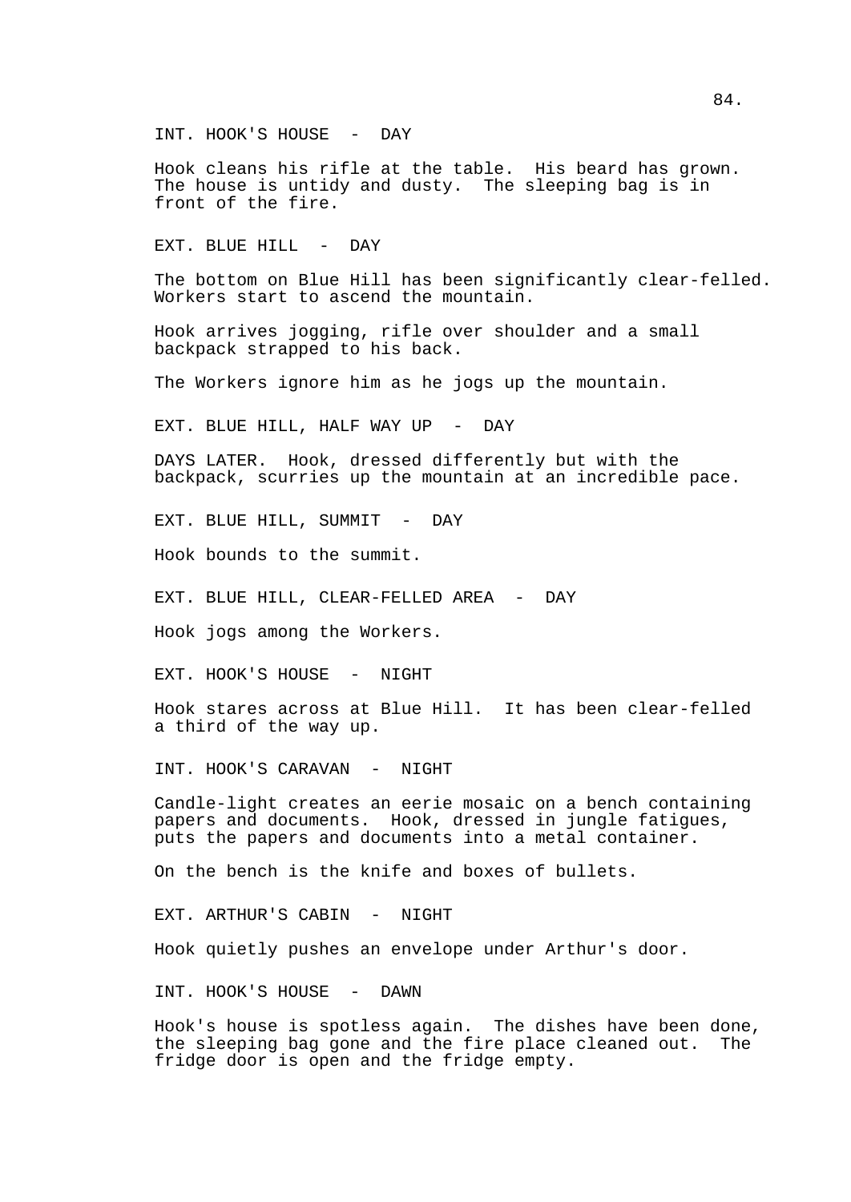INT. HOOK'S HOUSE - DAY

Hook cleans his rifle at the table. His beard has grown. The house is untidy and dusty. The sleeping bag is in front of the fire.

EXT. BLUE HILL - DAY

The bottom on Blue Hill has been significantly clear-felled. Workers start to ascend the mountain.

Hook arrives jogging, rifle over shoulder and a small backpack strapped to his back.

The Workers ignore him as he jogs up the mountain.

EXT. BLUE HILL, HALF WAY UP - DAY

DAYS LATER. Hook, dressed differently but with the backpack, scurries up the mountain at an incredible pace.

EXT. BLUE HILL, SUMMIT - DAY

Hook bounds to the summit.

EXT. BLUE HILL, CLEAR-FELLED AREA - DAY

Hook jogs among the Workers.

EXT. HOOK'S HOUSE - NIGHT

Hook stares across at Blue Hill. It has been clear-felled a third of the way up.

INT. HOOK'S CARAVAN - NIGHT

Candle-light creates an eerie mosaic on a bench containing papers and documents. Hook, dressed in jungle fatigues, puts the papers and documents into a metal container.

On the bench is the knife and boxes of bullets.

EXT. ARTHUR'S CABIN - NIGHT

Hook quietly pushes an envelope under Arthur's door.

INT. HOOK'S HOUSE - DAWN

Hook's house is spotless again. The dishes have been done, the sleeping bag gone and the fire place cleaned out. The fridge door is open and the fridge empty.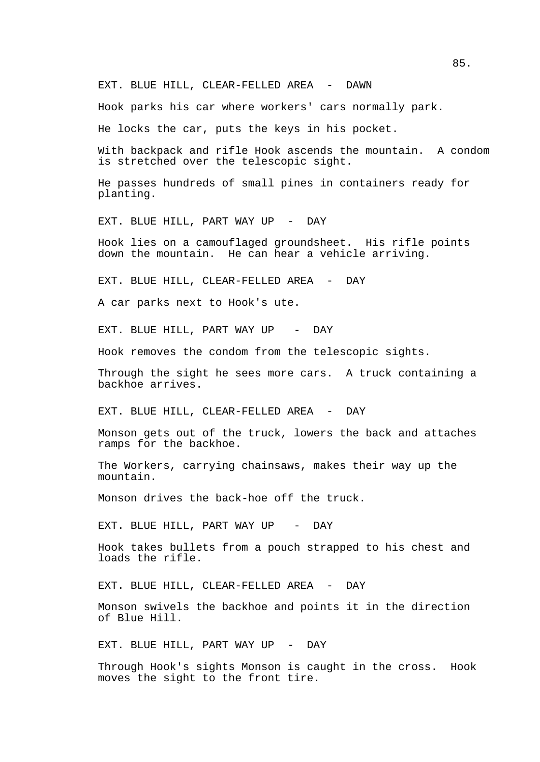EXT. BLUE HILL, CLEAR-FELLED AREA - DAWN

Hook parks his car where workers' cars normally park.

He locks the car, puts the keys in his pocket.

With backpack and rifle Hook ascends the mountain. A condom is stretched over the telescopic sight.

He passes hundreds of small pines in containers ready for planting.

EXT. BLUE HILL, PART WAY UP - DAY

Hook lies on a camouflaged groundsheet. His rifle points down the mountain. He can hear a vehicle arriving.

EXT. BLUE HILL, CLEAR-FELLED AREA - DAY

A car parks next to Hook's ute.

EXT. BLUE HILL, PART WAY UP - DAY

Hook removes the condom from the telescopic sights.

Through the sight he sees more cars. A truck containing a backhoe arrives.

EXT. BLUE HILL, CLEAR-FELLED AREA - DAY

Monson gets out of the truck, lowers the back and attaches ramps for the backhoe.

The Workers, carrying chainsaws, makes their way up the mountain.

Monson drives the back-hoe off the truck.

EXT. BLUE HILL, PART WAY UP - DAY

Hook takes bullets from a pouch strapped to his chest and loads the rifle.

EXT. BLUE HILL, CLEAR-FELLED AREA - DAY

Monson swivels the backhoe and points it in the direction of Blue Hill.

EXT. BLUE HILL, PART WAY UP - DAY

Through Hook's sights Monson is caught in the cross. Hook moves the sight to the front tire.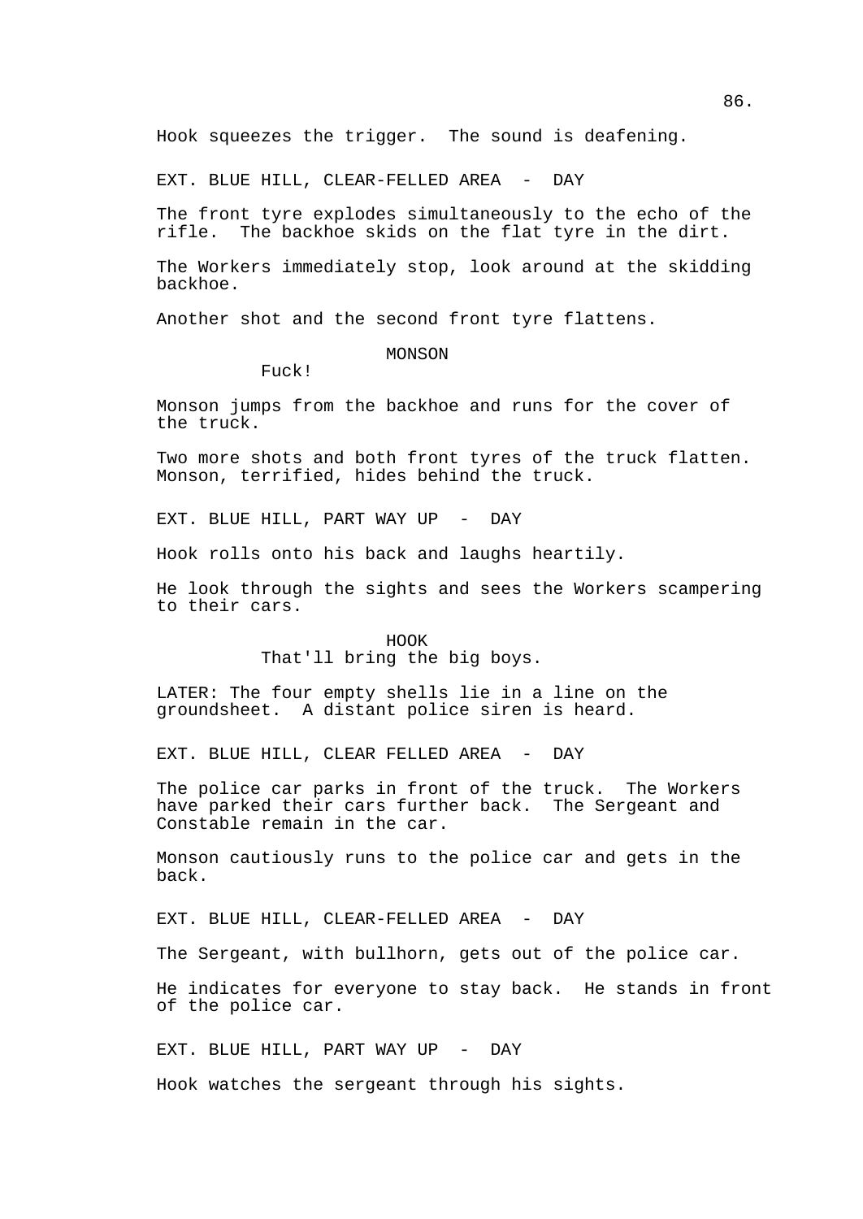Hook squeezes the trigger.  The sound is deafening.

EXT. BLUE HILL, CLEAR-FELLED AREA  -  DAY

The front tyre explodes simultaneously to the echo of the rifle.  The backhoe skids on the flat tyre in the dirt.

The Workers immediately stop, look around at the skidding backhoe.

Another shot and the second front tyre flattens.

MONSON
Fuck!

Monson jumps from the backhoe and runs for the cover of the truck.

Two more shots and both front tyres of the truck flatten. Monson, terrified, hides behind the truck.

EXT. BLUE HILL, PART WAY UP  -  DAY

Hook rolls onto his back and laughs heartily.

He look through the sights and sees the Workers scampering to their cars.

HOOK
That'll bring the big boys.

LATER: The four empty shells lie in a line on the groundsheet.  A distant police siren is heard.

EXT. BLUE HILL, CLEAR FELLED AREA  -  DAY

The police car parks in front of the truck.  The Workers have parked their cars further back.  The Sergeant and Constable remain in the car.

Monson cautiously runs to the police car and gets in the back.

EXT. BLUE HILL, CLEAR-FELLED AREA  -  DAY

The Sergeant, with bullhorn, gets out of the police car.

He indicates for everyone to stay back.  He stands in front of the police car.

EXT. BLUE HILL, PART WAY UP  -  DAY

Hook watches the sergeant through his sights.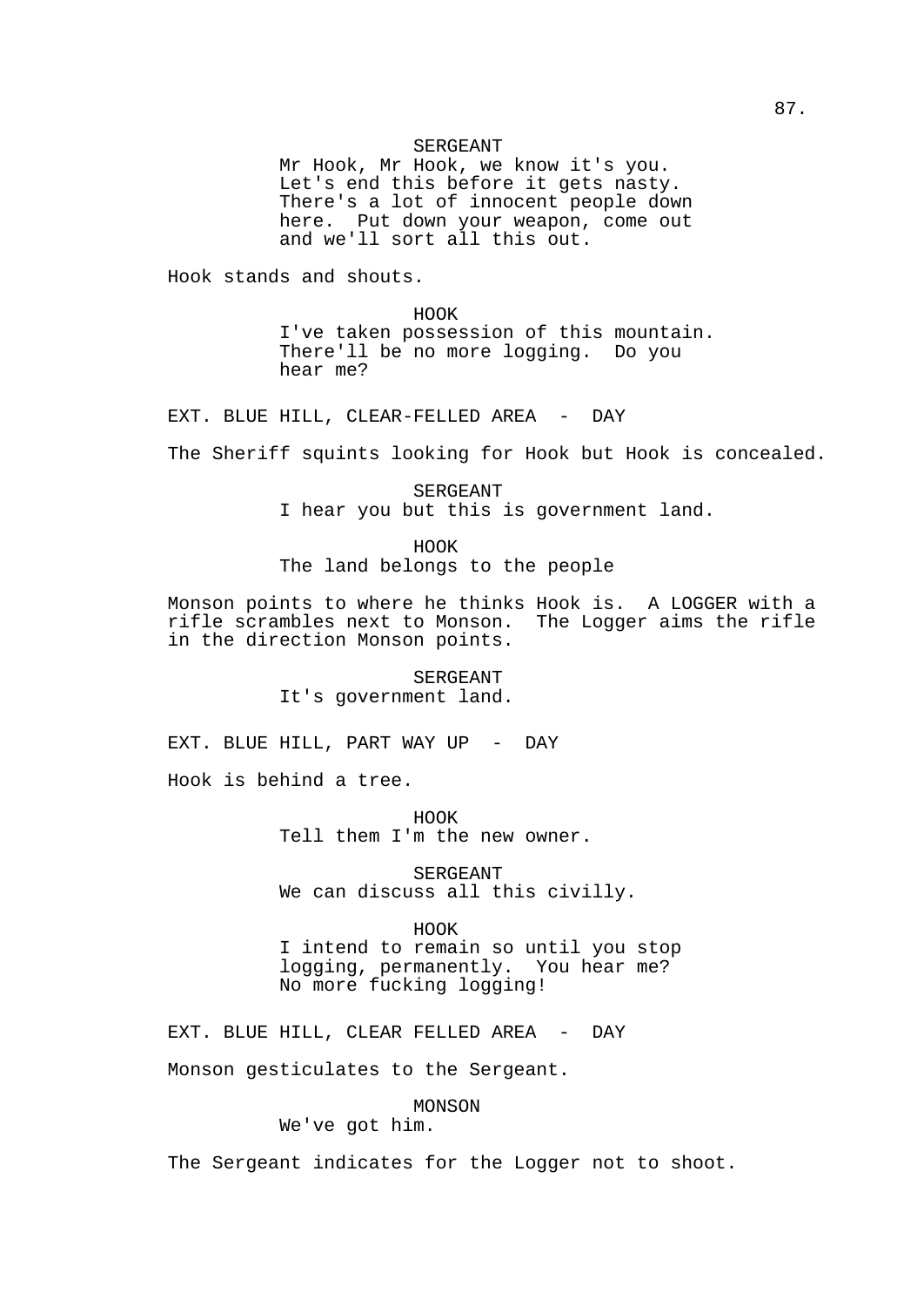SERGEANT

Mr Hook, Mr Hook, we know it's you. Let's end this before it gets nasty. There's a lot of innocent people down here. Put down your weapon, come out and we'll sort all this out.

Hook stands and shouts.

HOOK

I've taken possession of this mountain. There'll be no more logging. Do you hear me?

EXT. BLUE HILL, CLEAR-FELLED AREA - DAY

The Sheriff squints looking for Hook but Hook is concealed.

SERGEANT

I hear you but this is government land.

HOOK

The land belongs to the people

Monson points to where he thinks Hook is. A LOGGER with a rifle scrambles next to Monson. The Logger aims the rifle in the direction Monson points.

SERGEANT

It's government land.

EXT. BLUE HILL, PART WAY UP - DAY

Hook is behind a tree.

HOOK

Tell them I'm the new owner.

SERGEANT

We can discuss all this civilly.

HOOK

I intend to remain so until you stop logging, permanently. You hear me? No more fucking logging!

EXT. BLUE HILL, CLEAR FELLED AREA - DAY

Monson gesticulates to the Sergeant.

MONSON

We've got him.

The Sergeant indicates for the Logger not to shoot.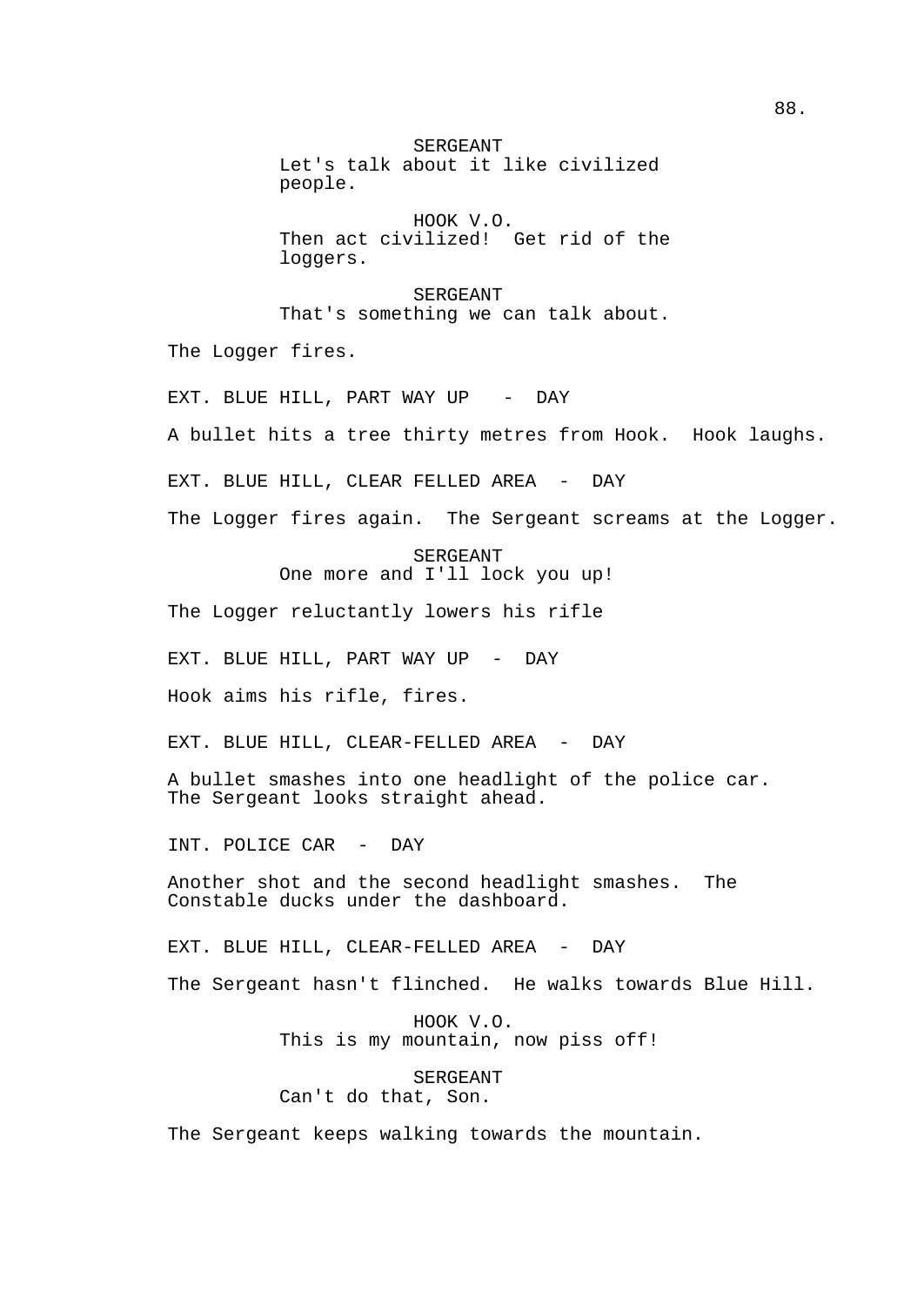SERGEANT
Let's talk about it like civilized people.

HOOK V.O.
Then act civilized! Get rid of the loggers.

SERGEANT
That's something we can talk about.

The Logger fires.

EXT. BLUE HILL, PART WAY UP - DAY

A bullet hits a tree thirty metres from Hook. Hook laughs.

EXT. BLUE HILL, CLEAR FELLED AREA - DAY

The Logger fires again. The Sergeant screams at the Logger.

SERGEANT
One more and I'll lock you up!

The Logger reluctantly lowers his rifle

EXT. BLUE HILL, PART WAY UP - DAY

Hook aims his rifle, fires.

EXT. BLUE HILL, CLEAR-FELLED AREA - DAY

A bullet smashes into one headlight of the police car. The Sergeant looks straight ahead.

INT. POLICE CAR - DAY

Another shot and the second headlight smashes. The Constable ducks under the dashboard.

EXT. BLUE HILL, CLEAR-FELLED AREA - DAY

The Sergeant hasn't flinched. He walks towards Blue Hill.

HOOK V.O.
This is my mountain, now piss off!

SERGEANT
Can't do that, Son.

The Sergeant keeps walking towards the mountain.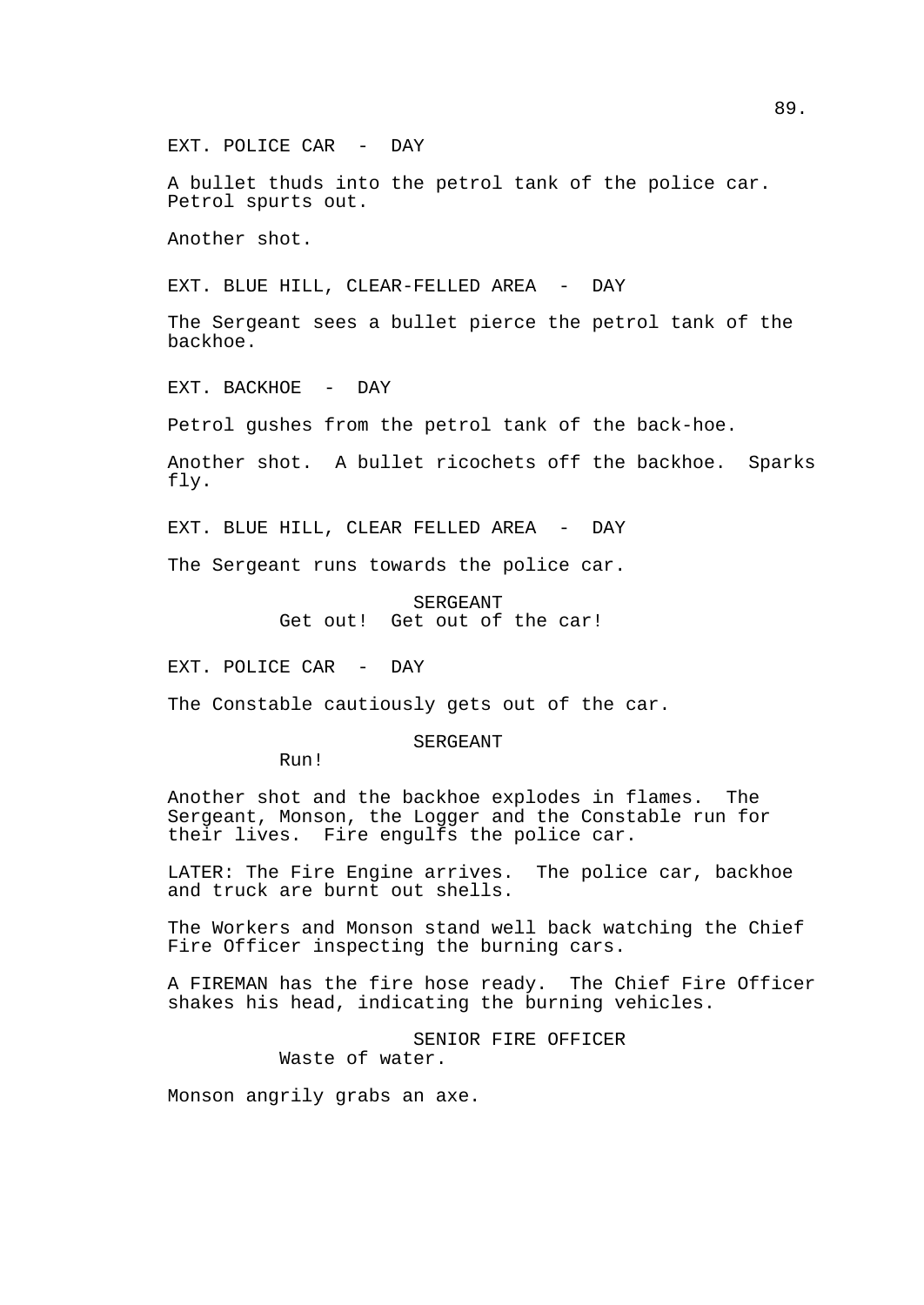EXT. POLICE CAR - DAY

A bullet thuds into the petrol tank of the police car. Petrol spurts out.

Another shot.

EXT. BLUE HILL, CLEAR-FELLED AREA - DAY

The Sergeant sees a bullet pierce the petrol tank of the backhoe.

EXT. BACKHOE - DAY

Petrol gushes from the petrol tank of the back-hoe.

Another shot. A bullet ricochets off the backhoe. Sparks fly.

EXT. BLUE HILL, CLEAR FELLED AREA - DAY

The Sergeant runs towards the police car.

SERGEANT
Get out! Get out of the car!

EXT. POLICE CAR - DAY

The Constable cautiously gets out of the car.

SERGEANT
Run!

Another shot and the backhoe explodes in flames. The Sergeant, Monson, the Logger and the Constable run for their lives. Fire engulfs the police car.

LATER: The Fire Engine arrives. The police car, backhoe and truck are burnt out shells.

The Workers and Monson stand well back watching the Chief Fire Officer inspecting the burning cars.

A FIREMAN has the fire hose ready. The Chief Fire Officer shakes his head, indicating the burning vehicles.

SENIOR FIRE OFFICER
Waste of water.

Monson angrily grabs an axe.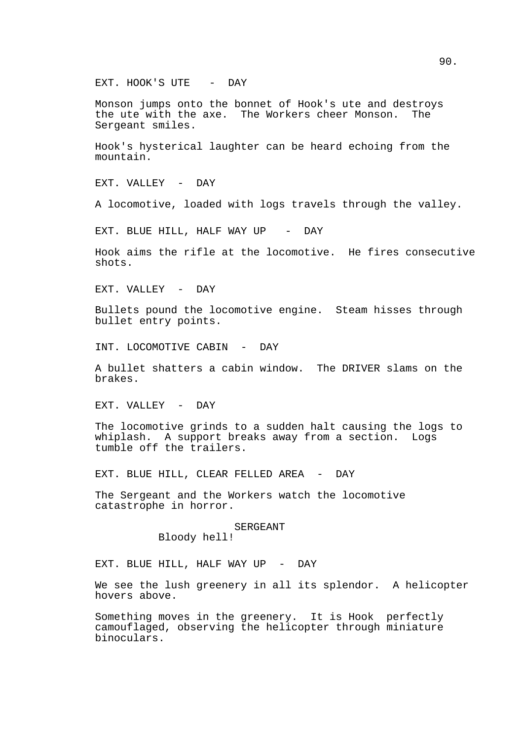EXT. HOOK'S UTE - DAY

Monson jumps onto the bonnet of Hook's ute and destroys the ute with the axe. The Workers cheer Monson. The Sergeant smiles.

Hook's hysterical laughter can be heard echoing from the mountain.

EXT. VALLEY - DAY

A locomotive, loaded with logs travels through the valley.

EXT. BLUE HILL, HALF WAY UP - DAY

Hook aims the rifle at the locomotive. He fires consecutive shots.

EXT. VALLEY - DAY

Bullets pound the locomotive engine. Steam hisses through bullet entry points.

INT. LOCOMOTIVE CABIN - DAY

A bullet shatters a cabin window. The DRIVER slams on the brakes.

EXT. VALLEY - DAY

The locomotive grinds to a sudden halt causing the logs to whiplash. A support breaks away from a section. Logs tumble off the trailers.

EXT. BLUE HILL, CLEAR FELLED AREA - DAY

The Sergeant and the Workers watch the locomotive catastrophe in horror.

SERGEANT
Bloody hell!

EXT. BLUE HILL, HALF WAY UP - DAY

We see the lush greenery in all its splendor. A helicopter hovers above.

Something moves in the greenery. It is Hook perfectly camouflaged, observing the helicopter through miniature binoculars.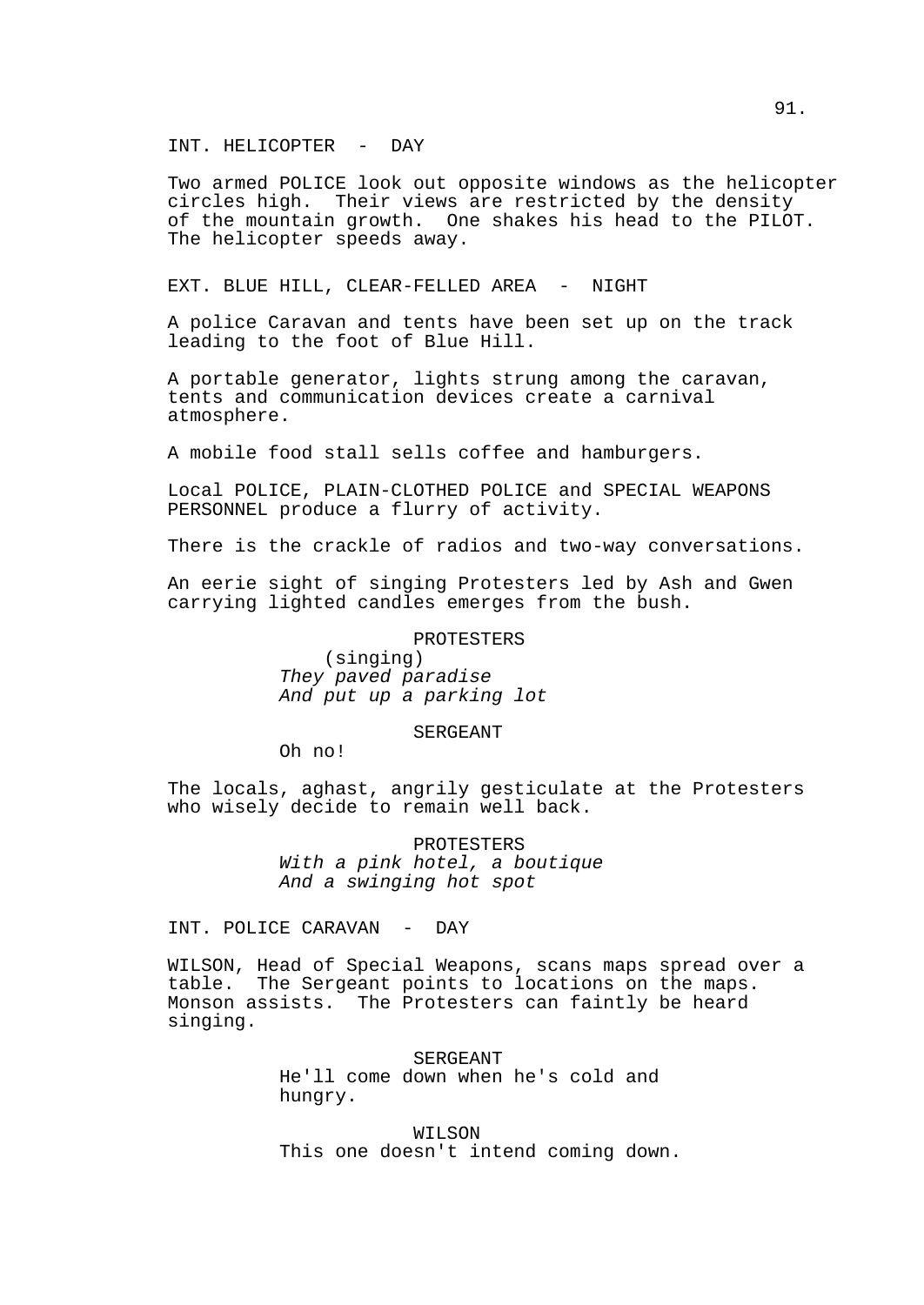INT. HELICOPTER - DAY

Two armed POLICE look out opposite windows as the helicopter circles high. Their views are restricted by the density of the mountain growth. One shakes his head to the PILOT. The helicopter speeds away.

EXT. BLUE HILL, CLEAR-FELLED AREA - NIGHT

A police Caravan and tents have been set up on the track leading to the foot of Blue Hill.

A portable generator, lights strung among the caravan, tents and communication devices create a carnival atmosphere.

A mobile food stall sells coffee and hamburgers.

Local POLICE, PLAIN-CLOTHED POLICE and SPECIAL WEAPONS PERSONNEL produce a flurry of activity.

There is the crackle of radios and two-way conversations.

An eerie sight of singing Protesters led by Ash and Gwen carrying lighted candles emerges from the bush.

PROTESTERS
(singing)
*They paved paradise*
*And put up a parking lot*

SERGEANT
Oh no!

The locals, aghast, angrily gesticulate at the Protesters who wisely decide to remain well back.

PROTESTERS
*With a pink hotel, a boutique*
*And a swinging hot spot*

INT. POLICE CARAVAN - DAY

WILSON, Head of Special Weapons, scans maps spread over a table. The Sergeant points to locations on the maps. Monson assists. The Protesters can faintly be heard singing.

SERGEANT
He'll come down when he's cold and hungry.

WILSON
This one doesn't intend coming down.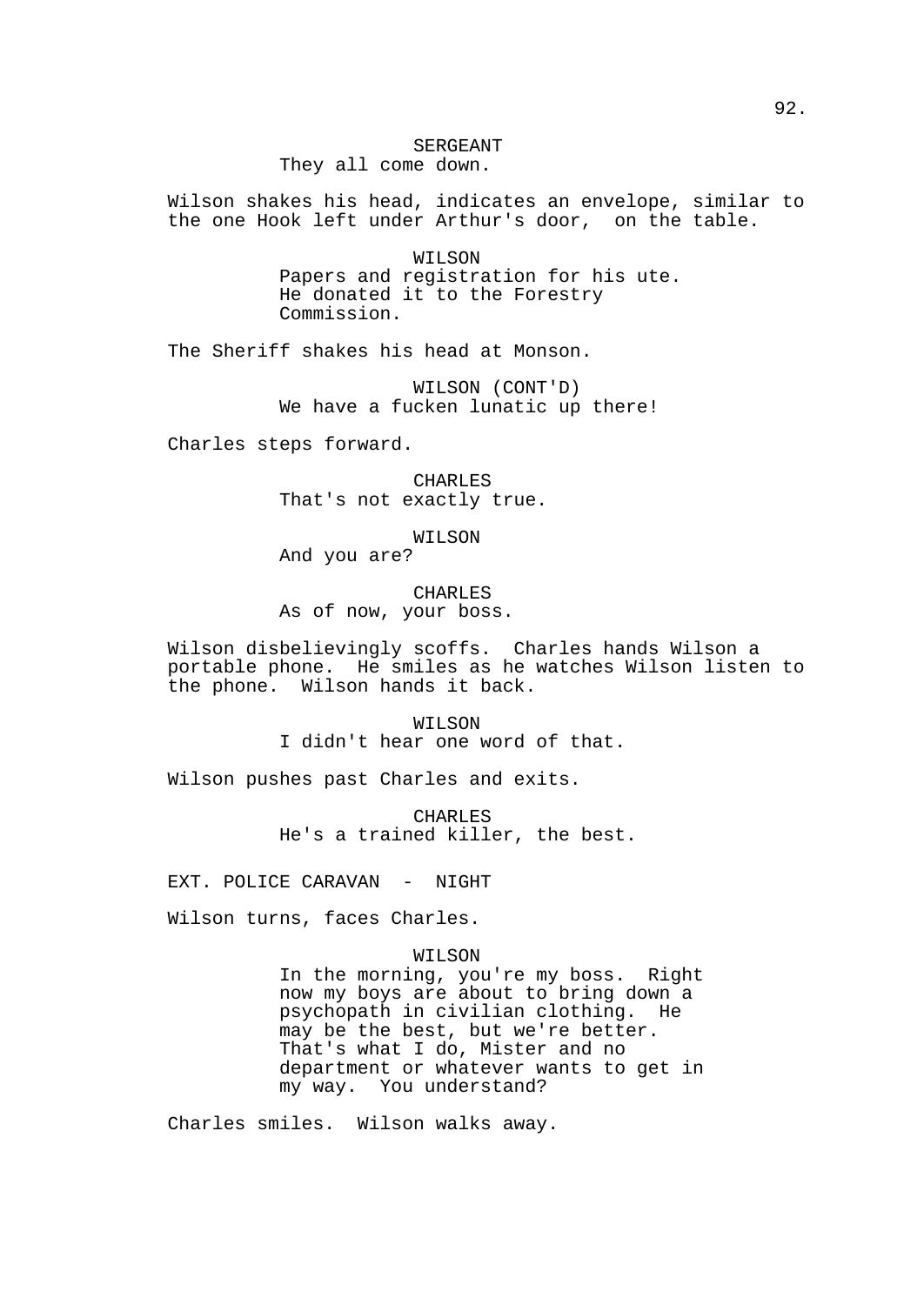SERGEANT
They all come down.

Wilson shakes his head, indicates an envelope, similar to the one Hook left under Arthur's door,  on the table.

WILSON
Papers and registration for his ute.
He donated it to the Forestry
Commission.

The Sheriff shakes his head at Monson.

WILSON (CONT'D)
We have a fucken lunatic up there!

Charles steps forward.

CHARLES
That's not exactly true.

WILSON
And you are?

CHARLES
As of now, your boss.

Wilson disbelievingly scoffs.  Charles hands Wilson a portable phone.  He smiles as he watches Wilson listen to the phone.  Wilson hands it back.

WILSON
I didn't hear one word of that.

Wilson pushes past Charles and exits.

CHARLES
He's a trained killer, the best.

EXT. POLICE CARAVAN  -  NIGHT

Wilson turns, faces Charles.

WILSON
In the morning, you're my boss.  Right
now my boys are about to bring down a
psychopath in civilian clothing.  He
may be the best, but we're better.
That's what I do, Mister and no
department or whatever wants to get in
my way.  You understand?

Charles smiles.  Wilson walks away.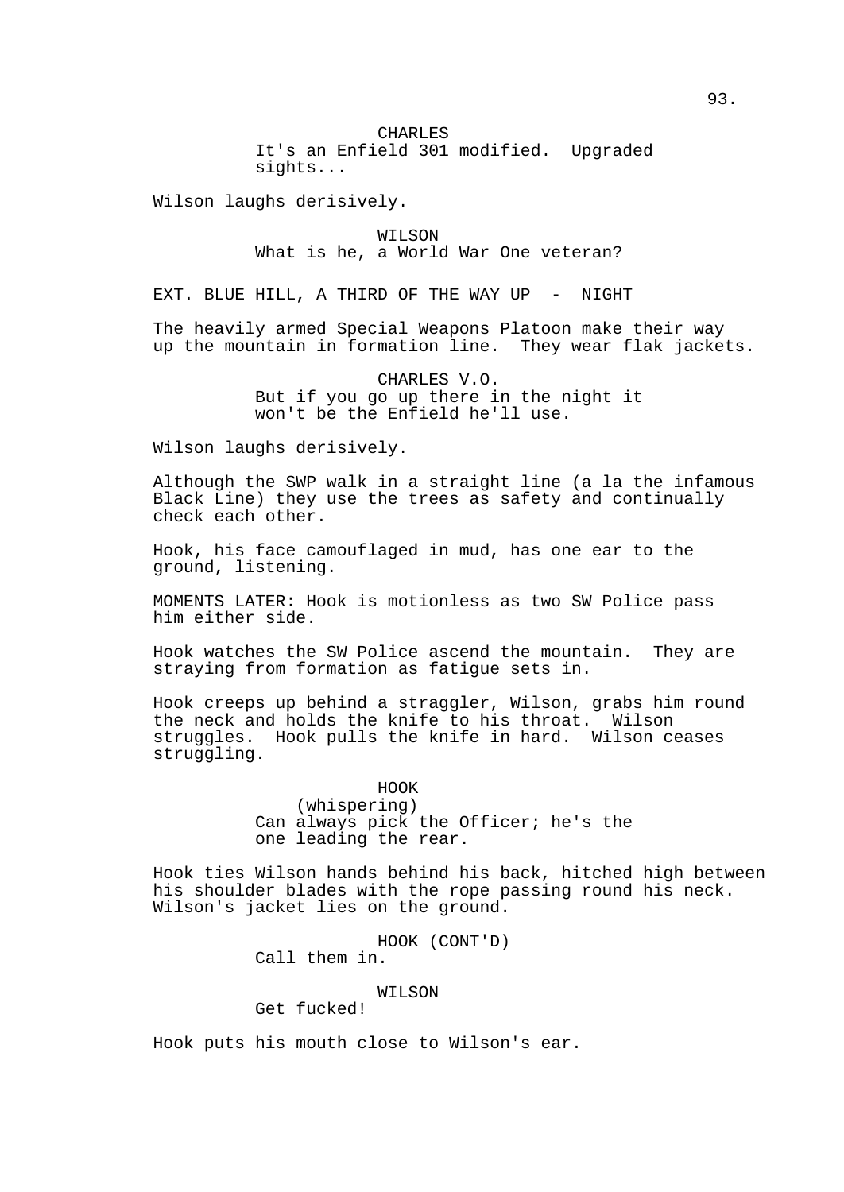CHARLES
It's an Enfield 301 modified. Upgraded sights...

Wilson laughs derisively.

WILSON
What is he, a World War One veteran?

EXT. BLUE HILL, A THIRD OF THE WAY UP - NIGHT

The heavily armed Special Weapons Platoon make their way up the mountain in formation line. They wear flak jackets.

CHARLES V.O.
But if you go up there in the night it won't be the Enfield he'll use.

Wilson laughs derisively.

Although the SWP walk in a straight line (a la the infamous Black Line) they use the trees as safety and continually check each other.

Hook, his face camouflaged in mud, has one ear to the ground, listening.

MOMENTS LATER: Hook is motionless as two SW Police pass him either side.

Hook watches the SW Police ascend the mountain. They are straying from formation as fatigue sets in.

Hook creeps up behind a straggler, Wilson, grabs him round the neck and holds the knife to his throat. Wilson struggles. Hook pulls the knife in hard. Wilson ceases struggling.

HOOK
(whispering)
Can always pick the Officer; he's the one leading the rear.

Hook ties Wilson hands behind his back, hitched high between his shoulder blades with the rope passing round his neck. Wilson's jacket lies on the ground.

HOOK (CONT'D)
Call them in.

WILSON
Get fucked!

Hook puts his mouth close to Wilson's ear.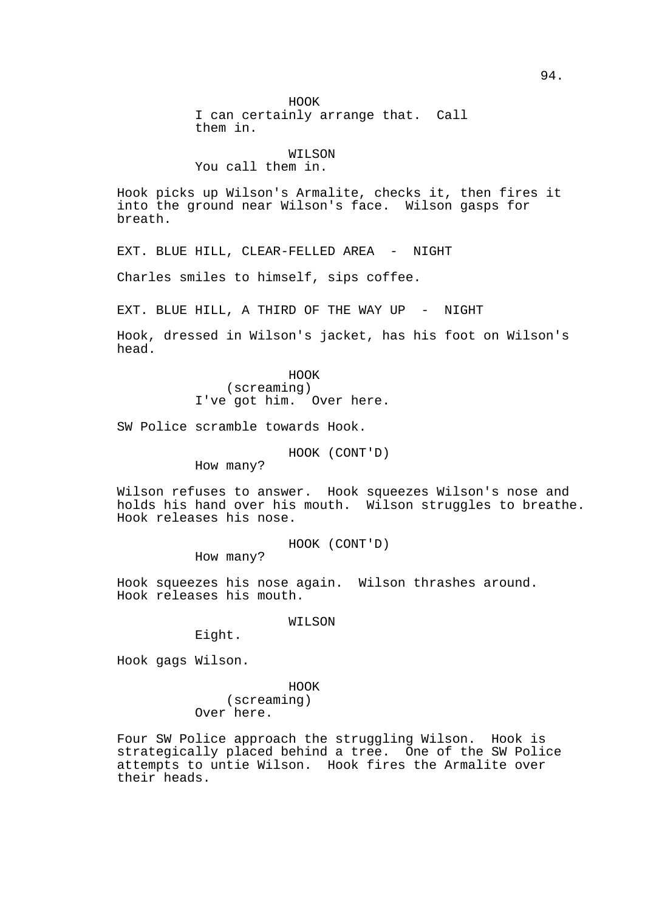HOOK
I can certainly arrange that.  Call them in.

WILSON
You call them in.

Hook picks up Wilson's Armalite, checks it, then fires it into the ground near Wilson's face.  Wilson gasps for breath.

EXT. BLUE HILL, CLEAR-FELLED AREA  -  NIGHT

Charles smiles to himself, sips coffee.

EXT. BLUE HILL, A THIRD OF THE WAY UP  -  NIGHT

Hook, dressed in Wilson's jacket, has his foot on Wilson's head.

HOOK
(screaming)
I've got him.  Over here.

SW Police scramble towards Hook.

HOOK (CONT'D)
How many?

Wilson refuses to answer.  Hook squeezes Wilson's nose and holds his hand over his mouth.  Wilson struggles to breathe. Hook releases his nose.

HOOK (CONT'D)
How many?

Hook squeezes his nose again.  Wilson thrashes around. Hook releases his mouth.

WILSON
Eight.

Hook gags Wilson.

HOOK
(screaming)
Over here.

Four SW Police approach the struggling Wilson.  Hook is strategically placed behind a tree.  One of the SW Police attempts to untie Wilson.  Hook fires the Armalite over their heads.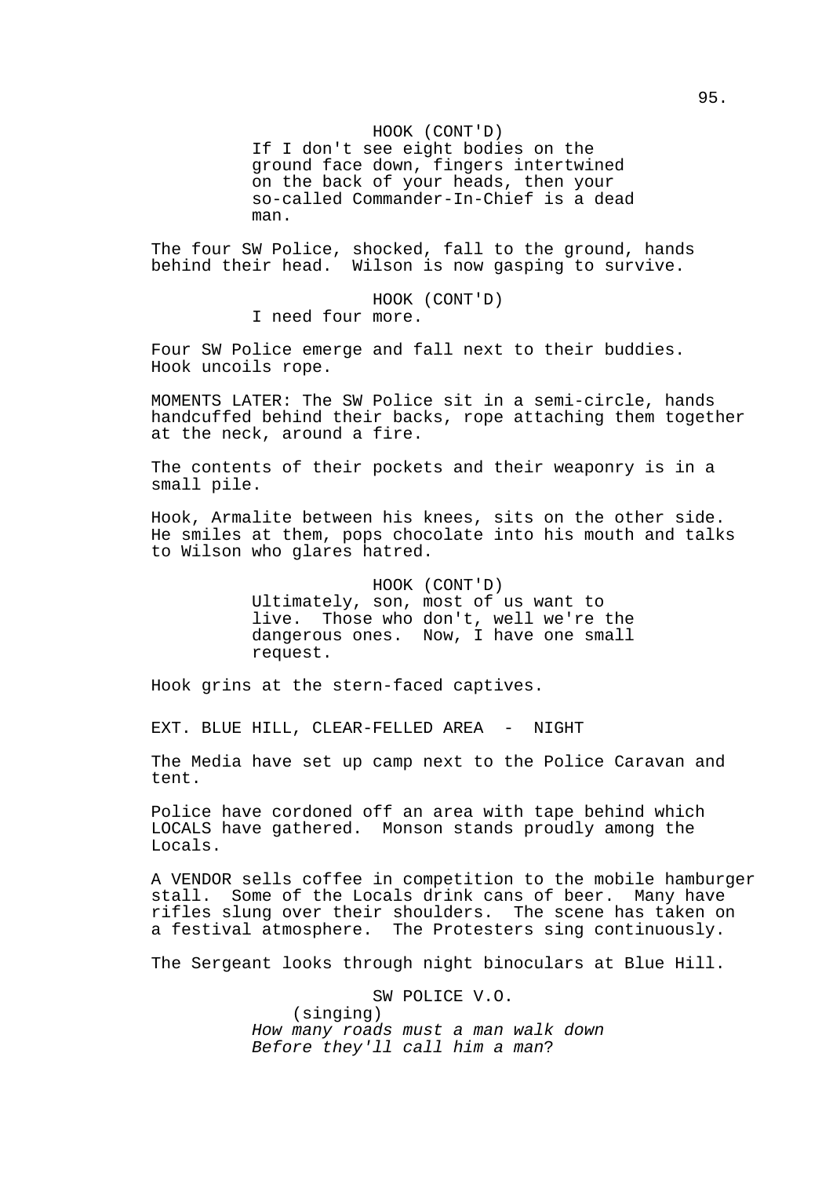HOOK (CONT'D)
If I don't see eight bodies on the ground face down, fingers intertwined on the back of your heads, then your so-called Commander-In-Chief is a dead man.

The four SW Police, shocked, fall to the ground, hands behind their head. Wilson is now gasping to survive.

HOOK (CONT'D)
I need four more.

Four SW Police emerge and fall next to their buddies. Hook uncoils rope.

MOMENTS LATER: The SW Police sit in a semi-circle, hands handcuffed behind their backs, rope attaching them together at the neck, around a fire.

The contents of their pockets and their weaponry is in a small pile.

Hook, Armalite between his knees, sits on the other side. He smiles at them, pops chocolate into his mouth and talks to Wilson who glares hatred.

HOOK (CONT'D)
Ultimately, son, most of us want to live. Those who don't, well we're the dangerous ones. Now, I have one small request.

Hook grins at the stern-faced captives.

EXT. BLUE HILL, CLEAR-FELLED AREA - NIGHT

The Media have set up camp next to the Police Caravan and tent.

Police have cordoned off an area with tape behind which LOCALS have gathered. Monson stands proudly among the Locals.

A VENDOR sells coffee in competition to the mobile hamburger stall. Some of the Locals drink cans of beer. Many have rifles slung over their shoulders. The scene has taken on a festival atmosphere. The Protesters sing continuously.

The Sergeant looks through night binoculars at Blue Hill.

SW POLICE V.O.
(singing)
*How many roads must a man walk down*
*Before they'll call him a man*?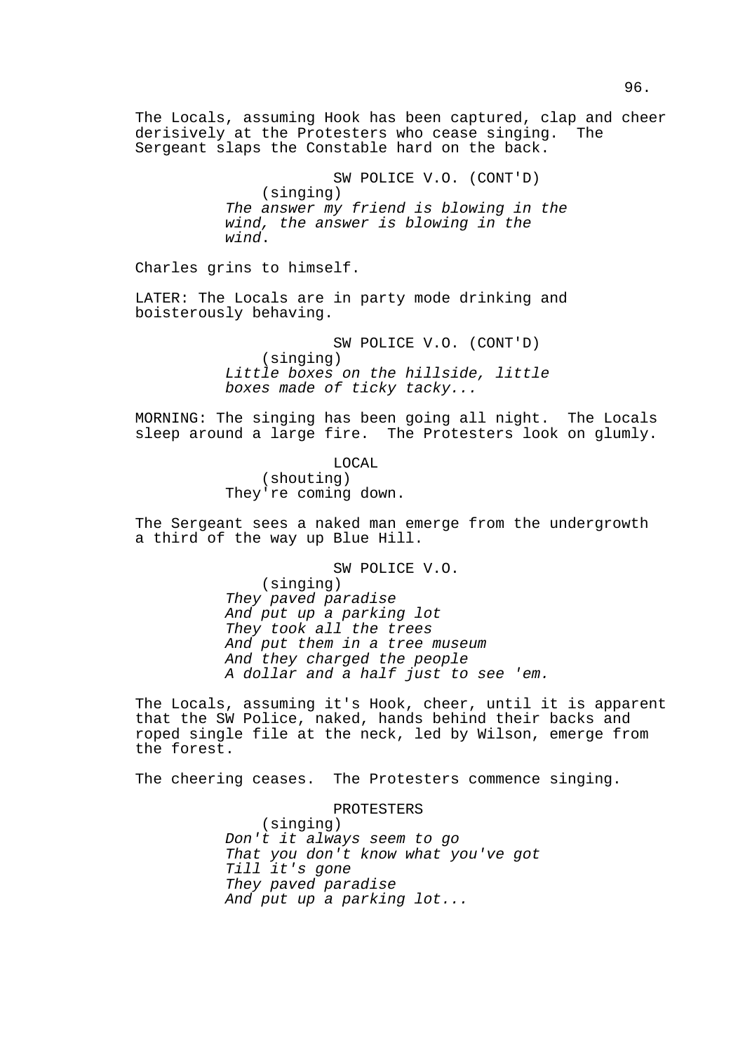The Locals, assuming Hook has been captured, clap and cheer derisively at the Protesters who cease singing. The Sergeant slaps the Constable hard on the back.

SW POLICE V.O. (CONT'D)
(singing)
*The answer my friend is blowing in the wind, the answer is blowing in the wind*.

Charles grins to himself.

LATER: The Locals are in party mode drinking and boisterously behaving.

SW POLICE V.O. (CONT'D)
(singing)
*Little boxes on the hillside, little boxes made of ticky tacky...*

MORNING: The singing has been going all night. The Locals sleep around a large fire. The Protesters look on glumly.

LOCAL
(shouting)
They're coming down.

The Sergeant sees a naked man emerge from the undergrowth a third of the way up Blue Hill.

SW POLICE V.O.
(singing)
*They paved paradise*
*And put up a parking lot*
*They took all the trees*
*And put them in a tree museum*
*And they charged the people*
*A dollar and a half just to see 'em.*

The Locals, assuming it's Hook, cheer, until it is apparent that the SW Police, naked, hands behind their backs and roped single file at the neck, led by Wilson, emerge from the forest.

The cheering ceases. The Protesters commence singing.

PROTESTERS
(singing)
*Don't it always seem to go*
*That you don't know what you've got*
*Till it's gone*
*They paved paradise*
*And put up a parking lot...*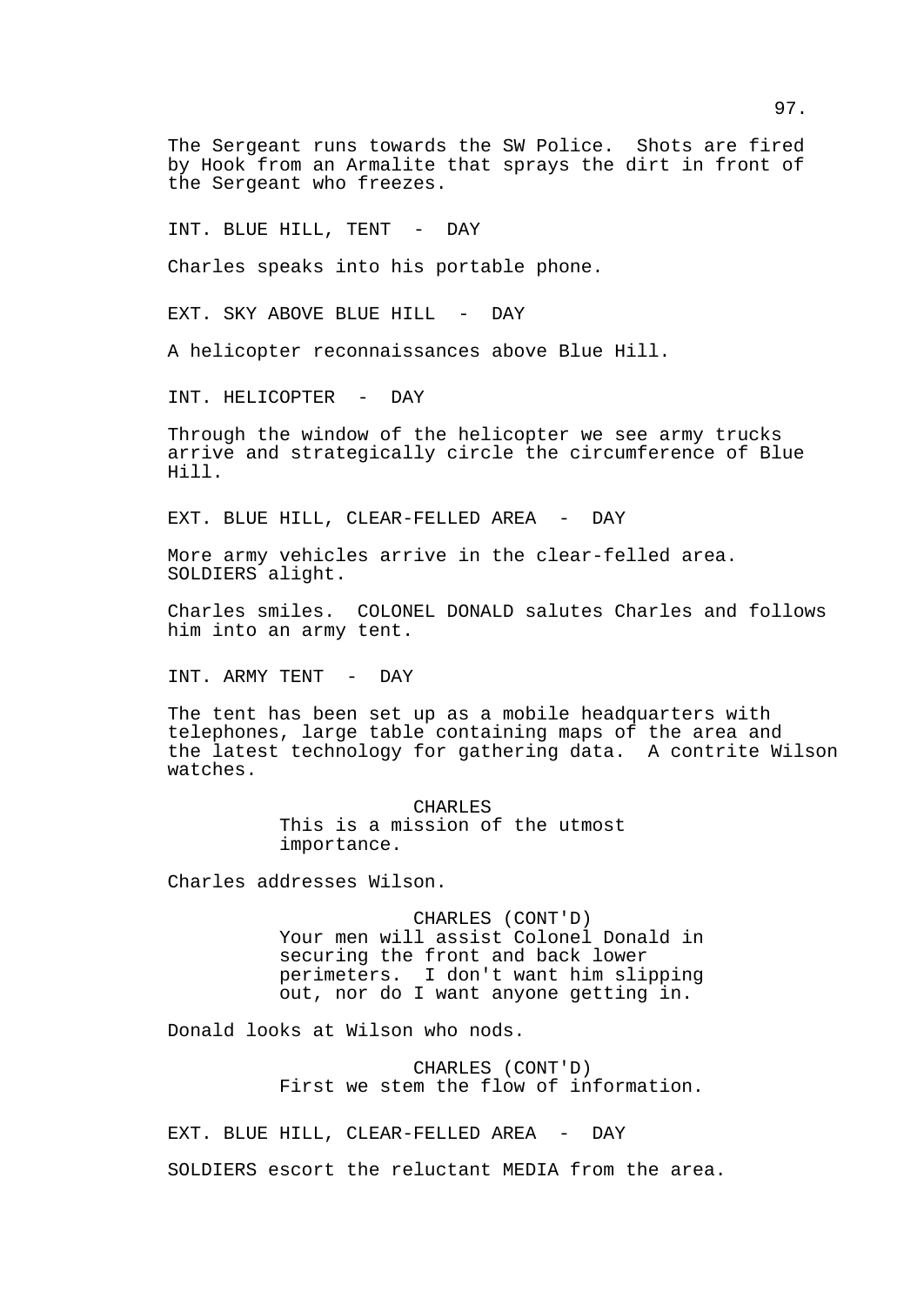The Sergeant runs towards the SW Police. Shots are fired by Hook from an Armalite that sprays the dirt in front of the Sergeant who freezes.

INT. BLUE HILL, TENT - DAY

Charles speaks into his portable phone.

EXT. SKY ABOVE BLUE HILL - DAY

A helicopter reconnaissances above Blue Hill.

INT. HELICOPTER - DAY

Through the window of the helicopter we see army trucks arrive and strategically circle the circumference of Blue Hill.

EXT. BLUE HILL, CLEAR-FELLED AREA - DAY

More army vehicles arrive in the clear-felled area. SOLDIERS alight.

Charles smiles. COLONEL DONALD salutes Charles and follows him into an army tent.

INT. ARMY TENT - DAY

The tent has been set up as a mobile headquarters with telephones, large table containing maps of the area and the latest technology for gathering data. A contrite Wilson watches.

CHARLES
This is a mission of the utmost importance.

Charles addresses Wilson.

CHARLES (CONT'D)
Your men will assist Colonel Donald in securing the front and back lower perimeters. I don't want him slipping out, nor do I want anyone getting in.

Donald looks at Wilson who nods.

CHARLES (CONT'D)
First we stem the flow of information.

EXT. BLUE HILL, CLEAR-FELLED AREA - DAY

SOLDIERS escort the reluctant MEDIA from the area.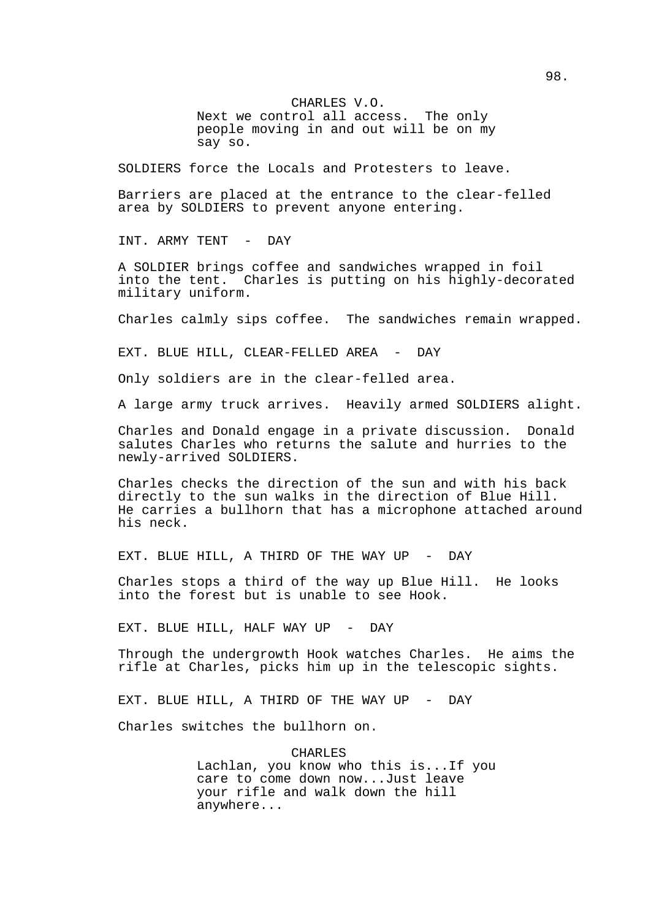CHARLES V.O.
Next we control all access.  The only people moving in and out will be on my say so.

SOLDIERS force the Locals and Protesters to leave.

Barriers are placed at the entrance to the clear-felled area by SOLDIERS to prevent anyone entering.

INT. ARMY TENT  -  DAY

A SOLDIER brings coffee and sandwiches wrapped in foil into the tent.  Charles is putting on his highly-decorated military uniform.

Charles calmly sips coffee.  The sandwiches remain wrapped.

EXT. BLUE HILL, CLEAR-FELLED AREA  -  DAY

Only soldiers are in the clear-felled area.

A large army truck arrives.  Heavily armed SOLDIERS alight.

Charles and Donald engage in a private discussion.  Donald salutes Charles who returns the salute and hurries to the newly-arrived SOLDIERS.

Charles checks the direction of the sun and with his back directly to the sun walks in the direction of Blue Hill. He carries a bullhorn that has a microphone attached around his neck.

EXT. BLUE HILL, A THIRD OF THE WAY UP  -  DAY

Charles stops a third of the way up Blue Hill.  He looks into the forest but is unable to see Hook.

EXT. BLUE HILL, HALF WAY UP  -  DAY

Through the undergrowth Hook watches Charles.  He aims the rifle at Charles, picks him up in the telescopic sights.

EXT. BLUE HILL, A THIRD OF THE WAY UP  -  DAY

Charles switches the bullhorn on.

CHARLES
Lachlan, you know who this is...If you care to come down now...Just leave your rifle and walk down the hill anywhere...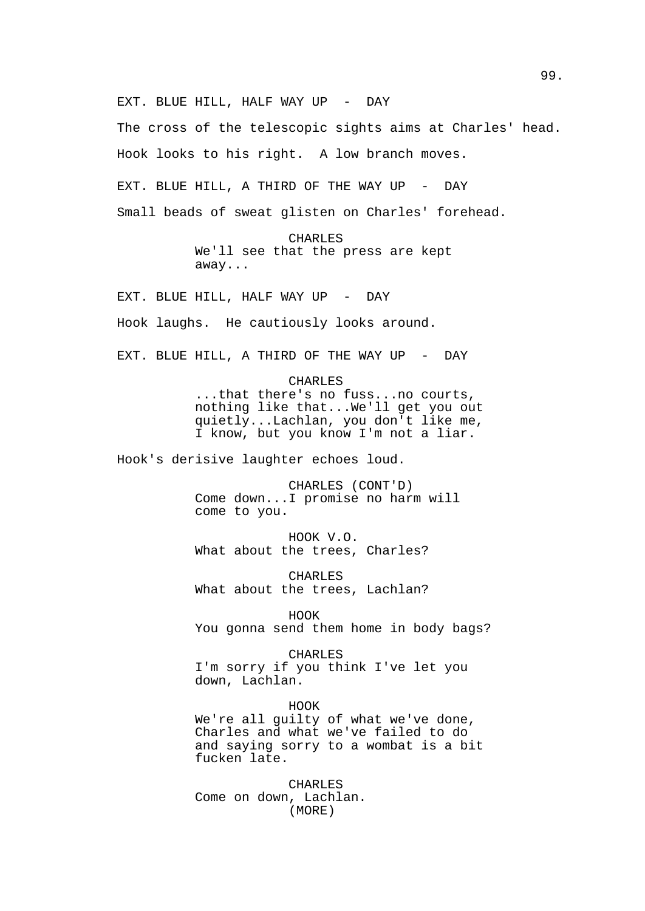EXT. BLUE HILL, HALF WAY UP - DAY

The cross of the telescopic sights aims at Charles' head.

Hook looks to his right. A low branch moves.

EXT. BLUE HILL, A THIRD OF THE WAY UP - DAY

Small beads of sweat glisten on Charles' forehead.

CHARLES
We'll see that the press are kept away...

EXT. BLUE HILL, HALF WAY UP - DAY

Hook laughs. He cautiously looks around.

EXT. BLUE HILL, A THIRD OF THE WAY UP - DAY

CHARLES
...that there's no fuss...no courts, nothing like that...We'll get you out quietly...Lachlan, you don't like me, I know, but you know I'm not a liar.

Hook's derisive laughter echoes loud.

CHARLES (CONT'D)
Come down...I promise no harm will come to you.

HOOK V.O.
What about the trees, Charles?

CHARLES
What about the trees, Lachlan?

HOOK
You gonna send them home in body bags?

CHARLES
I'm sorry if you think I've let you down, Lachlan.

HOOK
We're all guilty of what we've done, Charles and what we've failed to do and saying sorry to a wombat is a bit fucken late.

CHARLES
Come on down, Lachlan.
(MORE)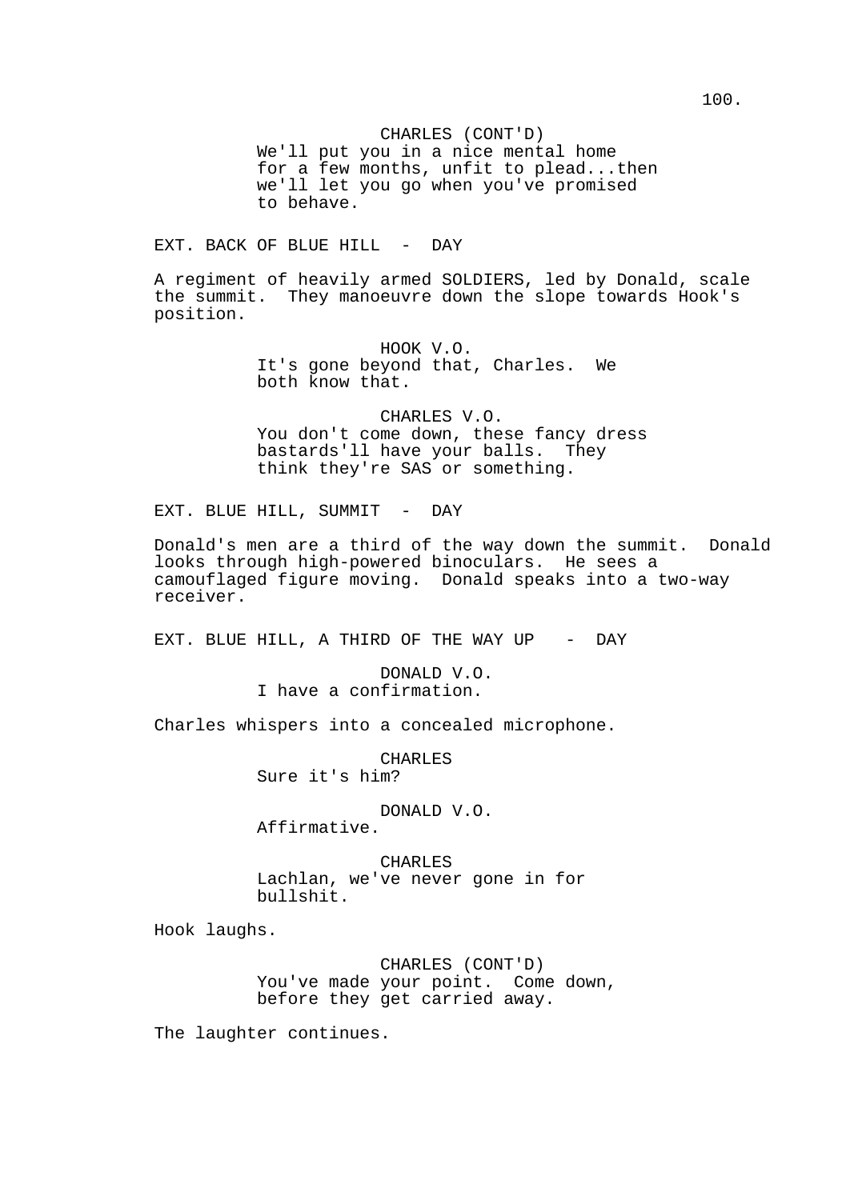CHARLES (CONT'D)
We'll put you in a nice mental home for a few months, unfit to plead...then we'll let you go when you've promised to behave.

EXT. BACK OF BLUE HILL - DAY

A regiment of heavily armed SOLDIERS, led by Donald, scale the summit. They manoeuvre down the slope towards Hook's position.

HOOK V.O.
It's gone beyond that, Charles. We both know that.

CHARLES V.O.
You don't come down, these fancy dress bastards'll have your balls. They think they're SAS or something.

EXT. BLUE HILL, SUMMIT - DAY

Donald's men are a third of the way down the summit. Donald looks through high-powered binoculars. He sees a camouflaged figure moving. Donald speaks into a two-way receiver.

EXT. BLUE HILL, A THIRD OF THE WAY UP - DAY

DONALD V.O.
I have a confirmation.

Charles whispers into a concealed microphone.

CHARLES
Sure it's him?

DONALD V.O.
Affirmative.

CHARLES
Lachlan, we've never gone in for bullshit.

Hook laughs.

CHARLES (CONT'D)
You've made your point. Come down, before they get carried away.

The laughter continues.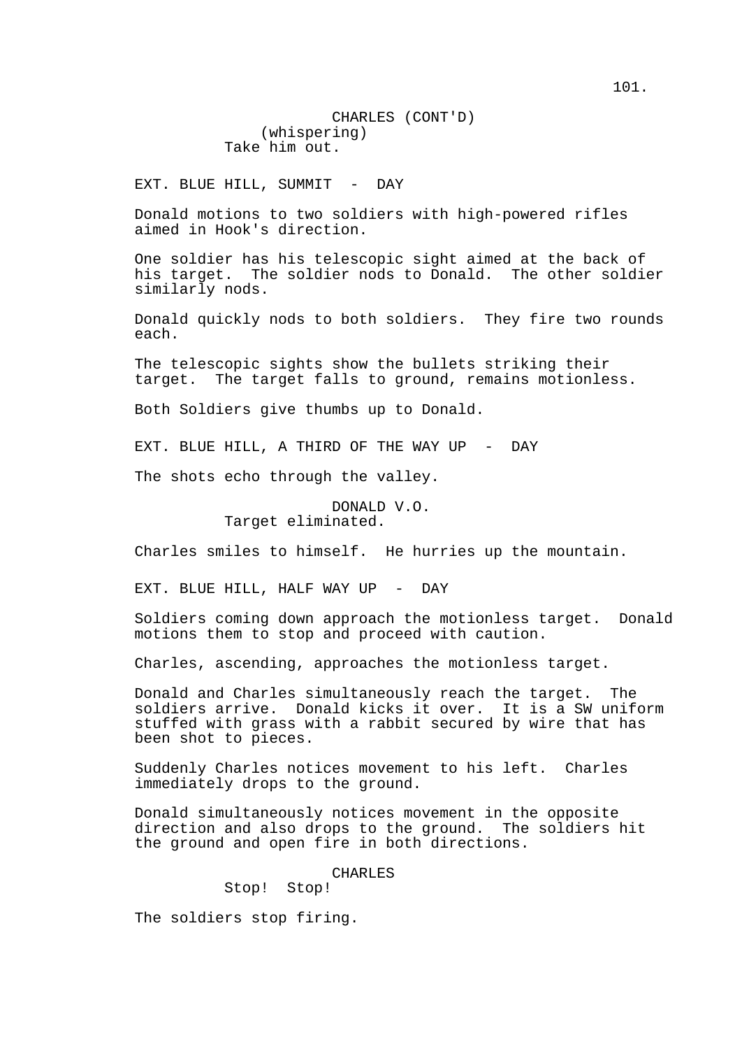CHARLES (CONT'D)
(whispering)
Take him out.

EXT. BLUE HILL, SUMMIT - DAY

Donald motions to two soldiers with high-powered rifles aimed in Hook's direction.

One soldier has his telescopic sight aimed at the back of his target. The soldier nods to Donald. The other soldier similarly nods.

Donald quickly nods to both soldiers. They fire two rounds each.

The telescopic sights show the bullets striking their target. The target falls to ground, remains motionless.

Both Soldiers give thumbs up to Donald.

EXT. BLUE HILL, A THIRD OF THE WAY UP - DAY

The shots echo through the valley.

DONALD V.O.
Target eliminated.

Charles smiles to himself. He hurries up the mountain.

EXT. BLUE HILL, HALF WAY UP - DAY

Soldiers coming down approach the motionless target. Donald motions them to stop and proceed with caution.

Charles, ascending, approaches the motionless target.

Donald and Charles simultaneously reach the target. The soldiers arrive. Donald kicks it over. It is a SW uniform stuffed with grass with a rabbit secured by wire that has been shot to pieces.

Suddenly Charles notices movement to his left. Charles immediately drops to the ground.

Donald simultaneously notices movement in the opposite direction and also drops to the ground. The soldiers hit the ground and open fire in both directions.

CHARLES
Stop! Stop!

The soldiers stop firing.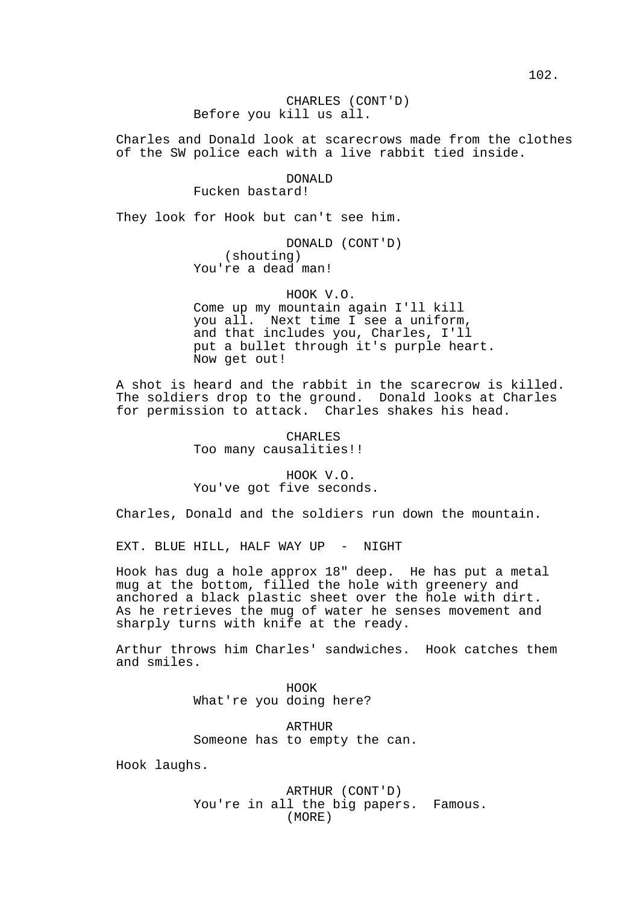CHARLES (CONT'D)
Before you kill us all.

Charles and Donald look at scarecrows made from the clothes of the SW police each with a live rabbit tied inside.

DONALD
Fucken bastard!

They look for Hook but can't see him.

DONALD (CONT'D)
(shouting)
You're a dead man!

HOOK V.O.
Come up my mountain again I'll kill you all. Next time I see a uniform, and that includes you, Charles, I'll put a bullet through it's purple heart. Now get out!

A shot is heard and the rabbit in the scarecrow is killed. The soldiers drop to the ground. Donald looks at Charles for permission to attack. Charles shakes his head.

CHARLES
Too many causalities!!

HOOK V.O.
You've got five seconds.

Charles, Donald and the soldiers run down the mountain.

EXT. BLUE HILL, HALF WAY UP - NIGHT

Hook has dug a hole approx 18" deep. He has put a metal mug at the bottom, filled the hole with greenery and anchored a black plastic sheet over the hole with dirt. As he retrieves the mug of water he senses movement and sharply turns with knife at the ready.

Arthur throws him Charles' sandwiches. Hook catches them and smiles.

HOOK
What're you doing here?

ARTHUR
Someone has to empty the can.

Hook laughs.

ARTHUR (CONT'D)
You're in all the big papers. Famous.
(MORE)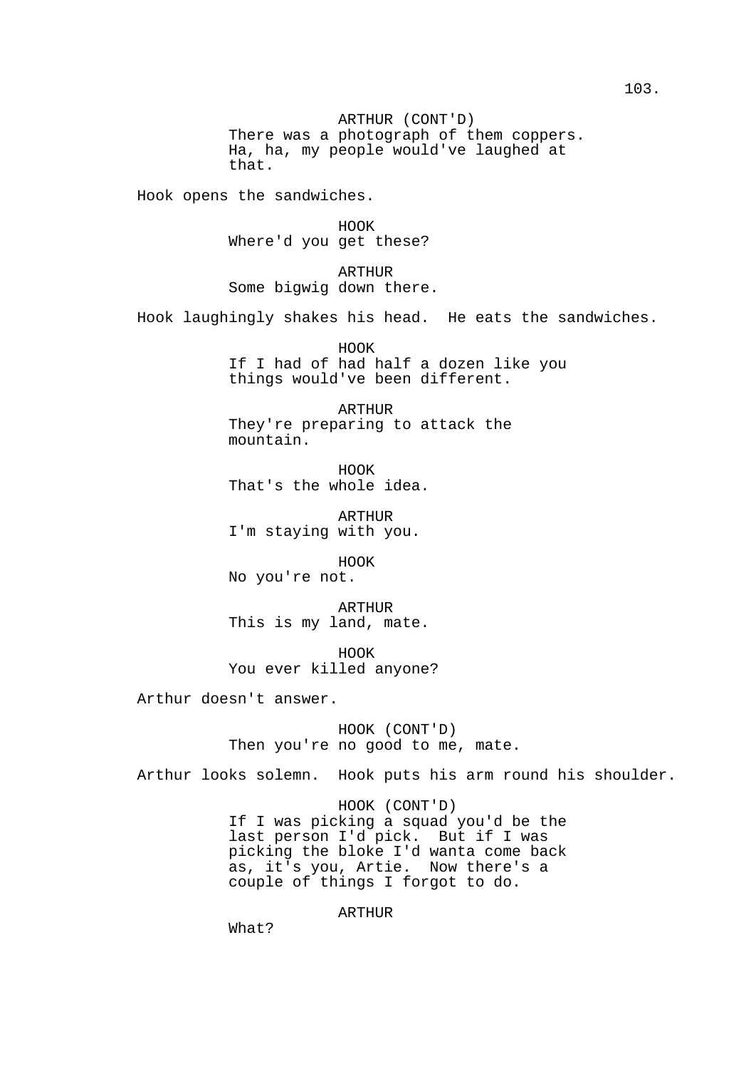ARTHUR (CONT'D)
There was a photograph of them coppers. Ha, ha, my people would've laughed at that.

Hook opens the sandwiches.

HOOK
Where'd you get these?

ARTHUR
Some bigwig down there.

Hook laughingly shakes his head. He eats the sandwiches.

HOOK
If I had of had half a dozen like you things would've been different.

ARTHUR
They're preparing to attack the mountain.

HOOK
That's the whole idea.

ARTHUR
I'm staying with you.

HOOK
No you're not.

ARTHUR
This is my land, mate.

HOOK
You ever killed anyone?

Arthur doesn't answer.

HOOK (CONT'D)
Then you're no good to me, mate.

Arthur looks solemn. Hook puts his arm round his shoulder.

HOOK (CONT'D)
If I was picking a squad you'd be the last person I'd pick. But if I was picking the bloke I'd wanta come back as, it's you, Artie. Now there's a couple of things I forgot to do.

ARTHUR
What?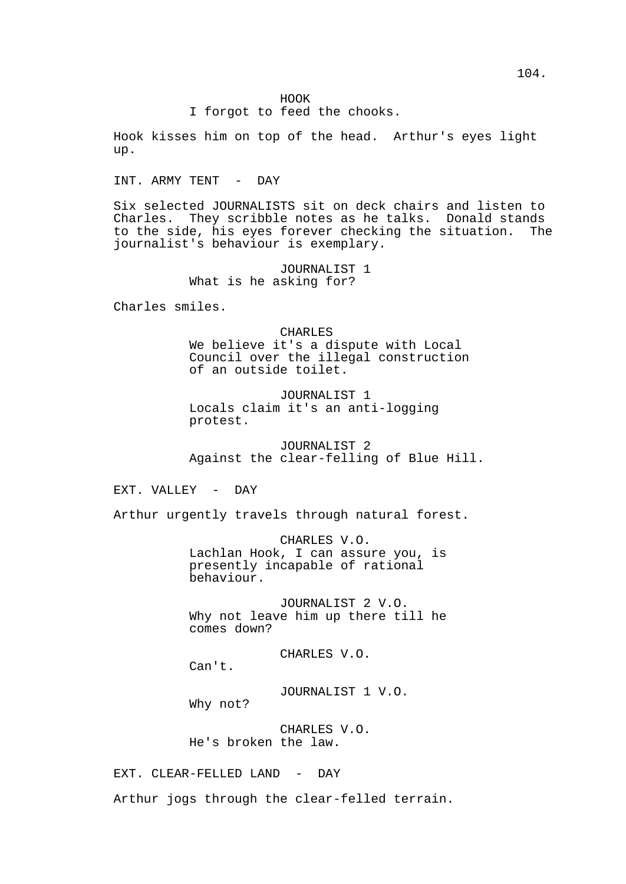HOOK
I forgot to feed the chooks.

Hook kisses him on top of the head. Arthur's eyes light up.

INT. ARMY TENT - DAY

Six selected JOURNALISTS sit on deck chairs and listen to Charles. They scribble notes as he talks. Donald stands to the side, his eyes forever checking the situation. The journalist's behaviour is exemplary.

JOURNALIST 1
What is he asking for?

Charles smiles.

CHARLES
We believe it's a dispute with Local Council over the illegal construction of an outside toilet.

JOURNALIST 1
Locals claim it's an anti-logging protest.

JOURNALIST 2
Against the clear-felling of Blue Hill.

EXT. VALLEY - DAY

Arthur urgently travels through natural forest.

CHARLES V.O.
Lachlan Hook, I can assure you, is presently incapable of rational behaviour.

JOURNALIST 2 V.O.
Why not leave him up there till he comes down?

CHARLES V.O.
Can't.

JOURNALIST 1 V.O.
Why not?

CHARLES V.O.
He's broken the law.

EXT. CLEAR-FELLED LAND - DAY

Arthur jogs through the clear-felled terrain.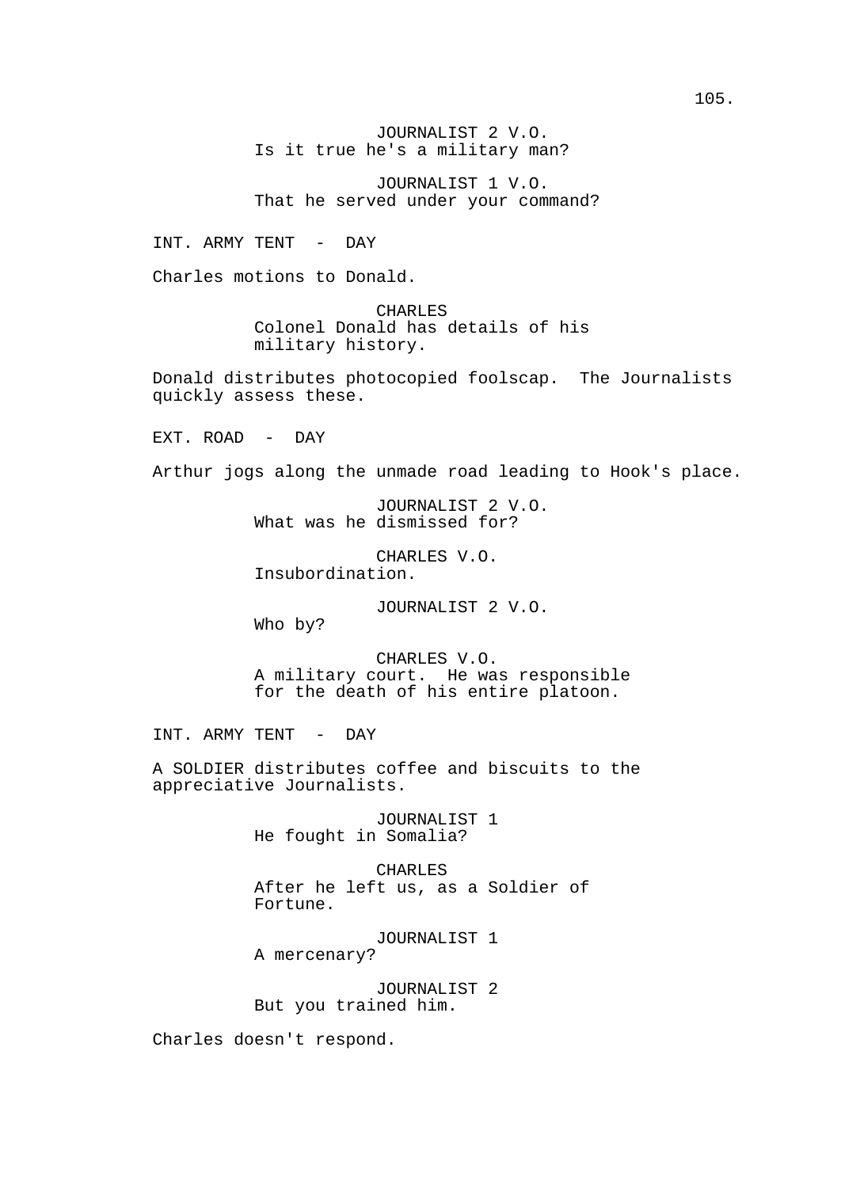JOURNALIST 2 V.O.
Is it true he's a military man?

JOURNALIST 1 V.O.
That he served under your command?

INT. ARMY TENT - DAY

Charles motions to Donald.

CHARLES
Colonel Donald has details of his military history.

Donald distributes photocopied foolscap. The Journalists quickly assess these.

EXT. ROAD - DAY

Arthur jogs along the unmade road leading to Hook's place.

JOURNALIST 2 V.O.
What was he dismissed for?

CHARLES V.O.
Insubordination.

JOURNALIST 2 V.O.
Who by?

CHARLES V.O.
A military court. He was responsible for the death of his entire platoon.

INT. ARMY TENT - DAY

A SOLDIER distributes coffee and biscuits to the appreciative Journalists.

JOURNALIST 1
He fought in Somalia?

CHARLES
After he left us, as a Soldier of Fortune.

JOURNALIST 1
A mercenary?

JOURNALIST 2
But you trained him.

Charles doesn't respond.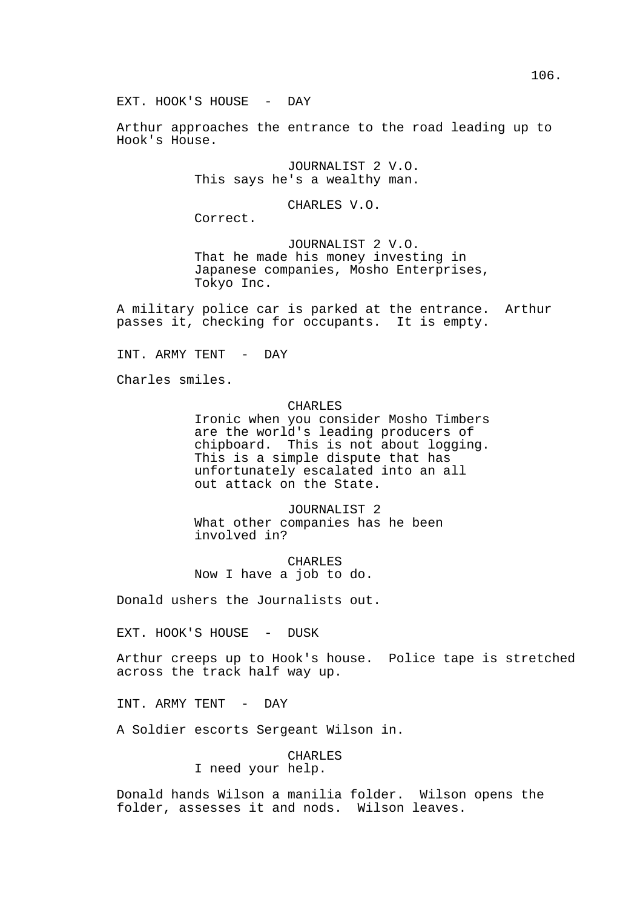EXT. HOOK'S HOUSE - DAY

Arthur approaches the entrance to the road leading up to Hook's House.

JOURNALIST 2 V.O.
This says he's a wealthy man.

CHARLES V.O.
Correct.

JOURNALIST 2 V.O.
That he made his money investing in Japanese companies, Mosho Enterprises, Tokyo Inc.

A military police car is parked at the entrance. Arthur passes it, checking for occupants. It is empty.

INT. ARMY TENT - DAY

Charles smiles.

CHARLES
Ironic when you consider Mosho Timbers are the world's leading producers of chipboard. This is not about logging. This is a simple dispute that has unfortunately escalated into an all out attack on the State.

JOURNALIST 2
What other companies has he been involved in?

CHARLES
Now I have a job to do.

Donald ushers the Journalists out.

EXT. HOOK'S HOUSE - DUSK

Arthur creeps up to Hook's house. Police tape is stretched across the track half way up.

INT. ARMY TENT - DAY

A Soldier escorts Sergeant Wilson in.

CHARLES
I need your help.

Donald hands Wilson a manilia folder. Wilson opens the folder, assesses it and nods. Wilson leaves.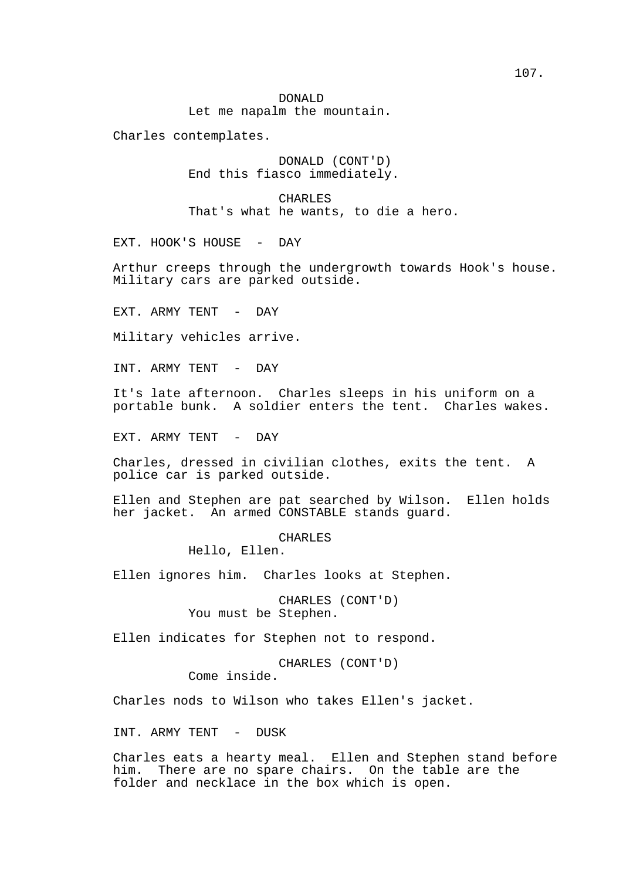DONALD
Let me napalm the mountain.

Charles contemplates.

DONALD (CONT'D)
End this fiasco immediately.

CHARLES
That's what he wants, to die a hero.

EXT. HOOK'S HOUSE - DAY

Arthur creeps through the undergrowth towards Hook's house. Military cars are parked outside.

EXT. ARMY TENT - DAY

Military vehicles arrive.

INT. ARMY TENT - DAY

It's late afternoon. Charles sleeps in his uniform on a portable bunk. A soldier enters the tent. Charles wakes.

EXT. ARMY TENT - DAY

Charles, dressed in civilian clothes, exits the tent. A police car is parked outside.

Ellen and Stephen are pat searched by Wilson. Ellen holds her jacket. An armed CONSTABLE stands guard.

CHARLES
Hello, Ellen.

Ellen ignores him. Charles looks at Stephen.

CHARLES (CONT'D)
You must be Stephen.

Ellen indicates for Stephen not to respond.

CHARLES (CONT'D)
Come inside.

Charles nods to Wilson who takes Ellen's jacket.

INT. ARMY TENT - DUSK

Charles eats a hearty meal. Ellen and Stephen stand before him. There are no spare chairs. On the table are the folder and necklace in the box which is open.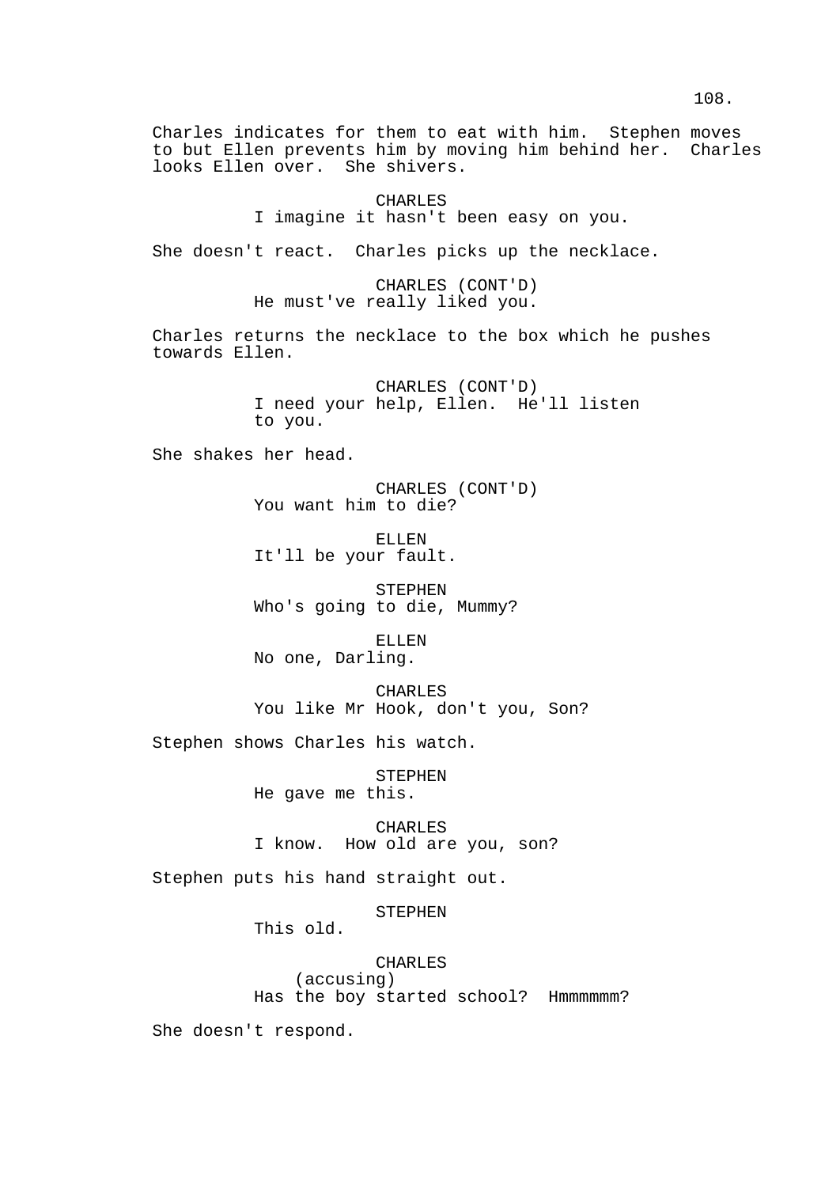Charles indicates for them to eat with him. Stephen moves to but Ellen prevents him by moving him behind her. Charles looks Ellen over. She shivers.

CHARLES
I imagine it hasn't been easy on you.

She doesn't react. Charles picks up the necklace.

CHARLES (CONT'D)
He must've really liked you.

Charles returns the necklace to the box which he pushes towards Ellen.

CHARLES (CONT'D)
I need your help, Ellen. He'll listen to you.

She shakes her head.

CHARLES (CONT'D)
You want him to die?

ELLEN
It'll be your fault.

STEPHEN
Who's going to die, Mummy?

ELLEN
No one, Darling.

CHARLES
You like Mr Hook, don't you, Son?

Stephen shows Charles his watch.

STEPHEN
He gave me this.

CHARLES
I know. How old are you, son?

Stephen puts his hand straight out.

STEPHEN
This old.

CHARLES
(accusing)
Has the boy started school? Hmmmmmm?

She doesn't respond.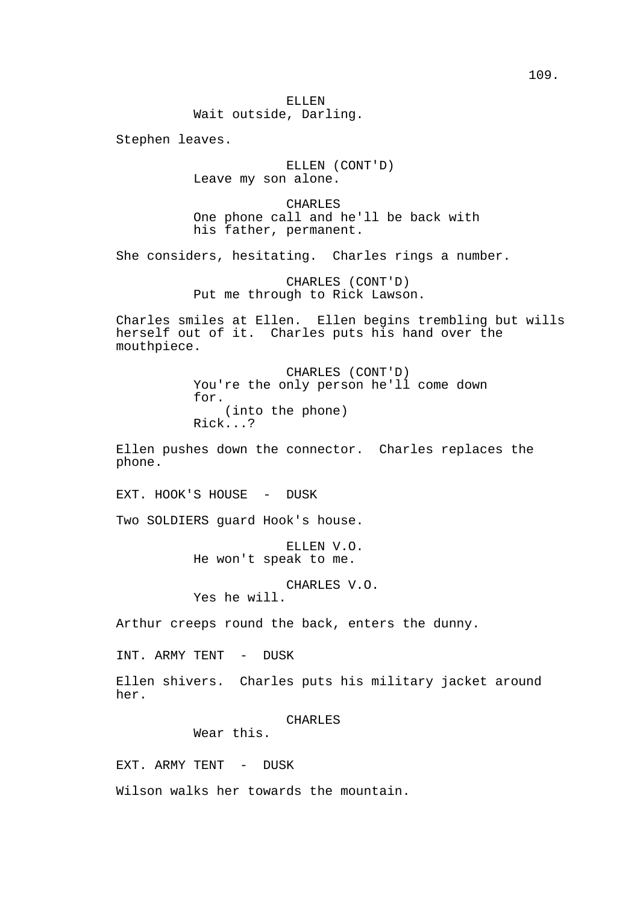ELLEN
Wait outside, Darling.

Stephen leaves.

ELLEN (CONT'D)
Leave my son alone.

CHARLES
One phone call and he'll be back with his father, permanent.

She considers, hesitating. Charles rings a number.

CHARLES (CONT'D)
Put me through to Rick Lawson.

Charles smiles at Ellen. Ellen begins trembling but wills herself out of it. Charles puts his hand over the mouthpiece.

CHARLES (CONT'D)
You're the only person he'll come down for.
(into the phone)
Rick...?

Ellen pushes down the connector. Charles replaces the phone.

EXT. HOOK'S HOUSE - DUSK

Two SOLDIERS guard Hook's house.

ELLEN V.O.
He won't speak to me.

CHARLES V.O.
Yes he will.

Arthur creeps round the back, enters the dunny.

INT. ARMY TENT - DUSK

Ellen shivers. Charles puts his military jacket around her.

CHARLES
Wear this.

EXT. ARMY TENT - DUSK

Wilson walks her towards the mountain.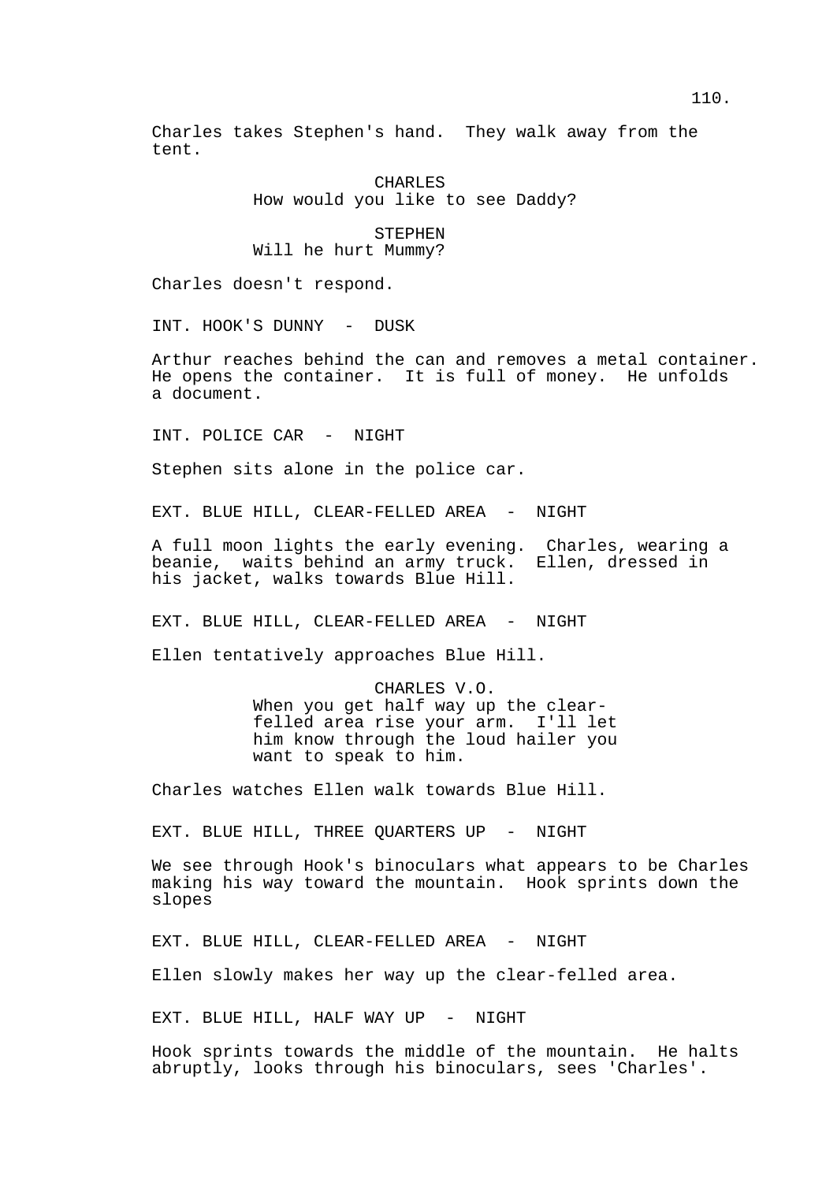Charles takes Stephen's hand. They walk away from the tent.

CHARLES
How would you like to see Daddy?

STEPHEN
Will he hurt Mummy?

Charles doesn't respond.

INT. HOOK'S DUNNY - DUSK

Arthur reaches behind the can and removes a metal container. He opens the container. It is full of money. He unfolds a document.

INT. POLICE CAR - NIGHT

Stephen sits alone in the police car.

EXT. BLUE HILL, CLEAR-FELLED AREA - NIGHT

A full moon lights the early evening. Charles, wearing a beanie, waits behind an army truck. Ellen, dressed in his jacket, walks towards Blue Hill.

EXT. BLUE HILL, CLEAR-FELLED AREA - NIGHT

Ellen tentatively approaches Blue Hill.

CHARLES V.O.
When you get half way up the clear-felled area rise your arm. I'll let him know through the loud hailer you want to speak to him.

Charles watches Ellen walk towards Blue Hill.

EXT. BLUE HILL, THREE QUARTERS UP - NIGHT

We see through Hook's binoculars what appears to be Charles making his way toward the mountain. Hook sprints down the slopes

EXT. BLUE HILL, CLEAR-FELLED AREA - NIGHT

Ellen slowly makes her way up the clear-felled area.

EXT. BLUE HILL, HALF WAY UP - NIGHT

Hook sprints towards the middle of the mountain. He halts abruptly, looks through his binoculars, sees 'Charles'.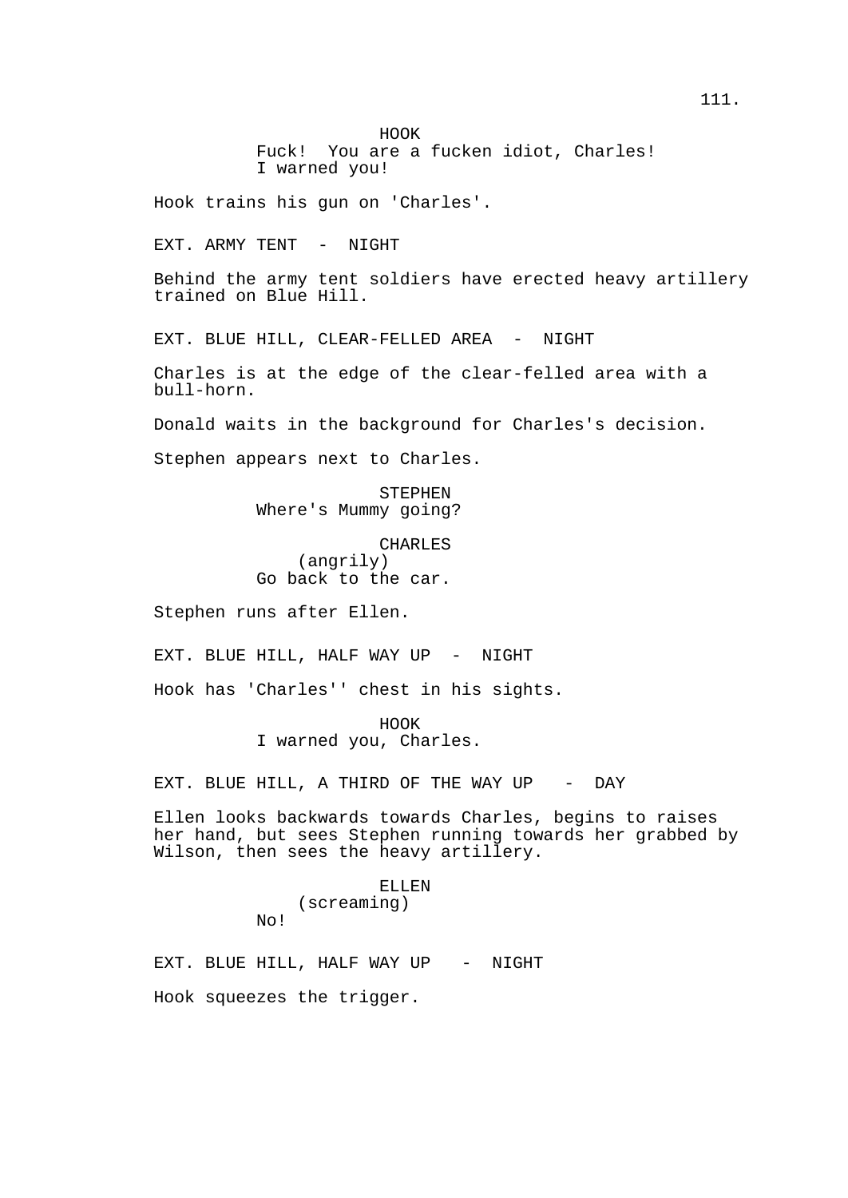HOOK
Fuck!  You are a fucken idiot, Charles!
I warned you!

Hook trains his gun on 'Charles'.

EXT. ARMY TENT  -  NIGHT

Behind the army tent soldiers have erected heavy artillery trained on Blue Hill.

EXT. BLUE HILL, CLEAR-FELLED AREA  -  NIGHT

Charles is at the edge of the clear-felled area with a bull-horn.

Donald waits in the background for Charles's decision.

Stephen appears next to Charles.

STEPHEN
Where's Mummy going?

CHARLES
(angrily)
Go back to the car.

Stephen runs after Ellen.

EXT. BLUE HILL, HALF WAY UP  -  NIGHT

Hook has 'Charles'' chest in his sights.

HOOK
I warned you, Charles.

EXT. BLUE HILL, A THIRD OF THE WAY UP   -  DAY

Ellen looks backwards towards Charles, begins to raises her hand, but sees Stephen running towards her grabbed by Wilson, then sees the heavy artillery.

ELLEN
(screaming)
No!

EXT. BLUE HILL, HALF WAY UP   -  NIGHT

Hook squeezes the trigger.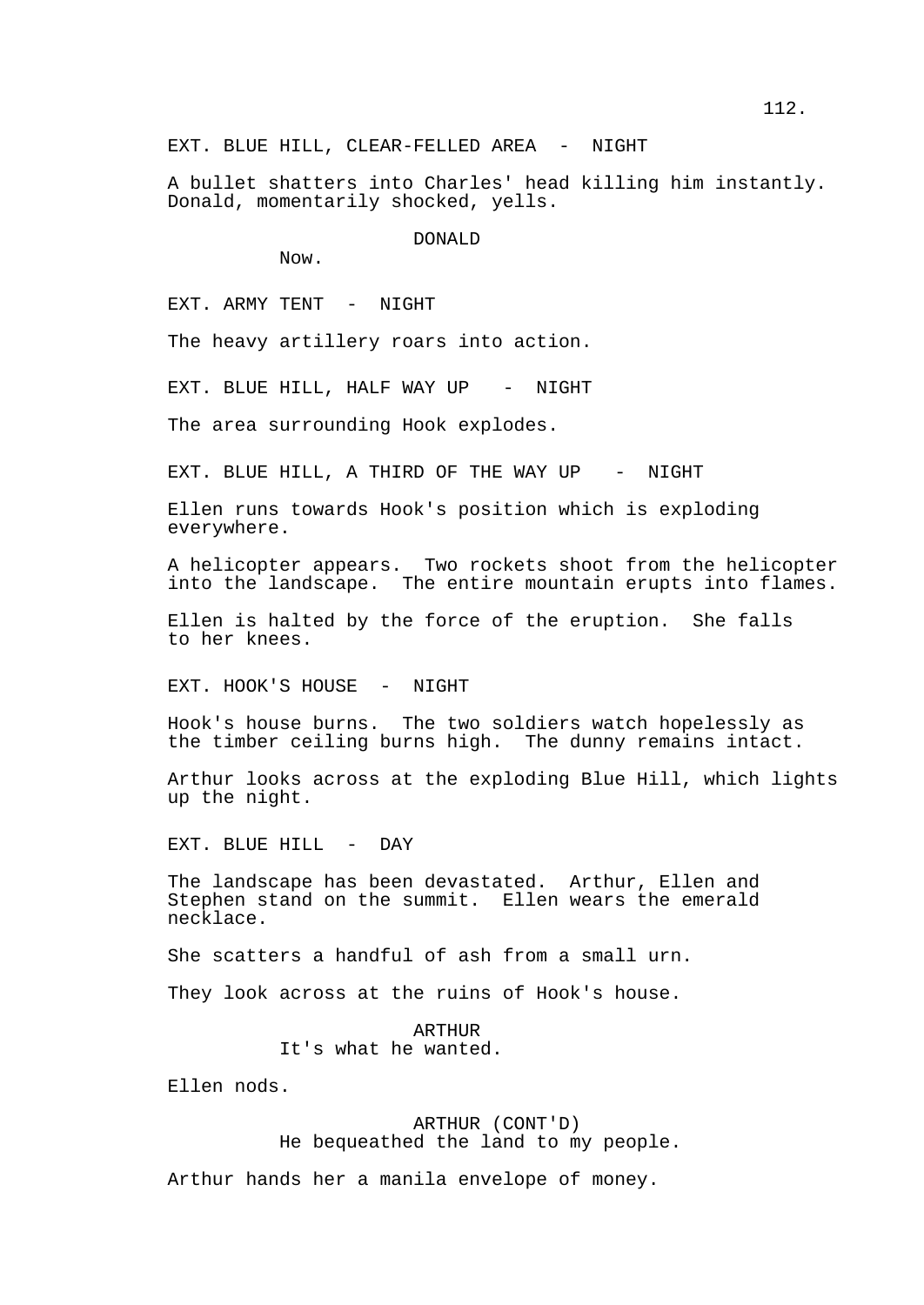EXT. BLUE HILL, CLEAR-FELLED AREA - NIGHT

A bullet shatters into Charles' head killing him instantly. Donald, momentarily shocked, yells.

DONALD

Now.

EXT. ARMY TENT - NIGHT

The heavy artillery roars into action.

EXT. BLUE HILL, HALF WAY UP - NIGHT

The area surrounding Hook explodes.

EXT. BLUE HILL, A THIRD OF THE WAY UP - NIGHT

Ellen runs towards Hook's position which is exploding everywhere.

A helicopter appears. Two rockets shoot from the helicopter into the landscape. The entire mountain erupts into flames.

Ellen is halted by the force of the eruption. She falls to her knees.

EXT. HOOK'S HOUSE - NIGHT

Hook's house burns. The two soldiers watch hopelessly as the timber ceiling burns high. The dunny remains intact.

Arthur looks across at the exploding Blue Hill, which lights up the night.

EXT. BLUE HILL - DAY

The landscape has been devastated. Arthur, Ellen and Stephen stand on the summit. Ellen wears the emerald necklace.

She scatters a handful of ash from a small urn.

They look across at the ruins of Hook's house.

ARTHUR

It's what he wanted.

Ellen nods.

ARTHUR (CONT'D)

He bequeathed the land to my people.

Arthur hands her a manila envelope of money.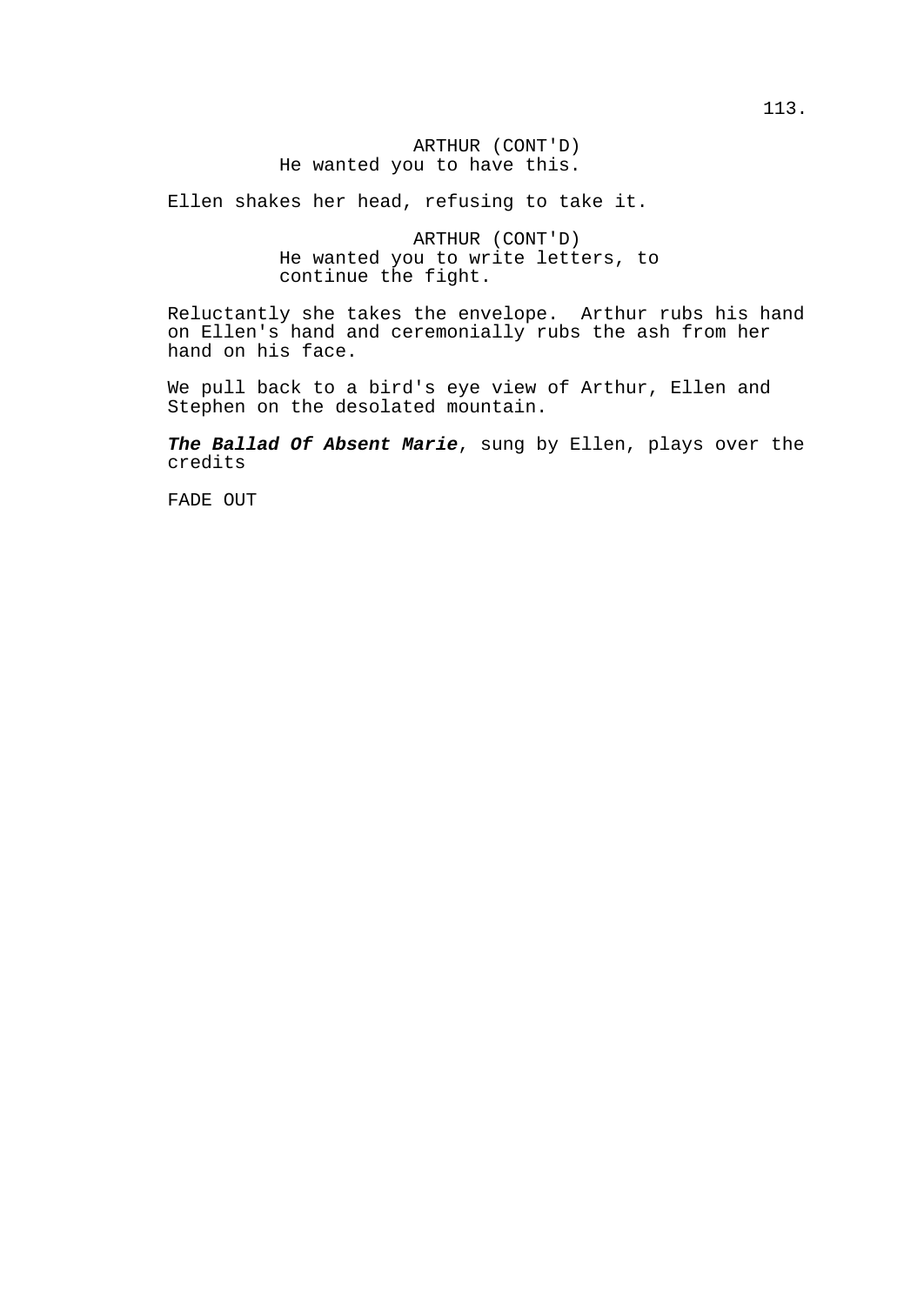ARTHUR (CONT'D)
He wanted you to have this.

Ellen shakes her head, refusing to take it.

ARTHUR (CONT'D)
He wanted you to write letters, to continue the fight.

Reluctantly she takes the envelope. Arthur rubs his hand on Ellen's hand and ceremonially rubs the ash from her hand on his face.

We pull back to a bird's eye view of Arthur, Ellen and Stephen on the desolated mountain.

***The Ballad Of Absent Marie***, sung by Ellen, plays over the credits

FADE OUT